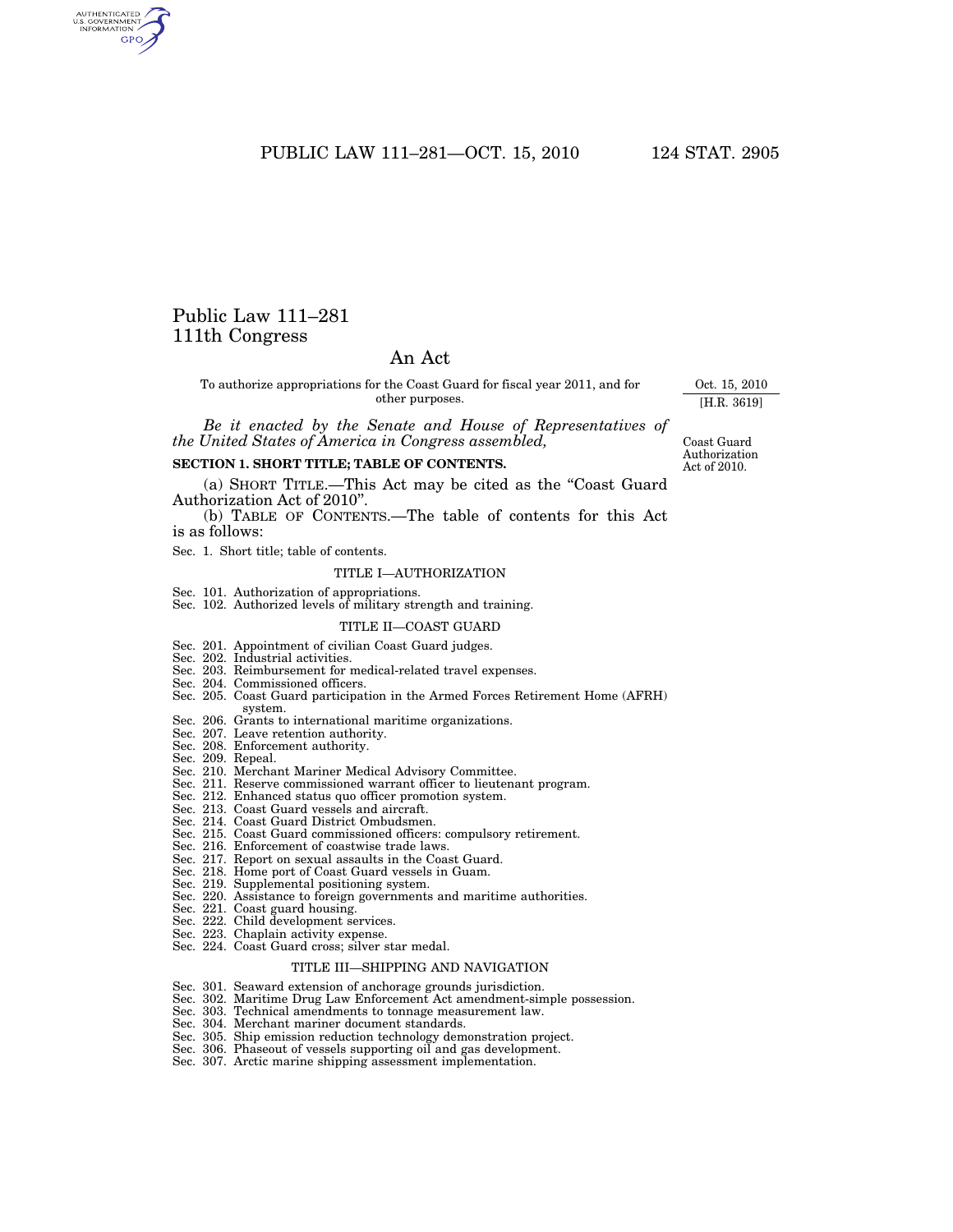# Public Law 111–281
# 111th Congress

## An Act

To authorize appropriations for the Coast Guard for fiscal year 2011, and for other purposes.

Oct. 15, 2010
[H.R. 3619]

*Be it enacted by the Senate and House of Representatives of the United States of America in Congress assembled,*

Coast Guard Authorization Act of 2010.

**SECTION 1. SHORT TITLE; TABLE OF CONTENTS.**

(a) SHORT TITLE.—This Act may be cited as the "Coast Guard Authorization Act of 2010".

(b) TABLE OF CONTENTS.—The table of contents for this Act is as follows:

Sec. 1. Short title; table of contents.

TITLE I—AUTHORIZATION

Sec. 101. Authorization of appropriations.
Sec. 102. Authorized levels of military strength and training.

TITLE II—COAST GUARD

Sec. 201. Appointment of civilian Coast Guard judges.
Sec. 202. Industrial activities.
Sec. 203. Reimbursement for medical-related travel expenses.
Sec. 204. Commissioned officers.
Sec. 205. Coast Guard participation in the Armed Forces Retirement Home (AFRH) system.
Sec. 206. Grants to international maritime organizations.
Sec. 207. Leave retention authority.
Sec. 208. Enforcement authority.
Sec. 209. Repeal.
Sec. 210. Merchant Mariner Medical Advisory Committee.
Sec. 211. Reserve commissioned warrant officer to lieutenant program.
Sec. 212. Enhanced status quo officer promotion system.
Sec. 213. Coast Guard vessels and aircraft.
Sec. 214. Coast Guard District Ombudsmen.
Sec. 215. Coast Guard commissioned officers: compulsory retirement.
Sec. 216. Enforcement of coastwise trade laws.
Sec. 217. Report on sexual assaults in the Coast Guard.
Sec. 218. Home port of Coast Guard vessels in Guam.
Sec. 219. Supplemental positioning system.
Sec. 220. Assistance to foreign governments and maritime authorities.
Sec. 221. Coast guard housing.
Sec. 222. Child development services.
Sec. 223. Chaplain activity expense.
Sec. 224. Coast Guard cross; silver star medal.

TITLE III—SHIPPING AND NAVIGATION

Sec. 301. Seaward extension of anchorage grounds jurisdiction.
Sec. 302. Maritime Drug Law Enforcement Act amendment-simple possession.
Sec. 303. Technical amendments to tonnage measurement law.
Sec. 304. Merchant mariner document standards.
Sec. 305. Ship emission reduction technology demonstration project.
Sec. 306. Phaseout of vessels supporting oil and gas development.
Sec. 307. Arctic marine shipping assessment implementation.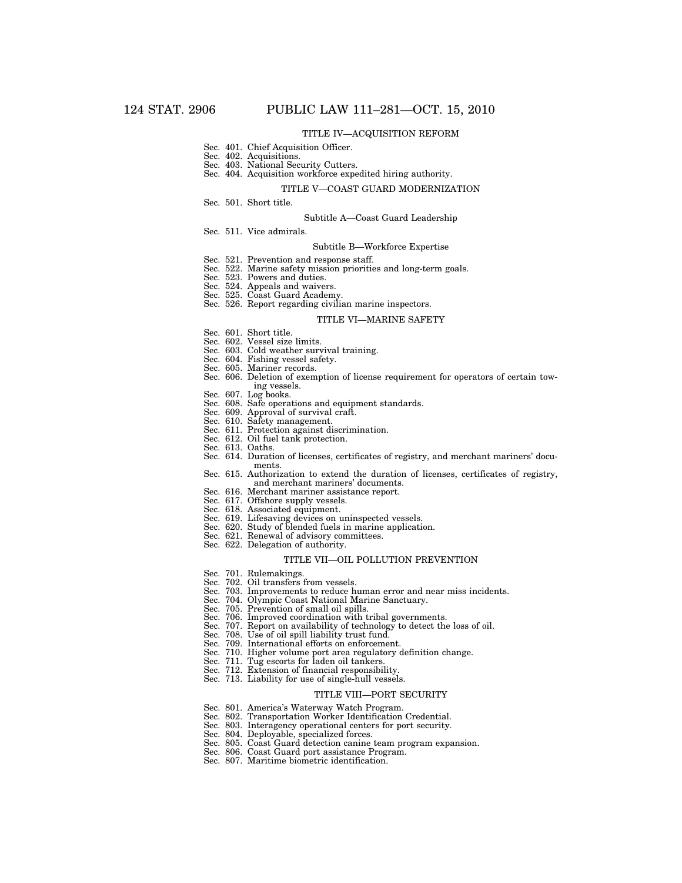## TITLE IV—ACQUISITION REFORM

Sec. 401. Chief Acquisition Officer.
Sec. 402. Acquisitions.
Sec. 403. National Security Cutters.
Sec. 404. Acquisition workforce expedited hiring authority.

## TITLE V—COAST GUARD MODERNIZATION

Sec. 501. Short title.

### Subtitle A—Coast Guard Leadership

Sec. 511. Vice admirals.

### Subtitle B—Workforce Expertise

Sec. 521. Prevention and response staff.
Sec. 522. Marine safety mission priorities and long-term goals.
Sec. 523. Powers and duties.
Sec. 524. Appeals and waivers.
Sec. 525. Coast Guard Academy.
Sec. 526. Report regarding civilian marine inspectors.

## TITLE VI—MARINE SAFETY

Sec. 601. Short title.
Sec. 602. Vessel size limits.
Sec. 603. Cold weather survival training.
Sec. 604. Fishing vessel safety.
Sec. 605. Mariner records.
Sec. 606. Deletion of exemption of license requirement for operators of certain towing vessels.
Sec. 607. Log books.
Sec. 608. Safe operations and equipment standards.
Sec. 609. Approval of survival craft.
Sec. 610. Safety management.
Sec. 611. Protection against discrimination.
Sec. 612. Oil fuel tank protection.
Sec. 613. Oaths.
Sec. 614. Duration of licenses, certificates of registry, and merchant mariners' documents.
Sec. 615. Authorization to extend the duration of licenses, certificates of registry, and merchant mariners' documents.
Sec. 616. Merchant mariner assistance report.
Sec. 617. Offshore supply vessels.
Sec. 618. Associated equipment.
Sec. 619. Lifesaving devices on uninspected vessels.
Sec. 620. Study of blended fuels in marine application.
Sec. 621. Renewal of advisory committees.
Sec. 622. Delegation of authority.

## TITLE VII—OIL POLLUTION PREVENTION

Sec. 701. Rulemakings.
Sec. 702. Oil transfers from vessels.
Sec. 703. Improvements to reduce human error and near miss incidents.
Sec. 704. Olympic Coast National Marine Sanctuary.
Sec. 705. Prevention of small oil spills.
Sec. 706. Improved coordination with tribal governments.
Sec. 707. Report on availability of technology to detect the loss of oil.
Sec. 708. Use of oil spill liability trust fund.
Sec. 709. International efforts on enforcement.
Sec. 710. Higher volume port area regulatory definition change.
Sec. 711. Tug escorts for laden oil tankers.
Sec. 712. Extension of financial responsibility.
Sec. 713. Liability for use of single-hull vessels.

## TITLE VIII—PORT SECURITY

Sec. 801. America's Waterway Watch Program.
Sec. 802. Transportation Worker Identification Credential.
Sec. 803. Interagency operational centers for port security.
Sec. 804. Deployable, specialized forces.
Sec. 805. Coast Guard detection canine team program expansion.
Sec. 806. Coast Guard port assistance Program.
Sec. 807. Maritime biometric identification.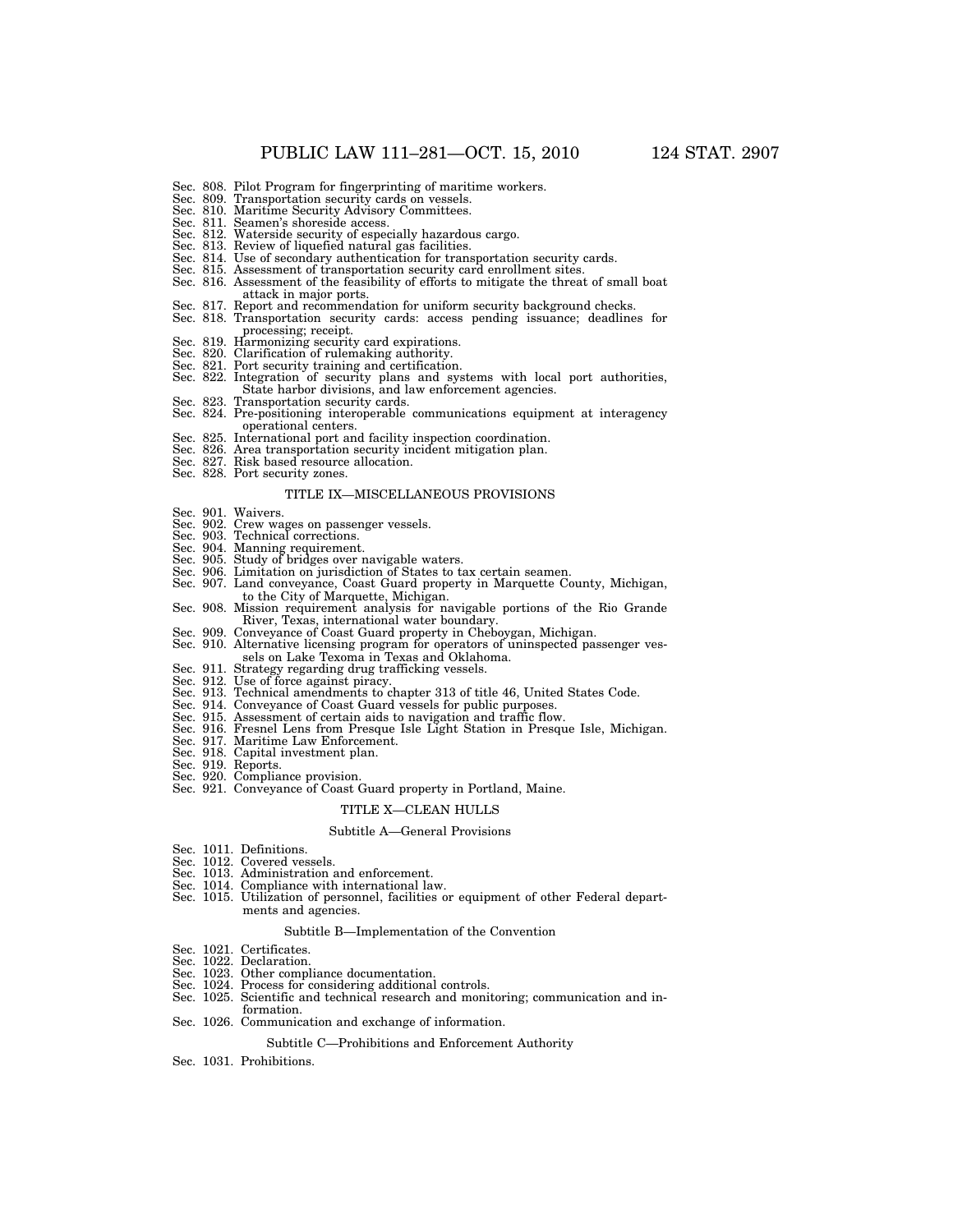Sec. 808. Pilot Program for fingerprinting of maritime workers.
Sec. 809. Transportation security cards on vessels.
Sec. 810. Maritime Security Advisory Committees.
Sec. 811. Seamen's shoreside access.
Sec. 812. Waterside security of especially hazardous cargo.
Sec. 813. Review of liquefied natural gas facilities.
Sec. 814. Use of secondary authentication for transportation security cards.
Sec. 815. Assessment of transportation security card enrollment sites.
Sec. 816. Assessment of the feasibility of efforts to mitigate the threat of small boat attack in major ports.
Sec. 817. Report and recommendation for uniform security background checks.
Sec. 818. Transportation security cards: access pending issuance; deadlines for processing; receipt.
Sec. 819. Harmonizing security card expirations.
Sec. 820. Clarification of rulemaking authority.
Sec. 821. Port security training and certification.
Sec. 822. Integration of security plans and systems with local port authorities, State harbor divisions, and law enforcement agencies.
Sec. 823. Transportation security cards.
Sec. 824. Pre-positioning interoperable communications equipment at interagency operational centers.
Sec. 825. International port and facility inspection coordination.
Sec. 826. Area transportation security incident mitigation plan.
Sec. 827. Risk based resource allocation.
Sec. 828. Port security zones.

### TITLE IX—MISCELLANEOUS PROVISIONS

Sec. 901. Waivers.
Sec. 902. Crew wages on passenger vessels.
Sec. 903. Technical corrections.
Sec. 904. Manning requirement.
Sec. 905. Study of bridges over navigable waters.
Sec. 906. Limitation on jurisdiction of States to tax certain seamen.
Sec. 907. Land conveyance, Coast Guard property in Marquette County, Michigan, to the City of Marquette, Michigan.
Sec. 908. Mission requirement analysis for navigable portions of the Rio Grande River, Texas, international water boundary.
Sec. 909. Conveyance of Coast Guard property in Cheboygan, Michigan.
Sec. 910. Alternative licensing program for operators of uninspected passenger vessels on Lake Texoma in Texas and Oklahoma.
Sec. 911. Strategy regarding drug trafficking vessels.
Sec. 912. Use of force against piracy.
Sec. 913. Technical amendments to chapter 313 of title 46, United States Code.
Sec. 914. Conveyance of Coast Guard vessels for public purposes.
Sec. 915. Assessment of certain aids to navigation and traffic flow.
Sec. 916. Fresnel Lens from Presque Isle Light Station in Presque Isle, Michigan.
Sec. 917. Maritime Law Enforcement.
Sec. 918. Capital investment plan.
Sec. 919. Reports.
Sec. 920. Compliance provision.
Sec. 921. Conveyance of Coast Guard property in Portland, Maine.

### TITLE X—CLEAN HULLS

#### Subtitle A—General Provisions

Sec. 1011. Definitions.
Sec. 1012. Covered vessels.
Sec. 1013. Administration and enforcement.
Sec. 1014. Compliance with international law.
Sec. 1015. Utilization of personnel, facilities or equipment of other Federal departments and agencies.

#### Subtitle B—Implementation of the Convention

Sec. 1021. Certificates.
Sec. 1022. Declaration.
Sec. 1023. Other compliance documentation.
Sec. 1024. Process for considering additional controls.
Sec. 1025. Scientific and technical research and monitoring; communication and information.
Sec. 1026. Communication and exchange of information.

#### Subtitle C—Prohibitions and Enforcement Authority

Sec. 1031. Prohibitions.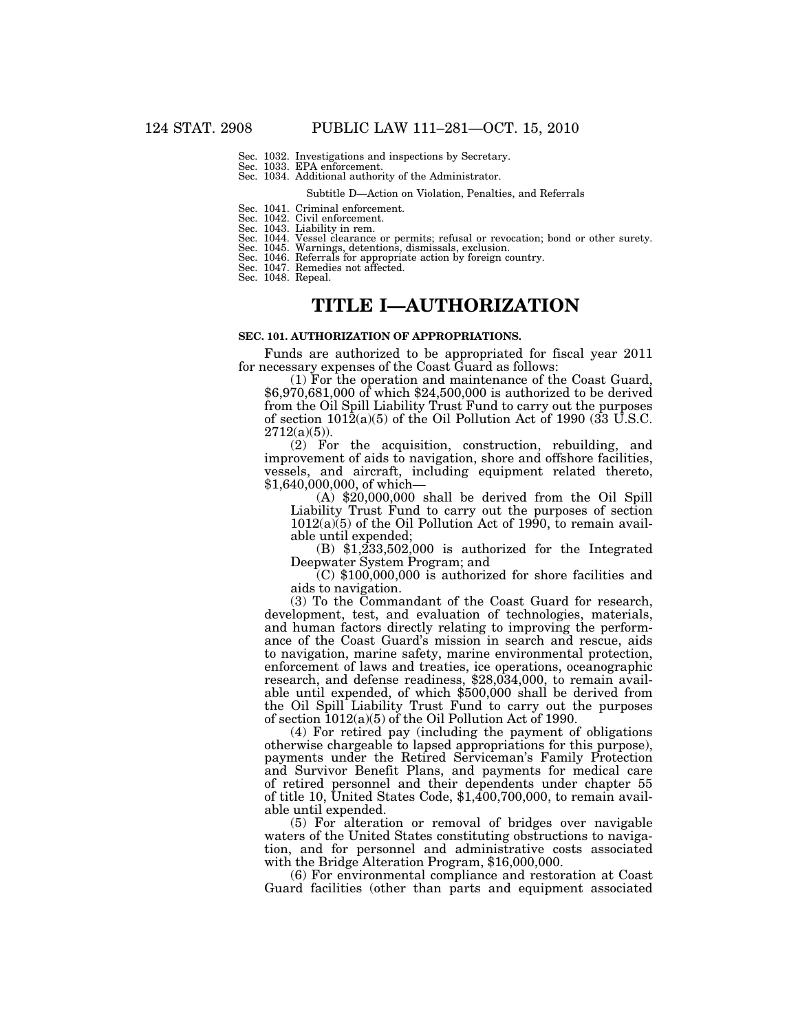Sec. 1032. Investigations and inspections by Secretary.
Sec. 1033. EPA enforcement.
Sec. 1034. Additional authority of the Administrator.

Subtitle D—Action on Violation, Penalties, and Referrals

Sec. 1041. Criminal enforcement.
Sec. 1042. Civil enforcement.
Sec. 1043. Liability in rem.
Sec. 1044. Vessel clearance or permits; refusal or revocation; bond or other surety.
Sec. 1045. Warnings, detentions, dismissals, exclusion.
Sec. 1046. Referrals for appropriate action by foreign country.
Sec. 1047. Remedies not affected.
Sec. 1048. Repeal.

# TITLE I—AUTHORIZATION

### SEC. 101. AUTHORIZATION OF APPROPRIATIONS.

Funds are authorized to be appropriated for fiscal year 2011 for necessary expenses of the Coast Guard as follows:

(1) For the operation and maintenance of the Coast Guard, $6,970,681,000 of which $24,500,000 is authorized to be derived from the Oil Spill Liability Trust Fund to carry out the purposes of section 1012(a)(5) of the Oil Pollution Act of 1990 (33 U.S.C. 2712(a)(5)).

(2) For the acquisition, construction, rebuilding, and improvement of aids to navigation, shore and offshore facilities, vessels, and aircraft, including equipment related thereto, $1,640,000,000, of which—

(A) $20,000,000 shall be derived from the Oil Spill Liability Trust Fund to carry out the purposes of section 1012(a)(5) of the Oil Pollution Act of 1990, to remain available until expended;

(B) $1,233,502,000 is authorized for the Integrated Deepwater System Program; and

(C) $100,000,000 is authorized for shore facilities and aids to navigation.

(3) To the Commandant of the Coast Guard for research, development, test, and evaluation of technologies, materials, and human factors directly relating to improving the performance of the Coast Guard's mission in search and rescue, aids to navigation, marine safety, marine environmental protection, enforcement of laws and treaties, ice operations, oceanographic research, and defense readiness, $28,034,000, to remain available until expended, of which $500,000 shall be derived from the Oil Spill Liability Trust Fund to carry out the purposes of section 1012(a)(5) of the Oil Pollution Act of 1990.

(4) For retired pay (including the payment of obligations otherwise chargeable to lapsed appropriations for this purpose), payments under the Retired Serviceman's Family Protection and Survivor Benefit Plans, and payments for medical care of retired personnel and their dependents under chapter 55 of title 10, United States Code, $1,400,700,000, to remain available until expended.

(5) For alteration or removal of bridges over navigable waters of the United States constituting obstructions to navigation, and for personnel and administrative costs associated with the Bridge Alteration Program, $16,000,000.

(6) For environmental compliance and restoration at Coast Guard facilities (other than parts and equipment associated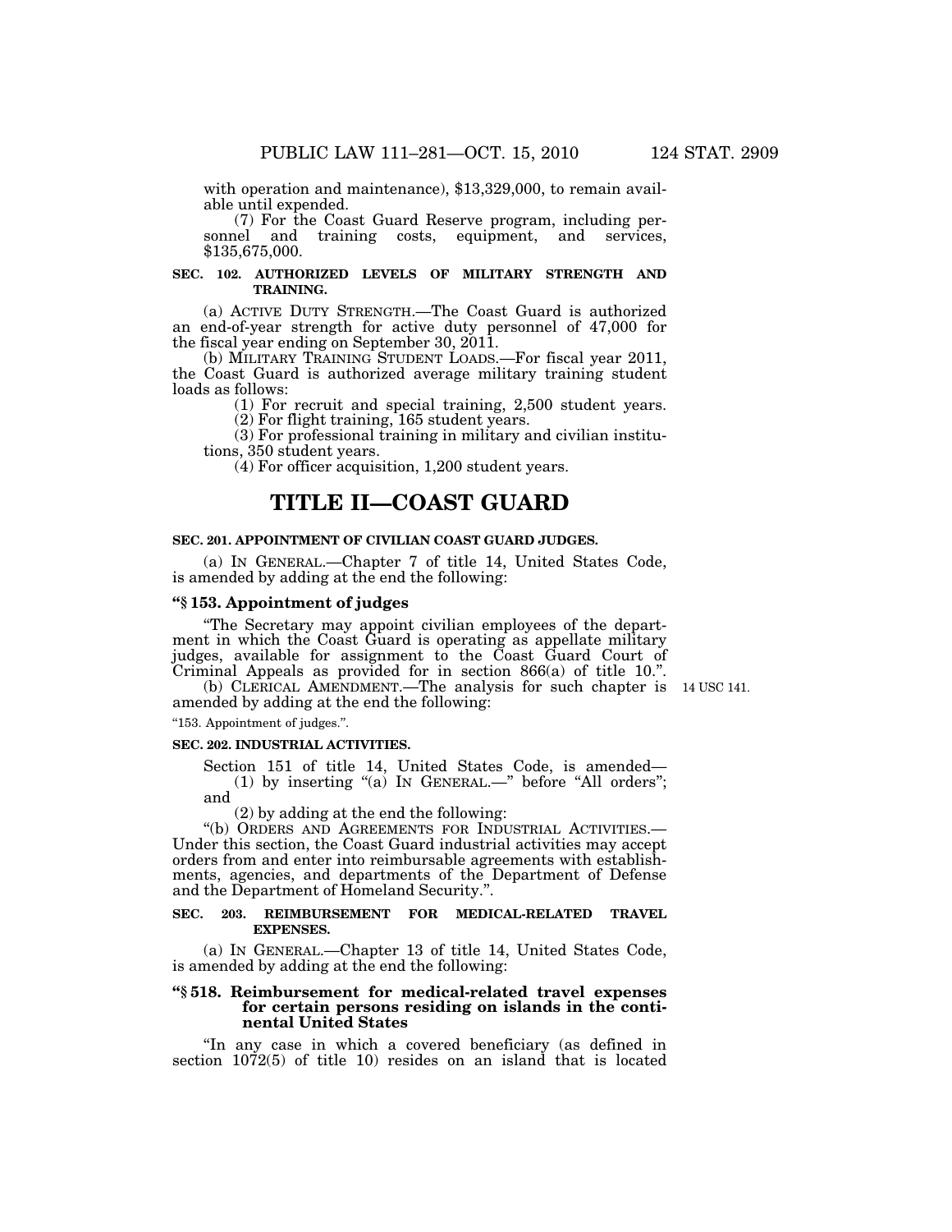with operation and maintenance), $13,329,000, to remain available until expended.

(7) For the Coast Guard Reserve program, including personnel and training costs, equipment, and services, $135,675,000.

**SEC. 102. AUTHORIZED LEVELS OF MILITARY STRENGTH AND TRAINING.**

(a) ACTIVE DUTY STRENGTH.—The Coast Guard is authorized an end-of-year strength for active duty personnel of 47,000 for the fiscal year ending on September 30, 2011.

(b) MILITARY TRAINING STUDENT LOADS.—For fiscal year 2011, the Coast Guard is authorized average military training student loads as follows:

(1) For recruit and special training, 2,500 student years.

(2) For flight training, 165 student years.

(3) For professional training in military and civilian institutions, 350 student years.

(4) For officer acquisition, 1,200 student years.

# TITLE II—COAST GUARD

**SEC. 201. APPOINTMENT OF CIVILIAN COAST GUARD JUDGES.**

(a) IN GENERAL.—Chapter 7 of title 14, United States Code, is amended by adding at the end the following:

**"§ 153. Appointment of judges**

"The Secretary may appoint civilian employees of the department in which the Coast Guard is operating as appellate military judges, available for assignment to the Coast Guard Court of Criminal Appeals as provided for in section 866(a) of title 10.".

(b) CLERICAL AMENDMENT.—The analysis for such chapter is amended by adding at the end the following:

14 USC 141.

"153. Appointment of judges.".

**SEC. 202. INDUSTRIAL ACTIVITIES.**

Section 151 of title 14, United States Code, is amended—

(1) by inserting "(a) IN GENERAL.—" before "All orders"; and

(2) by adding at the end the following:

"(b) ORDERS AND AGREEMENTS FOR INDUSTRIAL ACTIVITIES.—Under this section, the Coast Guard industrial activities may accept orders from and enter into reimbursable agreements with establishments, agencies, and departments of the Department of Defense and the Department of Homeland Security.".

**SEC. 203. REIMBURSEMENT FOR MEDICAL-RELATED TRAVEL EXPENSES.**

(a) IN GENERAL.—Chapter 13 of title 14, United States Code, is amended by adding at the end the following:

**"§ 518. Reimbursement for medical-related travel expenses for certain persons residing on islands in the continental United States**

"In any case in which a covered beneficiary (as defined in section 1072(5) of title 10) resides on an island that is located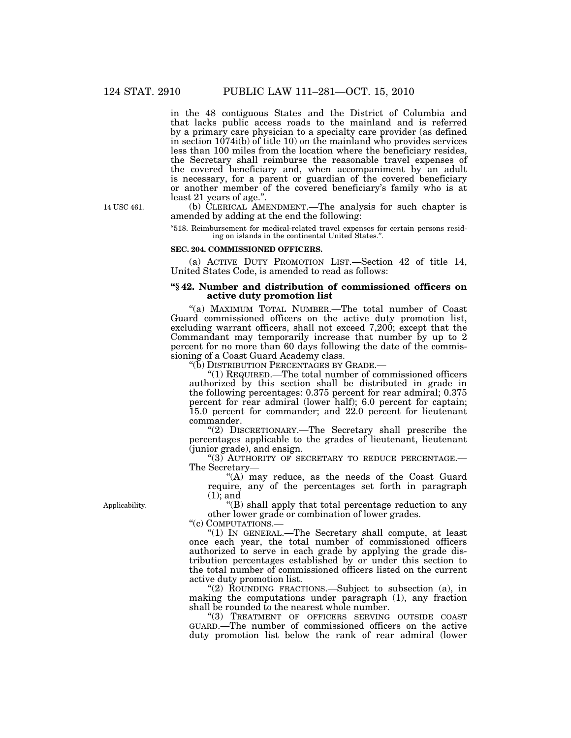in the 48 contiguous States and the District of Columbia and that lacks public access roads to the mainland and is referred by a primary care physician to a specialty care provider (as defined in section 1074i(b) of title 10) on the mainland who provides services less than 100 miles from the location where the beneficiary resides, the Secretary shall reimburse the reasonable travel expenses of the covered beneficiary and, when accompaniment by an adult is necessary, for a parent or guardian of the covered beneficiary or another member of the covered beneficiary's family who is at least 21 years of age.".

14 USC 461.

(b) CLERICAL AMENDMENT.—The analysis for such chapter is amended by adding at the end the following:

"518. Reimbursement for medical-related travel expenses for certain persons residing on islands in the continental United States.".

**SEC. 204. COMMISSIONED OFFICERS.**

(a) ACTIVE DUTY PROMOTION LIST.—Section 42 of title 14, United States Code, is amended to read as follows:

**"§ 42. Number and distribution of commissioned officers on active duty promotion list**

"(a) MAXIMUM TOTAL NUMBER.—The total number of Coast Guard commissioned officers on the active duty promotion list, excluding warrant officers, shall not exceed 7,200; except that the Commandant may temporarily increase that number by up to 2 percent for no more than 60 days following the date of the commissioning of a Coast Guard Academy class.

"(b) DISTRIBUTION PERCENTAGES BY GRADE.—

"(1) REQUIRED.—The total number of commissioned officers authorized by this section shall be distributed in grade in the following percentages: 0.375 percent for rear admiral; 0.375 percent for rear admiral (lower half); 6.0 percent for captain; 15.0 percent for commander; and 22.0 percent for lieutenant commander.

"(2) DISCRETIONARY.—The Secretary shall prescribe the percentages applicable to the grades of lieutenant, lieutenant (junior grade), and ensign.

"(3) AUTHORITY OF SECRETARY TO REDUCE PERCENTAGE.—The Secretary—

"(A) may reduce, as the needs of the Coast Guard require, any of the percentages set forth in paragraph (1); and

Applicability.

"(B) shall apply that total percentage reduction to any other lower grade or combination of lower grades.

"(c) COMPUTATIONS.—

"(1) IN GENERAL.—The Secretary shall compute, at least once each year, the total number of commissioned officers authorized to serve in each grade by applying the grade distribution percentages established by or under this section to the total number of commissioned officers listed on the current active duty promotion list.

"(2) ROUNDING FRACTIONS.—Subject to subsection (a), in making the computations under paragraph (1), any fraction shall be rounded to the nearest whole number.

"(3) TREATMENT OF OFFICERS SERVING OUTSIDE COAST GUARD.—The number of commissioned officers on the active duty promotion list below the rank of rear admiral (lower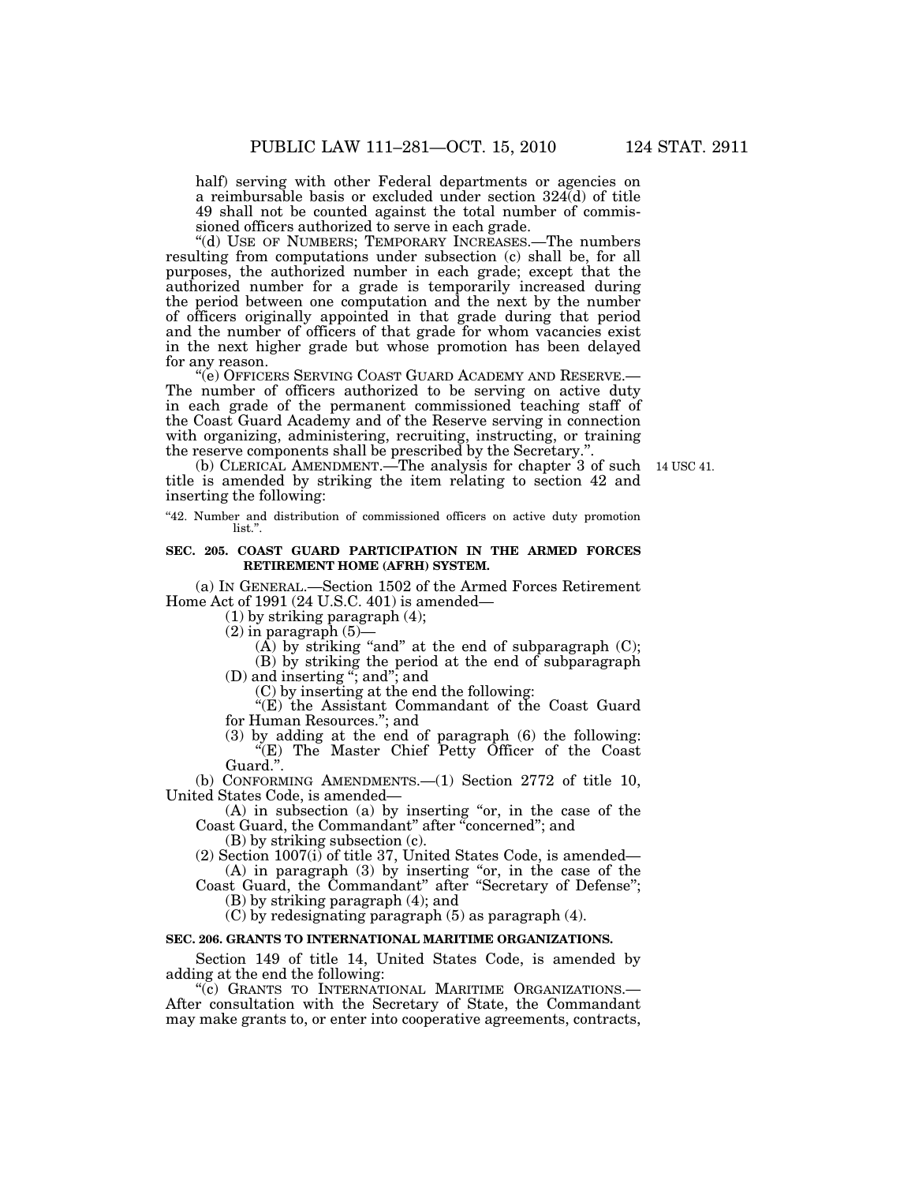half) serving with other Federal departments or agencies on a reimbursable basis or excluded under section 324(d) of title 49 shall not be counted against the total number of commissioned officers authorized to serve in each grade.

"(d) USE OF NUMBERS; TEMPORARY INCREASES.—The numbers resulting from computations under subsection (c) shall be, for all purposes, the authorized number in each grade; except that the authorized number for a grade is temporarily increased during the period between one computation and the next by the number of officers originally appointed in that grade during that period and the number of officers of that grade for whom vacancies exist in the next higher grade but whose promotion has been delayed for any reason.

"(e) OFFICERS SERVING COAST GUARD ACADEMY AND RESERVE.—The number of officers authorized to be serving on active duty in each grade of the permanent commissioned teaching staff of the Coast Guard Academy and of the Reserve serving in connection with organizing, administering, recruiting, instructing, or training the reserve components shall be prescribed by the Secretary.".

(b) CLERICAL AMENDMENT.—The analysis for chapter 3 of such title is amended by striking the item relating to section 42 and inserting the following:

14 USC 41.

"42. Number and distribution of commissioned officers on active duty promotion list.".

**SEC. 205. COAST GUARD PARTICIPATION IN THE ARMED FORCES RETIREMENT HOME (AFRH) SYSTEM.**

(a) IN GENERAL.—Section 1502 of the Armed Forces Retirement Home Act of 1991 (24 U.S.C. 401) is amended—

(1) by striking paragraph (4);

(2) in paragraph (5)—

(A) by striking "and" at the end of subparagraph (C);

(B) by striking the period at the end of subparagraph (D) and inserting "; and"; and

(C) by inserting at the end the following:

"(E) the Assistant Commandant of the Coast Guard for Human Resources."; and

(3) by adding at the end of paragraph (6) the following:

"(E) The Master Chief Petty Officer of the Coast Guard.".

(b) CONFORMING AMENDMENTS.—(1) Section 2772 of title 10, United States Code, is amended—

(A) in subsection (a) by inserting "or, in the case of the Coast Guard, the Commandant" after "concerned"; and

(B) by striking subsection (c).

(2) Section 1007(i) of title 37, United States Code, is amended—

(A) in paragraph (3) by inserting "or, in the case of the Coast Guard, the Commandant" after "Secretary of Defense";

(B) by striking paragraph (4); and

(C) by redesignating paragraph (5) as paragraph (4).

**SEC. 206. GRANTS TO INTERNATIONAL MARITIME ORGANIZATIONS.**

Section 149 of title 14, United States Code, is amended by adding at the end the following:

"(c) GRANTS TO INTERNATIONAL MARITIME ORGANIZATIONS.—After consultation with the Secretary of State, the Commandant may make grants to, or enter into cooperative agreements, contracts,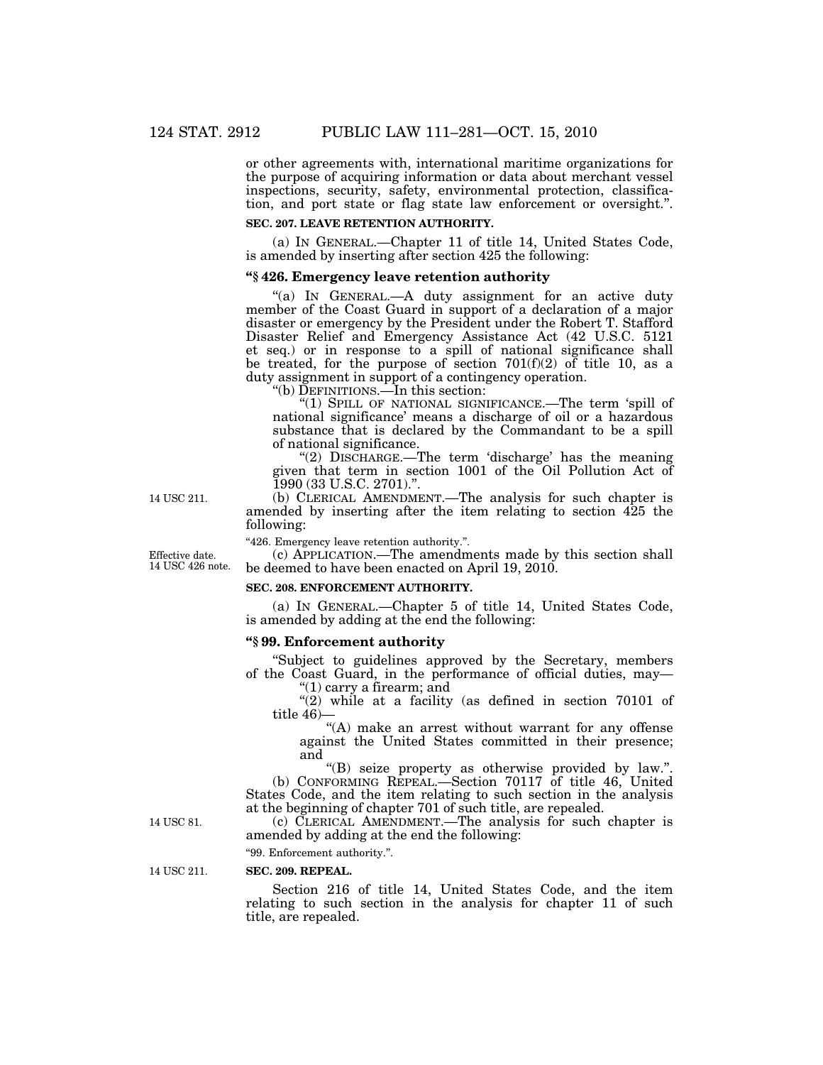or other agreements with, international maritime organizations for the purpose of acquiring information or data about merchant vessel inspections, security, safety, environmental protection, classification, and port state or flag state law enforcement or oversight.".

**SEC. 207. LEAVE RETENTION AUTHORITY.**

(a) IN GENERAL.—Chapter 11 of title 14, United States Code, is amended by inserting after section 425 the following:

**"§ 426. Emergency leave retention authority**

"(a) IN GENERAL.—A duty assignment for an active duty member of the Coast Guard in support of a declaration of a major disaster or emergency by the President under the Robert T. Stafford Disaster Relief and Emergency Assistance Act (42 U.S.C. 5121 et seq.) or in response to a spill of national significance shall be treated, for the purpose of section 701(f)(2) of title 10, as a duty assignment in support of a contingency operation.

"(b) DEFINITIONS.—In this section:

"(1) SPILL OF NATIONAL SIGNIFICANCE.—The term 'spill of national significance' means a discharge of oil or a hazardous substance that is declared by the Commandant to be a spill of national significance.

"(2) DISCHARGE.—The term 'discharge' has the meaning given that term in section 1001 of the Oil Pollution Act of 1990 (33 U.S.C. 2701).".

14 USC 211.

(b) CLERICAL AMENDMENT.—The analysis for such chapter is amended by inserting after the item relating to section 425 the following:

"426. Emergency leave retention authority.".

Effective date. 14 USC 426 note.

(c) APPLICATION.—The amendments made by this section shall be deemed to have been enacted on April 19, 2010.

**SEC. 208. ENFORCEMENT AUTHORITY.**

(a) IN GENERAL.—Chapter 5 of title 14, United States Code, is amended by adding at the end the following:

**"§ 99. Enforcement authority**

"Subject to guidelines approved by the Secretary, members of the Coast Guard, in the performance of official duties, may—

"(1) carry a firearm; and

"(2) while at a facility (as defined in section 70101 of title 46)—

"(A) make an arrest without warrant for any offense against the United States committed in their presence; and

"(B) seize property as otherwise provided by law.".

(b) CONFORMING REPEAL.—Section 70117 of title 46, United States Code, and the item relating to such section in the analysis at the beginning of chapter 701 of such title, are repealed.

14 USC 81.

(c) CLERICAL AMENDMENT.—The analysis for such chapter is amended by adding at the end the following:

"99. Enforcement authority.".

14 USC 211.

**SEC. 209. REPEAL.**

Section 216 of title 14, United States Code, and the item relating to such section in the analysis for chapter 11 of such title, are repealed.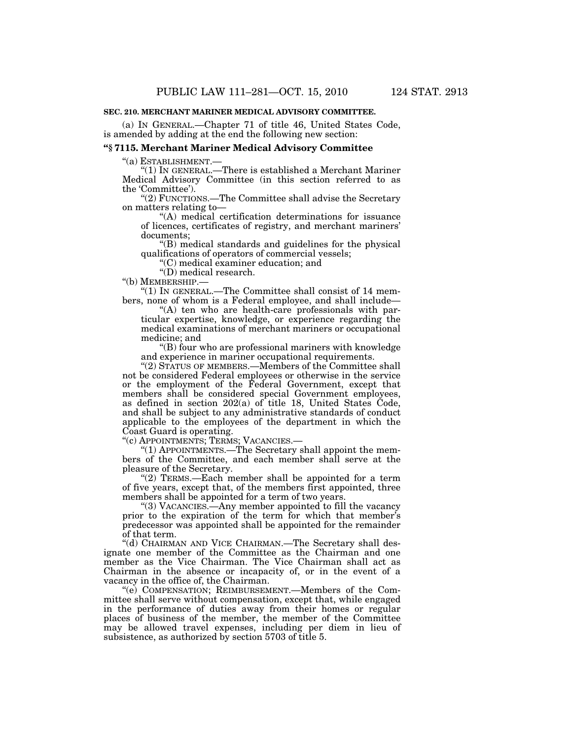**SEC. 210. MERCHANT MARINER MEDICAL ADVISORY COMMITTEE.**

(a) IN GENERAL.—Chapter 71 of title 46, United States Code, is amended by adding at the end the following new section:

**"§ 7115. Merchant Mariner Medical Advisory Committee**

"(a) ESTABLISHMENT.—

"(1) IN GENERAL.—There is established a Merchant Mariner Medical Advisory Committee (in this section referred to as the 'Committee').

"(2) FUNCTIONS.—The Committee shall advise the Secretary on matters relating to—

"(A) medical certification determinations for issuance of licences, certificates of registry, and merchant mariners' documents;

"(B) medical standards and guidelines for the physical qualifications of operators of commercial vessels;

"(C) medical examiner education; and

"(D) medical research.

"(b) MEMBERSHIP.—

"(1) IN GENERAL.—The Committee shall consist of 14 members, none of whom is a Federal employee, and shall include—

"(A) ten who are health-care professionals with particular expertise, knowledge, or experience regarding the medical examinations of merchant mariners or occupational medicine; and

"(B) four who are professional mariners with knowledge and experience in mariner occupational requirements.

"(2) STATUS OF MEMBERS.—Members of the Committee shall not be considered Federal employees or otherwise in the service or the employment of the Federal Government, except that members shall be considered special Government employees, as defined in section 202(a) of title 18, United States Code, and shall be subject to any administrative standards of conduct applicable to the employees of the department in which the Coast Guard is operating.

"(c) APPOINTMENTS; TERMS; VACANCIES.—

"(1) APPOINTMENTS.—The Secretary shall appoint the members of the Committee, and each member shall serve at the pleasure of the Secretary.

"(2) TERMS.—Each member shall be appointed for a term of five years, except that, of the members first appointed, three members shall be appointed for a term of two years.

"(3) VACANCIES.—Any member appointed to fill the vacancy prior to the expiration of the term for which that member's predecessor was appointed shall be appointed for the remainder of that term.

"(d) CHAIRMAN AND VICE CHAIRMAN.—The Secretary shall designate one member of the Committee as the Chairman and one member as the Vice Chairman. The Vice Chairman shall act as Chairman in the absence or incapacity of, or in the event of a vacancy in the office of, the Chairman.

"(e) COMPENSATION; REIMBURSEMENT.—Members of the Committee shall serve without compensation, except that, while engaged in the performance of duties away from their homes or regular places of business of the member, the member of the Committee may be allowed travel expenses, including per diem in lieu of subsistence, as authorized by section 5703 of title 5.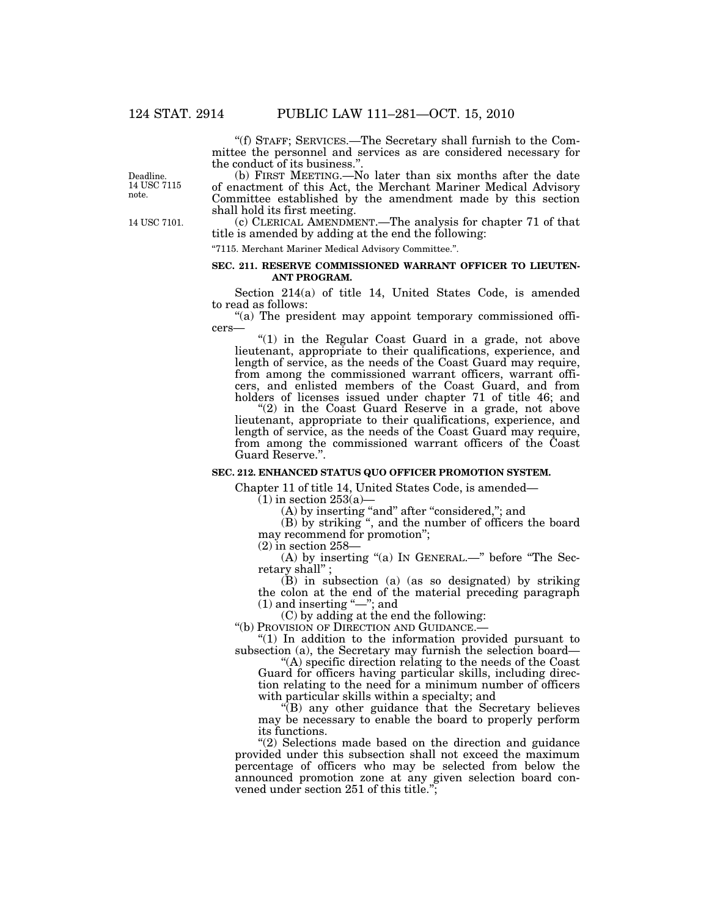"(f) STAFF; SERVICES.—The Secretary shall furnish to the Committee the personnel and services as are considered necessary for the conduct of its business.".

Deadline.
14 USC 7115 note.

(b) FIRST MEETING.—No later than six months after the date of enactment of this Act, the Merchant Mariner Medical Advisory Committee established by the amendment made by this section shall hold its first meeting.

14 USC 7101.

(c) CLERICAL AMENDMENT.—The analysis for chapter 71 of that title is amended by adding at the end the following:

"7115. Merchant Mariner Medical Advisory Committee.".

**SEC. 211. RESERVE COMMISSIONED WARRANT OFFICER TO LIEUTENANT PROGRAM.**

Section 214(a) of title 14, United States Code, is amended to read as follows:

"(a) The president may appoint temporary commissioned officers—

"(1) in the Regular Coast Guard in a grade, not above lieutenant, appropriate to their qualifications, experience, and length of service, as the needs of the Coast Guard may require, from among the commissioned warrant officers, warrant officers, and enlisted members of the Coast Guard, and from holders of licenses issued under chapter 71 of title 46; and

"(2) in the Coast Guard Reserve in a grade, not above lieutenant, appropriate to their qualifications, experience, and length of service, as the needs of the Coast Guard may require, from among the commissioned warrant officers of the Coast Guard Reserve.".

**SEC. 212. ENHANCED STATUS QUO OFFICER PROMOTION SYSTEM.**

Chapter 11 of title 14, United States Code, is amended—

(1) in section 253(a)—

(A) by inserting "and" after "considered,"; and

(B) by striking ", and the number of officers the board may recommend for promotion";

(2) in section 258—

(A) by inserting "(a) IN GENERAL.—" before "The Secretary shall" ;

(B) in subsection (a) (as so designated) by striking the colon at the end of the material preceding paragraph (1) and inserting "—"; and

(C) by adding at the end the following:

"(b) PROVISION OF DIRECTION AND GUIDANCE.—

"(1) In addition to the information provided pursuant to subsection (a), the Secretary may furnish the selection board—

"(A) specific direction relating to the needs of the Coast Guard for officers having particular skills, including direction relating to the need for a minimum number of officers with particular skills within a specialty; and

"(B) any other guidance that the Secretary believes may be necessary to enable the board to properly perform its functions.

"(2) Selections made based on the direction and guidance provided under this subsection shall not exceed the maximum percentage of officers who may be selected from below the announced promotion zone at any given selection board convened under section 251 of this title.";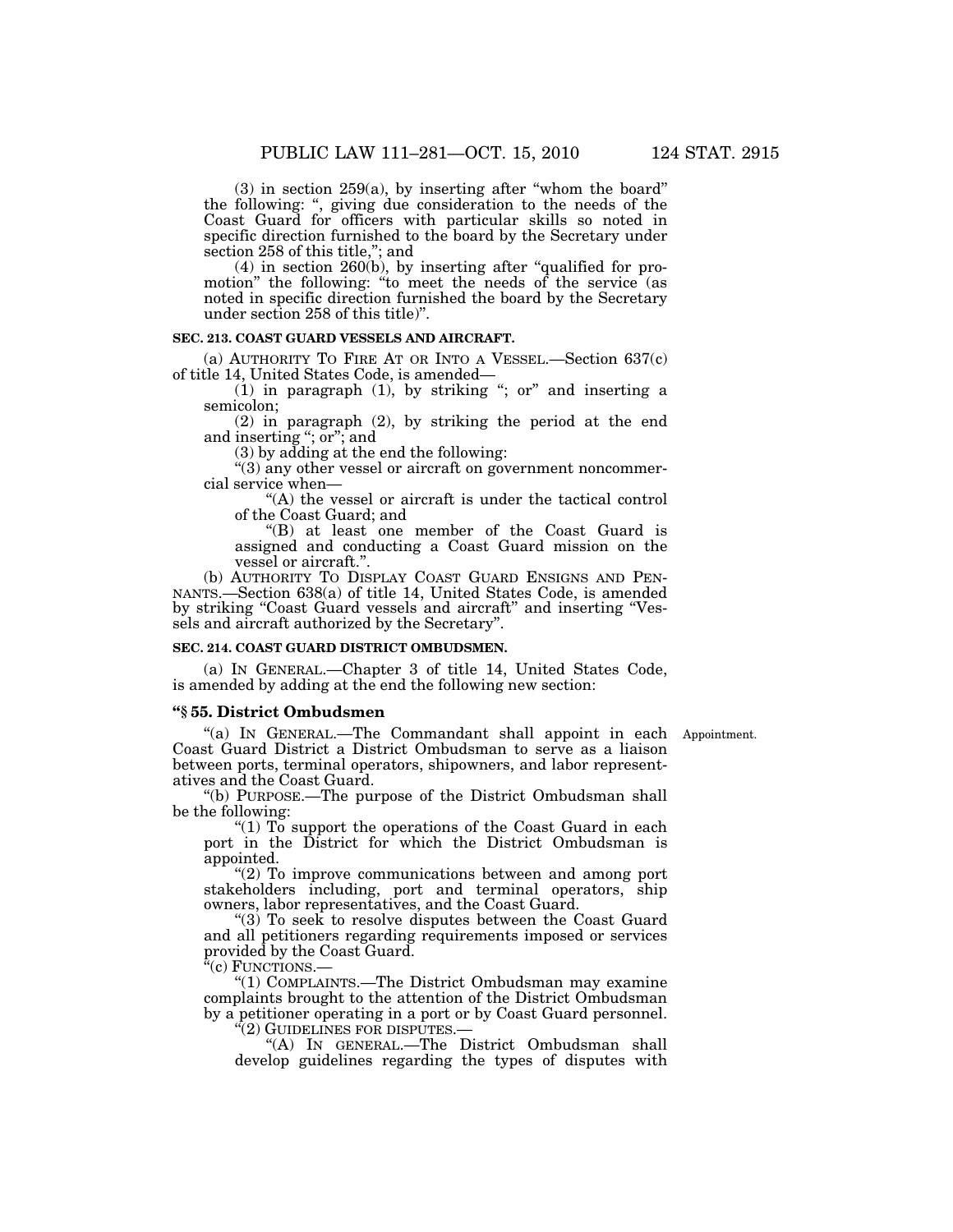(3) in section 259(a), by inserting after "whom the board" the following: ", giving due consideration to the needs of the Coast Guard for officers with particular skills so noted in specific direction furnished to the board by the Secretary under section 258 of this title,"; and

(4) in section 260(b), by inserting after "qualified for promotion" the following: "to meet the needs of the service (as noted in specific direction furnished the board by the Secretary under section 258 of this title)".

**SEC. 213. COAST GUARD VESSELS AND AIRCRAFT.**

(a) AUTHORITY TO FIRE AT OR INTO A VESSEL.—Section 637(c) of title 14, United States Code, is amended—

(1) in paragraph (1), by striking "; or" and inserting a semicolon;

(2) in paragraph (2), by striking the period at the end and inserting "; or"; and

(3) by adding at the end the following:

"(3) any other vessel or aircraft on government noncommercial service when—

"(A) the vessel or aircraft is under the tactical control of the Coast Guard; and

"(B) at least one member of the Coast Guard is assigned and conducting a Coast Guard mission on the vessel or aircraft.".

(b) AUTHORITY TO DISPLAY COAST GUARD ENSIGNS AND PENNANTS.—Section 638(a) of title 14, United States Code, is amended by striking "Coast Guard vessels and aircraft" and inserting "Vessels and aircraft authorized by the Secretary".

**SEC. 214. COAST GUARD DISTRICT OMBUDSMEN.**

(a) IN GENERAL.—Chapter 3 of title 14, United States Code, is amended by adding at the end the following new section:

**"§ 55. District Ombudsmen**

Appointment.

"(a) IN GENERAL.—The Commandant shall appoint in each Coast Guard District a District Ombudsman to serve as a liaison between ports, terminal operators, shipowners, and labor representatives and the Coast Guard.

"(b) PURPOSE.—The purpose of the District Ombudsman shall be the following:

"(1) To support the operations of the Coast Guard in each port in the District for which the District Ombudsman is appointed.

"(2) To improve communications between and among port stakeholders including, port and terminal operators, ship owners, labor representatives, and the Coast Guard.

"(3) To seek to resolve disputes between the Coast Guard and all petitioners regarding requirements imposed or services provided by the Coast Guard.

"(c) FUNCTIONS.—

"(1) COMPLAINTS.—The District Ombudsman may examine complaints brought to the attention of the District Ombudsman by a petitioner operating in a port or by Coast Guard personnel.

"(2) GUIDELINES FOR DISPUTES.—

"(A) IN GENERAL.—The District Ombudsman shall develop guidelines regarding the types of disputes with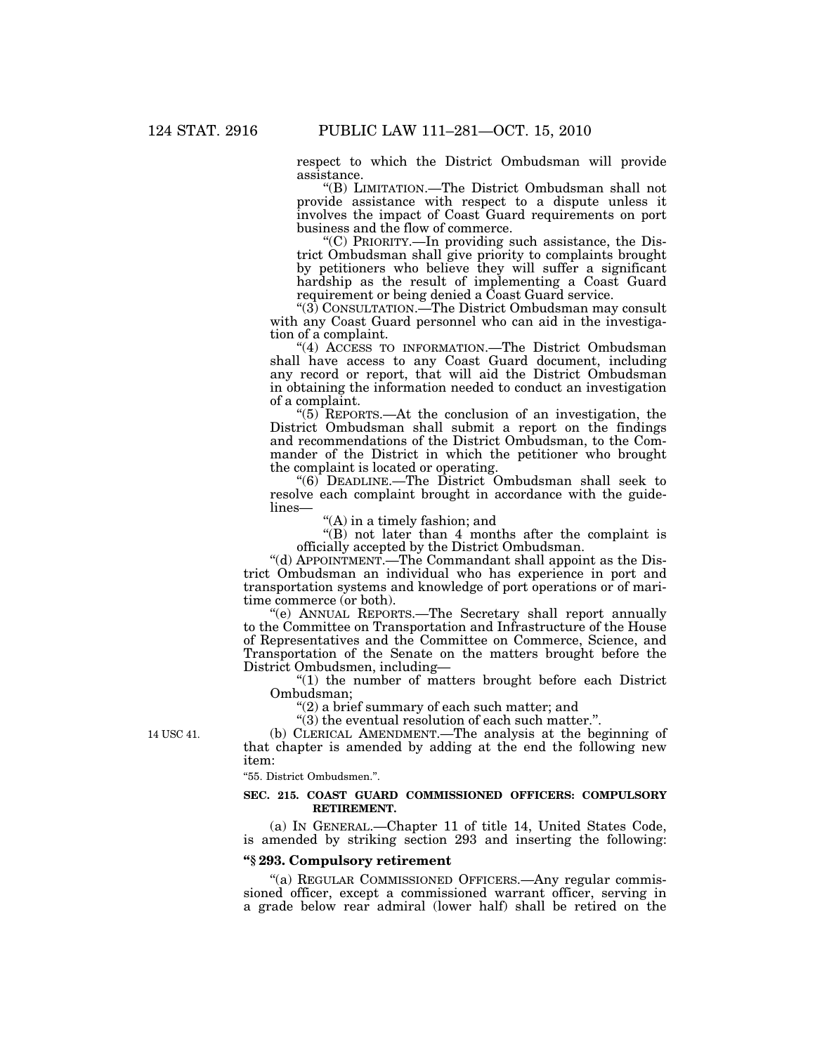respect to which the District Ombudsman will provide assistance.

"(B) LIMITATION.—The District Ombudsman shall not provide assistance with respect to a dispute unless it involves the impact of Coast Guard requirements on port business and the flow of commerce.

"(C) PRIORITY.—In providing such assistance, the District Ombudsman shall give priority to complaints brought by petitioners who believe they will suffer a significant hardship as the result of implementing a Coast Guard requirement or being denied a Coast Guard service.

"(3) CONSULTATION.—The District Ombudsman may consult with any Coast Guard personnel who can aid in the investigation of a complaint.

"(4) ACCESS TO INFORMATION.—The District Ombudsman shall have access to any Coast Guard document, including any record or report, that will aid the District Ombudsman in obtaining the information needed to conduct an investigation of a complaint.

"(5) REPORTS.—At the conclusion of an investigation, the District Ombudsman shall submit a report on the findings and recommendations of the District Ombudsman, to the Commander of the District in which the petitioner who brought the complaint is located or operating.

"(6) DEADLINE.—The District Ombudsman shall seek to resolve each complaint brought in accordance with the guidelines—

"(A) in a timely fashion; and

"(B) not later than 4 months after the complaint is officially accepted by the District Ombudsman.

"(d) APPOINTMENT.—The Commandant shall appoint as the District Ombudsman an individual who has experience in port and transportation systems and knowledge of port operations or of maritime commerce (or both).

"(e) ANNUAL REPORTS.—The Secretary shall report annually to the Committee on Transportation and Infrastructure of the House of Representatives and the Committee on Commerce, Science, and Transportation of the Senate on the matters brought before the District Ombudsmen, including—

"(1) the number of matters brought before each District Ombudsman;

"(2) a brief summary of each such matter; and

"(3) the eventual resolution of each such matter.".

14 USC 41.

(b) CLERICAL AMENDMENT.—The analysis at the beginning of that chapter is amended by adding at the end the following new item:

"55. District Ombudsmen.".

**SEC. 215. COAST GUARD COMMISSIONED OFFICERS: COMPULSORY RETIREMENT.**

(a) IN GENERAL.—Chapter 11 of title 14, United States Code, is amended by striking section 293 and inserting the following:

**"§ 293. Compulsory retirement**

"(a) REGULAR COMMISSIONED OFFICERS.—Any regular commissioned officer, except a commissioned warrant officer, serving in a grade below rear admiral (lower half) shall be retired on the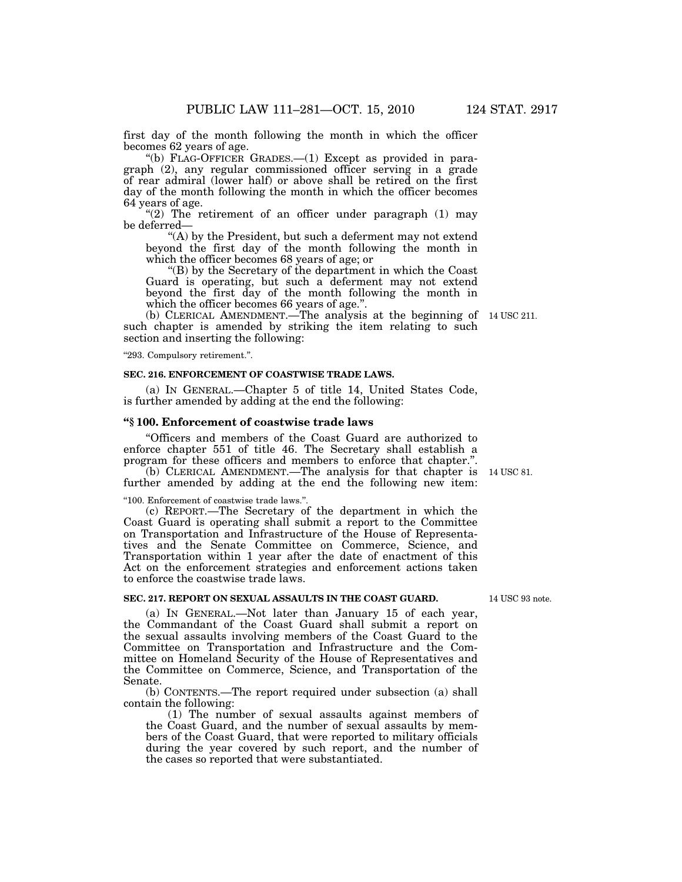first day of the month following the month in which the officer becomes 62 years of age.

"(b) FLAG-OFFICER GRADES.—(1) Except as provided in paragraph (2), any regular commissioned officer serving in a grade of rear admiral (lower half) or above shall be retired on the first day of the month following the month in which the officer becomes 64 years of age.

"(2) The retirement of an officer under paragraph (1) may be deferred—

"(A) by the President, but such a deferment may not extend beyond the first day of the month following the month in which the officer becomes 68 years of age; or

"(B) by the Secretary of the department in which the Coast Guard is operating, but such a deferment may not extend beyond the first day of the month following the month in which the officer becomes 66 years of age.".

(b) CLERICAL AMENDMENT.—The analysis at the beginning of such chapter is amended by striking the item relating to such section and inserting the following:

14 USC 211.

"293. Compulsory retirement.".

**SEC. 216. ENFORCEMENT OF COASTWISE TRADE LAWS.**

(a) IN GENERAL.—Chapter 5 of title 14, United States Code, is further amended by adding at the end the following:

**"§ 100. Enforcement of coastwise trade laws**

"Officers and members of the Coast Guard are authorized to enforce chapter 551 of title 46. The Secretary shall establish a program for these officers and members to enforce that chapter.".

(b) CLERICAL AMENDMENT.—The analysis for that chapter is further amended by adding at the end the following new item:

14 USC 81.

"100. Enforcement of coastwise trade laws.".

(c) REPORT.—The Secretary of the department in which the Coast Guard is operating shall submit a report to the Committee on Transportation and Infrastructure of the House of Representatives and the Senate Committee on Commerce, Science, and Transportation within 1 year after the date of enactment of this Act on the enforcement strategies and enforcement actions taken to enforce the coastwise trade laws.

**SEC. 217. REPORT ON SEXUAL ASSAULTS IN THE COAST GUARD.**

14 USC 93 note.

(a) IN GENERAL.—Not later than January 15 of each year, the Commandant of the Coast Guard shall submit a report on the sexual assaults involving members of the Coast Guard to the Committee on Transportation and Infrastructure and the Committee on Homeland Security of the House of Representatives and the Committee on Commerce, Science, and Transportation of the Senate.

(b) CONTENTS.—The report required under subsection (a) shall contain the following:

(1) The number of sexual assaults against members of the Coast Guard, and the number of sexual assaults by members of the Coast Guard, that were reported to military officials during the year covered by such report, and the number of the cases so reported that were substantiated.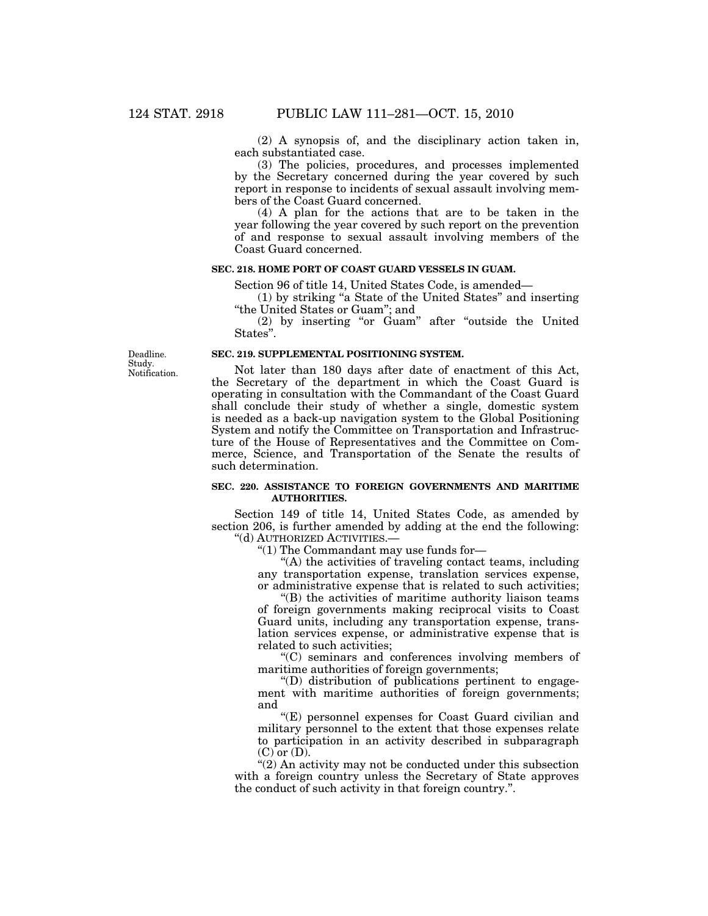(2) A synopsis of, and the disciplinary action taken in, each substantiated case.

(3) The policies, procedures, and processes implemented by the Secretary concerned during the year covered by such report in response to incidents of sexual assault involving members of the Coast Guard concerned.

(4) A plan for the actions that are to be taken in the year following the year covered by such report on the prevention of and response to sexual assault involving members of the Coast Guard concerned.

**SEC. 218. HOME PORT OF COAST GUARD VESSELS IN GUAM.**

Section 96 of title 14, United States Code, is amended—

(1) by striking "a State of the United States" and inserting "the United States or Guam"; and

(2) by inserting "or Guam" after "outside the United States".

Deadline. Study. Notification.

**SEC. 219. SUPPLEMENTAL POSITIONING SYSTEM.**

Not later than 180 days after date of enactment of this Act, the Secretary of the department in which the Coast Guard is operating in consultation with the Commandant of the Coast Guard shall conclude their study of whether a single, domestic system is needed as a back-up navigation system to the Global Positioning System and notify the Committee on Transportation and Infrastructure of the House of Representatives and the Committee on Commerce, Science, and Transportation of the Senate the results of such determination.

**SEC. 220. ASSISTANCE TO FOREIGN GOVERNMENTS AND MARITIME AUTHORITIES.**

Section 149 of title 14, United States Code, as amended by section 206, is further amended by adding at the end the following:

"(d) AUTHORIZED ACTIVITIES.—

"(1) The Commandant may use funds for—

"(A) the activities of traveling contact teams, including any transportation expense, translation services expense, or administrative expense that is related to such activities;

"(B) the activities of maritime authority liaison teams of foreign governments making reciprocal visits to Coast Guard units, including any transportation expense, translation services expense, or administrative expense that is related to such activities;

"(C) seminars and conferences involving members of maritime authorities of foreign governments;

"(D) distribution of publications pertinent to engagement with maritime authorities of foreign governments; and

"(E) personnel expenses for Coast Guard civilian and military personnel to the extent that those expenses relate to participation in an activity described in subparagraph (C) or (D).

"(2) An activity may not be conducted under this subsection with a foreign country unless the Secretary of State approves the conduct of such activity in that foreign country.".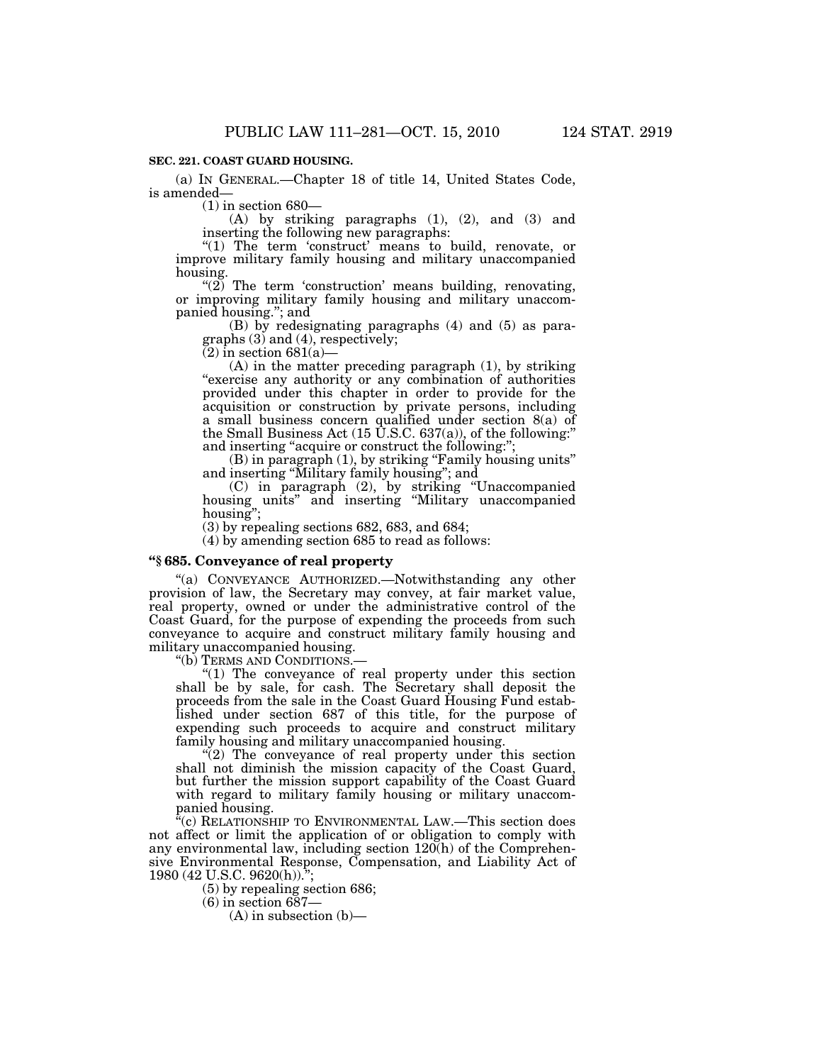**SEC. 221. COAST GUARD HOUSING.**

(a) IN GENERAL.—Chapter 18 of title 14, United States Code, is amended—

(1) in section 680—

(A) by striking paragraphs (1), (2), and (3) and inserting the following new paragraphs:

"(1) The term 'construct' means to build, renovate, or improve military family housing and military unaccompanied housing.

"(2) The term 'construction' means building, renovating, or improving military family housing and military unaccompanied housing."; and

(B) by redesignating paragraphs (4) and (5) as paragraphs (3) and (4), respectively;

(2) in section 681(a)—

(A) in the matter preceding paragraph (1), by striking "exercise any authority or any combination of authorities provided under this chapter in order to provide for the acquisition or construction by private persons, including a small business concern qualified under section 8(a) of the Small Business Act (15 U.S.C. 637(a)), of the following:" and inserting "acquire or construct the following:";

(B) in paragraph (1), by striking "Family housing units" and inserting "Military family housing"; and

(C) in paragraph (2), by striking "Unaccompanied housing units" and inserting "Military unaccompanied housing";

(3) by repealing sections 682, 683, and 684;

(4) by amending section 685 to read as follows:

**"§ 685. Conveyance of real property**

"(a) CONVEYANCE AUTHORIZED.—Notwithstanding any other provision of law, the Secretary may convey, at fair market value, real property, owned or under the administrative control of the Coast Guard, for the purpose of expending the proceeds from such conveyance to acquire and construct military family housing and military unaccompanied housing.

"(b) TERMS AND CONDITIONS.—

"(1) The conveyance of real property under this section shall be by sale, for cash. The Secretary shall deposit the proceeds from the sale in the Coast Guard Housing Fund established under section 687 of this title, for the purpose of expending such proceeds to acquire and construct military family housing and military unaccompanied housing.

"(2) The conveyance of real property under this section shall not diminish the mission capacity of the Coast Guard, but further the mission support capability of the Coast Guard with regard to military family housing or military unaccompanied housing.

"(c) RELATIONSHIP TO ENVIRONMENTAL LAW.—This section does not affect or limit the application of or obligation to comply with any environmental law, including section 120(h) of the Comprehensive Environmental Response, Compensation, and Liability Act of 1980 (42 U.S.C. 9620(h)).";

(5) by repealing section 686;

(6) in section 687—

(A) in subsection (b)—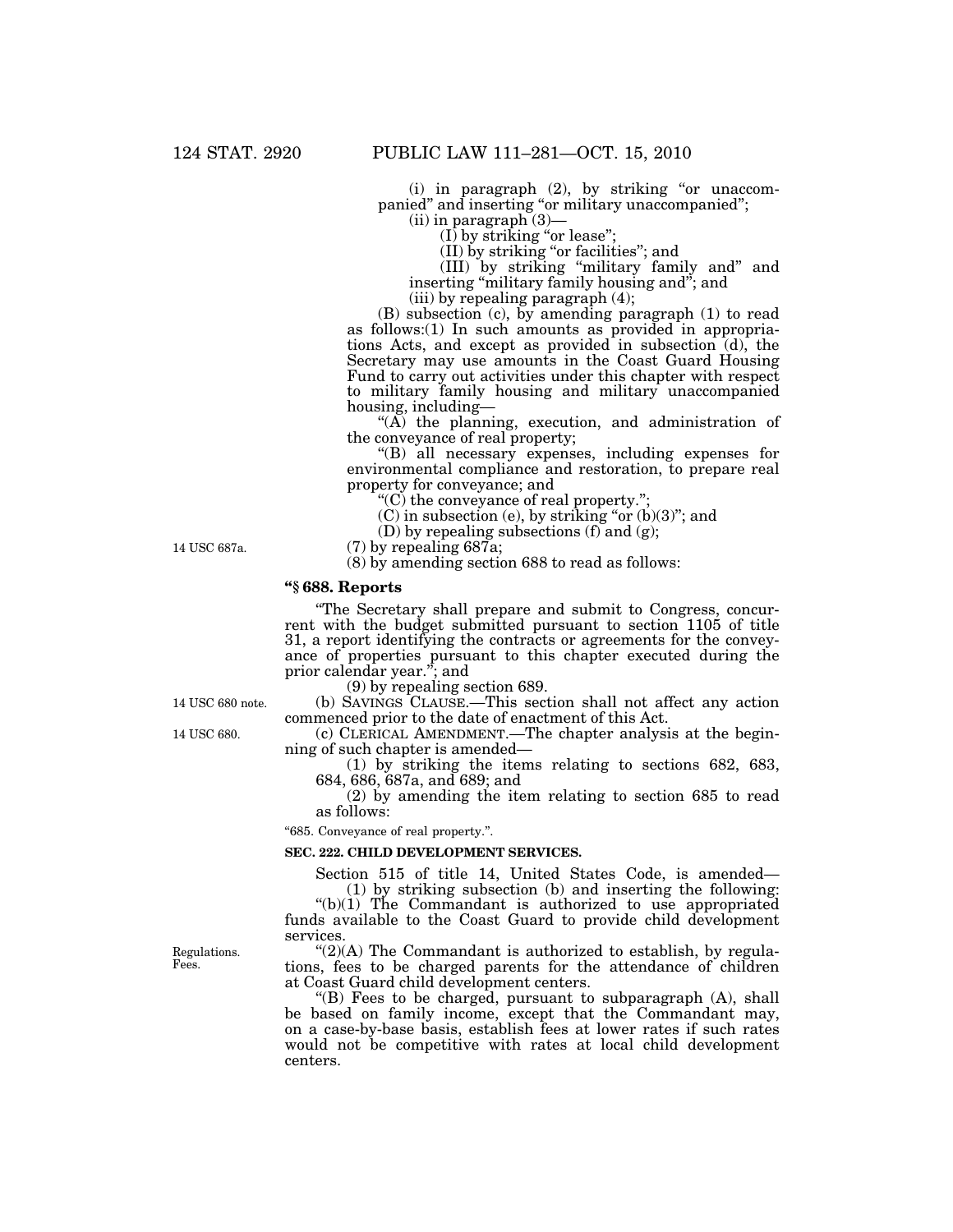(i) in paragraph (2), by striking "or unaccompanied" and inserting "or military unaccompanied";

(ii) in paragraph (3)—

(I) by striking "or lease";

(II) by striking "or facilities"; and

(III) by striking "military family and" and inserting "military family housing and"; and

(iii) by repealing paragraph (4);

(B) subsection (c), by amending paragraph (1) to read as follows:(1) In such amounts as provided in appropriations Acts, and except as provided in subsection (d), the Secretary may use amounts in the Coast Guard Housing Fund to carry out activities under this chapter with respect to military family housing and military unaccompanied housing, including—

"(A) the planning, execution, and administration of the conveyance of real property;

"(B) all necessary expenses, including expenses for environmental compliance and restoration, to prepare real property for conveyance; and

"(C) the conveyance of real property.";

(C) in subsection (e), by striking "or (b)(3)"; and

(D) by repealing subsections (f) and (g);

14 USC 687a.

(7) by repealing 687a;

(8) by amending section 688 to read as follows:

**"§ 688. Reports**

"The Secretary shall prepare and submit to Congress, concurrent with the budget submitted pursuant to section 1105 of title 31, a report identifying the contracts or agreements for the conveyance of properties pursuant to this chapter executed during the prior calendar year."; and

(9) by repealing section 689.

14 USC 680 note.

(b) SAVINGS CLAUSE.—This section shall not affect any action commenced prior to the date of enactment of this Act.

14 USC 680.

(c) CLERICAL AMENDMENT.—The chapter analysis at the beginning of such chapter is amended—

(1) by striking the items relating to sections 682, 683, 684, 686, 687a, and 689; and

(2) by amending the item relating to section 685 to read as follows:

"685. Conveyance of real property.".

**SEC. 222. CHILD DEVELOPMENT SERVICES.**

Section 515 of title 14, United States Code, is amended—

(1) by striking subsection (b) and inserting the following:

"(b)(1) The Commandant is authorized to use appropriated funds available to the Coast Guard to provide child development services.

Regulations.
Fees.

"(2)(A) The Commandant is authorized to establish, by regulations, fees to be charged parents for the attendance of children at Coast Guard child development centers.

"(B) Fees to be charged, pursuant to subparagraph (A), shall be based on family income, except that the Commandant may, on a case-by-base basis, establish fees at lower rates if such rates would not be competitive with rates at local child development centers.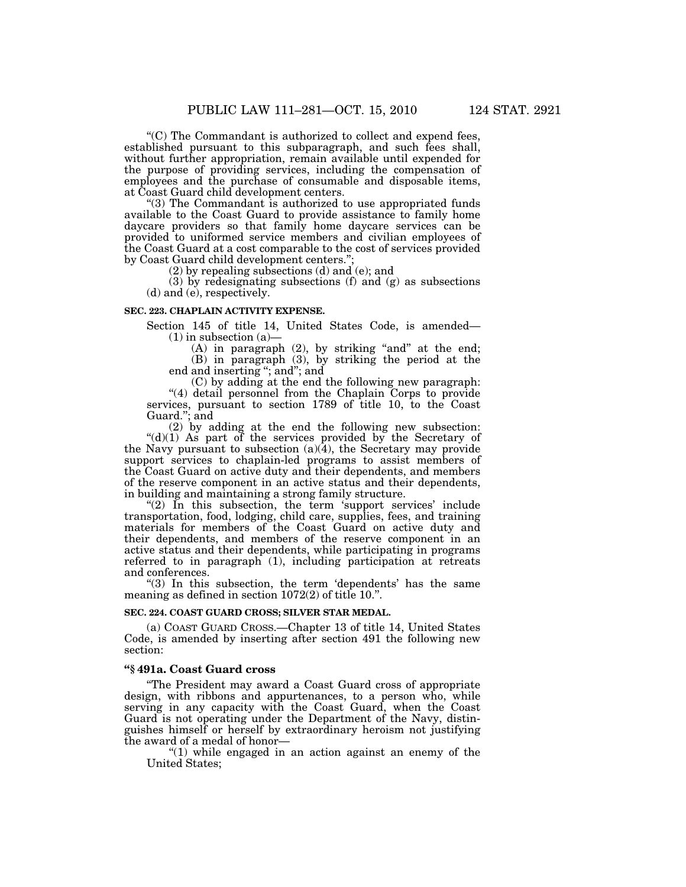"(C) The Commandant is authorized to collect and expend fees, established pursuant to this subparagraph, and such fees shall, without further appropriation, remain available until expended for the purpose of providing services, including the compensation of employees and the purchase of consumable and disposable items, at Coast Guard child development centers.

"(3) The Commandant is authorized to use appropriated funds available to the Coast Guard to provide assistance to family home daycare providers so that family home daycare services can be provided to uniformed service members and civilian employees of the Coast Guard at a cost comparable to the cost of services provided by Coast Guard child development centers.";

(2) by repealing subsections (d) and (e); and

(3) by redesignating subsections (f) and (g) as subsections (d) and (e), respectively.

**SEC. 223. CHAPLAIN ACTIVITY EXPENSE.**

Section 145 of title 14, United States Code, is amended—

(1) in subsection (a)—

(A) in paragraph (2), by striking "and" at the end;

(B) in paragraph (3), by striking the period at the end and inserting "; and"; and

(C) by adding at the end the following new paragraph:

"(4) detail personnel from the Chaplain Corps to provide services, pursuant to section 1789 of title 10, to the Coast Guard."; and

(2) by adding at the end the following new subsection:

"(d)(1) As part of the services provided by the Secretary of the Navy pursuant to subsection (a)(4), the Secretary may provide support services to chaplain-led programs to assist members of the Coast Guard on active duty and their dependents, and members of the reserve component in an active status and their dependents, in building and maintaining a strong family structure.

"(2) In this subsection, the term 'support services' include transportation, food, lodging, child care, supplies, fees, and training materials for members of the Coast Guard on active duty and their dependents, and members of the reserve component in an active status and their dependents, while participating in programs referred to in paragraph (1), including participation at retreats and conferences.

"(3) In this subsection, the term 'dependents' has the same meaning as defined in section 1072(2) of title 10.".

**SEC. 224. COAST GUARD CROSS; SILVER STAR MEDAL.**

(a) COAST GUARD CROSS.—Chapter 13 of title 14, United States Code, is amended by inserting after section 491 the following new section:

**"§ 491a. Coast Guard cross**

"The President may award a Coast Guard cross of appropriate design, with ribbons and appurtenances, to a person who, while serving in any capacity with the Coast Guard, when the Coast Guard is not operating under the Department of the Navy, distinguishes himself or herself by extraordinary heroism not justifying the award of a medal of honor—

"(1) while engaged in an action against an enemy of the United States;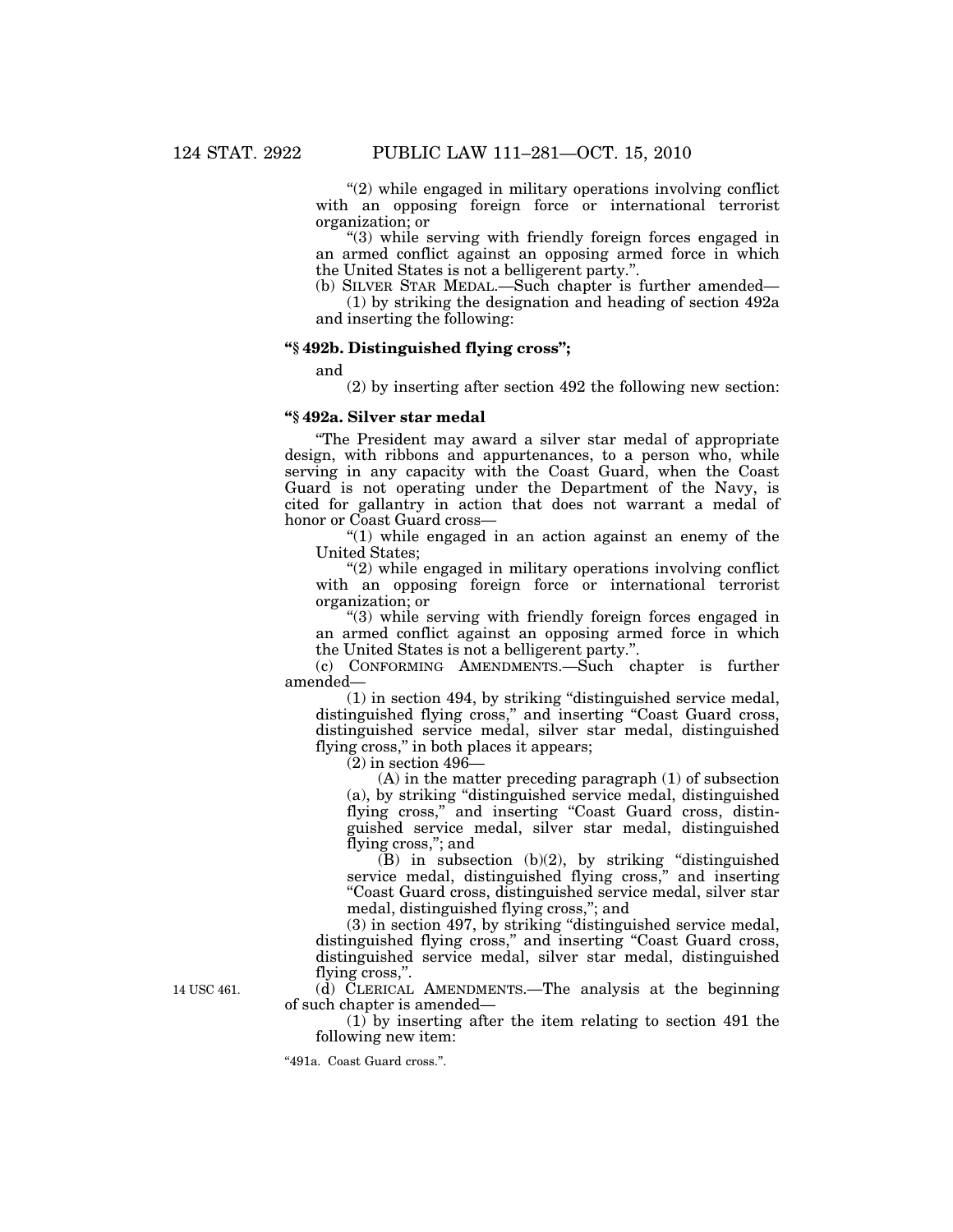"(2) while engaged in military operations involving conflict with an opposing foreign force or international terrorist organization; or

"(3) while serving with friendly foreign forces engaged in an armed conflict against an opposing armed force in which the United States is not a belligerent party.".

(b) SILVER STAR MEDAL.—Such chapter is further amended—

(1) by striking the designation and heading of section 492a and inserting the following:

**"§ 492b. Distinguished flying cross";**

and

(2) by inserting after section 492 the following new section:

**"§ 492a. Silver star medal**

"The President may award a silver star medal of appropriate design, with ribbons and appurtenances, to a person who, while serving in any capacity with the Coast Guard, when the Coast Guard is not operating under the Department of the Navy, is cited for gallantry in action that does not warrant a medal of honor or Coast Guard cross—

"(1) while engaged in an action against an enemy of the United States;

"(2) while engaged in military operations involving conflict with an opposing foreign force or international terrorist organization; or

"(3) while serving with friendly foreign forces engaged in an armed conflict against an opposing armed force in which the United States is not a belligerent party.".

(c) CONFORMING AMENDMENTS.—Such chapter is further amended—

(1) in section 494, by striking "distinguished service medal, distinguished flying cross," and inserting "Coast Guard cross, distinguished service medal, silver star medal, distinguished flying cross," in both places it appears;

(2) in section 496—

(A) in the matter preceding paragraph (1) of subsection (a), by striking "distinguished service medal, distinguished flying cross," and inserting "Coast Guard cross, distinguished service medal, silver star medal, distinguished flying cross,"; and

(B) in subsection (b)(2), by striking "distinguished service medal, distinguished flying cross," and inserting "Coast Guard cross, distinguished service medal, silver star medal, distinguished flying cross,"; and

(3) in section 497, by striking "distinguished service medal, distinguished flying cross," and inserting "Coast Guard cross, distinguished service medal, silver star medal, distinguished flying cross,".

14 USC 461.

(d) CLERICAL AMENDMENTS.—The analysis at the beginning of such chapter is amended—

(1) by inserting after the item relating to section 491 the following new item:

"491a. Coast Guard cross.".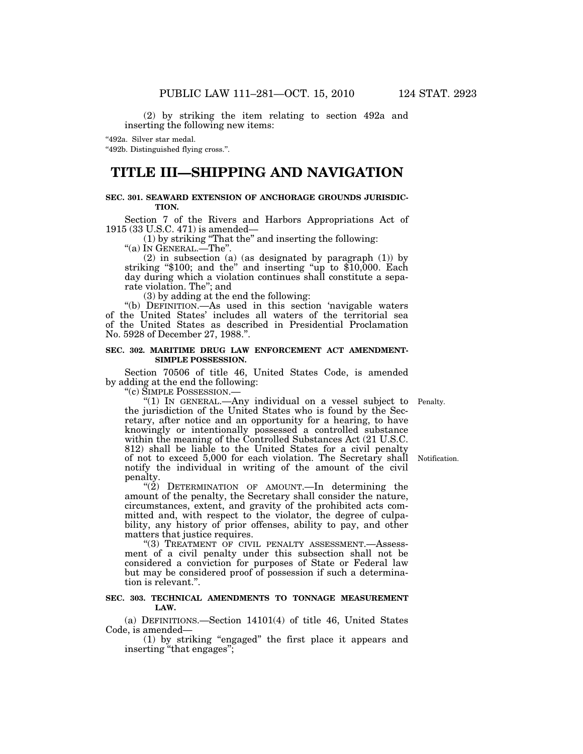(2) by striking the item relating to section 492a and inserting the following new items:

"492a. Silver star medal.

"492b. Distinguished flying cross.".

# TITLE III—SHIPPING AND NAVIGATION

### SEC. 301. SEAWARD EXTENSION OF ANCHORAGE GROUNDS JURISDICTION.

Section 7 of the Rivers and Harbors Appropriations Act of 1915 (33 U.S.C. 471) is amended—

(1) by striking "That the" and inserting the following: "(a) IN GENERAL.—The".

(2) in subsection (a) (as designated by paragraph (1)) by striking "$100; and the" and inserting "up to $10,000. Each day during which a violation continues shall constitute a separate violation. The"; and

(3) by adding at the end the following:

"(b) DEFINITION.—As used in this section 'navigable waters of the United States' includes all waters of the territorial sea of the United States as described in Presidential Proclamation No. 5928 of December 27, 1988.".

### SEC. 302. MARITIME DRUG LAW ENFORCEMENT ACT AMENDMENT-SIMPLE POSSESSION.

Section 70506 of title 46, United States Code, is amended by adding at the end the following:

"(c) SIMPLE POSSESSION.—

"(1) IN GENERAL.—Any individual on a vessel subject to the jurisdiction of the United States who is found by the Secretary, after notice and an opportunity for a hearing, to have knowingly or intentionally possessed a controlled substance within the meaning of the Controlled Substances Act (21 U.S.C. 812) shall be liable to the United States for a civil penalty of not to exceed 5,000 for each violation. The Secretary shall notify the individual in writing of the amount of the civil penalty.

Penalty.

Notification.

"(2) DETERMINATION OF AMOUNT.—In determining the amount of the penalty, the Secretary shall consider the nature, circumstances, extent, and gravity of the prohibited acts committed and, with respect to the violator, the degree of culpability, any history of prior offenses, ability to pay, and other matters that justice requires.

"(3) TREATMENT OF CIVIL PENALTY ASSESSMENT.—Assessment of a civil penalty under this subsection shall not be considered a conviction for purposes of State or Federal law but may be considered proof of possession if such a determination is relevant.".

### SEC. 303. TECHNICAL AMENDMENTS TO TONNAGE MEASUREMENT LAW.

(a) DEFINITIONS.—Section 14101(4) of title 46, United States Code, is amended—

(1) by striking "engaged" the first place it appears and inserting "that engages";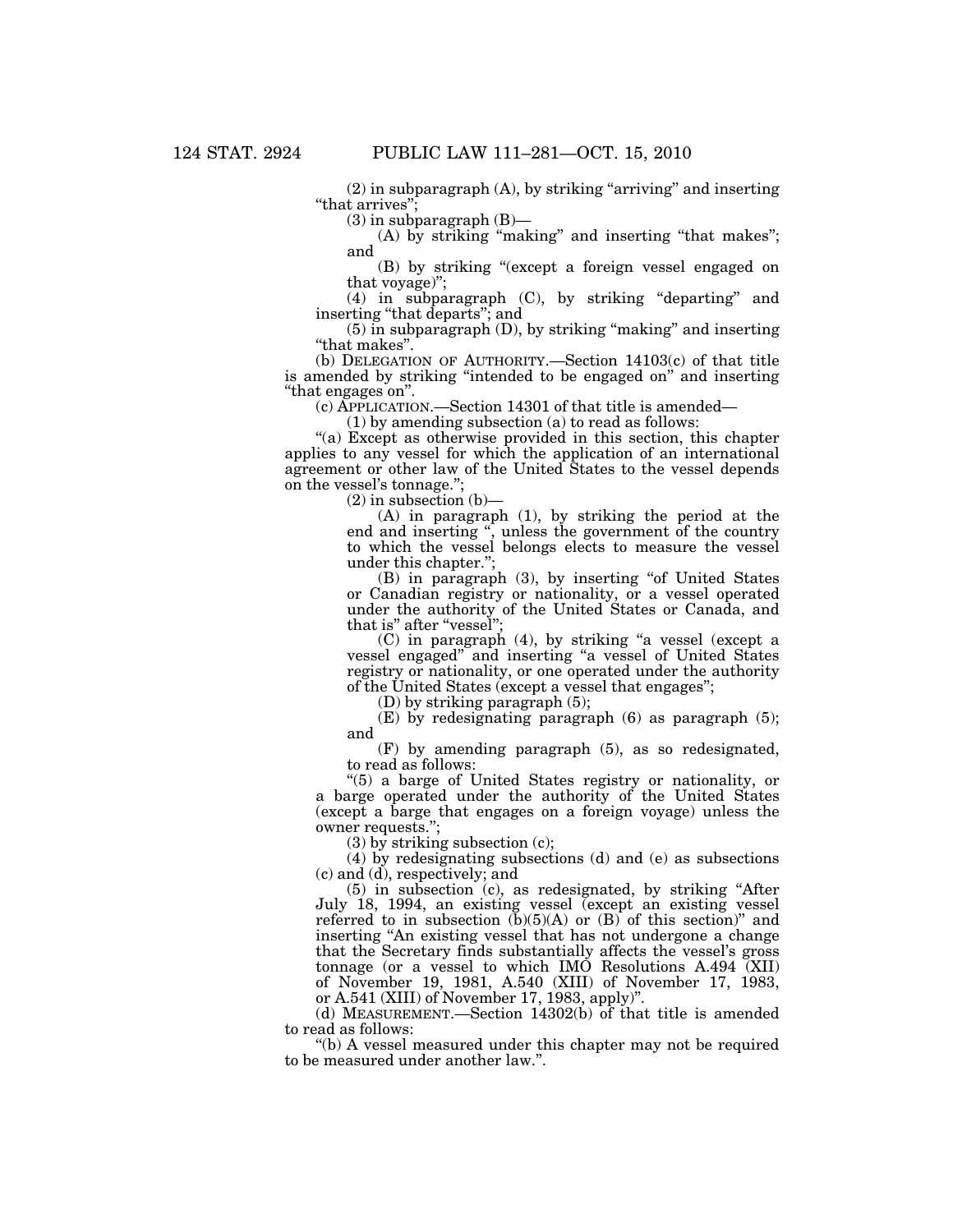(2) in subparagraph (A), by striking "arriving" and inserting "that arrives";

(3) in subparagraph (B)—

(A) by striking "making" and inserting "that makes"; and

(B) by striking "(except a foreign vessel engaged on that voyage)";

(4) in subparagraph (C), by striking "departing" and inserting "that departs"; and

(5) in subparagraph (D), by striking "making" and inserting "that makes".

(b) DELEGATION OF AUTHORITY.—Section 14103(c) of that title is amended by striking "intended to be engaged on" and inserting "that engages on".

(c) APPLICATION.—Section 14301 of that title is amended—

(1) by amending subsection (a) to read as follows:

"(a) Except as otherwise provided in this section, this chapter applies to any vessel for which the application of an international agreement or other law of the United States to the vessel depends on the vessel's tonnage.";

(2) in subsection (b)—

(A) in paragraph (1), by striking the period at the end and inserting ", unless the government of the country to which the vessel belongs elects to measure the vessel under this chapter.";

(B) in paragraph (3), by inserting "of United States or Canadian registry or nationality, or a vessel operated under the authority of the United States or Canada, and that is" after "vessel";

(C) in paragraph (4), by striking "a vessel (except a vessel engaged" and inserting "a vessel of United States registry or nationality, or one operated under the authority of the United States (except a vessel that engages";

(D) by striking paragraph (5);

(E) by redesignating paragraph (6) as paragraph (5); and

(F) by amending paragraph (5), as so redesignated, to read as follows:

"(5) a barge of United States registry or nationality, or a barge operated under the authority of the United States (except a barge that engages on a foreign voyage) unless the owner requests.";

(3) by striking subsection (c);

(4) by redesignating subsections (d) and (e) as subsections (c) and (d), respectively; and

(5) in subsection (c), as redesignated, by striking "After July 18, 1994, an existing vessel (except an existing vessel referred to in subsection (b)(5)(A) or (B) of this section)" and inserting "An existing vessel that has not undergone a change that the Secretary finds substantially affects the vessel's gross tonnage (or a vessel to which IMO Resolutions A.494 (XII) of November 19, 1981, A.540 (XIII) of November 17, 1983, or A.541 (XIII) of November 17, 1983, apply)".

(d) MEASUREMENT.—Section 14302(b) of that title is amended to read as follows:

"(b) A vessel measured under this chapter may not be required to be measured under another law.".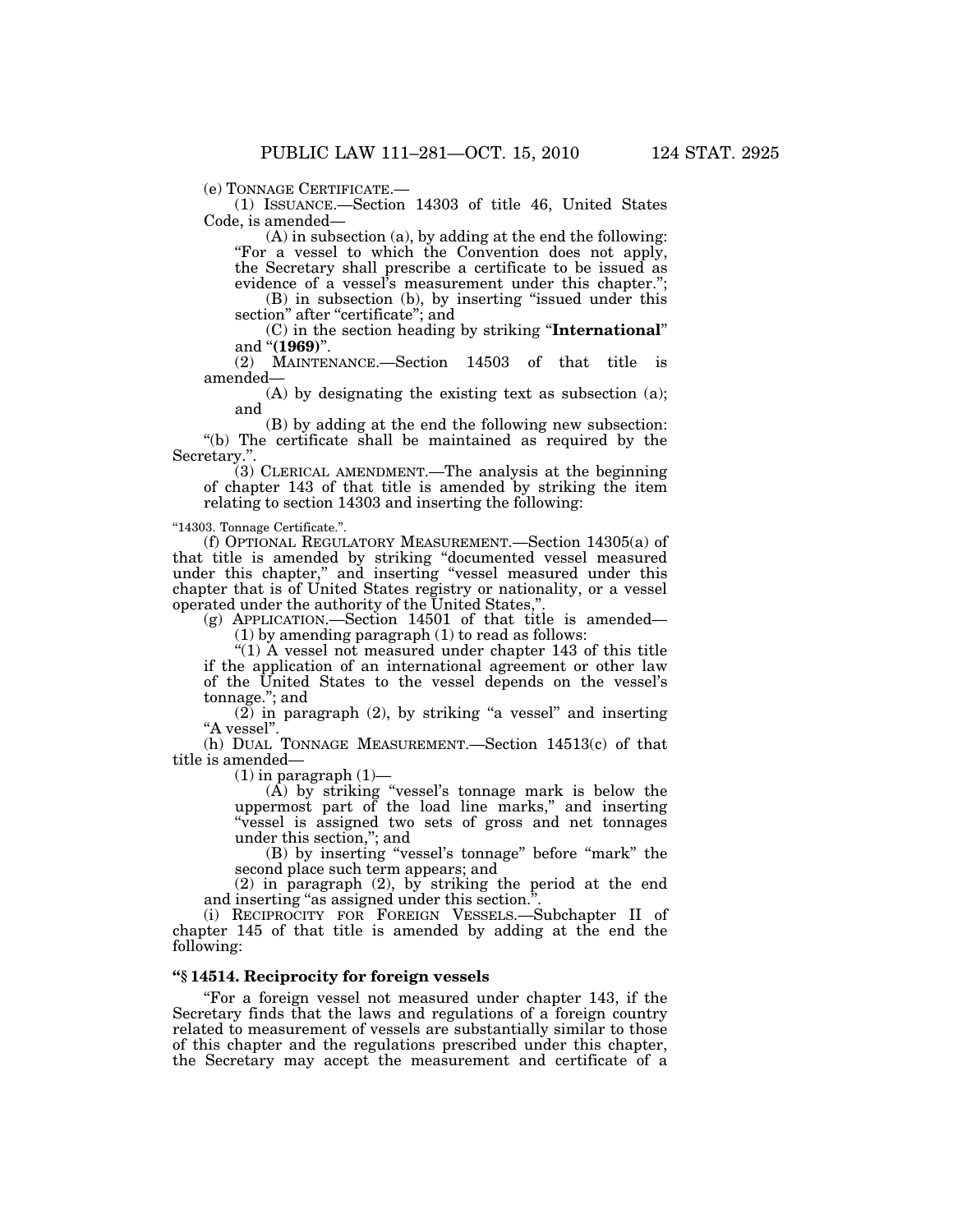(e) TONNAGE CERTIFICATE.—

(1) ISSUANCE.—Section 14303 of title 46, United States Code, is amended—

(A) in subsection (a), by adding at the end the following: "For a vessel to which the Convention does not apply, the Secretary shall prescribe a certificate to be issued as evidence of a vessel's measurement under this chapter.";

(B) in subsection (b), by inserting "issued under this section" after "certificate"; and

(C) in the section heading by striking "**International**" and "**(1969)**".

(2) MAINTENANCE.—Section 14503 of that title is amended—

(A) by designating the existing text as subsection (a); and

(B) by adding at the end the following new subsection:

"(b) The certificate shall be maintained as required by the Secretary.".

(3) CLERICAL AMENDMENT.—The analysis at the beginning of chapter 143 of that title is amended by striking the item relating to section 14303 and inserting the following:

"14303. Tonnage Certificate.".

(f) OPTIONAL REGULATORY MEASUREMENT.—Section 14305(a) of that title is amended by striking "documented vessel measured under this chapter," and inserting "vessel measured under this chapter that is of United States registry or nationality, or a vessel operated under the authority of the United States,".

(g) APPLICATION.—Section 14501 of that title is amended—

(1) by amending paragraph (1) to read as follows:

"(1) A vessel not measured under chapter 143 of this title if the application of an international agreement or other law of the United States to the vessel depends on the vessel's tonnage."; and

(2) in paragraph (2), by striking "a vessel" and inserting "A vessel".

(h) DUAL TONNAGE MEASUREMENT.—Section 14513(c) of that title is amended—

(1) in paragraph (1)—

(A) by striking "vessel's tonnage mark is below the uppermost part of the load line marks," and inserting "vessel is assigned two sets of gross and net tonnages under this section,"; and

(B) by inserting "vessel's tonnage" before "mark" the second place such term appears; and

(2) in paragraph (2), by striking the period at the end and inserting "as assigned under this section.".

(i) RECIPROCITY FOR FOREIGN VESSELS.—Subchapter II of chapter 145 of that title is amended by adding at the end the following:

### "§ 14514. Reciprocity for foreign vessels

"For a foreign vessel not measured under chapter 143, if the Secretary finds that the laws and regulations of a foreign country related to measurement of vessels are substantially similar to those of this chapter and the regulations prescribed under this chapter, the Secretary may accept the measurement and certificate of a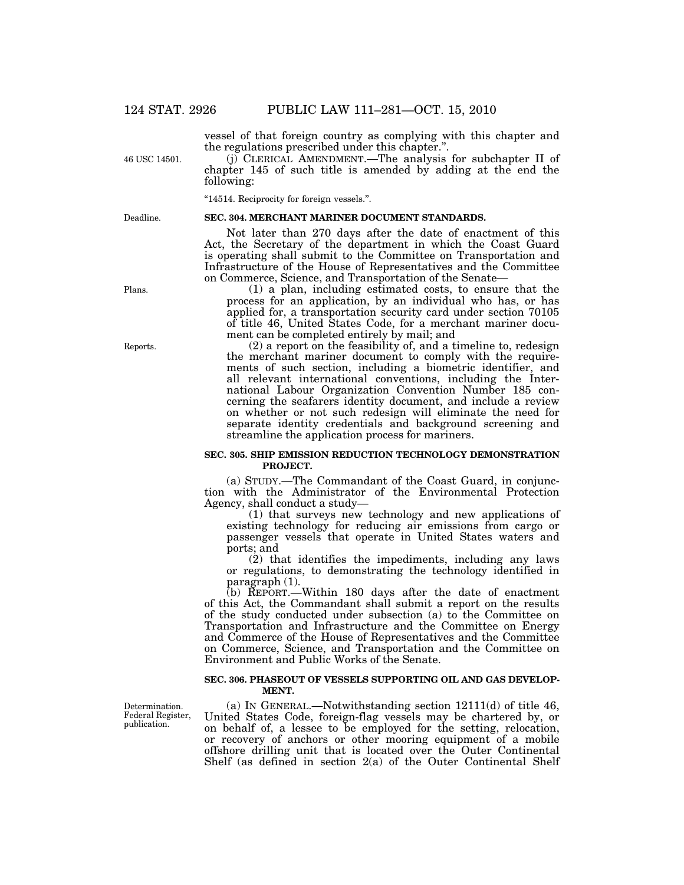vessel of that foreign country as complying with this chapter and the regulations prescribed under this chapter.".

46 USC 14501.

(j) CLERICAL AMENDMENT.—The analysis for subchapter II of chapter 145 of such title is amended by adding at the end the following:

"14514. Reciprocity for foreign vessels.".

Deadline.

**SEC. 304. MERCHANT MARINER DOCUMENT STANDARDS.**

Not later than 270 days after the date of enactment of this Act, the Secretary of the department in which the Coast Guard is operating shall submit to the Committee on Transportation and Infrastructure of the House of Representatives and the Committee on Commerce, Science, and Transportation of the Senate—

Plans.

(1) a plan, including estimated costs, to ensure that the process for an application, by an individual who has, or has applied for, a transportation security card under section 70105 of title 46, United States Code, for a merchant mariner document can be completed entirely by mail; and

Reports.

(2) a report on the feasibility of, and a timeline to, redesign the merchant mariner document to comply with the requirements of such section, including a biometric identifier, and all relevant international conventions, including the International Labour Organization Convention Number 185 concerning the seafarers identity document, and include a review on whether or not such redesign will eliminate the need for separate identity credentials and background screening and streamline the application process for mariners.

**SEC. 305. SHIP EMISSION REDUCTION TECHNOLOGY DEMONSTRATION PROJECT.**

(a) STUDY.—The Commandant of the Coast Guard, in conjunction with the Administrator of the Environmental Protection Agency, shall conduct a study—

(1) that surveys new technology and new applications of existing technology for reducing air emissions from cargo or passenger vessels that operate in United States waters and ports; and

(2) that identifies the impediments, including any laws or regulations, to demonstrating the technology identified in paragraph (1).

(b) REPORT.—Within 180 days after the date of enactment of this Act, the Commandant shall submit a report on the results of the study conducted under subsection (a) to the Committee on Transportation and Infrastructure and the Committee on Energy and Commerce of the House of Representatives and the Committee on Commerce, Science, and Transportation and the Committee on Environment and Public Works of the Senate.

**SEC. 306. PHASEOUT OF VESSELS SUPPORTING OIL AND GAS DEVELOPMENT.**

Determination. Federal Register, publication.

(a) IN GENERAL.—Notwithstanding section 12111(d) of title 46, United States Code, foreign-flag vessels may be chartered by, or on behalf of, a lessee to be employed for the setting, relocation, or recovery of anchors or other mooring equipment of a mobile offshore drilling unit that is located over the Outer Continental Shelf (as defined in section 2(a) of the Outer Continental Shelf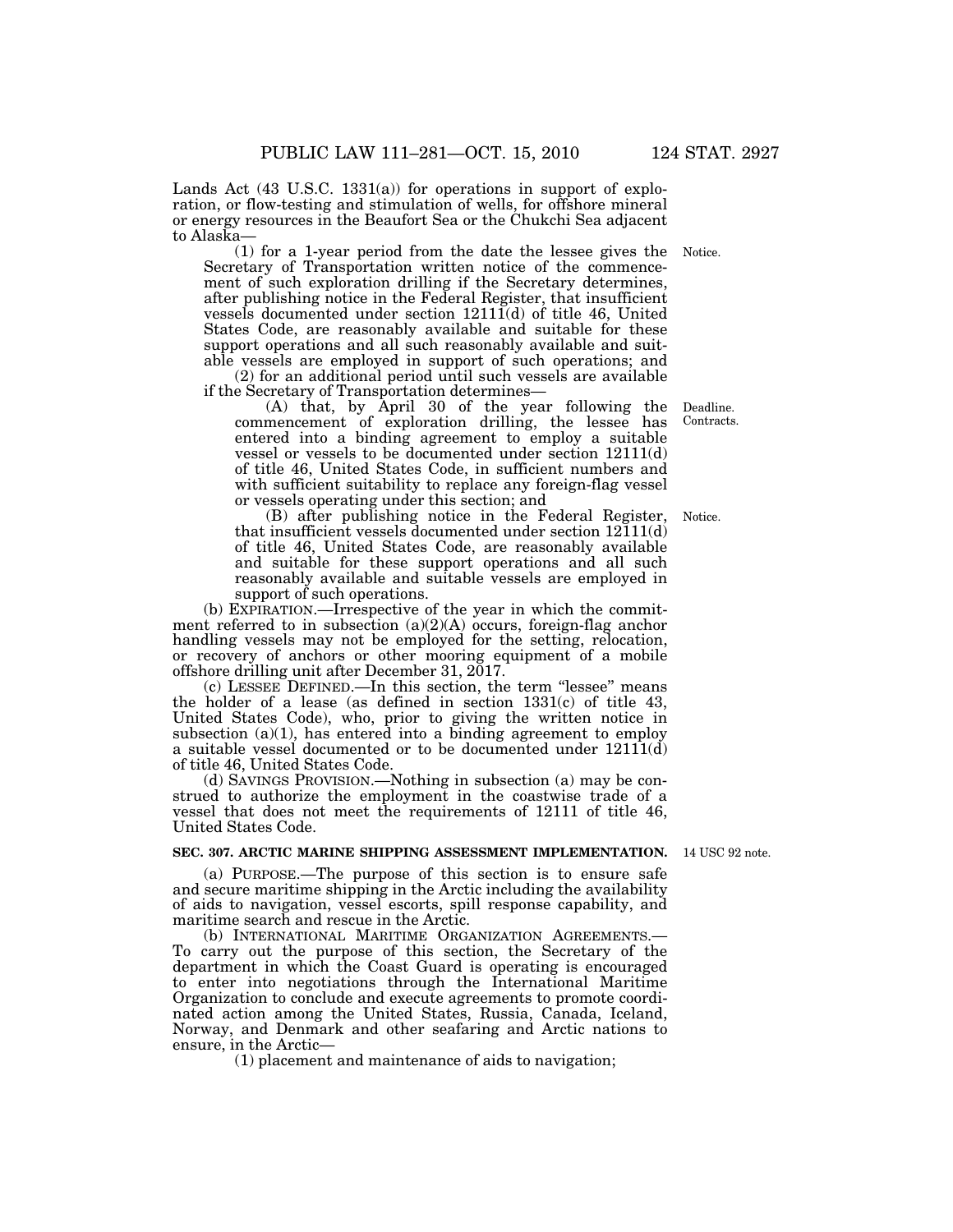Lands Act (43 U.S.C. 1331(a)) for operations in support of exploration, or flow-testing and stimulation of wells, for offshore mineral or energy resources in the Beaufort Sea or the Chukchi Sea adjacent to Alaska—

(1) for a 1-year period from the date the lessee gives the Secretary of Transportation written notice of the commencement of such exploration drilling if the Secretary determines, after publishing notice in the Federal Register, that insufficient vessels documented under section 12111(d) of title 46, United States Code, are reasonably available and suitable for these support operations and all such reasonably available and suitable vessels are employed in support of such operations; and

Notice.

(2) for an additional period until such vessels are available if the Secretary of Transportation determines—

(A) that, by April 30 of the year following the commencement of exploration drilling, the lessee has entered into a binding agreement to employ a suitable vessel or vessels to be documented under section 12111(d) of title 46, United States Code, in sufficient numbers and with sufficient suitability to replace any foreign-flag vessel or vessels operating under this section; and

Deadline. Contracts.

(B) after publishing notice in the Federal Register, that insufficient vessels documented under section 12111(d) of title 46, United States Code, are reasonably available and suitable for these support operations and all such reasonably available and suitable vessels are employed in support of such operations.

Notice.

(b) EXPIRATION.—Irrespective of the year in which the commitment referred to in subsection (a)(2)(A) occurs, foreign-flag anchor handling vessels may not be employed for the setting, relocation, or recovery of anchors or other mooring equipment of a mobile offshore drilling unit after December 31, 2017.

(c) LESSEE DEFINED.—In this section, the term "lessee" means the holder of a lease (as defined in section 1331(c) of title 43, United States Code), who, prior to giving the written notice in subsection (a)(1), has entered into a binding agreement to employ a suitable vessel documented or to be documented under 12111(d) of title 46, United States Code.

(d) SAVINGS PROVISION.—Nothing in subsection (a) may be construed to authorize the employment in the coastwise trade of a vessel that does not meet the requirements of 12111 of title 46, United States Code.

**SEC. 307. ARCTIC MARINE SHIPPING ASSESSMENT IMPLEMENTATION.**

14 USC 92 note.

(a) PURPOSE.—The purpose of this section is to ensure safe and secure maritime shipping in the Arctic including the availability of aids to navigation, vessel escorts, spill response capability, and maritime search and rescue in the Arctic.

(b) INTERNATIONAL MARITIME ORGANIZATION AGREEMENTS.—To carry out the purpose of this section, the Secretary of the department in which the Coast Guard is operating is encouraged to enter into negotiations through the International Maritime Organization to conclude and execute agreements to promote coordinated action among the United States, Russia, Canada, Iceland, Norway, and Denmark and other seafaring and Arctic nations to ensure, in the Arctic—

(1) placement and maintenance of aids to navigation;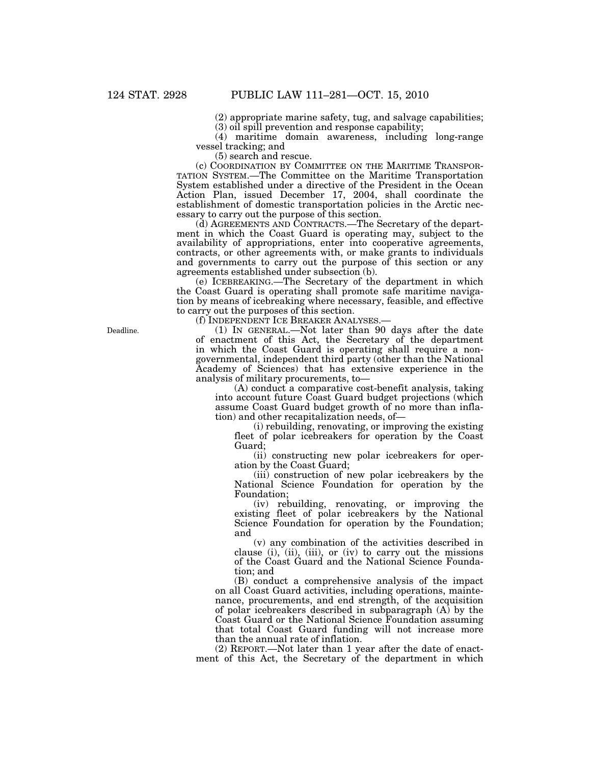(2) appropriate marine safety, tug, and salvage capabilities;

(3) oil spill prevention and response capability;

(4) maritime domain awareness, including long-range vessel tracking; and

(5) search and rescue.

(c) COORDINATION BY COMMITTEE ON THE MARITIME TRANSPORTATION SYSTEM.—The Committee on the Maritime Transportation System established under a directive of the President in the Ocean Action Plan, issued December 17, 2004, shall coordinate the establishment of domestic transportation policies in the Arctic necessary to carry out the purpose of this section.

(d) AGREEMENTS AND CONTRACTS.—The Secretary of the department in which the Coast Guard is operating may, subject to the availability of appropriations, enter into cooperative agreements, contracts, or other agreements with, or make grants to individuals and governments to carry out the purpose of this section or any agreements established under subsection (b).

(e) ICEBREAKING.—The Secretary of the department in which the Coast Guard is operating shall promote safe maritime navigation by means of icebreaking where necessary, feasible, and effective to carry out the purposes of this section.

(f) INDEPENDENT ICE BREAKER ANALYSES.—

Deadline.

(1) IN GENERAL.—Not later than 90 days after the date of enactment of this Act, the Secretary of the department in which the Coast Guard is operating shall require a non-governmental, independent third party (other than the National Academy of Sciences) that has extensive experience in the analysis of military procurements, to—

(A) conduct a comparative cost-benefit analysis, taking into account future Coast Guard budget projections (which assume Coast Guard budget growth of no more than inflation) and other recapitalization needs, of—

(i) rebuilding, renovating, or improving the existing fleet of polar icebreakers for operation by the Coast Guard;

(ii) constructing new polar icebreakers for operation by the Coast Guard;

(iii) construction of new polar icebreakers by the National Science Foundation for operation by the Foundation;

(iv) rebuilding, renovating, or improving the existing fleet of polar icebreakers by the National Science Foundation for operation by the Foundation; and

(v) any combination of the activities described in clause (i), (ii), (iii), or (iv) to carry out the missions of the Coast Guard and the National Science Foundation; and

(B) conduct a comprehensive analysis of the impact on all Coast Guard activities, including operations, maintenance, procurements, and end strength, of the acquisition of polar icebreakers described in subparagraph (A) by the Coast Guard or the National Science Foundation assuming that total Coast Guard funding will not increase more than the annual rate of inflation.

(2) REPORT.—Not later than 1 year after the date of enactment of this Act, the Secretary of the department in which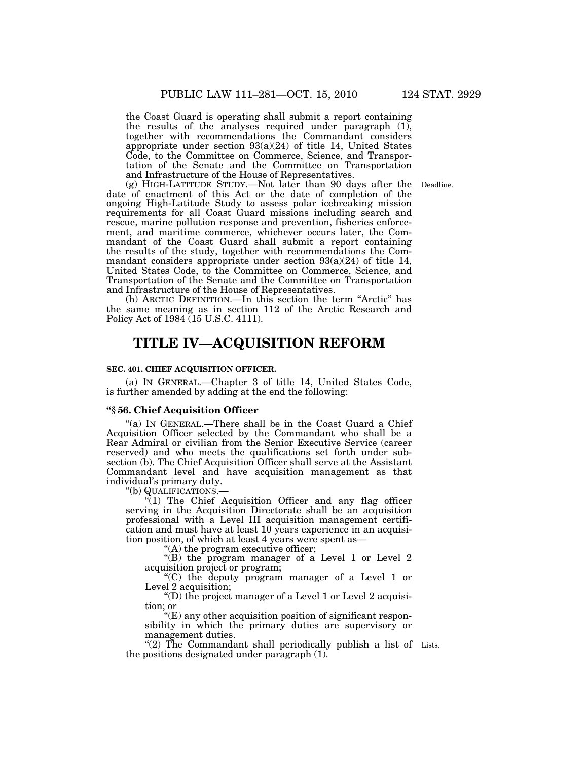the Coast Guard is operating shall submit a report containing the results of the analyses required under paragraph (1), together with recommendations the Commandant considers appropriate under section 93(a)(24) of title 14, United States Code, to the Committee on Commerce, Science, and Transportation of the Senate and the Committee on Transportation and Infrastructure of the House of Representatives.

(g) HIGH-LATITUDE STUDY.—Not later than 90 days after the date of enactment of this Act or the date of completion of the ongoing High-Latitude Study to assess polar icebreaking mission requirements for all Coast Guard missions including search and rescue, marine pollution response and prevention, fisheries enforcement, and maritime commerce, whichever occurs later, the Commandant of the Coast Guard shall submit a report containing the results of the study, together with recommendations the Commandant considers appropriate under section 93(a)(24) of title 14, United States Code, to the Committee on Commerce, Science, and Transportation of the Senate and the Committee on Transportation and Infrastructure of the House of Representatives.

Deadline.

(h) ARCTIC DEFINITION.—In this section the term "Arctic" has the same meaning as in section 112 of the Arctic Research and Policy Act of 1984 (15 U.S.C. 4111).

# TITLE IV—ACQUISITION REFORM

**SEC. 401. CHIEF ACQUISITION OFFICER.**

(a) IN GENERAL.—Chapter 3 of title 14, United States Code, is further amended by adding at the end the following:

### "§ 56. Chief Acquisition Officer

"(a) IN GENERAL.—There shall be in the Coast Guard a Chief Acquisition Officer selected by the Commandant who shall be a Rear Admiral or civilian from the Senior Executive Service (career reserved) and who meets the qualifications set forth under subsection (b). The Chief Acquisition Officer shall serve at the Assistant Commandant level and have acquisition management as that individual's primary duty.

"(b) QUALIFICATIONS.—

"(1) The Chief Acquisition Officer and any flag officer serving in the Acquisition Directorate shall be an acquisition professional with a Level III acquisition management certification and must have at least 10 years experience in an acquisition position, of which at least 4 years were spent as—

"(A) the program executive officer;

"(B) the program manager of a Level 1 or Level 2 acquisition project or program;

"(C) the deputy program manager of a Level 1 or Level 2 acquisition;

"(D) the project manager of a Level 1 or Level 2 acquisition; or

"(E) any other acquisition position of significant responsibility in which the primary duties are supervisory or management duties.

"(2) The Commandant shall periodically publish a list of the positions designated under paragraph (1).

Lists.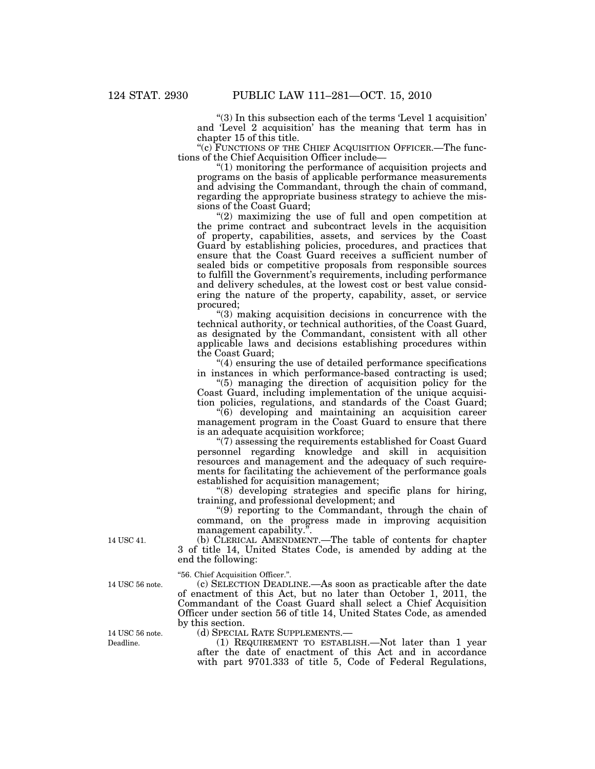"(3) In this subsection each of the terms 'Level 1 acquisition' and 'Level 2 acquisition' has the meaning that term has in chapter 15 of this title.

"(c) FUNCTIONS OF THE CHIEF ACQUISITION OFFICER.—The functions of the Chief Acquisition Officer include—

"(1) monitoring the performance of acquisition projects and programs on the basis of applicable performance measurements and advising the Commandant, through the chain of command, regarding the appropriate business strategy to achieve the missions of the Coast Guard;

"(2) maximizing the use of full and open competition at the prime contract and subcontract levels in the acquisition of property, capabilities, assets, and services by the Coast Guard by establishing policies, procedures, and practices that ensure that the Coast Guard receives a sufficient number of sealed bids or competitive proposals from responsible sources to fulfill the Government's requirements, including performance and delivery schedules, at the lowest cost or best value considering the nature of the property, capability, asset, or service procured;

"(3) making acquisition decisions in concurrence with the technical authority, or technical authorities, of the Coast Guard, as designated by the Commandant, consistent with all other applicable laws and decisions establishing procedures within the Coast Guard;

"(4) ensuring the use of detailed performance specifications in instances in which performance-based contracting is used;

"(5) managing the direction of acquisition policy for the Coast Guard, including implementation of the unique acquisition policies, regulations, and standards of the Coast Guard;

"(6) developing and maintaining an acquisition career management program in the Coast Guard to ensure that there is an adequate acquisition workforce;

"(7) assessing the requirements established for Coast Guard personnel regarding knowledge and skill in acquisition resources and management and the adequacy of such requirements for facilitating the achievement of the performance goals established for acquisition management;

"(8) developing strategies and specific plans for hiring, training, and professional development; and

"(9) reporting to the Commandant, through the chain of command, on the progress made in improving acquisition management capability.".

14 USC 41.

(b) CLERICAL AMENDMENT.—The table of contents for chapter 3 of title 14, United States Code, is amended by adding at the end the following:

"56. Chief Acquisition Officer.".

14 USC 56 note.

(c) SELECTION DEADLINE.—As soon as practicable after the date of enactment of this Act, but no later than October 1, 2011, the Commandant of the Coast Guard shall select a Chief Acquisition Officer under section 56 of title 14, United States Code, as amended by this section.

14 USC 56 note. Deadline.

(d) SPECIAL RATE SUPPLEMENTS.—

(1) REQUIREMENT TO ESTABLISH.—Not later than 1 year after the date of enactment of this Act and in accordance with part 9701.333 of title 5, Code of Federal Regulations,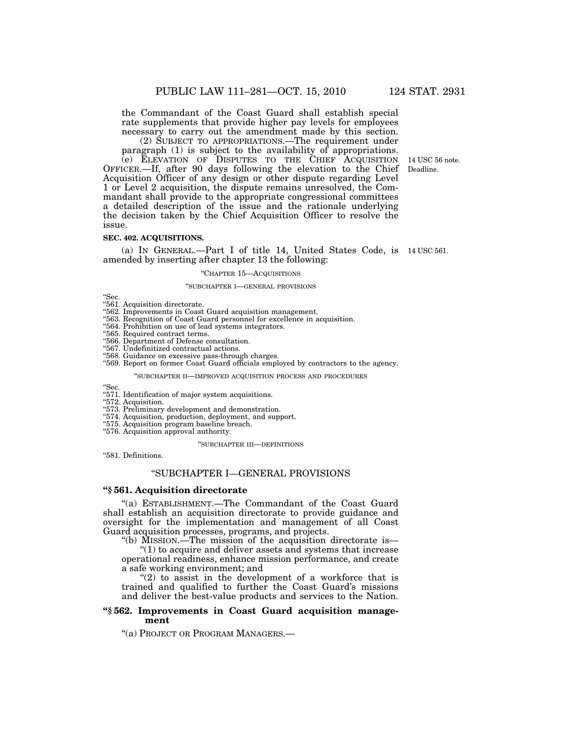the Commandant of the Coast Guard shall establish special rate supplements that provide higher pay levels for employees necessary to carry out the amendment made by this section.

(2) SUBJECT TO APPROPRIATIONS.—The requirement under paragraph (1) is subject to the availability of appropriations.

(e) ELEVATION OF DISPUTES TO THE CHIEF ACQUISITION OFFICER.—If, after 90 days following the elevation to the Chief Acquisition Officer of any design or other dispute regarding Level 1 or Level 2 acquisition, the dispute remains unresolved, the Commandant shall provide to the appropriate congressional committees a detailed description of the issue and the rationale underlying the decision taken by the Chief Acquisition Officer to resolve the issue.

14 USC 56 note. Deadline.

**SEC. 402. ACQUISITIONS.**

(a) IN GENERAL.—Part I of title 14, United States Code, is amended by inserting after chapter 13 the following:

14 USC 561.

"CHAPTER 15—ACQUISITIONS

"SUBCHAPTER I—GENERAL PROVISIONS

"Sec.
"561. Acquisition directorate.
"562. Improvements in Coast Guard acquisition management.
"563. Recognition of Coast Guard personnel for excellence in acquisition.
"564. Prohibition on use of lead systems integrators.
"565. Required contract terms.
"566. Department of Defense consultation.
"567. Undefinitized contractual actions.
"568. Guidance on excessive pass-through charges.
"569. Report on former Coast Guard officials employed by contractors to the agency.

"SUBCHAPTER II—IMPROVED ACQUISITION PROCESS AND PROCEDURES

"Sec.
"571. Identification of major system acquisitions.
"572. Acquisition.
"573. Preliminary development and demonstration.
"574. Acquisition, production, deployment, and support.
"575. Acquisition program baseline breach.
"576. Acquisition approval authority.

"SUBCHAPTER III—DEFINITIONS

"581. Definitions.

"SUBCHAPTER I—GENERAL PROVISIONS

**"§ 561. Acquisition directorate**

"(a) ESTABLISHMENT.—The Commandant of the Coast Guard shall establish an acquisition directorate to provide guidance and oversight for the implementation and management of all Coast Guard acquisition processes, programs, and projects.

"(b) MISSION.—The mission of the acquisition directorate is—

"(1) to acquire and deliver assets and systems that increase operational readiness, enhance mission performance, and create a safe working environment; and

"(2) to assist in the development of a workforce that is trained and qualified to further the Coast Guard's missions and deliver the best-value products and services to the Nation.

**"§ 562. Improvements in Coast Guard acquisition management**

"(a) PROJECT OR PROGRAM MANAGERS.—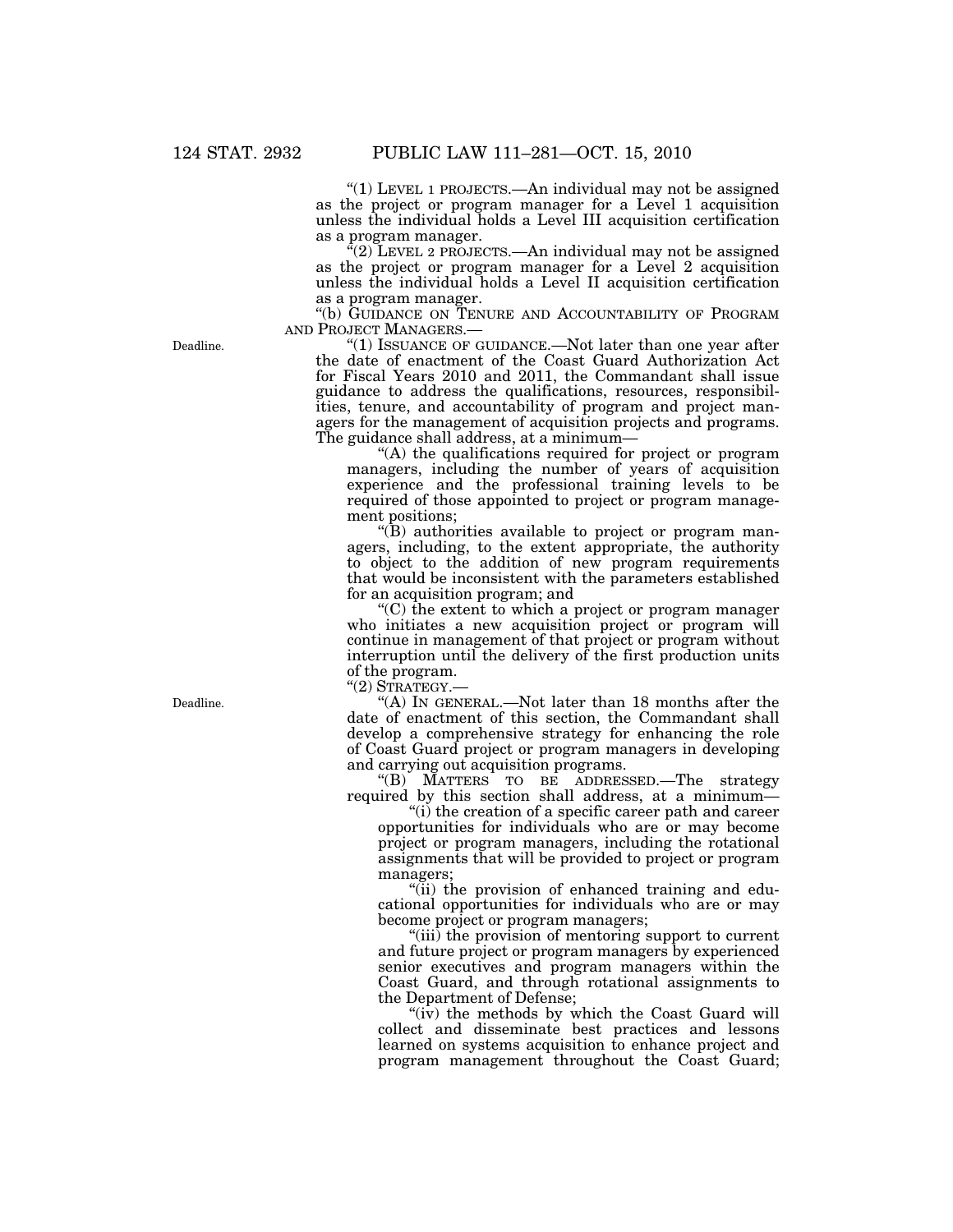"(1) LEVEL 1 PROJECTS.—An individual may not be assigned as the project or program manager for a Level 1 acquisition unless the individual holds a Level III acquisition certification as a program manager.

"(2) LEVEL 2 PROJECTS.—An individual may not be assigned as the project or program manager for a Level 2 acquisition unless the individual holds a Level II acquisition certification as a program manager.

"(b) GUIDANCE ON TENURE AND ACCOUNTABILITY OF PROGRAM AND PROJECT MANAGERS.—

Deadline.

"(1) ISSUANCE OF GUIDANCE.—Not later than one year after the date of enactment of the Coast Guard Authorization Act for Fiscal Years 2010 and 2011, the Commandant shall issue guidance to address the qualifications, resources, responsibilities, tenure, and accountability of program and project managers for the management of acquisition projects and programs. The guidance shall address, at a minimum—

"(A) the qualifications required for project or program managers, including the number of years of acquisition experience and the professional training levels to be required of those appointed to project or program management positions;

"(B) authorities available to project or program managers, including, to the extent appropriate, the authority to object to the addition of new program requirements that would be inconsistent with the parameters established for an acquisition program; and

"(C) the extent to which a project or program manager who initiates a new acquisition project or program will continue in management of that project or program without interruption until the delivery of the first production units of the program.

"(2) STRATEGY.—

Deadline.

"(A) IN GENERAL.—Not later than 18 months after the date of enactment of this section, the Commandant shall develop a comprehensive strategy for enhancing the role of Coast Guard project or program managers in developing and carrying out acquisition programs.

"(B) MATTERS TO BE ADDRESSED.—The strategy required by this section shall address, at a minimum—

"(i) the creation of a specific career path and career opportunities for individuals who are or may become project or program managers, including the rotational assignments that will be provided to project or program managers;

"(ii) the provision of enhanced training and educational opportunities for individuals who are or may become project or program managers;

"(iii) the provision of mentoring support to current and future project or program managers by experienced senior executives and program managers within the Coast Guard, and through rotational assignments to the Department of Defense;

"(iv) the methods by which the Coast Guard will collect and disseminate best practices and lessons learned on systems acquisition to enhance project and program management throughout the Coast Guard;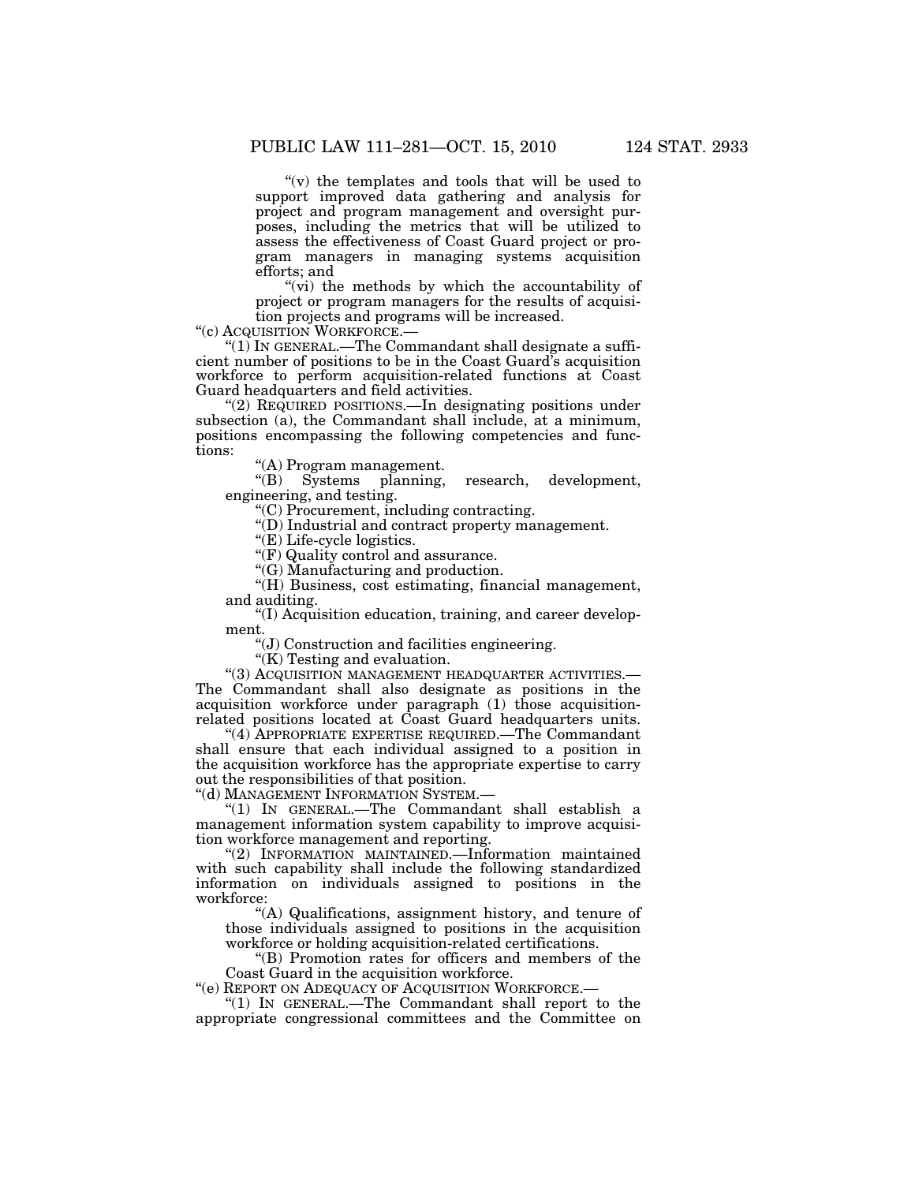"(v) the templates and tools that will be used to support improved data gathering and analysis for project and program management and oversight purposes, including the metrics that will be utilized to assess the effectiveness of Coast Guard project or program managers in managing systems acquisition efforts; and

"(vi) the methods by which the accountability of project or program managers for the results of acquisition projects and programs will be increased.

"(c) ACQUISITION WORKFORCE.—

"(1) IN GENERAL.—The Commandant shall designate a sufficient number of positions to be in the Coast Guard's acquisition workforce to perform acquisition-related functions at Coast Guard headquarters and field activities.

"(2) REQUIRED POSITIONS.—In designating positions under subsection (a), the Commandant shall include, at a minimum, positions encompassing the following competencies and functions:

"(A) Program management.

"(B) Systems planning, research, development, engineering, and testing.

"(C) Procurement, including contracting.

"(D) Industrial and contract property management.

"(E) Life-cycle logistics.

"(F) Quality control and assurance.

"(G) Manufacturing and production.

"(H) Business, cost estimating, financial management, and auditing.

"(I) Acquisition education, training, and career development.

"(J) Construction and facilities engineering.

"(K) Testing and evaluation.

"(3) ACQUISITION MANAGEMENT HEADQUARTER ACTIVITIES.—The Commandant shall also designate as positions in the acquisition workforce under paragraph (1) those acquisition-related positions located at Coast Guard headquarters units.

"(4) APPROPRIATE EXPERTISE REQUIRED.—The Commandant shall ensure that each individual assigned to a position in the acquisition workforce has the appropriate expertise to carry out the responsibilities of that position.

"(d) MANAGEMENT INFORMATION SYSTEM.—

"(1) IN GENERAL.—The Commandant shall establish a management information system capability to improve acquisition workforce management and reporting.

"(2) INFORMATION MAINTAINED.—Information maintained with such capability shall include the following standardized information on individuals assigned to positions in the workforce:

"(A) Qualifications, assignment history, and tenure of those individuals assigned to positions in the acquisition workforce or holding acquisition-related certifications.

"(B) Promotion rates for officers and members of the Coast Guard in the acquisition workforce.

"(e) REPORT ON ADEQUACY OF ACQUISITION WORKFORCE.—

"(1) IN GENERAL.—The Commandant shall report to the appropriate congressional committees and the Committee on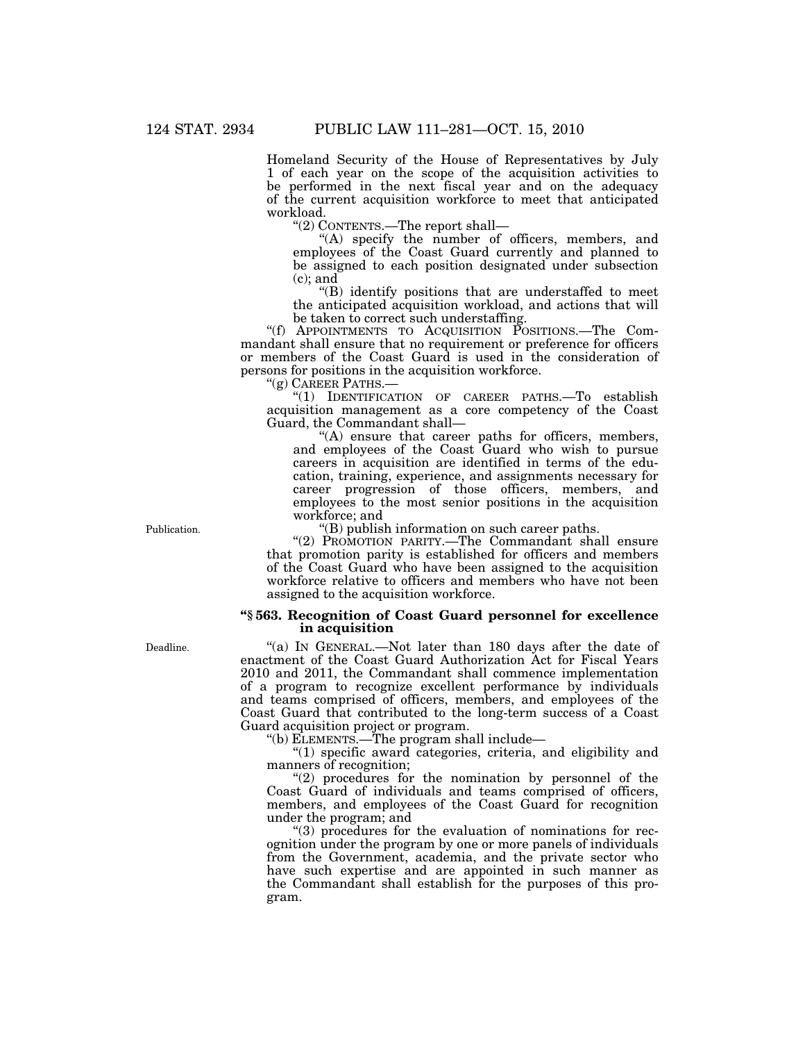Homeland Security of the House of Representatives by July 1 of each year on the scope of the acquisition activities to be performed in the next fiscal year and on the adequacy of the current acquisition workforce to meet that anticipated workload.

"(2) CONTENTS.—The report shall—

"(A) specify the number of officers, members, and employees of the Coast Guard currently and planned to be assigned to each position designated under subsection (c); and

"(B) identify positions that are understaffed to meet the anticipated acquisition workload, and actions that will be taken to correct such understaffing.

"(f) APPOINTMENTS TO ACQUISITION POSITIONS.—The Commandant shall ensure that no requirement or preference for officers or members of the Coast Guard is used in the consideration of persons for positions in the acquisition workforce.

"(g) CAREER PATHS.—

"(1) IDENTIFICATION OF CAREER PATHS.—To establish acquisition management as a core competency of the Coast Guard, the Commandant shall—

"(A) ensure that career paths for officers, members, and employees of the Coast Guard who wish to pursue careers in acquisition are identified in terms of the education, training, experience, and assignments necessary for career progression of those officers, members, and employees to the most senior positions in the acquisition workforce; and

Publication.

"(B) publish information on such career paths.

"(2) PROMOTION PARITY.—The Commandant shall ensure that promotion parity is established for officers and members of the Coast Guard who have been assigned to the acquisition workforce relative to officers and members who have not been assigned to the acquisition workforce.

**"§ 563. Recognition of Coast Guard personnel for excellence in acquisition**

Deadline.

"(a) IN GENERAL.—Not later than 180 days after the date of enactment of the Coast Guard Authorization Act for Fiscal Years 2010 and 2011, the Commandant shall commence implementation of a program to recognize excellent performance by individuals and teams comprised of officers, members, and employees of the Coast Guard that contributed to the long-term success of a Coast Guard acquisition project or program.

"(b) ELEMENTS.—The program shall include—

"(1) specific award categories, criteria, and eligibility and manners of recognition;

"(2) procedures for the nomination by personnel of the Coast Guard of individuals and teams comprised of officers, members, and employees of the Coast Guard for recognition under the program; and

"(3) procedures for the evaluation of nominations for recognition under the program by one or more panels of individuals from the Government, academia, and the private sector who have such expertise and are appointed in such manner as the Commandant shall establish for the purposes of this program.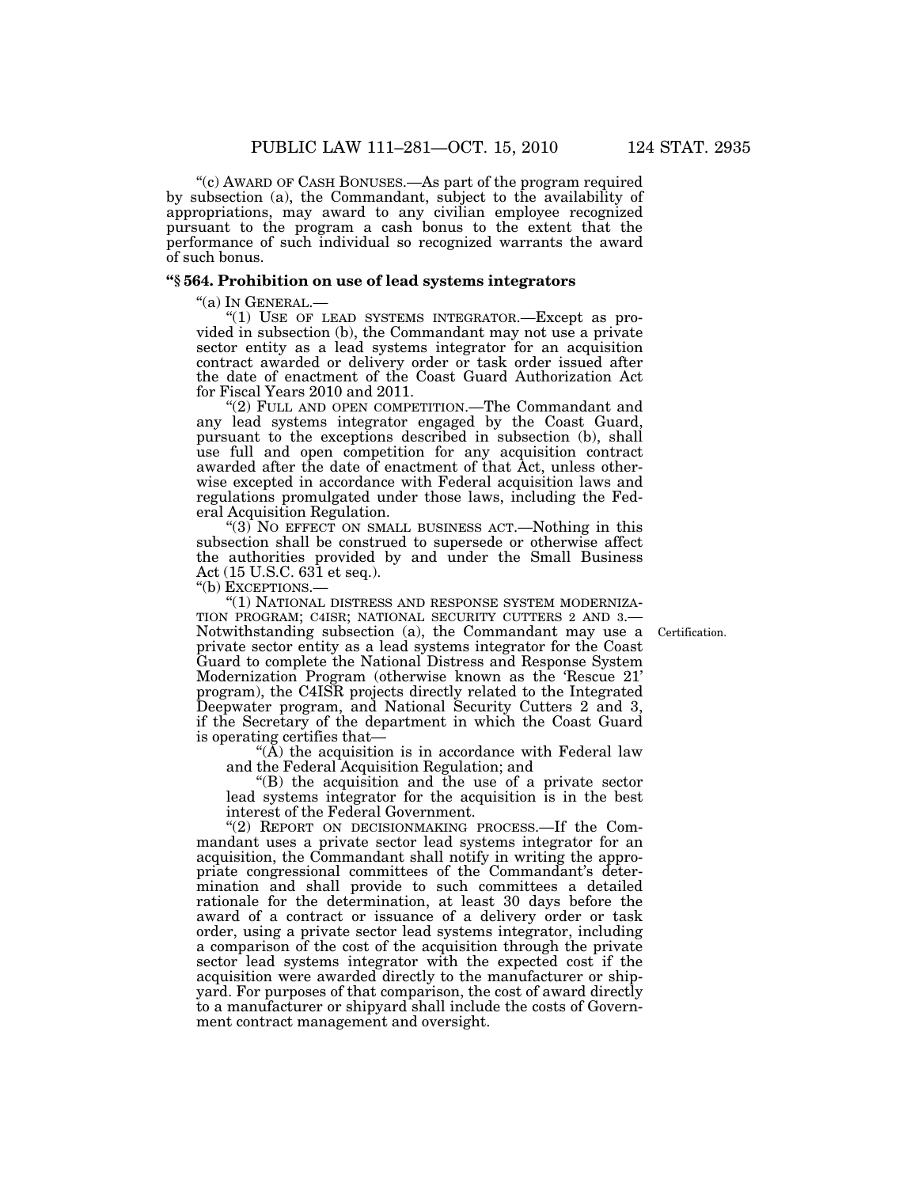"(c) AWARD OF CASH BONUSES.—As part of the program required by subsection (a), the Commandant, subject to the availability of appropriations, may award to any civilian employee recognized pursuant to the program a cash bonus to the extent that the performance of such individual so recognized warrants the award of such bonus.

**"§ 564. Prohibition on use of lead systems integrators**

"(a) IN GENERAL.—

"(1) USE OF LEAD SYSTEMS INTEGRATOR.—Except as provided in subsection (b), the Commandant may not use a private sector entity as a lead systems integrator for an acquisition contract awarded or delivery order or task order issued after the date of enactment of the Coast Guard Authorization Act for Fiscal Years 2010 and 2011.

"(2) FULL AND OPEN COMPETITION.—The Commandant and any lead systems integrator engaged by the Coast Guard, pursuant to the exceptions described in subsection (b), shall use full and open competition for any acquisition contract awarded after the date of enactment of that Act, unless otherwise excepted in accordance with Federal acquisition laws and regulations promulgated under those laws, including the Federal Acquisition Regulation.

"(3) NO EFFECT ON SMALL BUSINESS ACT.—Nothing in this subsection shall be construed to supersede or otherwise affect the authorities provided by and under the Small Business Act (15 U.S.C. 631 et seq.).

"(b) EXCEPTIONS.—

"(1) NATIONAL DISTRESS AND RESPONSE SYSTEM MODERNIZATION PROGRAM; C4ISR; NATIONAL SECURITY CUTTERS 2 AND 3.—Notwithstanding subsection (a), the Commandant may use a private sector entity as a lead systems integrator for the Coast Guard to complete the National Distress and Response System Modernization Program (otherwise known as the 'Rescue 21' program), the C4ISR projects directly related to the Integrated Deepwater program, and National Security Cutters 2 and 3, if the Secretary of the department in which the Coast Guard is operating certifies that—

Certification.

"(A) the acquisition is in accordance with Federal law and the Federal Acquisition Regulation; and

"(B) the acquisition and the use of a private sector lead systems integrator for the acquisition is in the best interest of the Federal Government.

"(2) REPORT ON DECISIONMAKING PROCESS.—If the Commandant uses a private sector lead systems integrator for an acquisition, the Commandant shall notify in writing the appropriate congressional committees of the Commandant's determination and shall provide to such committees a detailed rationale for the determination, at least 30 days before the award of a contract or issuance of a delivery order or task order, using a private sector lead systems integrator, including a comparison of the cost of the acquisition through the private sector lead systems integrator with the expected cost if the acquisition were awarded directly to the manufacturer or shipyard. For purposes of that comparison, the cost of award directly to a manufacturer or shipyard shall include the costs of Government contract management and oversight.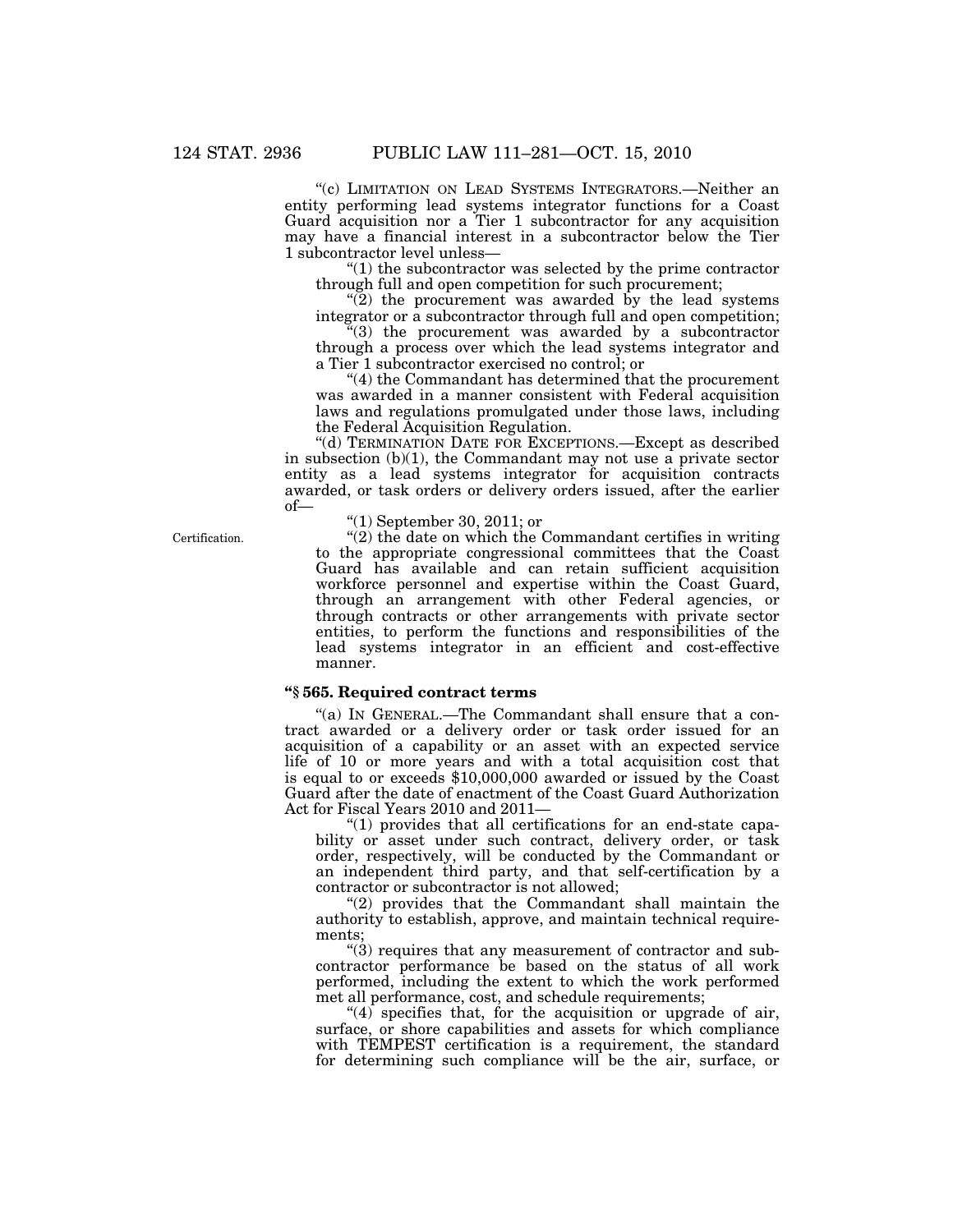"(c) LIMITATION ON LEAD SYSTEMS INTEGRATORS.—Neither an entity performing lead systems integrator functions for a Coast Guard acquisition nor a Tier 1 subcontractor for any acquisition may have a financial interest in a subcontractor below the Tier 1 subcontractor level unless—

"(1) the subcontractor was selected by the prime contractor through full and open competition for such procurement;

"(2) the procurement was awarded by the lead systems integrator or a subcontractor through full and open competition;

"(3) the procurement was awarded by a subcontractor through a process over which the lead systems integrator and a Tier 1 subcontractor exercised no control; or

"(4) the Commandant has determined that the procurement was awarded in a manner consistent with Federal acquisition laws and regulations promulgated under those laws, including the Federal Acquisition Regulation.

"(d) TERMINATION DATE FOR EXCEPTIONS.—Except as described in subsection (b)(1), the Commandant may not use a private sector entity as a lead systems integrator for acquisition contracts awarded, or task orders or delivery orders issued, after the earlier of—

"(1) September 30, 2011; or

Certification.

"(2) the date on which the Commandant certifies in writing to the appropriate congressional committees that the Coast Guard has available and can retain sufficient acquisition workforce personnel and expertise within the Coast Guard, through an arrangement with other Federal agencies, or through contracts or other arrangements with private sector entities, to perform the functions and responsibilities of the lead systems integrator in an efficient and cost-effective manner.

### "§ 565. Required contract terms

"(a) IN GENERAL.—The Commandant shall ensure that a contract awarded or a delivery order or task order issued for an acquisition of a capability or an asset with an expected service life of 10 or more years and with a total acquisition cost that is equal to or exceeds $10,000,000 awarded or issued by the Coast Guard after the date of enactment of the Coast Guard Authorization Act for Fiscal Years 2010 and 2011—

"(1) provides that all certifications for an end-state capability or asset under such contract, delivery order, or task order, respectively, will be conducted by the Commandant or an independent third party, and that self-certification by a contractor or subcontractor is not allowed;

"(2) provides that the Commandant shall maintain the authority to establish, approve, and maintain technical requirements;

"(3) requires that any measurement of contractor and subcontractor performance be based on the status of all work performed, including the extent to which the work performed met all performance, cost, and schedule requirements;

"(4) specifies that, for the acquisition or upgrade of air, surface, or shore capabilities and assets for which compliance with TEMPEST certification is a requirement, the standard for determining such compliance will be the air, surface, or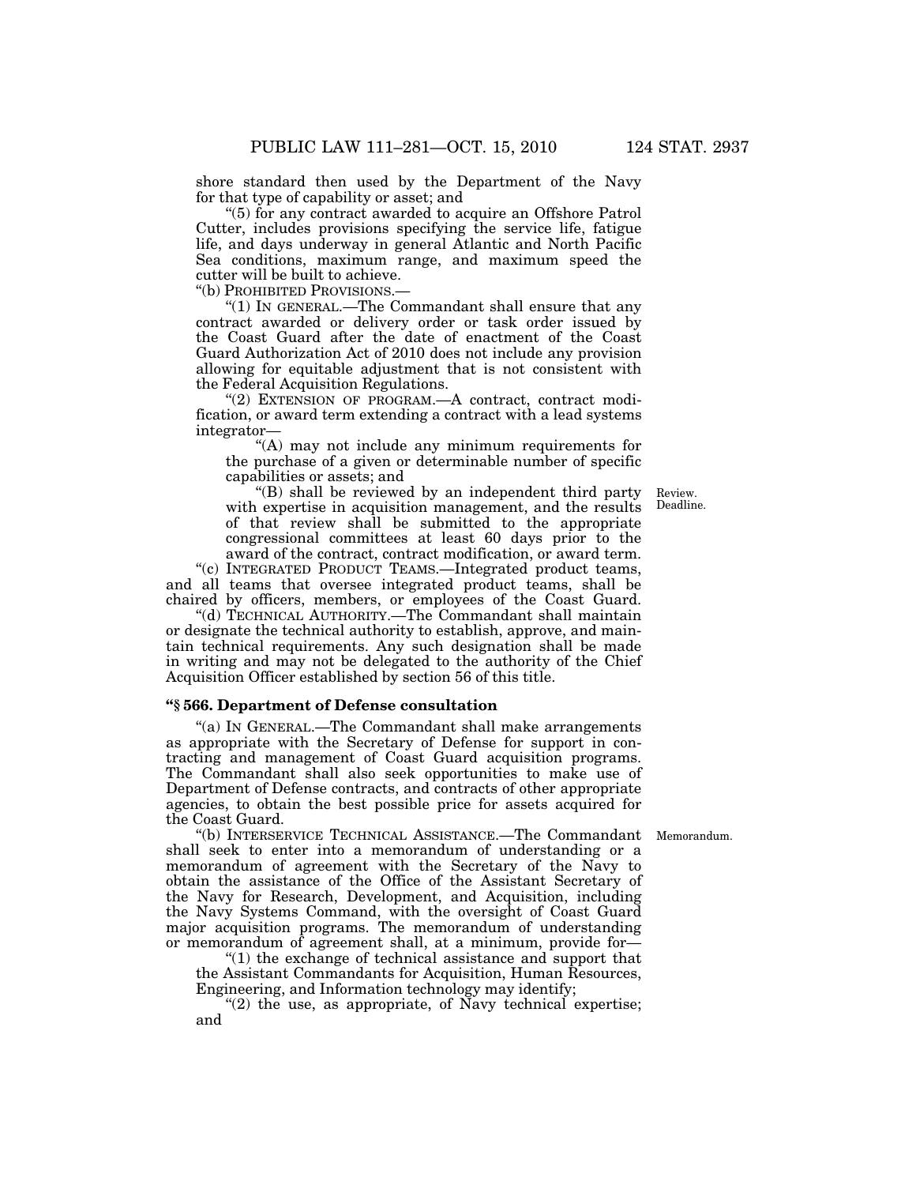shore standard then used by the Department of the Navy for that type of capability or asset; and

"(5) for any contract awarded to acquire an Offshore Patrol Cutter, includes provisions specifying the service life, fatigue life, and days underway in general Atlantic and North Pacific Sea conditions, maximum range, and maximum speed the cutter will be built to achieve.

"(b) PROHIBITED PROVISIONS.—

"(1) IN GENERAL.—The Commandant shall ensure that any contract awarded or delivery order or task order issued by the Coast Guard after the date of enactment of the Coast Guard Authorization Act of 2010 does not include any provision allowing for equitable adjustment that is not consistent with the Federal Acquisition Regulations.

"(2) EXTENSION OF PROGRAM.—A contract, contract modification, or award term extending a contract with a lead systems integrator—

"(A) may not include any minimum requirements for the purchase of a given or determinable number of specific capabilities or assets; and

"(B) shall be reviewed by an independent third party with expertise in acquisition management, and the results of that review shall be submitted to the appropriate congressional committees at least 60 days prior to the award of the contract, contract modification, or award term.

Review. Deadline.

"(c) INTEGRATED PRODUCT TEAMS.—Integrated product teams, and all teams that oversee integrated product teams, shall be chaired by officers, members, or employees of the Coast Guard.

"(d) TECHNICAL AUTHORITY.—The Commandant shall maintain or designate the technical authority to establish, approve, and maintain technical requirements. Any such designation shall be made in writing and may not be delegated to the authority of the Chief Acquisition Officer established by section 56 of this title.

**"§ 566. Department of Defense consultation**

"(a) IN GENERAL.—The Commandant shall make arrangements as appropriate with the Secretary of Defense for support in contracting and management of Coast Guard acquisition programs. The Commandant shall also seek opportunities to make use of Department of Defense contracts, and contracts of other appropriate agencies, to obtain the best possible price for assets acquired for the Coast Guard.

Memorandum.

"(b) INTERSERVICE TECHNICAL ASSISTANCE.—The Commandant shall seek to enter into a memorandum of understanding or a memorandum of agreement with the Secretary of the Navy to obtain the assistance of the Office of the Assistant Secretary of the Navy for Research, Development, and Acquisition, including the Navy Systems Command, with the oversight of Coast Guard major acquisition programs. The memorandum of understanding or memorandum of agreement shall, at a minimum, provide for—

"(1) the exchange of technical assistance and support that the Assistant Commandants for Acquisition, Human Resources, Engineering, and Information technology may identify;

"(2) the use, as appropriate, of Navy technical expertise; and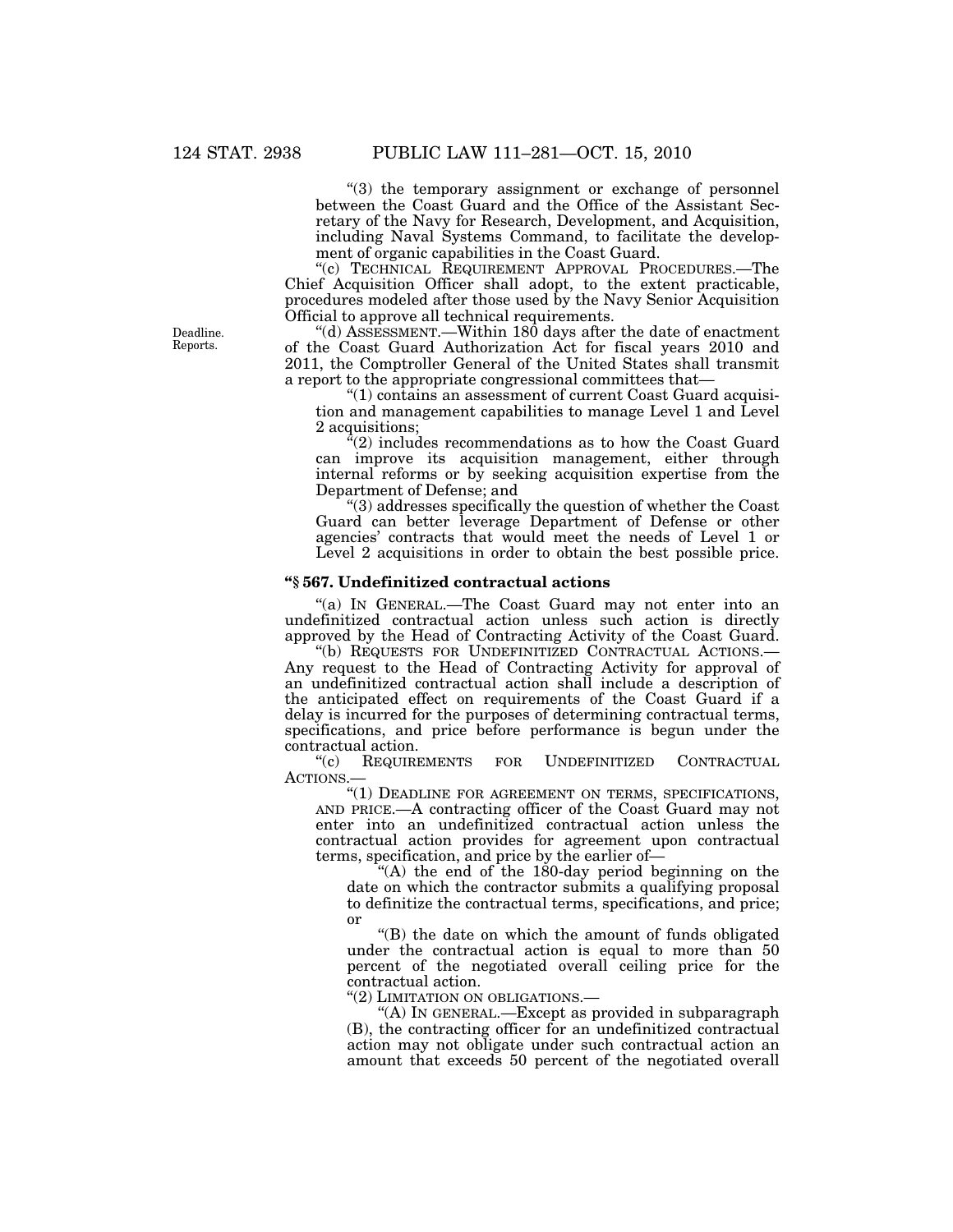"(3) the temporary assignment or exchange of personnel between the Coast Guard and the Office of the Assistant Secretary of the Navy for Research, Development, and Acquisition, including Naval Systems Command, to facilitate the development of organic capabilities in the Coast Guard.

"(c) TECHNICAL REQUIREMENT APPROVAL PROCEDURES.—The Chief Acquisition Officer shall adopt, to the extent practicable, procedures modeled after those used by the Navy Senior Acquisition Official to approve all technical requirements.

Deadline. Reports.

"(d) ASSESSMENT.—Within 180 days after the date of enactment of the Coast Guard Authorization Act for fiscal years 2010 and 2011, the Comptroller General of the United States shall transmit a report to the appropriate congressional committees that—

"(1) contains an assessment of current Coast Guard acquisition and management capabilities to manage Level 1 and Level 2 acquisitions;

"(2) includes recommendations as to how the Coast Guard can improve its acquisition management, either through internal reforms or by seeking acquisition expertise from the Department of Defense; and

"(3) addresses specifically the question of whether the Coast Guard can better leverage Department of Defense or other agencies' contracts that would meet the needs of Level 1 or Level 2 acquisitions in order to obtain the best possible price.

### "§ 567. Undefinitized contractual actions

"(a) IN GENERAL.—The Coast Guard may not enter into an undefinitized contractual action unless such action is directly approved by the Head of Contracting Activity of the Coast Guard.

"(b) REQUESTS FOR UNDEFINITIZED CONTRACTUAL ACTIONS.—Any request to the Head of Contracting Activity for approval of an undefinitized contractual action shall include a description of the anticipated effect on requirements of the Coast Guard if a delay is incurred for the purposes of determining contractual terms, specifications, and price before performance is begun under the contractual action.

"(c) REQUIREMENTS FOR UNDEFINITIZED CONTRACTUAL ACTIONS.—

"(1) DEADLINE FOR AGREEMENT ON TERMS, SPECIFICATIONS, AND PRICE.—A contracting officer of the Coast Guard may not enter into an undefinitized contractual action unless the contractual action provides for agreement upon contractual terms, specification, and price by the earlier of—

"(A) the end of the 180-day period beginning on the date on which the contractor submits a qualifying proposal to definitize the contractual terms, specifications, and price; or

"(B) the date on which the amount of funds obligated under the contractual action is equal to more than 50 percent of the negotiated overall ceiling price for the contractual action.

"(2) LIMITATION ON OBLIGATIONS.—

"(A) IN GENERAL.—Except as provided in subparagraph (B), the contracting officer for an undefinitized contractual action may not obligate under such contractual action an amount that exceeds 50 percent of the negotiated overall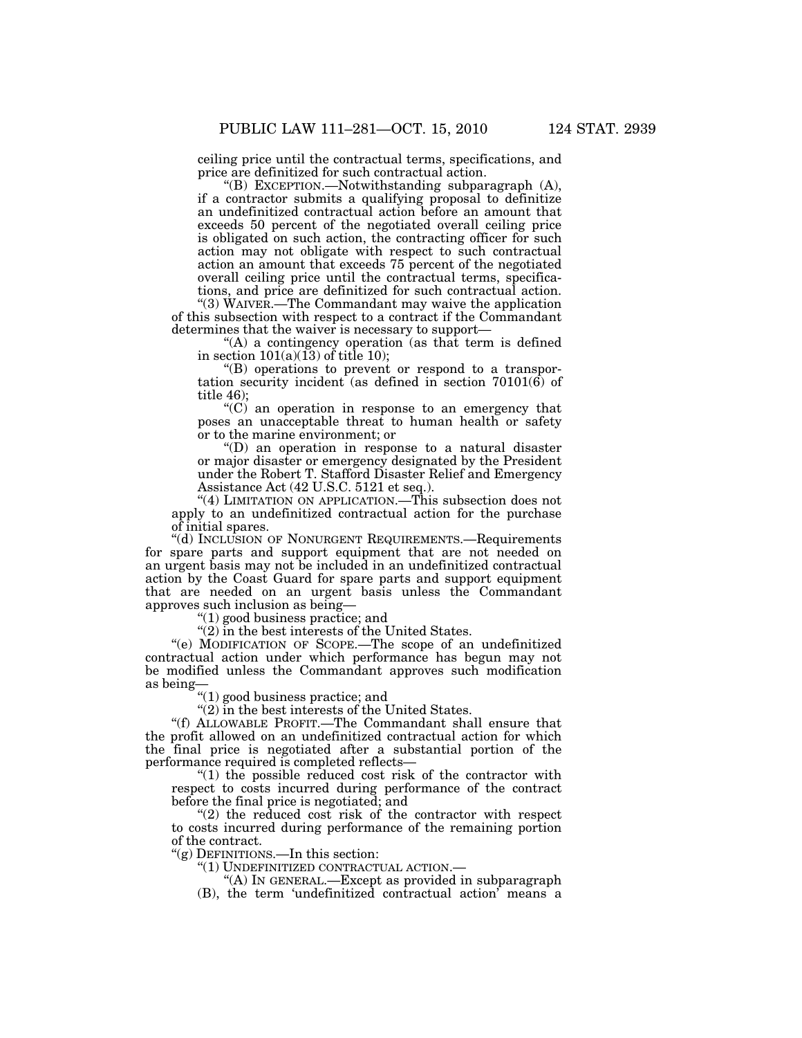ceiling price until the contractual terms, specifications, and price are definitized for such contractual action.

"(B) EXCEPTION.—Notwithstanding subparagraph (A), if a contractor submits a qualifying proposal to definitize an undefinitized contractual action before an amount that exceeds 50 percent of the negotiated overall ceiling price is obligated on such action, the contracting officer for such action may not obligate with respect to such contractual action an amount that exceeds 75 percent of the negotiated overall ceiling price until the contractual terms, specifications, and price are definitized for such contractual action.

"(3) WAIVER.—The Commandant may waive the application of this subsection with respect to a contract if the Commandant determines that the waiver is necessary to support—

"(A) a contingency operation (as that term is defined in section 101(a)(13) of title 10);

"(B) operations to prevent or respond to a transportation security incident (as defined in section 70101(6) of title 46);

"(C) an operation in response to an emergency that poses an unacceptable threat to human health or safety or to the marine environment; or

"(D) an operation in response to a natural disaster or major disaster or emergency designated by the President under the Robert T. Stafford Disaster Relief and Emergency Assistance Act (42 U.S.C. 5121 et seq.).

"(4) LIMITATION ON APPLICATION.—This subsection does not apply to an undefinitized contractual action for the purchase of initial spares.

"(d) INCLUSION OF NONURGENT REQUIREMENTS.—Requirements for spare parts and support equipment that are not needed on an urgent basis may not be included in an undefinitized contractual action by the Coast Guard for spare parts and support equipment that are needed on an urgent basis unless the Commandant approves such inclusion as being—

"(1) good business practice; and

"(2) in the best interests of the United States.

"(e) MODIFICATION OF SCOPE.—The scope of an undefinitized contractual action under which performance has begun may not be modified unless the Commandant approves such modification as being—

"(1) good business practice; and

"(2) in the best interests of the United States.

"(f) ALLOWABLE PROFIT.—The Commandant shall ensure that the profit allowed on an undefinitized contractual action for which the final price is negotiated after a substantial portion of the performance required is completed reflects—

"(1) the possible reduced cost risk of the contractor with respect to costs incurred during performance of the contract before the final price is negotiated; and

"(2) the reduced cost risk of the contractor with respect to costs incurred during performance of the remaining portion of the contract.

"(g) DEFINITIONS.—In this section:

"(1) UNDEFINITIZED CONTRACTUAL ACTION.—

"(A) IN GENERAL.—Except as provided in subparagraph (B), the term 'undefinitized contractual action' means a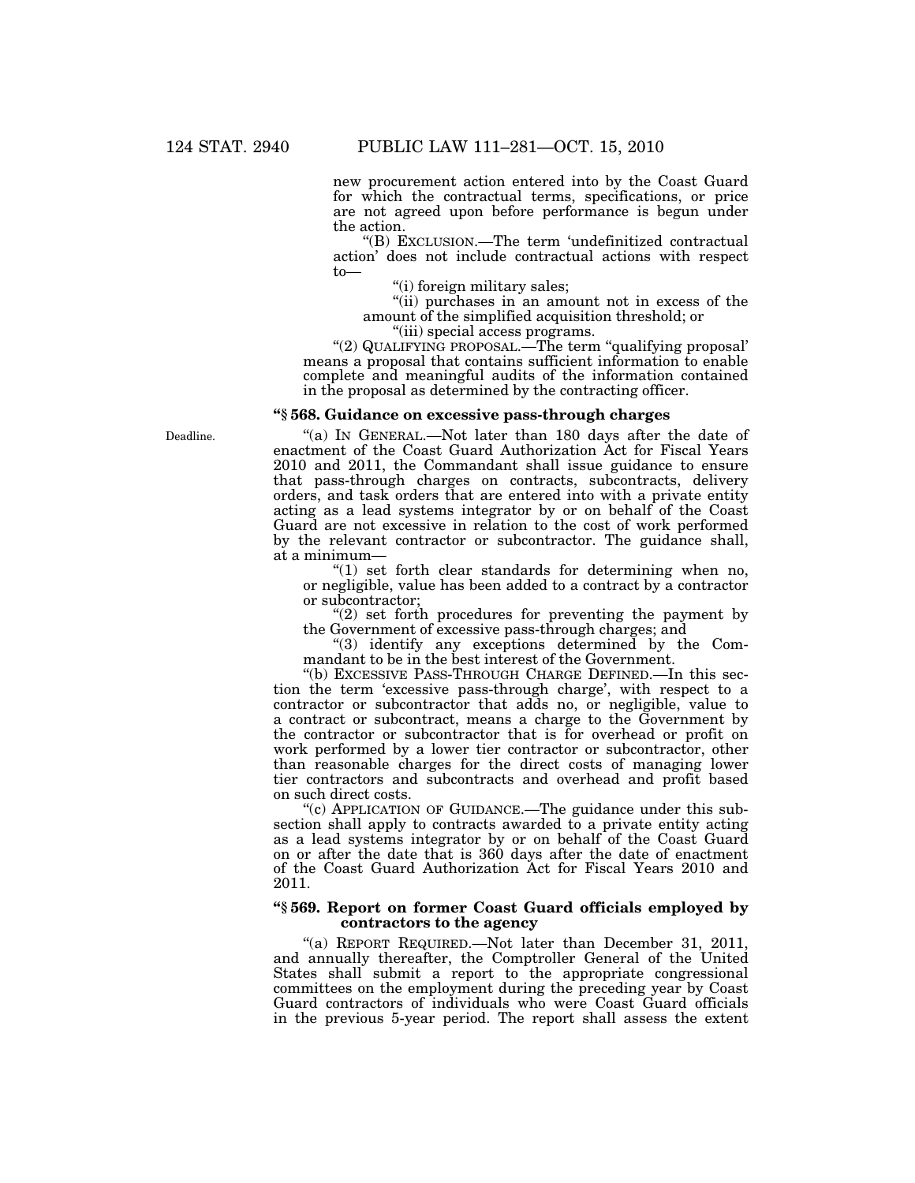new procurement action entered into by the Coast Guard for which the contractual terms, specifications, or price are not agreed upon before performance is begun under the action.

"(B) EXCLUSION.—The term 'undefinitized contractual action' does not include contractual actions with respect to—

"(i) foreign military sales;

"(ii) purchases in an amount not in excess of the amount of the simplified acquisition threshold; or

"(iii) special access programs.

"(2) QUALIFYING PROPOSAL.—The term "qualifying proposal' means a proposal that contains sufficient information to enable complete and meaningful audits of the information contained in the proposal as determined by the contracting officer.

### "§ 568. Guidance on excessive pass-through charges

Deadline.

"(a) IN GENERAL.—Not later than 180 days after the date of enactment of the Coast Guard Authorization Act for Fiscal Years 2010 and 2011, the Commandant shall issue guidance to ensure that pass-through charges on contracts, subcontracts, delivery orders, and task orders that are entered into with a private entity acting as a lead systems integrator by or on behalf of the Coast Guard are not excessive in relation to the cost of work performed by the relevant contractor or subcontractor. The guidance shall, at a minimum—

"(1) set forth clear standards for determining when no, or negligible, value has been added to a contract by a contractor or subcontractor;

"(2) set forth procedures for preventing the payment by the Government of excessive pass-through charges; and

"(3) identify any exceptions determined by the Commandant to be in the best interest of the Government.

"(b) EXCESSIVE PASS-THROUGH CHARGE DEFINED.—In this section the term 'excessive pass-through charge', with respect to a contractor or subcontractor that adds no, or negligible, value to a contract or subcontract, means a charge to the Government by the contractor or subcontractor that is for overhead or profit on work performed by a lower tier contractor or subcontractor, other than reasonable charges for the direct costs of managing lower tier contractors and subcontracts and overhead and profit based on such direct costs.

"(c) APPLICATION OF GUIDANCE.—The guidance under this subsection shall apply to contracts awarded to a private entity acting as a lead systems integrator by or on behalf of the Coast Guard on or after the date that is 360 days after the date of enactment of the Coast Guard Authorization Act for Fiscal Years 2010 and 2011.

### "§ 569. Report on former Coast Guard officials employed by contractors to the agency

"(a) REPORT REQUIRED.—Not later than December 31, 2011, and annually thereafter, the Comptroller General of the United States shall submit a report to the appropriate congressional committees on the employment during the preceding year by Coast Guard contractors of individuals who were Coast Guard officials in the previous 5-year period. The report shall assess the extent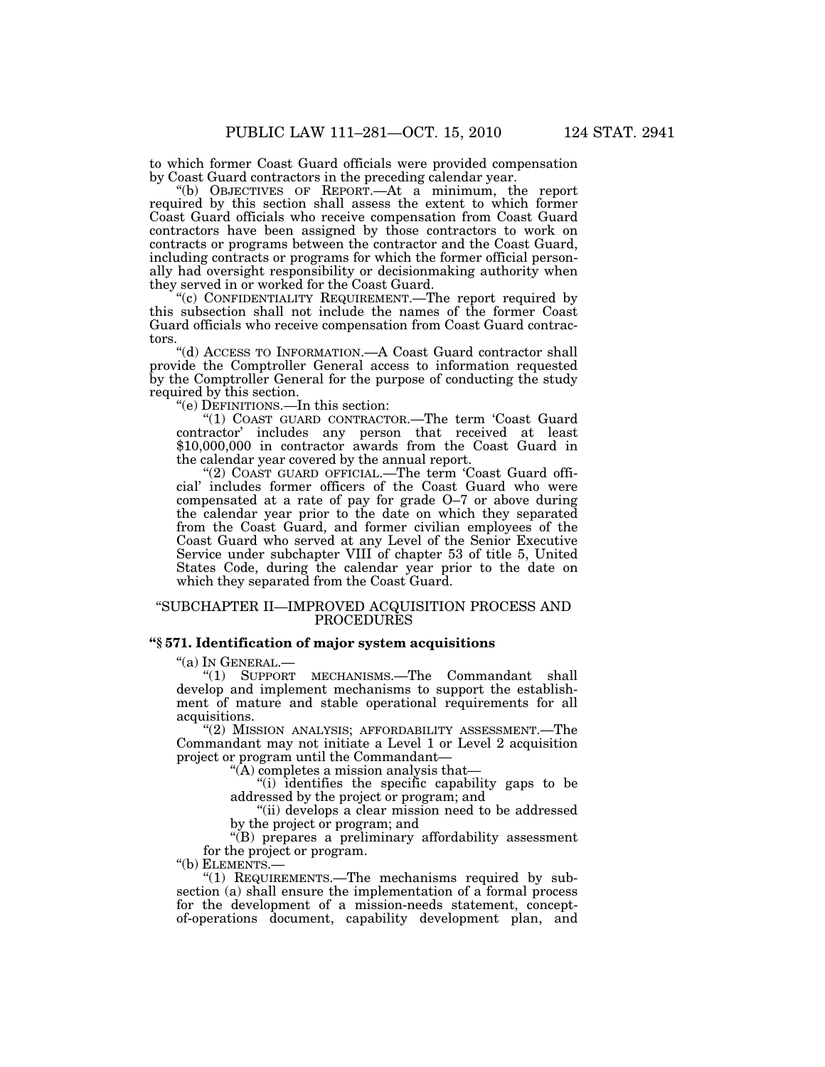to which former Coast Guard officials were provided compensation by Coast Guard contractors in the preceding calendar year.

"(b) OBJECTIVES OF REPORT.—At a minimum, the report required by this section shall assess the extent to which former Coast Guard officials who receive compensation from Coast Guard contractors have been assigned by those contractors to work on contracts or programs between the contractor and the Coast Guard, including contracts or programs for which the former official personally had oversight responsibility or decisionmaking authority when they served in or worked for the Coast Guard.

"(c) CONFIDENTIALITY REQUIREMENT.—The report required by this subsection shall not include the names of the former Coast Guard officials who receive compensation from Coast Guard contractors.

"(d) ACCESS TO INFORMATION.—A Coast Guard contractor shall provide the Comptroller General access to information requested by the Comptroller General for the purpose of conducting the study required by this section.

"(e) DEFINITIONS.—In this section:

"(1) COAST GUARD CONTRACTOR.—The term 'Coast Guard contractor' includes any person that received at least $10,000,000 in contractor awards from the Coast Guard in the calendar year covered by the annual report.

"(2) COAST GUARD OFFICIAL.—The term 'Coast Guard official' includes former officers of the Coast Guard who were compensated at a rate of pay for grade O–7 or above during the calendar year prior to the date on which they separated from the Coast Guard, and former civilian employees of the Coast Guard who served at any Level of the Senior Executive Service under subchapter VIII of chapter 53 of title 5, United States Code, during the calendar year prior to the date on which they separated from the Coast Guard.

"SUBCHAPTER II—IMPROVED ACQUISITION PROCESS AND PROCEDURES

**"§ 571. Identification of major system acquisitions**

"(a) IN GENERAL.—

"(1) SUPPORT MECHANISMS.—The Commandant shall develop and implement mechanisms to support the establishment of mature and stable operational requirements for all acquisitions.

"(2) MISSION ANALYSIS; AFFORDABILITY ASSESSMENT.—The Commandant may not initiate a Level 1 or Level 2 acquisition project or program until the Commandant—

"(A) completes a mission analysis that—

"(i) identifies the specific capability gaps to be addressed by the project or program; and

"(ii) develops a clear mission need to be addressed by the project or program; and

"(B) prepares a preliminary affordability assessment for the project or program.

"(b) ELEMENTS.—

"(1) REQUIREMENTS.—The mechanisms required by subsection (a) shall ensure the implementation of a formal process for the development of a mission-needs statement, concept-of-operations document, capability development plan, and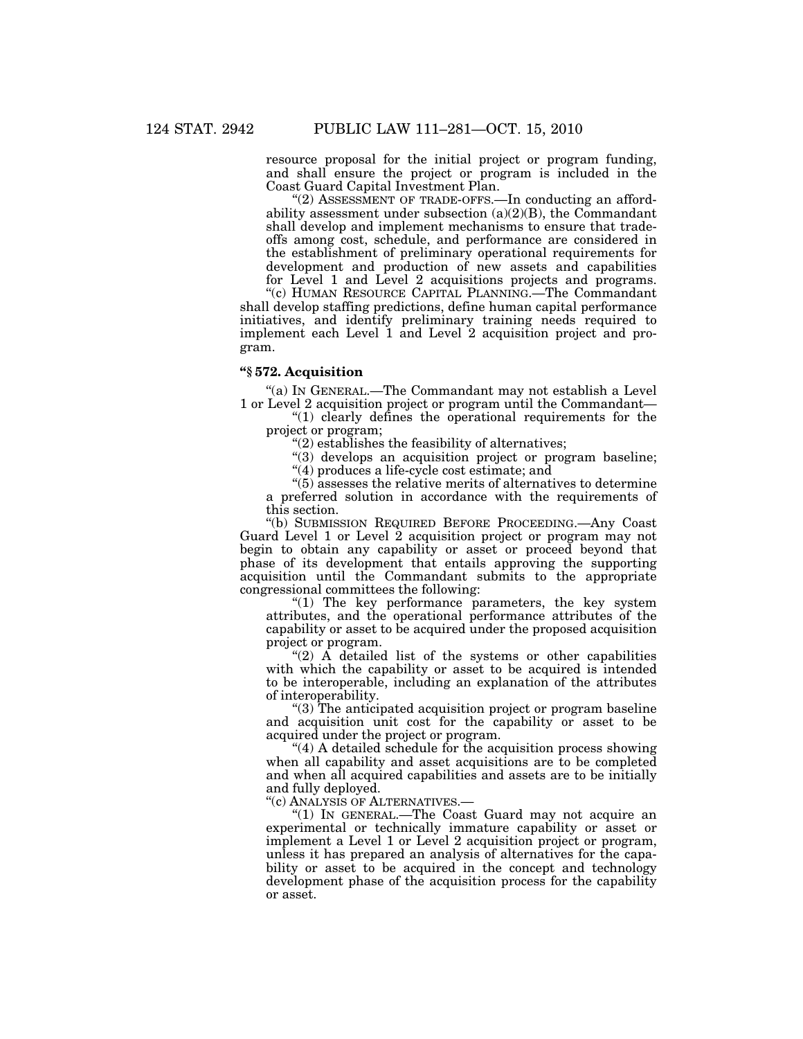resource proposal for the initial project or program funding, and shall ensure the project or program is included in the Coast Guard Capital Investment Plan.

"(2) ASSESSMENT OF TRADE-OFFS.—In conducting an affordability assessment under subsection (a)(2)(B), the Commandant shall develop and implement mechanisms to ensure that trade-offs among cost, schedule, and performance are considered in the establishment of preliminary operational requirements for development and production of new assets and capabilities for Level 1 and Level 2 acquisitions projects and programs.

"(c) HUMAN RESOURCE CAPITAL PLANNING.—The Commandant shall develop staffing predictions, define human capital performance initiatives, and identify preliminary training needs required to implement each Level 1 and Level 2 acquisition project and program.

**"§ 572. Acquisition**

"(a) IN GENERAL.—The Commandant may not establish a Level 1 or Level 2 acquisition project or program until the Commandant—

"(1) clearly defines the operational requirements for the project or program;

"(2) establishes the feasibility of alternatives;

"(3) develops an acquisition project or program baseline;

"(4) produces a life-cycle cost estimate; and

"(5) assesses the relative merits of alternatives to determine a preferred solution in accordance with the requirements of this section.

"(b) SUBMISSION REQUIRED BEFORE PROCEEDING.—Any Coast Guard Level 1 or Level 2 acquisition project or program may not begin to obtain any capability or asset or proceed beyond that phase of its development that entails approving the supporting acquisition until the Commandant submits to the appropriate congressional committees the following:

"(1) The key performance parameters, the key system attributes, and the operational performance attributes of the capability or asset to be acquired under the proposed acquisition project or program.

"(2) A detailed list of the systems or other capabilities with which the capability or asset to be acquired is intended to be interoperable, including an explanation of the attributes of interoperability.

"(3) The anticipated acquisition project or program baseline and acquisition unit cost for the capability or asset to be acquired under the project or program.

"(4) A detailed schedule for the acquisition process showing when all capability and asset acquisitions are to be completed and when all acquired capabilities and assets are to be initially and fully deployed.

"(c) ANALYSIS OF ALTERNATIVES.—

"(1) IN GENERAL.—The Coast Guard may not acquire an experimental or technically immature capability or asset or implement a Level 1 or Level 2 acquisition project or program, unless it has prepared an analysis of alternatives for the capability or asset to be acquired in the concept and technology development phase of the acquisition process for the capability or asset.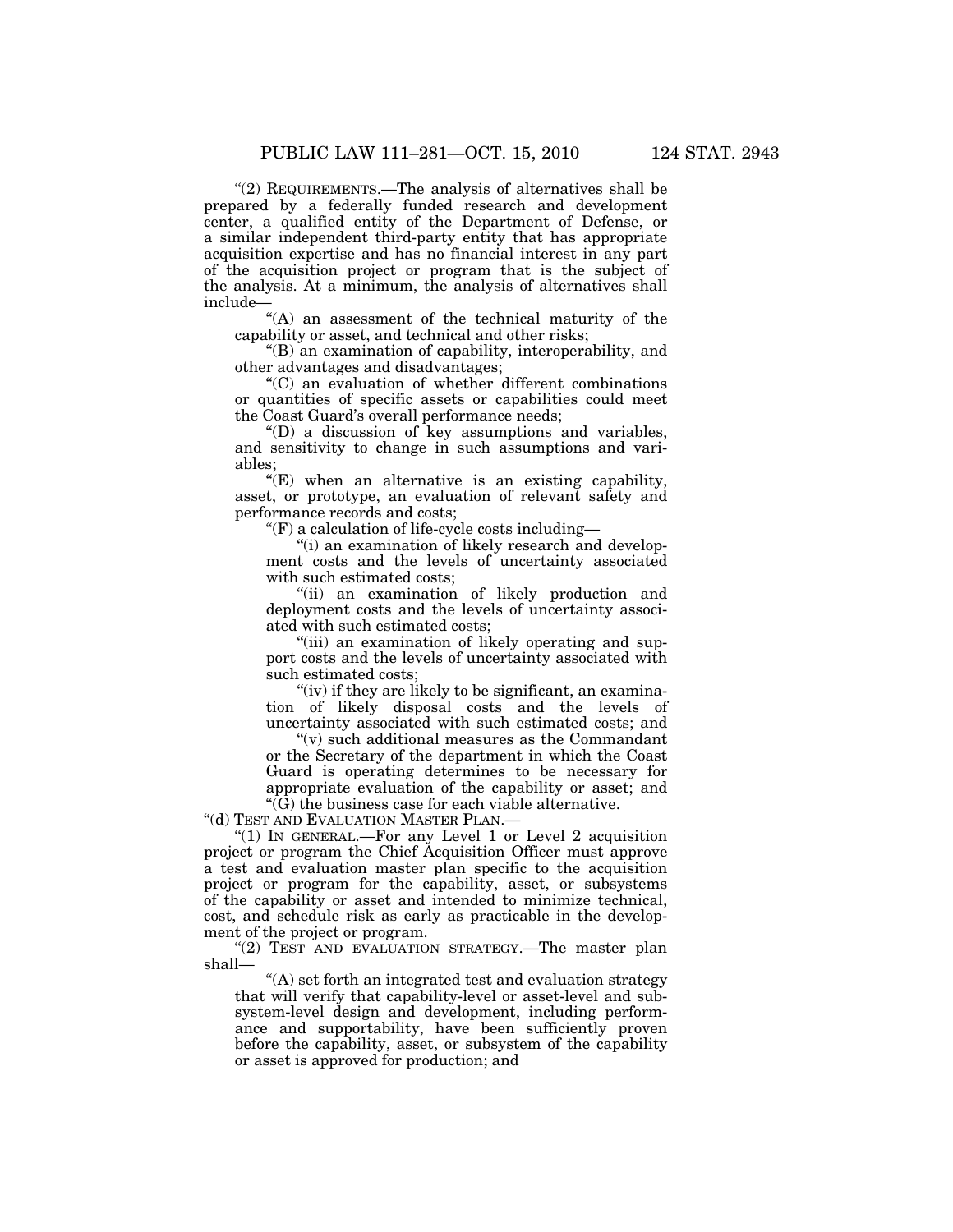"(2) REQUIREMENTS.—The analysis of alternatives shall be prepared by a federally funded research and development center, a qualified entity of the Department of Defense, or a similar independent third-party entity that has appropriate acquisition expertise and has no financial interest in any part of the acquisition project or program that is the subject of the analysis. At a minimum, the analysis of alternatives shall include—

"(A) an assessment of the technical maturity of the capability or asset, and technical and other risks;

"(B) an examination of capability, interoperability, and other advantages and disadvantages;

"(C) an evaluation of whether different combinations or quantities of specific assets or capabilities could meet the Coast Guard's overall performance needs;

"(D) a discussion of key assumptions and variables, and sensitivity to change in such assumptions and variables;

"(E) when an alternative is an existing capability, asset, or prototype, an evaluation of relevant safety and performance records and costs;

"(F) a calculation of life-cycle costs including—

"(i) an examination of likely research and development costs and the levels of uncertainty associated with such estimated costs;

"(ii) an examination of likely production and deployment costs and the levels of uncertainty associated with such estimated costs;

"(iii) an examination of likely operating and support costs and the levels of uncertainty associated with such estimated costs;

"(iv) if they are likely to be significant, an examination of likely disposal costs and the levels of uncertainty associated with such estimated costs; and

"(v) such additional measures as the Commandant or the Secretary of the department in which the Coast Guard is operating determines to be necessary for appropriate evaluation of the capability or asset; and

"(G) the business case for each viable alternative.

"(d) TEST AND EVALUATION MASTER PLAN.—

"(1) IN GENERAL.—For any Level 1 or Level 2 acquisition project or program the Chief Acquisition Officer must approve a test and evaluation master plan specific to the acquisition project or program for the capability, asset, or subsystems of the capability or asset and intended to minimize technical, cost, and schedule risk as early as practicable in the development of the project or program.

"(2) TEST AND EVALUATION STRATEGY.—The master plan shall—

"(A) set forth an integrated test and evaluation strategy that will verify that capability-level or asset-level and subsystem-level design and development, including performance and supportability, have been sufficiently proven before the capability, asset, or subsystem of the capability or asset is approved for production; and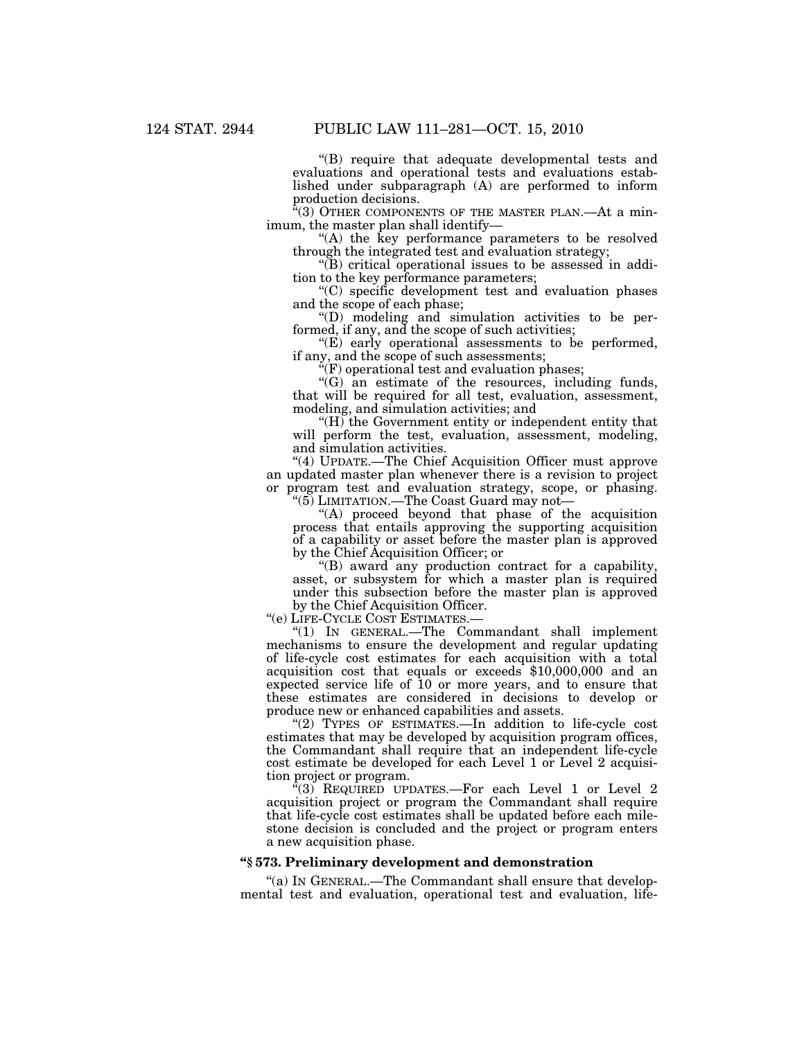"(B) require that adequate developmental tests and evaluations and operational tests and evaluations established under subparagraph (A) are performed to inform production decisions.

"(3) OTHER COMPONENTS OF THE MASTER PLAN.—At a minimum, the master plan shall identify—

"(A) the key performance parameters to be resolved through the integrated test and evaluation strategy;

"(B) critical operational issues to be assessed in addition to the key performance parameters;

"(C) specific development test and evaluation phases and the scope of each phase;

"(D) modeling and simulation activities to be performed, if any, and the scope of such activities;

"(E) early operational assessments to be performed, if any, and the scope of such assessments;

"(F) operational test and evaluation phases;

"(G) an estimate of the resources, including funds, that will be required for all test, evaluation, assessment, modeling, and simulation activities; and

"(H) the Government entity or independent entity that will perform the test, evaluation, assessment, modeling, and simulation activities.

"(4) UPDATE.—The Chief Acquisition Officer must approve an updated master plan whenever there is a revision to project or program test and evaluation strategy, scope, or phasing.

"(5) LIMITATION.—The Coast Guard may not—

"(A) proceed beyond that phase of the acquisition process that entails approving the supporting acquisition of a capability or asset before the master plan is approved by the Chief Acquisition Officer; or

"(B) award any production contract for a capability, asset, or subsystem for which a master plan is required under this subsection before the master plan is approved by the Chief Acquisition Officer.

"(e) LIFE-CYCLE COST ESTIMATES.—

"(1) IN GENERAL.—The Commandant shall implement mechanisms to ensure the development and regular updating of life-cycle cost estimates for each acquisition with a total acquisition cost that equals or exceeds $10,000,000 and an expected service life of 10 or more years, and to ensure that these estimates are considered in decisions to develop or produce new or enhanced capabilities and assets.

"(2) TYPES OF ESTIMATES.—In addition to life-cycle cost estimates that may be developed by acquisition program offices, the Commandant shall require that an independent life-cycle cost estimate be developed for each Level 1 or Level 2 acquisition project or program.

"(3) REQUIRED UPDATES.—For each Level 1 or Level 2 acquisition project or program the Commandant shall require that life-cycle cost estimates shall be updated before each milestone decision is concluded and the project or program enters a new acquisition phase.

### "§ 573. Preliminary development and demonstration

"(a) IN GENERAL.—The Commandant shall ensure that developmental test and evaluation, operational test and evaluation, life-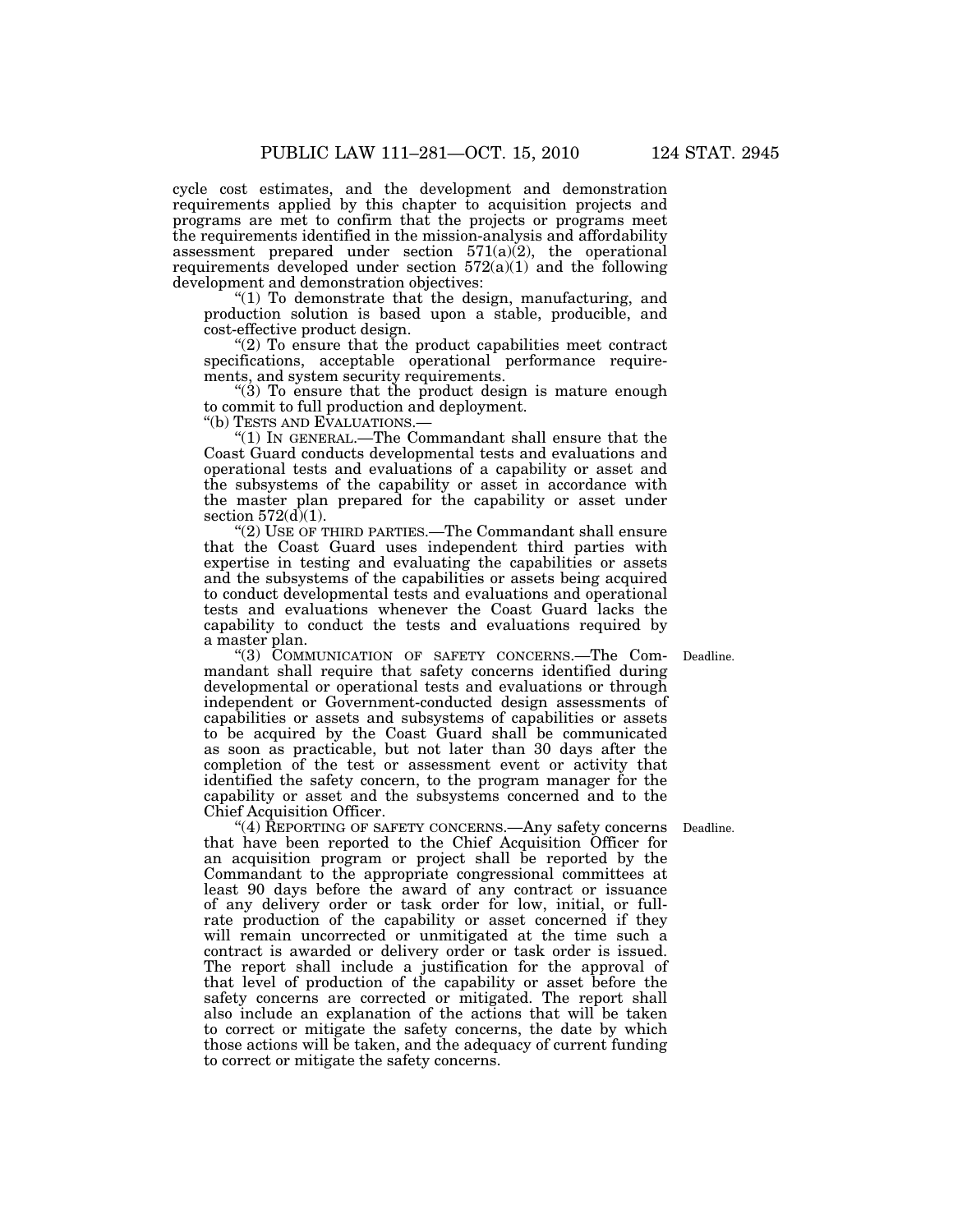cycle cost estimates, and the development and demonstration requirements applied by this chapter to acquisition projects and programs are met to confirm that the projects or programs meet the requirements identified in the mission-analysis and affordability assessment prepared under section 571(a)(2), the operational requirements developed under section 572(a)(1) and the following development and demonstration objectives:

"(1) To demonstrate that the design, manufacturing, and production solution is based upon a stable, producible, and cost-effective product design.

"(2) To ensure that the product capabilities meet contract specifications, acceptable operational performance requirements, and system security requirements.

"(3) To ensure that the product design is mature enough to commit to full production and deployment.

"(b) TESTS AND EVALUATIONS.—

"(1) IN GENERAL.—The Commandant shall ensure that the Coast Guard conducts developmental tests and evaluations and operational tests and evaluations of a capability or asset and the subsystems of the capability or asset in accordance with the master plan prepared for the capability or asset under section 572(d)(1).

"(2) USE OF THIRD PARTIES.—The Commandant shall ensure that the Coast Guard uses independent third parties with expertise in testing and evaluating the capabilities or assets and the subsystems of the capabilities or assets being acquired to conduct developmental tests and evaluations and operational tests and evaluations whenever the Coast Guard lacks the capability to conduct the tests and evaluations required by a master plan.

Deadline.

"(3) COMMUNICATION OF SAFETY CONCERNS.—The Commandant shall require that safety concerns identified during developmental or operational tests and evaluations or through independent or Government-conducted design assessments of capabilities or assets and subsystems of capabilities or assets to be acquired by the Coast Guard shall be communicated as soon as practicable, but not later than 30 days after the completion of the test or assessment event or activity that identified the safety concern, to the program manager for the capability or asset and the subsystems concerned and to the Chief Acquisition Officer.

Deadline.

"(4) REPORTING OF SAFETY CONCERNS.—Any safety concerns that have been reported to the Chief Acquisition Officer for an acquisition program or project shall be reported by the Commandant to the appropriate congressional committees at least 90 days before the award of any contract or issuance of any delivery order or task order for low, initial, or full-rate production of the capability or asset concerned if they will remain uncorrected or unmitigated at the time such a contract is awarded or delivery order or task order is issued. The report shall include a justification for the approval of that level of production of the capability or asset before the safety concerns are corrected or mitigated. The report shall also include an explanation of the actions that will be taken to correct or mitigate the safety concerns, the date by which those actions will be taken, and the adequacy of current funding to correct or mitigate the safety concerns.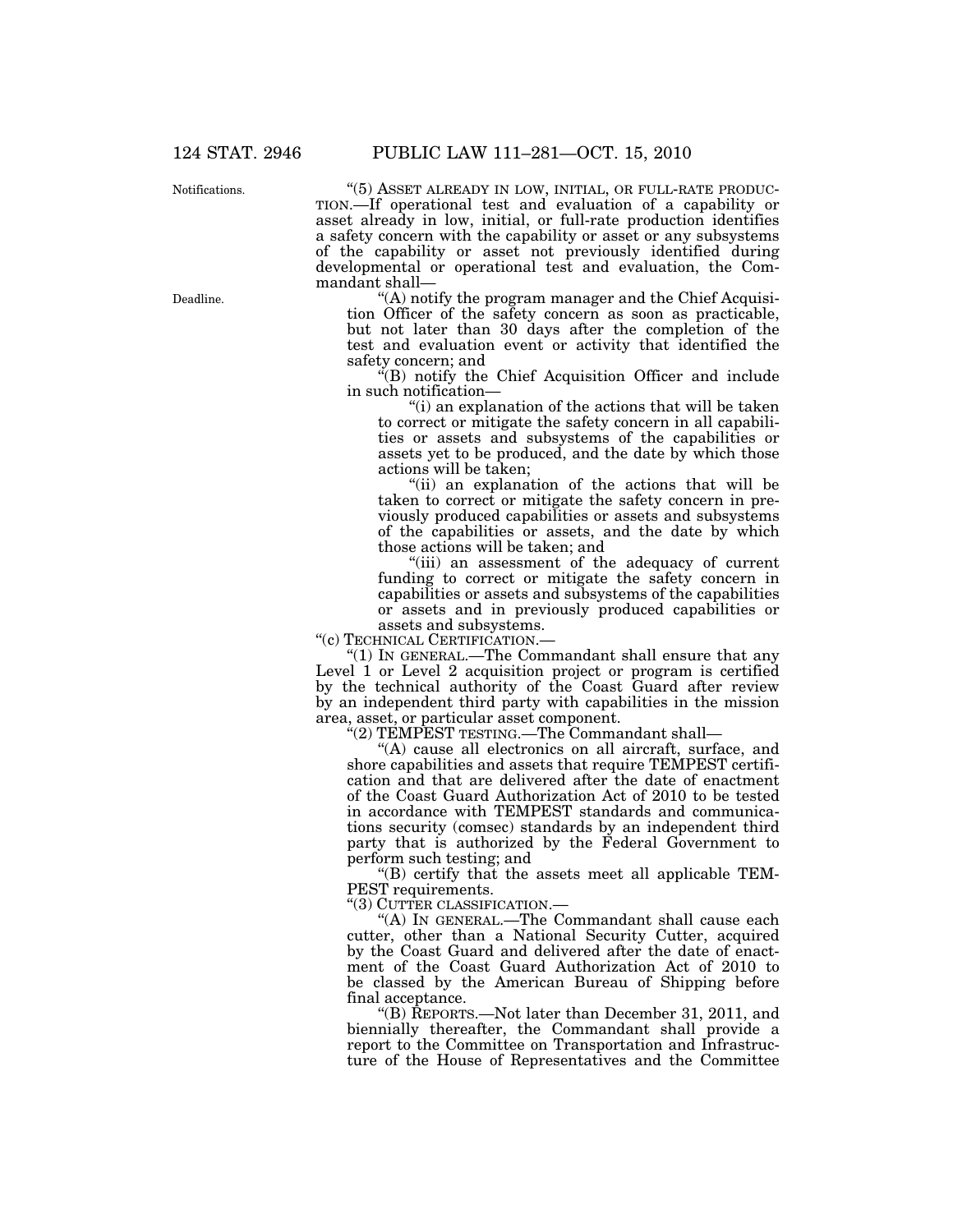Notifications.

"(5) ASSET ALREADY IN LOW, INITIAL, OR FULL-RATE PRODUCTION.—If operational test and evaluation of a capability or asset already in low, initial, or full-rate production identifies a safety concern with the capability or asset or any subsystems of the capability or asset not previously identified during developmental or operational test and evaluation, the Commandant shall—

Deadline.

"(A) notify the program manager and the Chief Acquisition Officer of the safety concern as soon as practicable, but not later than 30 days after the completion of the test and evaluation event or activity that identified the safety concern; and

"(B) notify the Chief Acquisition Officer and include in such notification—

"(i) an explanation of the actions that will be taken to correct or mitigate the safety concern in all capabilities or assets and subsystems of the capabilities or assets yet to be produced, and the date by which those actions will be taken;

"(ii) an explanation of the actions that will be taken to correct or mitigate the safety concern in previously produced capabilities or assets and subsystems of the capabilities or assets, and the date by which those actions will be taken; and

"(iii) an assessment of the adequacy of current funding to correct or mitigate the safety concern in capabilities or assets and subsystems of the capabilities or assets and in previously produced capabilities or assets and subsystems.

"(c) TECHNICAL CERTIFICATION.—

"(1) IN GENERAL.—The Commandant shall ensure that any Level 1 or Level 2 acquisition project or program is certified by the technical authority of the Coast Guard after review by an independent third party with capabilities in the mission area, asset, or particular asset component.

"(2) TEMPEST TESTING.—The Commandant shall—

"(A) cause all electronics on all aircraft, surface, and shore capabilities and assets that require TEMPEST certification and that are delivered after the date of enactment of the Coast Guard Authorization Act of 2010 to be tested in accordance with TEMPEST standards and communications security (comsec) standards by an independent third party that is authorized by the Federal Government to perform such testing; and

"(B) certify that the assets meet all applicable TEMPEST requirements.

"(3) CUTTER CLASSIFICATION.—

"(A) IN GENERAL.—The Commandant shall cause each cutter, other than a National Security Cutter, acquired by the Coast Guard and delivered after the date of enactment of the Coast Guard Authorization Act of 2010 to be classed by the American Bureau of Shipping before final acceptance.

"(B) REPORTS.—Not later than December 31, 2011, and biennially thereafter, the Commandant shall provide a report to the Committee on Transportation and Infrastructure of the House of Representatives and the Committee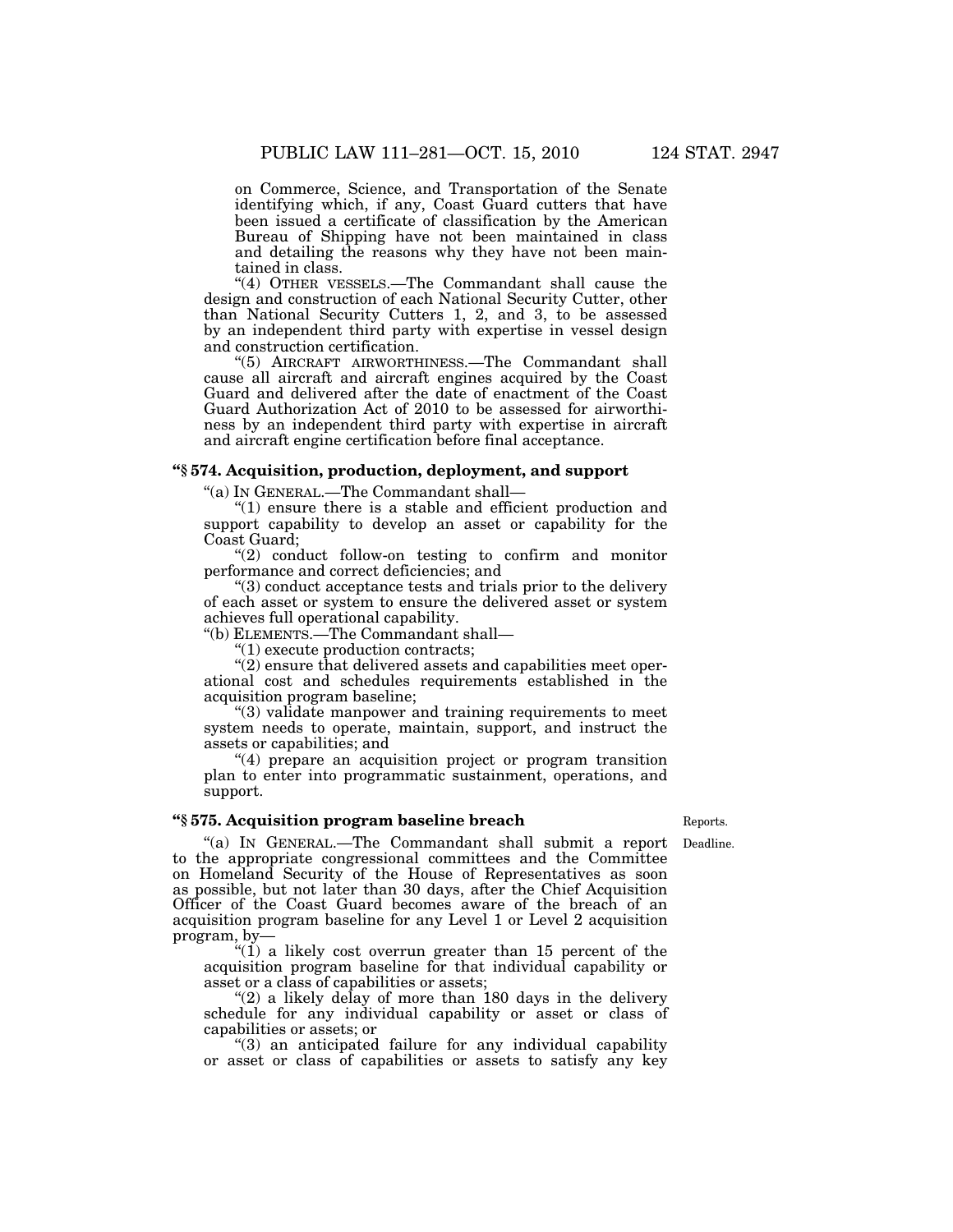on Commerce, Science, and Transportation of the Senate identifying which, if any, Coast Guard cutters that have been issued a certificate of classification by the American Bureau of Shipping have not been maintained in class and detailing the reasons why they have not been maintained in class.

"(4) OTHER VESSELS.—The Commandant shall cause the design and construction of each National Security Cutter, other than National Security Cutters 1, 2, and 3, to be assessed by an independent third party with expertise in vessel design and construction certification.

"(5) AIRCRAFT AIRWORTHINESS.—The Commandant shall cause all aircraft and aircraft engines acquired by the Coast Guard and delivered after the date of enactment of the Coast Guard Authorization Act of 2010 to be assessed for airworthiness by an independent third party with expertise in aircraft and aircraft engine certification before final acceptance.

### "§ 574. Acquisition, production, deployment, and support

"(a) IN GENERAL.—The Commandant shall—

"(1) ensure there is a stable and efficient production and support capability to develop an asset or capability for the Coast Guard;

"(2) conduct follow-on testing to confirm and monitor performance and correct deficiencies; and

"(3) conduct acceptance tests and trials prior to the delivery of each asset or system to ensure the delivered asset or system achieves full operational capability.

"(b) ELEMENTS.—The Commandant shall—

"(1) execute production contracts;

"(2) ensure that delivered assets and capabilities meet operational cost and schedules requirements established in the acquisition program baseline;

"(3) validate manpower and training requirements to meet system needs to operate, maintain, support, and instruct the assets or capabilities; and

"(4) prepare an acquisition project or program transition plan to enter into programmatic sustainment, operations, and support.

### "§ 575. Acquisition program baseline breach

Reports.

Deadline.

"(a) IN GENERAL.—The Commandant shall submit a report to the appropriate congressional committees and the Committee on Homeland Security of the House of Representatives as soon as possible, but not later than 30 days, after the Chief Acquisition Officer of the Coast Guard becomes aware of the breach of an acquisition program baseline for any Level 1 or Level 2 acquisition program, by—

"(1) a likely cost overrun greater than 15 percent of the acquisition program baseline for that individual capability or asset or a class of capabilities or assets;

"(2) a likely delay of more than 180 days in the delivery schedule for any individual capability or asset or class of capabilities or assets; or

"(3) an anticipated failure for any individual capability or asset or class of capabilities or assets to satisfy any key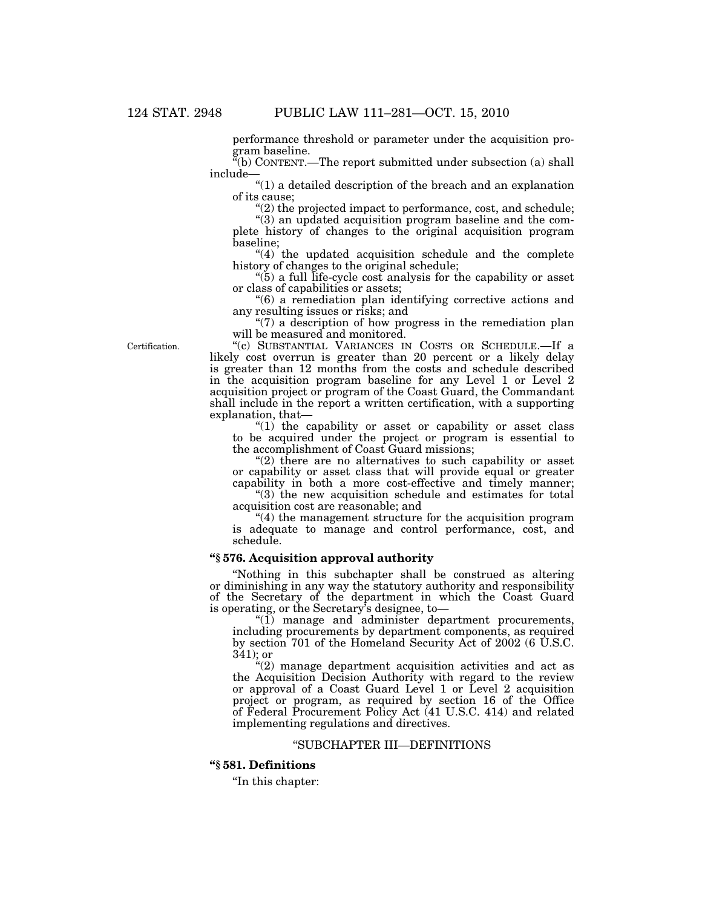performance threshold or parameter under the acquisition program baseline.

"(b) CONTENT.—The report submitted under subsection (a) shall include—

"(1) a detailed description of the breach and an explanation of its cause;

"(2) the projected impact to performance, cost, and schedule;

"(3) an updated acquisition program baseline and the complete history of changes to the original acquisition program baseline;

"(4) the updated acquisition schedule and the complete history of changes to the original schedule;

"(5) a full life-cycle cost analysis for the capability or asset or class of capabilities or assets;

"(6) a remediation plan identifying corrective actions and any resulting issues or risks; and

"(7) a description of how progress in the remediation plan will be measured and monitored.

Certification.

"(c) SUBSTANTIAL VARIANCES IN COSTS OR SCHEDULE.—If a likely cost overrun is greater than 20 percent or a likely delay is greater than 12 months from the costs and schedule described in the acquisition program baseline for any Level 1 or Level 2 acquisition project or program of the Coast Guard, the Commandant shall include in the report a written certification, with a supporting explanation, that—

"(1) the capability or asset or capability or asset class to be acquired under the project or program is essential to the accomplishment of Coast Guard missions;

"(2) there are no alternatives to such capability or asset or capability or asset class that will provide equal or greater capability in both a more cost-effective and timely manner;

"(3) the new acquisition schedule and estimates for total acquisition cost are reasonable; and

"(4) the management structure for the acquisition program is adequate to manage and control performance, cost, and schedule.

**"§ 576. Acquisition approval authority**

"Nothing in this subchapter shall be construed as altering or diminishing in any way the statutory authority and responsibility of the Secretary of the department in which the Coast Guard is operating, or the Secretary's designee, to—

"(1) manage and administer department procurements, including procurements by department components, as required by section 701 of the Homeland Security Act of 2002 (6 U.S.C. 341); or

"(2) manage department acquisition activities and act as the Acquisition Decision Authority with regard to the review or approval of a Coast Guard Level 1 or Level 2 acquisition project or program, as required by section 16 of the Office of Federal Procurement Policy Act (41 U.S.C. 414) and related implementing regulations and directives.

"SUBCHAPTER III—DEFINITIONS

**"§ 581. Definitions**

"In this chapter: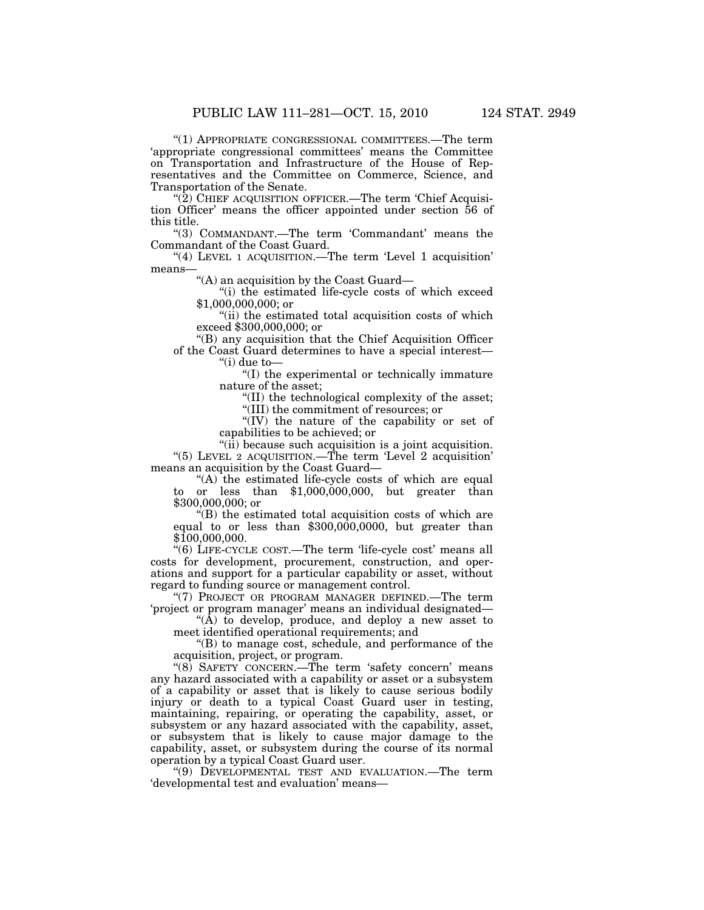"(1) APPROPRIATE CONGRESSIONAL COMMITTEES.—The term 'appropriate congressional committees' means the Committee on Transportation and Infrastructure of the House of Representatives and the Committee on Commerce, Science, and Transportation of the Senate.

"(2) CHIEF ACQUISITION OFFICER.—The term 'Chief Acquisition Officer' means the officer appointed under section 56 of this title.

"(3) COMMANDANT.—The term 'Commandant' means the Commandant of the Coast Guard.

"(4) LEVEL 1 ACQUISITION.—The term 'Level 1 acquisition' means—

"(A) an acquisition by the Coast Guard—

"(i) the estimated life-cycle costs of which exceed $1,000,000,000; or

"(ii) the estimated total acquisition costs of which exceed $300,000,000; or

"(B) any acquisition that the Chief Acquisition Officer of the Coast Guard determines to have a special interest—

"(i) due to—

"(I) the experimental or technically immature nature of the asset;

"(II) the technological complexity of the asset;

"(III) the commitment of resources; or

"(IV) the nature of the capability or set of capabilities to be achieved; or

"(ii) because such acquisition is a joint acquisition.

"(5) LEVEL 2 ACQUISITION.—The term 'Level 2 acquisition' means an acquisition by the Coast Guard—

"(A) the estimated life-cycle costs of which are equal to or less than $1,000,000,000, but greater than $300,000,000; or

"(B) the estimated total acquisition costs of which are equal to or less than $300,000,0000, but greater than $100,000,000.

"(6) LIFE-CYCLE COST.—The term 'life-cycle cost' means all costs for development, procurement, construction, and operations and support for a particular capability or asset, without regard to funding source or management control.

"(7) PROJECT OR PROGRAM MANAGER DEFINED.—The term 'project or program manager' means an individual designated—

"(A) to develop, produce, and deploy a new asset to meet identified operational requirements; and

"(B) to manage cost, schedule, and performance of the acquisition, project, or program.

"(8) SAFETY CONCERN.—The term 'safety concern' means any hazard associated with a capability or asset or a subsystem of a capability or asset that is likely to cause serious bodily injury or death to a typical Coast Guard user in testing, maintaining, repairing, or operating the capability, asset, or subsystem or any hazard associated with the capability, asset, or subsystem that is likely to cause major damage to the capability, asset, or subsystem during the course of its normal operation by a typical Coast Guard user.

"(9) DEVELOPMENTAL TEST AND EVALUATION.—The term 'developmental test and evaluation' means—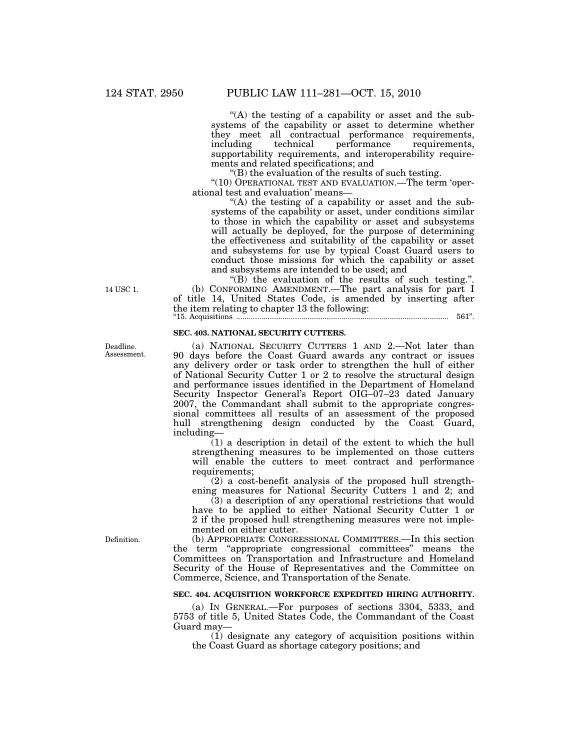"(A) the testing of a capability or asset and the subsystems of the capability or asset to determine whether they meet all contractual performance requirements, including technical performance requirements, supportability requirements, and interoperability requirements and related specifications; and

"(B) the evaluation of the results of such testing.

"(10) OPERATIONAL TEST AND EVALUATION.—The term 'operational test and evaluation' means—

"(A) the testing of a capability or asset and the subsystems of the capability or asset, under conditions similar to those in which the capability or asset and subsystems will actually be deployed, for the purpose of determining the effectiveness and suitability of the capability or asset and subsystems for use by typical Coast Guard users to conduct those missions for which the capability or asset and subsystems are intended to be used; and

"(B) the evaluation of the results of such testing.".

14 USC 1.

(b) CONFORMING AMENDMENT.—The part analysis for part I of title 14, United States Code, is amended by inserting after the item relating to chapter 13 the following:

"15. Acquisitions .......... 561".

**SEC. 403. NATIONAL SECURITY CUTTERS.**

Deadline. Assessment.

(a) NATIONAL SECURITY CUTTERS 1 AND 2.—Not later than 90 days before the Coast Guard awards any contract or issues any delivery order or task order to strengthen the hull of either of National Security Cutter 1 or 2 to resolve the structural design and performance issues identified in the Department of Homeland Security Inspector General's Report OIG–07–23 dated January 2007, the Commandant shall submit to the appropriate congressional committees all results of an assessment of the proposed hull strengthening design conducted by the Coast Guard, including—

(1) a description in detail of the extent to which the hull strengthening measures to be implemented on those cutters will enable the cutters to meet contract and performance requirements;

(2) a cost-benefit analysis of the proposed hull strengthening measures for National Security Cutters 1 and 2; and

(3) a description of any operational restrictions that would have to be applied to either National Security Cutter 1 or 2 if the proposed hull strengthening measures were not implemented on either cutter.

Definition.

(b) APPROPRIATE CONGRESSIONAL COMMITTEES.—In this section the term "appropriate congressional committees" means the Committees on Transportation and Infrastructure and Homeland Security of the House of Representatives and the Committee on Commerce, Science, and Transportation of the Senate.

**SEC. 404. ACQUISITION WORKFORCE EXPEDITED HIRING AUTHORITY.**

(a) IN GENERAL.—For purposes of sections 3304, 5333, and 5753 of title 5, United States Code, the Commandant of the Coast Guard may—

(1) designate any category of acquisition positions within the Coast Guard as shortage category positions; and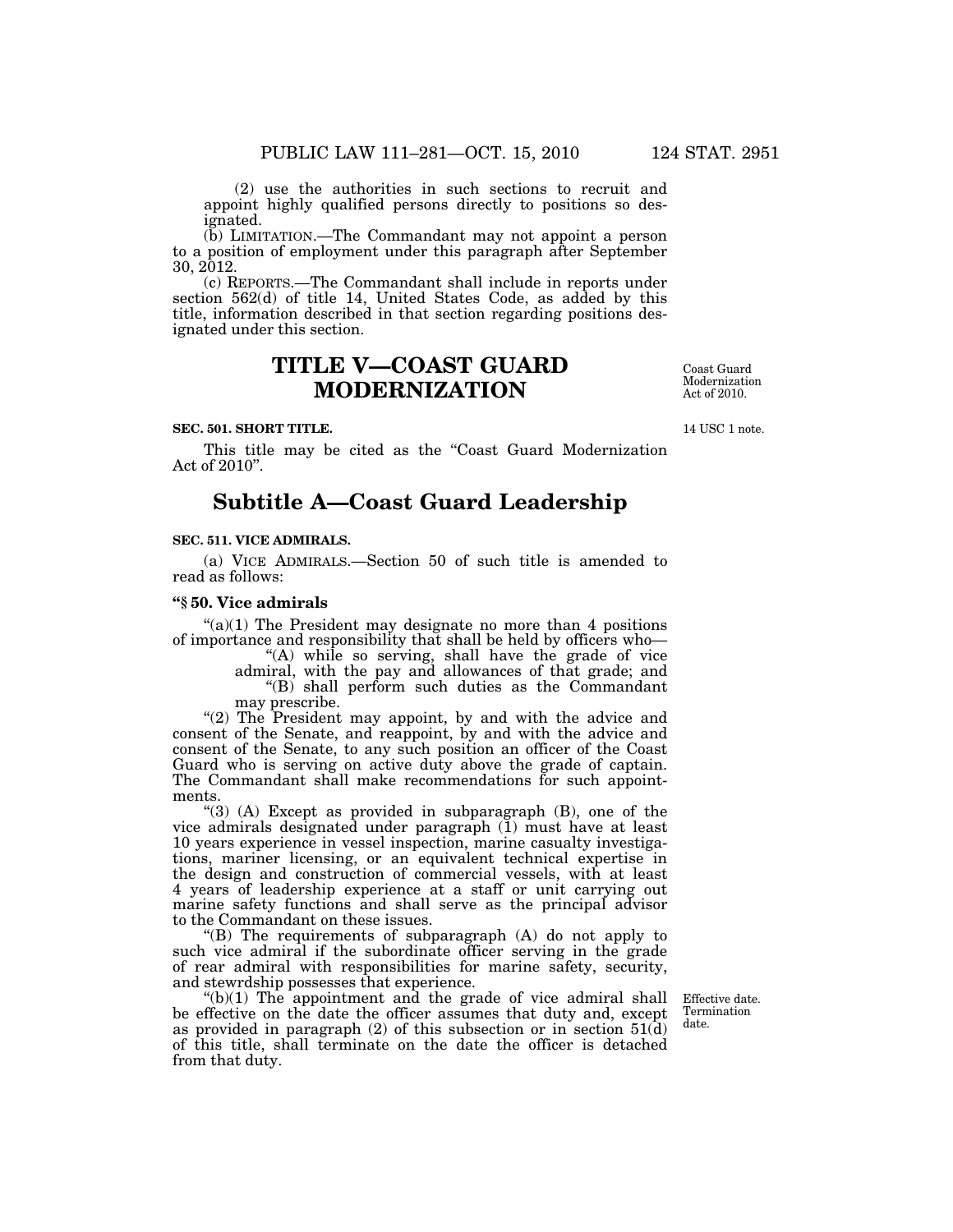(2) use the authorities in such sections to recruit and appoint highly qualified persons directly to positions so designated.

(b) LIMITATION.—The Commandant may not appoint a person to a position of employment under this paragraph after September 30, 2012.

(c) REPORTS.—The Commandant shall include in reports under section 562(d) of title 14, United States Code, as added by this title, information described in that section regarding positions designated under this section.

# TITLE V—COAST GUARD MODERNIZATION

Coast Guard Modernization Act of 2010.

**SEC. 501. SHORT TITLE.**

14 USC 1 note.

This title may be cited as the "Coast Guard Modernization Act of 2010".

## Subtitle A—Coast Guard Leadership

**SEC. 511. VICE ADMIRALS.**

(a) VICE ADMIRALS.—Section 50 of such title is amended to read as follows:

**"§ 50. Vice admirals**

"(a)(1) The President may designate no more than 4 positions of importance and responsibility that shall be held by officers who—

"(A) while so serving, shall have the grade of vice admiral, with the pay and allowances of that grade; and

"(B) shall perform such duties as the Commandant may prescribe.

"(2) The President may appoint, by and with the advice and consent of the Senate, and reappoint, by and with the advice and consent of the Senate, to any such position an officer of the Coast Guard who is serving on active duty above the grade of captain. The Commandant shall make recommendations for such appointments.

"(3) (A) Except as provided in subparagraph (B), one of the vice admirals designated under paragraph (1) must have at least 10 years experience in vessel inspection, marine casualty investigations, mariner licensing, or an equivalent technical expertise in the design and construction of commercial vessels, with at least 4 years of leadership experience at a staff or unit carrying out marine safety functions and shall serve as the principal advisor to the Commandant on these issues.

"(B) The requirements of subparagraph (A) do not apply to such vice admiral if the subordinate officer serving in the grade of rear admiral with responsibilities for marine safety, security, and stewrdship possesses that experience.

Effective date. Termination date.

"(b)(1) The appointment and the grade of vice admiral shall be effective on the date the officer assumes that duty and, except as provided in paragraph (2) of this subsection or in section 51(d) of this title, shall terminate on the date the officer is detached from that duty.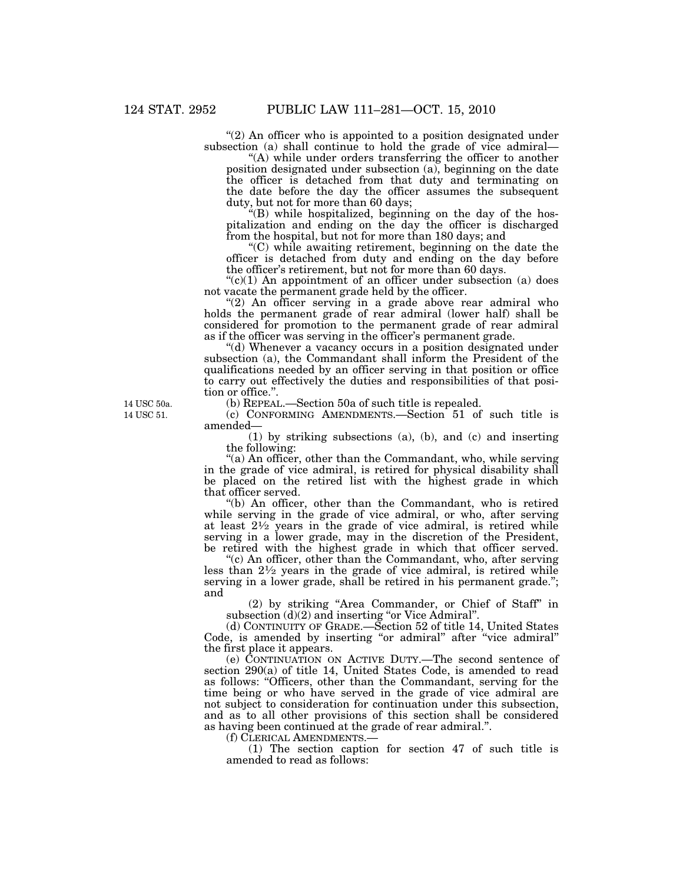"(2) An officer who is appointed to a position designated under subsection (a) shall continue to hold the grade of vice admiral—

"(A) while under orders transferring the officer to another position designated under subsection (a), beginning on the date the officer is detached from that duty and terminating on the date before the day the officer assumes the subsequent duty, but not for more than 60 days;

"(B) while hospitalized, beginning on the day of the hospitalization and ending on the day the officer is discharged from the hospital, but not for more than 180 days; and

"(C) while awaiting retirement, beginning on the date the officer is detached from duty and ending on the day before the officer's retirement, but not for more than 60 days.

"(c)(1) An appointment of an officer under subsection (a) does not vacate the permanent grade held by the officer.

"(2) An officer serving in a grade above rear admiral who holds the permanent grade of rear admiral (lower half) shall be considered for promotion to the permanent grade of rear admiral as if the officer was serving in the officer's permanent grade.

"(d) Whenever a vacancy occurs in a position designated under subsection (a), the Commandant shall inform the President of the qualifications needed by an officer serving in that position or office to carry out effectively the duties and responsibilities of that position or office.".

14 USC 50a.

(b) REPEAL.—Section 50a of such title is repealed.

14 USC 51.

(c) CONFORMING AMENDMENTS.—Section 51 of such title is amended—

(1) by striking subsections (a), (b), and (c) and inserting the following:

"(a) An officer, other than the Commandant, who, while serving in the grade of vice admiral, is retired for physical disability shall be placed on the retired list with the highest grade in which that officer served.

"(b) An officer, other than the Commandant, who is retired while serving in the grade of vice admiral, or who, after serving at least 2½ years in the grade of vice admiral, is retired while serving in a lower grade, may in the discretion of the President, be retired with the highest grade in which that officer served.

"(c) An officer, other than the Commandant, who, after serving less than 2½ years in the grade of vice admiral, is retired while serving in a lower grade, shall be retired in his permanent grade."; and

(2) by striking "Area Commander, or Chief of Staff" in subsection (d)(2) and inserting "or Vice Admiral".

(d) CONTINUITY OF GRADE.—Section 52 of title 14, United States Code, is amended by inserting "or admiral" after "vice admiral" the first place it appears.

(e) CONTINUATION ON ACTIVE DUTY.—The second sentence of section 290(a) of title 14, United States Code, is amended to read as follows: "Officers, other than the Commandant, serving for the time being or who have served in the grade of vice admiral are not subject to consideration for continuation under this subsection, and as to all other provisions of this section shall be considered as having been continued at the grade of rear admiral.".

(f) CLERICAL AMENDMENTS.—

(1) The section caption for section 47 of such title is amended to read as follows: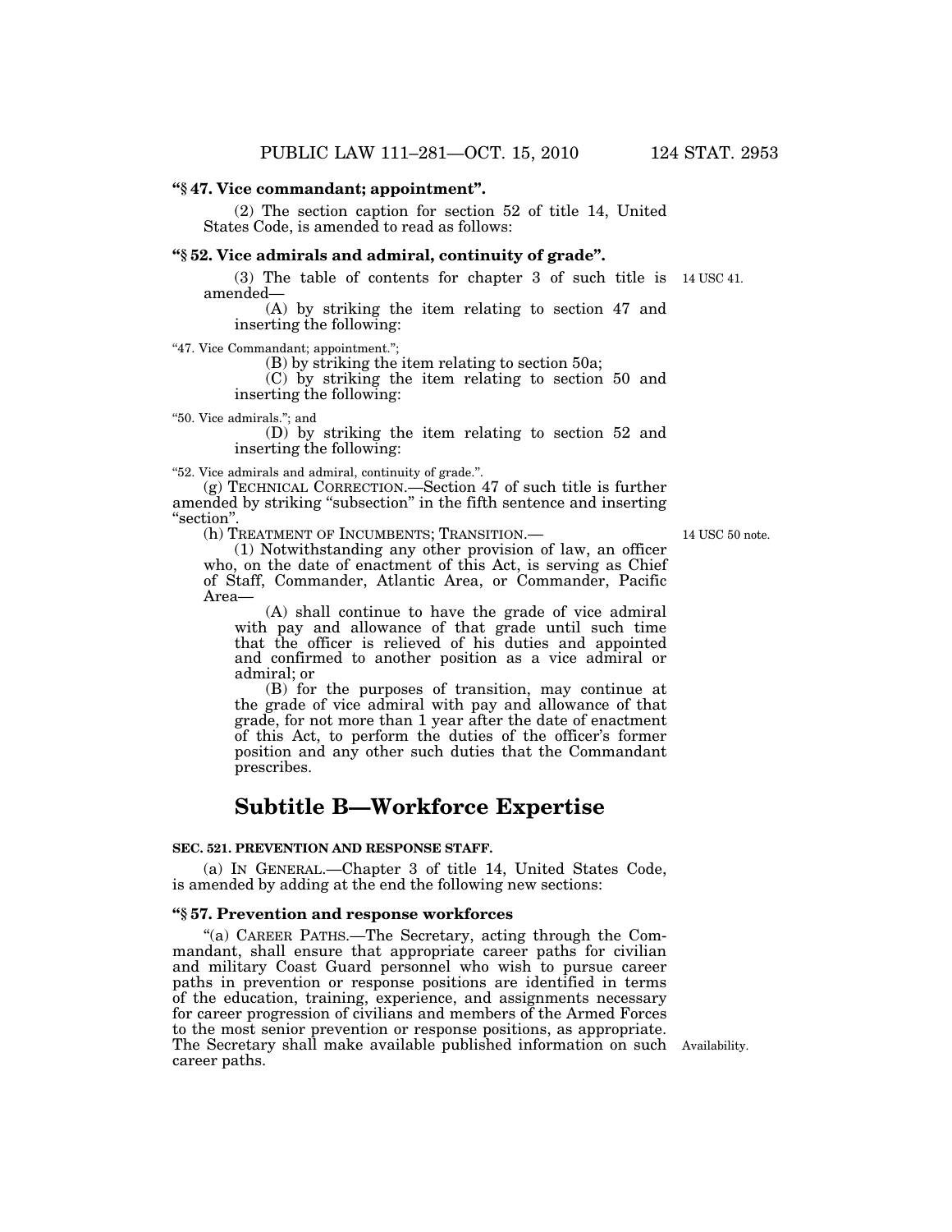**"§ 47. Vice commandant; appointment".**

(2) The section caption for section 52 of title 14, United States Code, is amended to read as follows:

**"§ 52. Vice admirals and admiral, continuity of grade".**

(3) The table of contents for chapter 3 of such title is amended— 14 USC 41.

(A) by striking the item relating to section 47 and inserting the following:

"47. Vice Commandant; appointment.";

(B) by striking the item relating to section 50a;

(C) by striking the item relating to section 50 and inserting the following:

"50. Vice admirals."; and

(D) by striking the item relating to section 52 and inserting the following:

"52. Vice admirals and admiral, continuity of grade.".

(g) TECHNICAL CORRECTION.—Section 47 of such title is further amended by striking "subsection" in the fifth sentence and inserting "section".

(h) TREATMENT OF INCUMBENTS; TRANSITION.— 14 USC 50 note.

(1) Notwithstanding any other provision of law, an officer who, on the date of enactment of this Act, is serving as Chief of Staff, Commander, Atlantic Area, or Commander, Pacific Area—

(A) shall continue to have the grade of vice admiral with pay and allowance of that grade until such time that the officer is relieved of his duties and appointed and confirmed to another position as a vice admiral or admiral; or

(B) for the purposes of transition, may continue at the grade of vice admiral with pay and allowance of that grade, for not more than 1 year after the date of enactment of this Act, to perform the duties of the officer's former position and any other such duties that the Commandant prescribes.

## Subtitle B—Workforce Expertise

**SEC. 521. PREVENTION AND RESPONSE STAFF.**

(a) IN GENERAL.—Chapter 3 of title 14, United States Code, is amended by adding at the end the following new sections:

**"§ 57. Prevention and response workforces**

"(a) CAREER PATHS.—The Secretary, acting through the Commandant, shall ensure that appropriate career paths for civilian and military Coast Guard personnel who wish to pursue career paths in prevention or response positions are identified in terms of the education, training, experience, and assignments necessary for career progression of civilians and members of the Armed Forces to the most senior prevention or response positions, as appropriate. The Secretary shall make available published information on such career paths. Availability.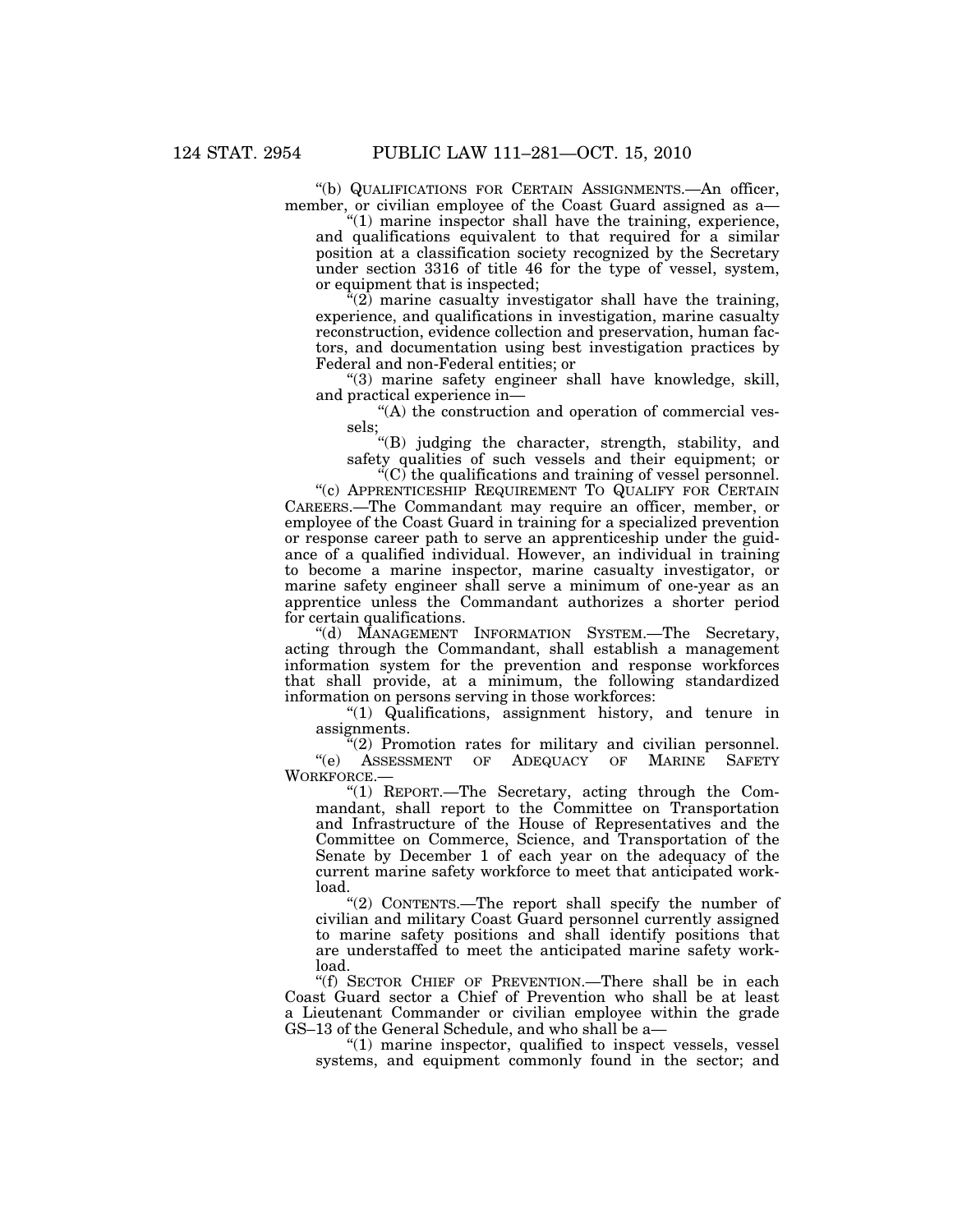"(b) QUALIFICATIONS FOR CERTAIN ASSIGNMENTS.—An officer, member, or civilian employee of the Coast Guard assigned as a—

"(1) marine inspector shall have the training, experience, and qualifications equivalent to that required for a similar position at a classification society recognized by the Secretary under section 3316 of title 46 for the type of vessel, system, or equipment that is inspected;

"(2) marine casualty investigator shall have the training, experience, and qualifications in investigation, marine casualty reconstruction, evidence collection and preservation, human factors, and documentation using best investigation practices by Federal and non-Federal entities; or

"(3) marine safety engineer shall have knowledge, skill, and practical experience in—

"(A) the construction and operation of commercial vessels;

"(B) judging the character, strength, stability, and safety qualities of such vessels and their equipment; or

"(C) the qualifications and training of vessel personnel.

"(c) APPRENTICESHIP REQUIREMENT TO QUALIFY FOR CERTAIN CAREERS.—The Commandant may require an officer, member, or employee of the Coast Guard in training for a specialized prevention or response career path to serve an apprenticeship under the guidance of a qualified individual. However, an individual in training to become a marine inspector, marine casualty investigator, or marine safety engineer shall serve a minimum of one-year as an apprentice unless the Commandant authorizes a shorter period for certain qualifications.

"(d) MANAGEMENT INFORMATION SYSTEM.—The Secretary, acting through the Commandant, shall establish a management information system for the prevention and response workforces that shall provide, at a minimum, the following standardized information on persons serving in those workforces:

"(1) Qualifications, assignment history, and tenure in assignments.

"(2) Promotion rates for military and civilian personnel.

"(e) ASSESSMENT OF ADEQUACY OF MARINE SAFETY WORKFORCE.—

"(1) REPORT.—The Secretary, acting through the Commandant, shall report to the Committee on Transportation and Infrastructure of the House of Representatives and the Committee on Commerce, Science, and Transportation of the Senate by December 1 of each year on the adequacy of the current marine safety workforce to meet that anticipated workload.

"(2) CONTENTS.—The report shall specify the number of civilian and military Coast Guard personnel currently assigned to marine safety positions and shall identify positions that are understaffed to meet the anticipated marine safety workload.

"(f) SECTOR CHIEF OF PREVENTION.—There shall be in each Coast Guard sector a Chief of Prevention who shall be at least a Lieutenant Commander or civilian employee within the grade GS–13 of the General Schedule, and who shall be a—

"(1) marine inspector, qualified to inspect vessels, vessel systems, and equipment commonly found in the sector; and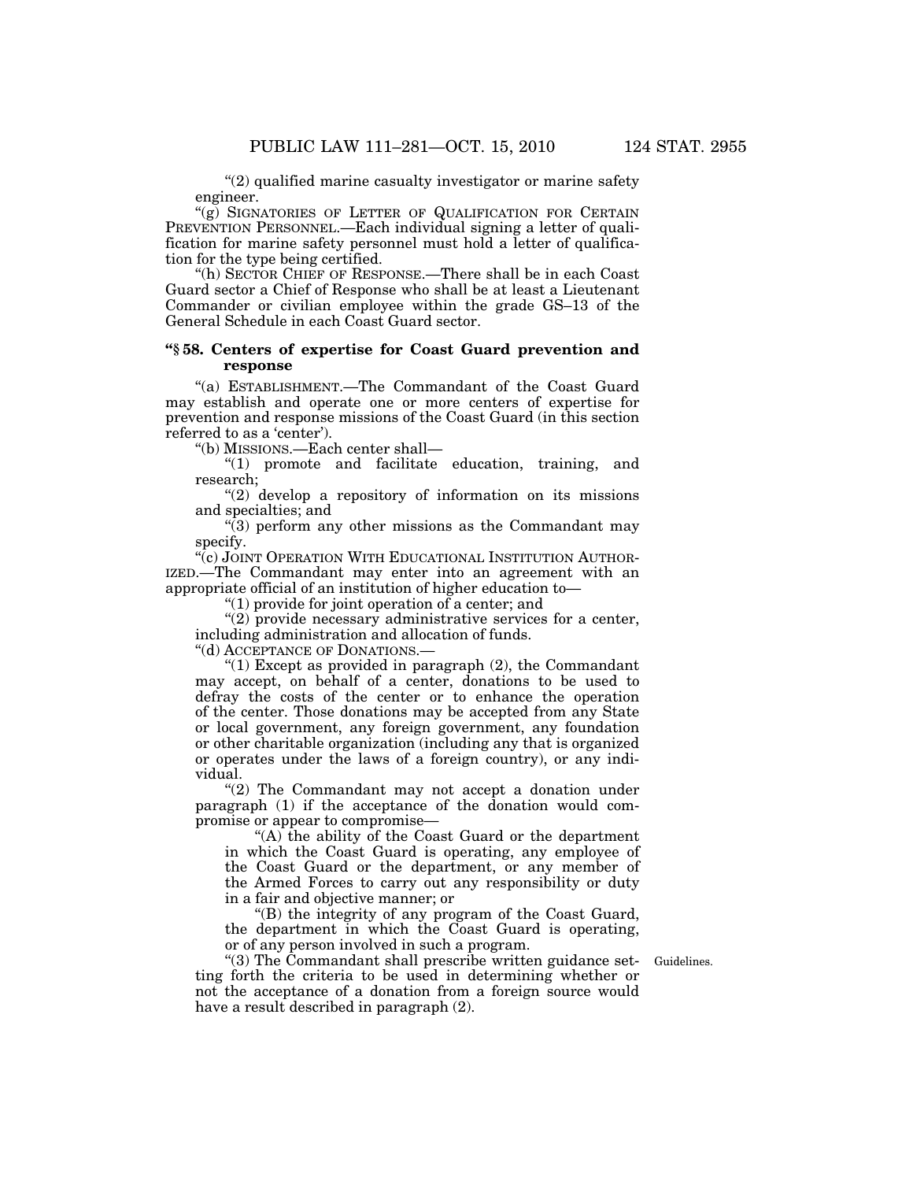"(2) qualified marine casualty investigator or marine safety engineer.

"(g) SIGNATORIES OF LETTER OF QUALIFICATION FOR CERTAIN PREVENTION PERSONNEL.—Each individual signing a letter of qualification for marine safety personnel must hold a letter of qualification for the type being certified.

"(h) SECTOR CHIEF OF RESPONSE.—There shall be in each Coast Guard sector a Chief of Response who shall be at least a Lieutenant Commander or civilian employee within the grade GS–13 of the General Schedule in each Coast Guard sector.

### "§ 58. Centers of expertise for Coast Guard prevention and response

"(a) ESTABLISHMENT.—The Commandant of the Coast Guard may establish and operate one or more centers of expertise for prevention and response missions of the Coast Guard (in this section referred to as a 'center').

"(b) MISSIONS.—Each center shall—

"(1) promote and facilitate education, training, and research;

"(2) develop a repository of information on its missions and specialties; and

"(3) perform any other missions as the Commandant may specify.

"(c) JOINT OPERATION WITH EDUCATIONAL INSTITUTION AUTHORIZED.—The Commandant may enter into an agreement with an appropriate official of an institution of higher education to—

"(1) provide for joint operation of a center; and

"(2) provide necessary administrative services for a center, including administration and allocation of funds.

"(d) ACCEPTANCE OF DONATIONS.—

"(1) Except as provided in paragraph (2), the Commandant may accept, on behalf of a center, donations to be used to defray the costs of the center or to enhance the operation of the center. Those donations may be accepted from any State or local government, any foreign government, any foundation or other charitable organization (including any that is organized or operates under the laws of a foreign country), or any individual.

"(2) The Commandant may not accept a donation under paragraph (1) if the acceptance of the donation would compromise or appear to compromise—

"(A) the ability of the Coast Guard or the department in which the Coast Guard is operating, any employee of the Coast Guard or the department, or any member of the Armed Forces to carry out any responsibility or duty in a fair and objective manner; or

"(B) the integrity of any program of the Coast Guard, the department in which the Coast Guard is operating, or of any person involved in such a program.

Guidelines.

"(3) The Commandant shall prescribe written guidance setting forth the criteria to be used in determining whether or not the acceptance of a donation from a foreign source would have a result described in paragraph (2).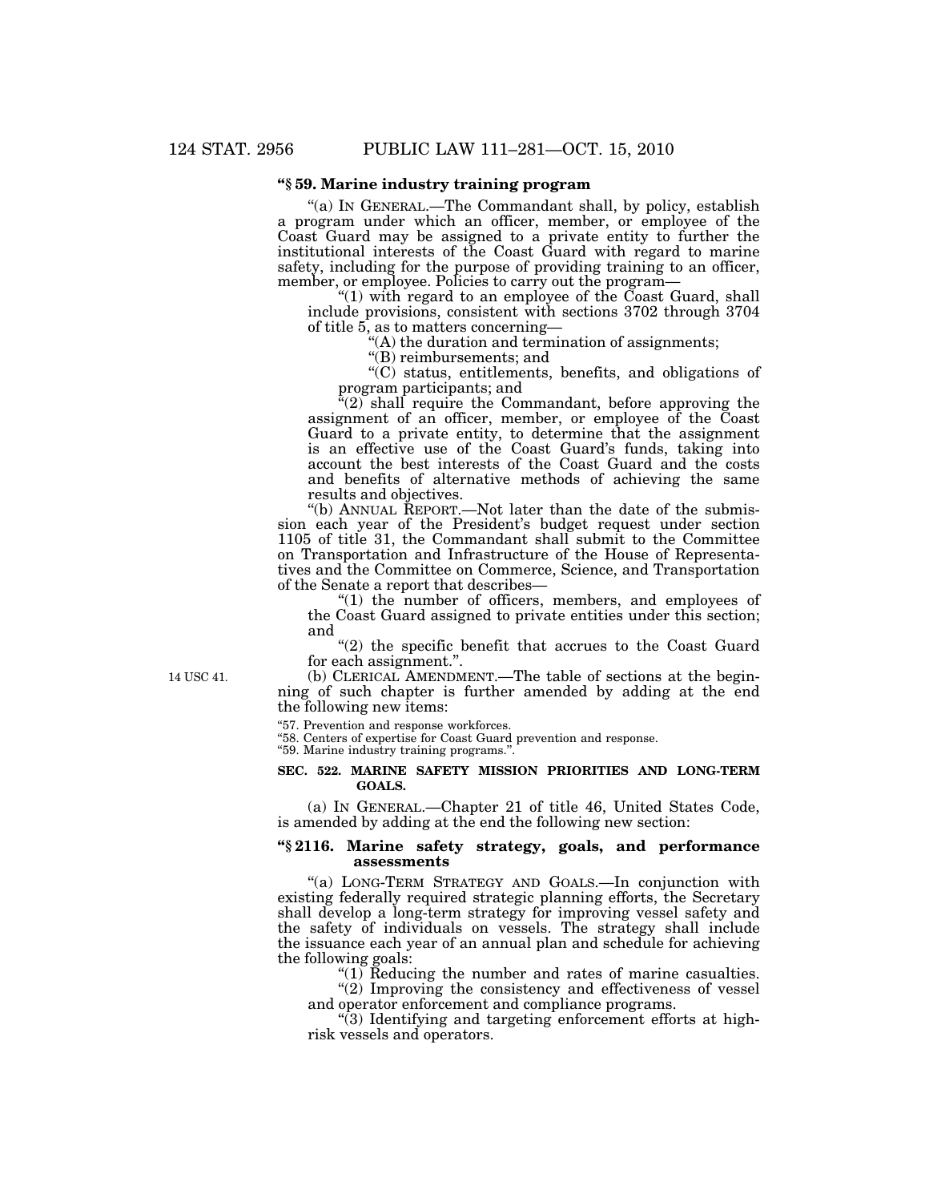**"§ 59. Marine industry training program**

"(a) IN GENERAL.—The Commandant shall, by policy, establish a program under which an officer, member, or employee of the Coast Guard may be assigned to a private entity to further the institutional interests of the Coast Guard with regard to marine safety, including for the purpose of providing training to an officer, member, or employee. Policies to carry out the program—

"(1) with regard to an employee of the Coast Guard, shall include provisions, consistent with sections 3702 through 3704 of title 5, as to matters concerning—

"(A) the duration and termination of assignments;

"(B) reimbursements; and

"(C) status, entitlements, benefits, and obligations of program participants; and

"(2) shall require the Commandant, before approving the assignment of an officer, member, or employee of the Coast Guard to a private entity, to determine that the assignment is an effective use of the Coast Guard's funds, taking into account the best interests of the Coast Guard and the costs and benefits of alternative methods of achieving the same results and objectives.

"(b) ANNUAL REPORT.—Not later than the date of the submission each year of the President's budget request under section 1105 of title 31, the Commandant shall submit to the Committee on Transportation and Infrastructure of the House of Representatives and the Committee on Commerce, Science, and Transportation of the Senate a report that describes—

"(1) the number of officers, members, and employees of the Coast Guard assigned to private entities under this section; and

"(2) the specific benefit that accrues to the Coast Guard for each assignment.".

14 USC 41.

(b) CLERICAL AMENDMENT.—The table of sections at the beginning of such chapter is further amended by adding at the end the following new items:

"57. Prevention and response workforces.
"58. Centers of expertise for Coast Guard prevention and response.
"59. Marine industry training programs.".

**SEC. 522. MARINE SAFETY MISSION PRIORITIES AND LONG-TERM GOALS.**

(a) IN GENERAL.—Chapter 21 of title 46, United States Code, is amended by adding at the end the following new section:

**"§ 2116. Marine safety strategy, goals, and performance assessments**

"(a) LONG-TERM STRATEGY AND GOALS.—In conjunction with existing federally required strategic planning efforts, the Secretary shall develop a long-term strategy for improving vessel safety and the safety of individuals on vessels. The strategy shall include the issuance each year of an annual plan and schedule for achieving the following goals:

"(1) Reducing the number and rates of marine casualties.

"(2) Improving the consistency and effectiveness of vessel and operator enforcement and compliance programs.

"(3) Identifying and targeting enforcement efforts at high-risk vessels and operators.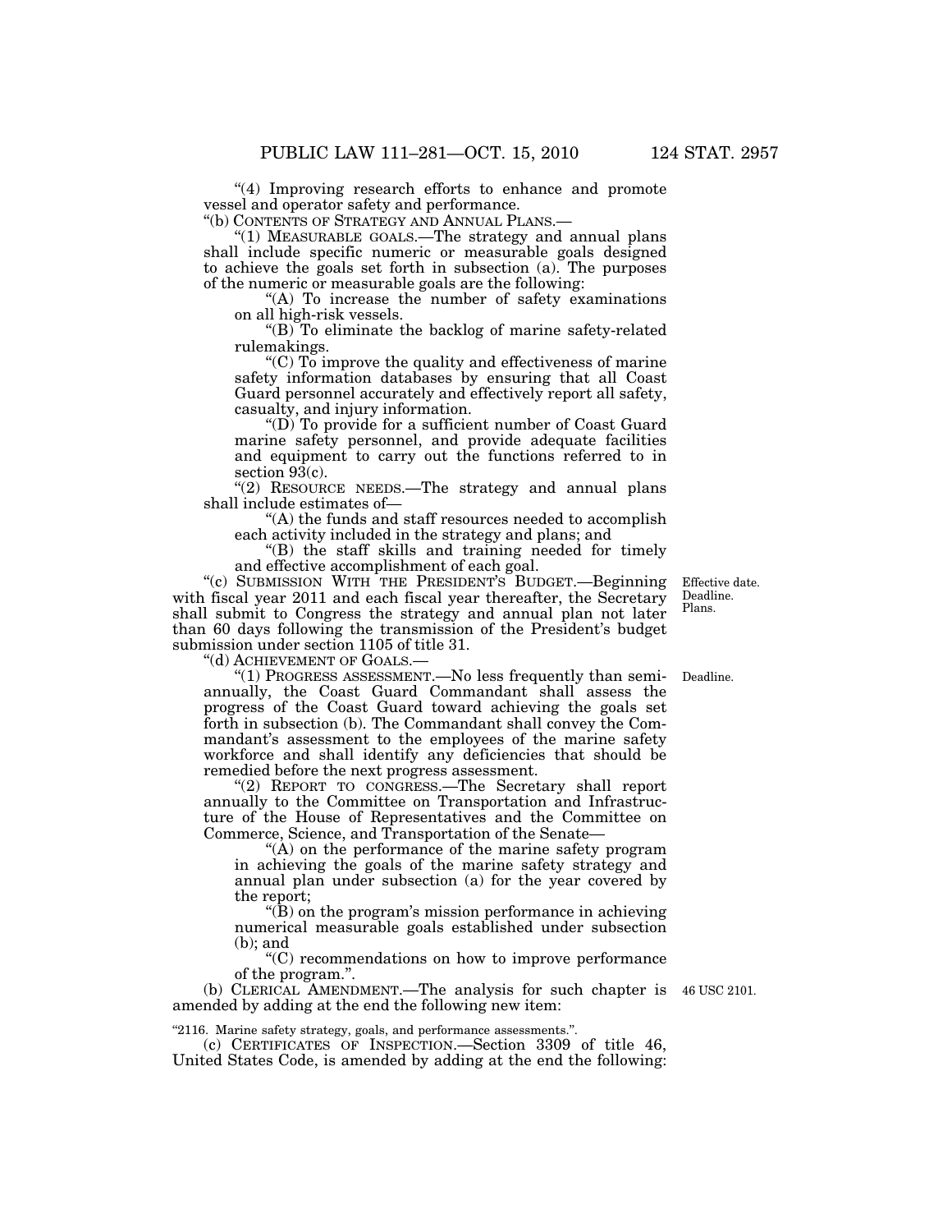"(4) Improving research efforts to enhance and promote vessel and operator safety and performance.

"(b) CONTENTS OF STRATEGY AND ANNUAL PLANS.—

"(1) MEASURABLE GOALS.—The strategy and annual plans shall include specific numeric or measurable goals designed to achieve the goals set forth in subsection (a). The purposes of the numeric or measurable goals are the following:

"(A) To increase the number of safety examinations on all high-risk vessels.

"(B) To eliminate the backlog of marine safety-related rulemakings.

"(C) To improve the quality and effectiveness of marine safety information databases by ensuring that all Coast Guard personnel accurately and effectively report all safety, casualty, and injury information.

"(D) To provide for a sufficient number of Coast Guard marine safety personnel, and provide adequate facilities and equipment to carry out the functions referred to in section 93(c).

"(2) RESOURCE NEEDS.—The strategy and annual plans shall include estimates of—

"(A) the funds and staff resources needed to accomplish each activity included in the strategy and plans; and

"(B) the staff skills and training needed for timely and effective accomplishment of each goal.

"(c) SUBMISSION WITH THE PRESIDENT'S BUDGET.—Beginning with fiscal year 2011 and each fiscal year thereafter, the Secretary shall submit to Congress the strategy and annual plan not later than 60 days following the transmission of the President's budget submission under section 1105 of title 31.

Effective date. Deadline. Plans.

"(d) ACHIEVEMENT OF GOALS.—

"(1) PROGRESS ASSESSMENT.—No less frequently than semi-annually, the Coast Guard Commandant shall assess the progress of the Coast Guard toward achieving the goals set forth in subsection (b). The Commandant shall convey the Commandant's assessment to the employees of the marine safety workforce and shall identify any deficiencies that should be remedied before the next progress assessment.

Deadline.

"(2) REPORT TO CONGRESS.—The Secretary shall report annually to the Committee on Transportation and Infrastructure of the House of Representatives and the Committee on Commerce, Science, and Transportation of the Senate—

"(A) on the performance of the marine safety program in achieving the goals of the marine safety strategy and annual plan under subsection (a) for the year covered by the report;

"(B) on the program's mission performance in achieving numerical measurable goals established under subsection (b); and

"(C) recommendations on how to improve performance of the program.".

(b) CLERICAL AMENDMENT.—The analysis for such chapter is amended by adding at the end the following new item:

46 USC 2101.

"2116. Marine safety strategy, goals, and performance assessments.".

(c) CERTIFICATES OF INSPECTION.—Section 3309 of title 46, United States Code, is amended by adding at the end the following: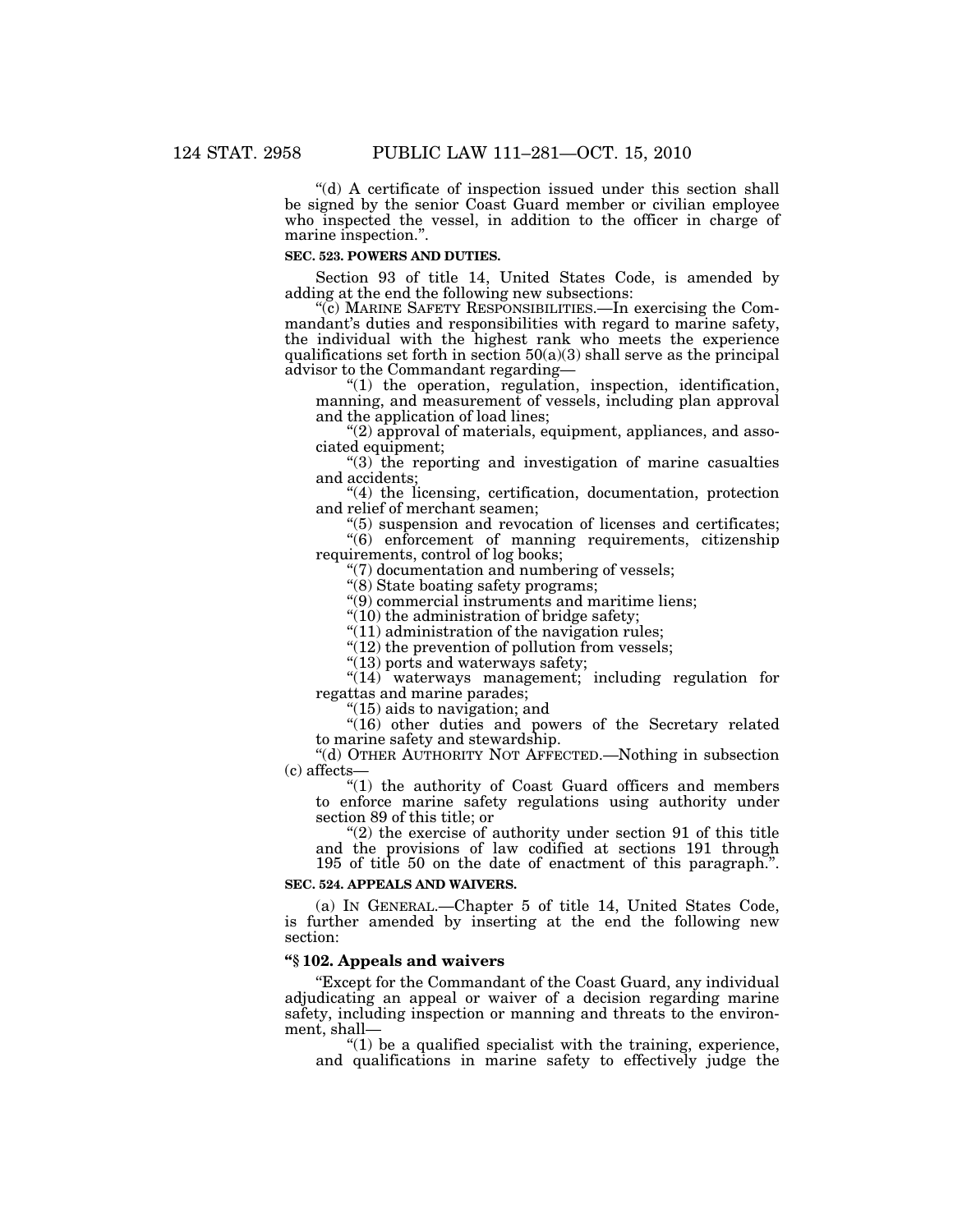"(d) A certificate of inspection issued under this section shall be signed by the senior Coast Guard member or civilian employee who inspected the vessel, in addition to the officer in charge of marine inspection.".

**SEC. 523. POWERS AND DUTIES.**

Section 93 of title 14, United States Code, is amended by adding at the end the following new subsections:

"(c) MARINE SAFETY RESPONSIBILITIES.—In exercising the Commandant's duties and responsibilities with regard to marine safety, the individual with the highest rank who meets the experience qualifications set forth in section 50(a)(3) shall serve as the principal advisor to the Commandant regarding—

"(1) the operation, regulation, inspection, identification, manning, and measurement of vessels, including plan approval and the application of load lines;

"(2) approval of materials, equipment, appliances, and associated equipment;

"(3) the reporting and investigation of marine casualties and accidents;

"(4) the licensing, certification, documentation, protection and relief of merchant seamen;

"(5) suspension and revocation of licenses and certificates;

"(6) enforcement of manning requirements, citizenship requirements, control of log books;

"(7) documentation and numbering of vessels;

"(8) State boating safety programs;

"(9) commercial instruments and maritime liens;

"(10) the administration of bridge safety;

"(11) administration of the navigation rules;

"(12) the prevention of pollution from vessels;

"(13) ports and waterways safety;

"(14) waterways management; including regulation for regattas and marine parades;

"(15) aids to navigation; and

"(16) other duties and powers of the Secretary related to marine safety and stewardship.

"(d) OTHER AUTHORITY NOT AFFECTED.—Nothing in subsection (c) affects—

"(1) the authority of Coast Guard officers and members to enforce marine safety regulations using authority under section 89 of this title; or

"(2) the exercise of authority under section 91 of this title and the provisions of law codified at sections 191 through 195 of title 50 on the date of enactment of this paragraph.".

**SEC. 524. APPEALS AND WAIVERS.**

(a) IN GENERAL.—Chapter 5 of title 14, United States Code, is further amended by inserting at the end the following new section:

**"§ 102. Appeals and waivers**

"Except for the Commandant of the Coast Guard, any individual adjudicating an appeal or waiver of a decision regarding marine safety, including inspection or manning and threats to the environment, shall—

"(1) be a qualified specialist with the training, experience, and qualifications in marine safety to effectively judge the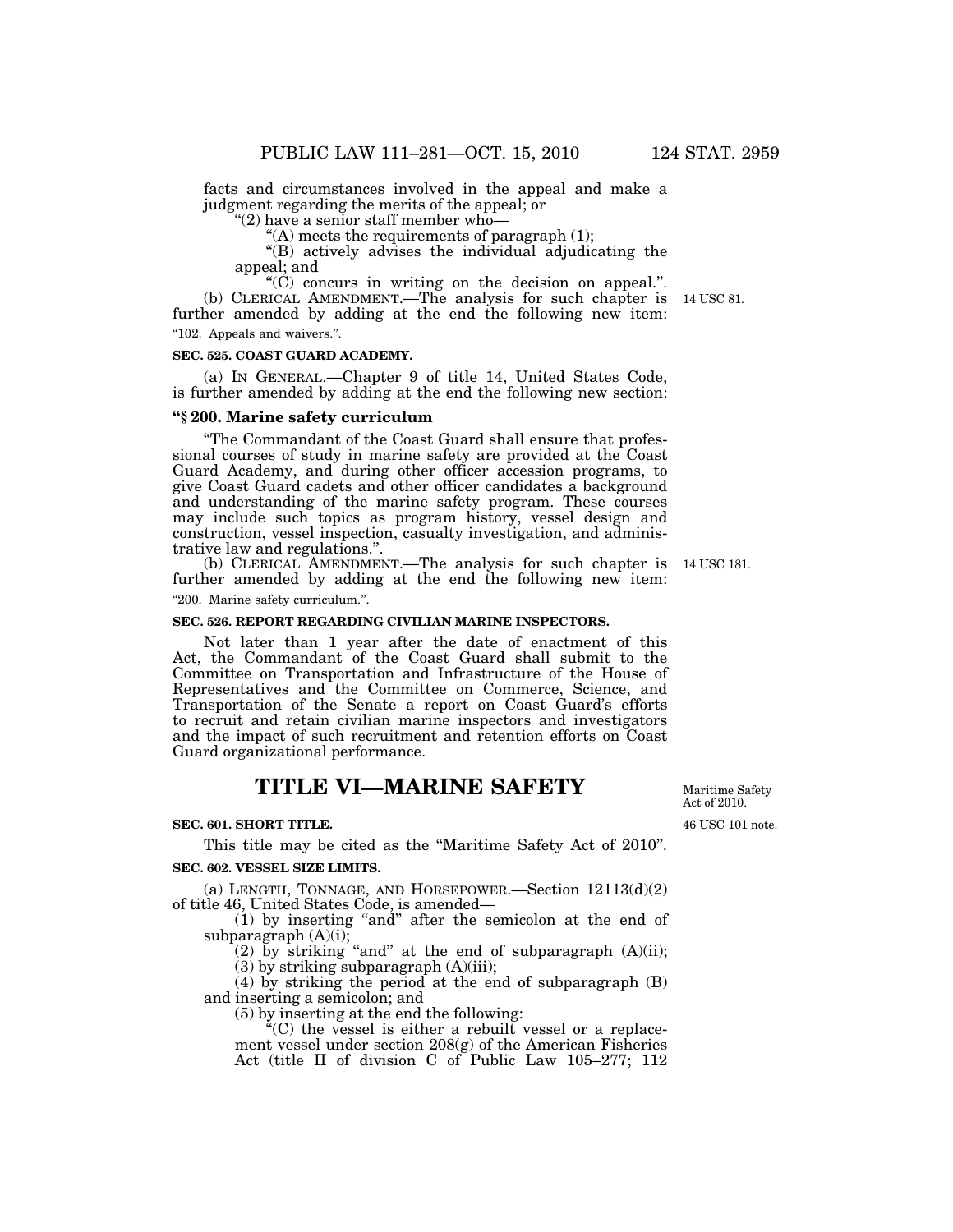facts and circumstances involved in the appeal and make a judgment regarding the merits of the appeal; or

"(2) have a senior staff member who—

"(A) meets the requirements of paragraph (1);

"(B) actively advises the individual adjudicating the appeal; and

"(C) concurs in writing on the decision on appeal.".

(b) CLERICAL AMENDMENT.—The analysis for such chapter is further amended by adding at the end the following new item: 14 USC 81.

"102. Appeals and waivers.".

**SEC. 525. COAST GUARD ACADEMY.**

(a) IN GENERAL.—Chapter 9 of title 14, United States Code, is further amended by adding at the end the following new section:

**"§ 200. Marine safety curriculum**

"The Commandant of the Coast Guard shall ensure that professional courses of study in marine safety are provided at the Coast Guard Academy, and during other officer accession programs, to give Coast Guard cadets and other officer candidates a background and understanding of the marine safety program. These courses may include such topics as program history, vessel design and construction, vessel inspection, casualty investigation, and administrative law and regulations.".

(b) CLERICAL AMENDMENT.—The analysis for such chapter is further amended by adding at the end the following new item: 14 USC 181.

"200. Marine safety curriculum.".

**SEC. 526. REPORT REGARDING CIVILIAN MARINE INSPECTORS.**

Not later than 1 year after the date of enactment of this Act, the Commandant of the Coast Guard shall submit to the Committee on Transportation and Infrastructure of the House of Representatives and the Committee on Commerce, Science, and Transportation of the Senate a report on Coast Guard's efforts to recruit and retain civilian marine inspectors and investigators and the impact of such recruitment and retention efforts on Coast Guard organizational performance.

# TITLE VI—MARINE SAFETY

Maritime Safety Act of 2010.

**SEC. 601. SHORT TITLE.**

46 USC 101 note.

This title may be cited as the "Maritime Safety Act of 2010".

**SEC. 602. VESSEL SIZE LIMITS.**

(a) LENGTH, TONNAGE, AND HORSEPOWER.—Section 12113(d)(2) of title 46, United States Code, is amended—

(1) by inserting "and" after the semicolon at the end of subparagraph (A)(i);

(2) by striking "and" at the end of subparagraph (A)(ii);

(3) by striking subparagraph (A)(iii);

(4) by striking the period at the end of subparagraph (B) and inserting a semicolon; and

(5) by inserting at the end the following:

"(C) the vessel is either a rebuilt vessel or a replacement vessel under section 208(g) of the American Fisheries Act (title II of division C of Public Law 105–277; 112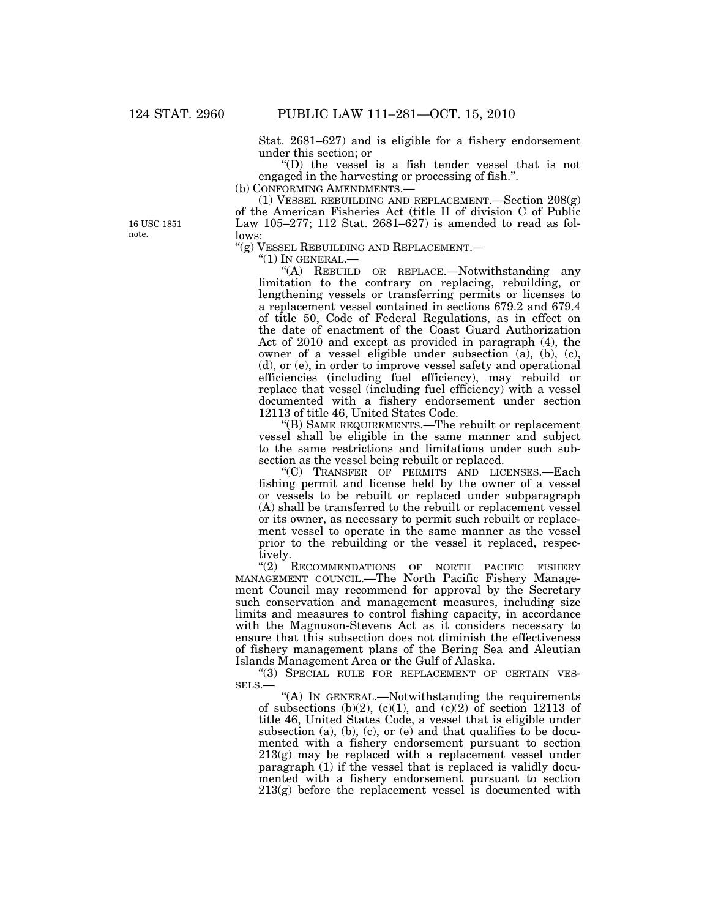Stat. 2681–627) and is eligible for a fishery endorsement under this section; or

"(D) the vessel is a fish tender vessel that is not engaged in the harvesting or processing of fish.".

(b) CONFORMING AMENDMENTS.—

(1) VESSEL REBUILDING AND REPLACEMENT.—Section 208(g) of the American Fisheries Act (title II of division C of Public Law 105–277; 112 Stat. 2681–627) is amended to read as follows:

16 USC 1851 note.

"(g) VESSEL REBUILDING AND REPLACEMENT.—

"(1) IN GENERAL.—

"(A) REBUILD OR REPLACE.—Notwithstanding any limitation to the contrary on replacing, rebuilding, or lengthening vessels or transferring permits or licenses to a replacement vessel contained in sections 679.2 and 679.4 of title 50, Code of Federal Regulations, as in effect on the date of enactment of the Coast Guard Authorization Act of 2010 and except as provided in paragraph (4), the owner of a vessel eligible under subsection (a), (b), (c), (d), or (e), in order to improve vessel safety and operational efficiencies (including fuel efficiency), may rebuild or replace that vessel (including fuel efficiency) with a vessel documented with a fishery endorsement under section 12113 of title 46, United States Code.

"(B) SAME REQUIREMENTS.—The rebuilt or replacement vessel shall be eligible in the same manner and subject to the same restrictions and limitations under such subsection as the vessel being rebuilt or replaced.

"(C) TRANSFER OF PERMITS AND LICENSES.—Each fishing permit and license held by the owner of a vessel or vessels to be rebuilt or replaced under subparagraph (A) shall be transferred to the rebuilt or replacement vessel or its owner, as necessary to permit such rebuilt or replacement vessel to operate in the same manner as the vessel prior to the rebuilding or the vessel it replaced, respectively.

"(2) RECOMMENDATIONS OF NORTH PACIFIC FISHERY MANAGEMENT COUNCIL.—The North Pacific Fishery Management Council may recommend for approval by the Secretary such conservation and management measures, including size limits and measures to control fishing capacity, in accordance with the Magnuson-Stevens Act as it considers necessary to ensure that this subsection does not diminish the effectiveness of fishery management plans of the Bering Sea and Aleutian Islands Management Area or the Gulf of Alaska.

"(3) SPECIAL RULE FOR REPLACEMENT OF CERTAIN VESSELS.—

"(A) IN GENERAL.—Notwithstanding the requirements of subsections (b)(2), (c)(1), and (c)(2) of section 12113 of title 46, United States Code, a vessel that is eligible under subsection (a), (b), (c), or (e) and that qualifies to be documented with a fishery endorsement pursuant to section 213(g) may be replaced with a replacement vessel under paragraph (1) if the vessel that is replaced is validly documented with a fishery endorsement pursuant to section 213(g) before the replacement vessel is documented with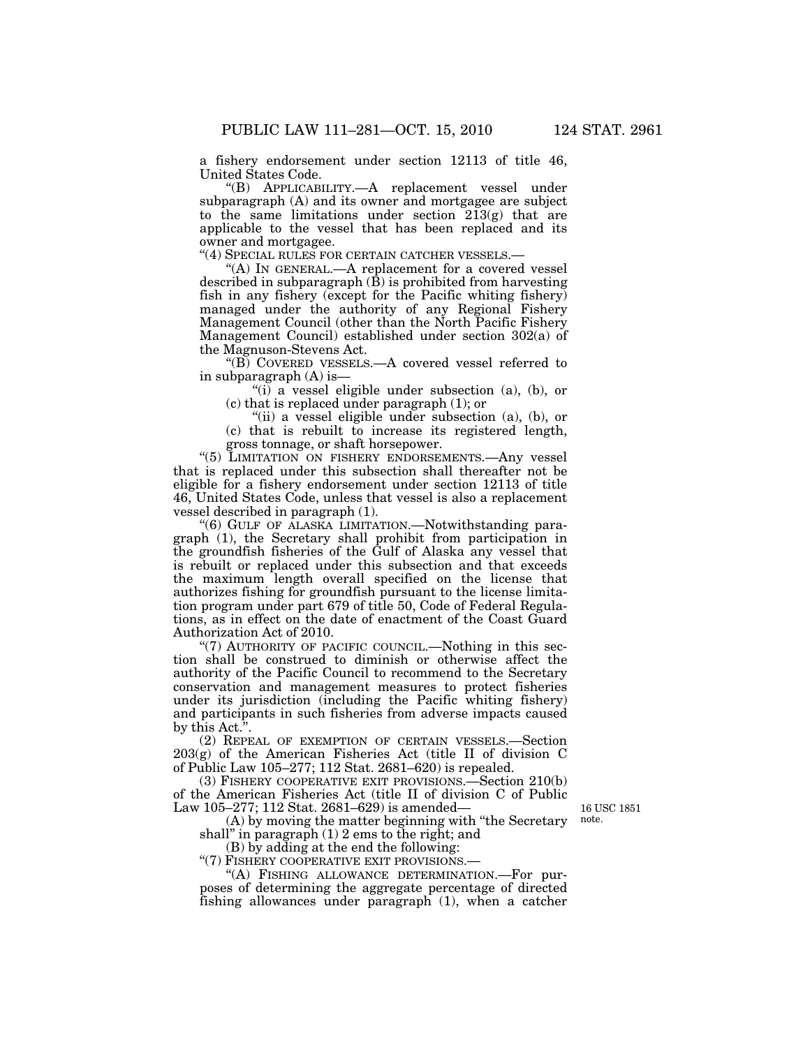a fishery endorsement under section 12113 of title 46, United States Code.

"(B) APPLICABILITY.—A replacement vessel under subparagraph (A) and its owner and mortgagee are subject to the same limitations under section 213(g) that are applicable to the vessel that has been replaced and its owner and mortgagee.

"(4) SPECIAL RULES FOR CERTAIN CATCHER VESSELS.—

"(A) IN GENERAL.—A replacement for a covered vessel described in subparagraph (B) is prohibited from harvesting fish in any fishery (except for the Pacific whiting fishery) managed under the authority of any Regional Fishery Management Council (other than the North Pacific Fishery Management Council) established under section 302(a) of the Magnuson-Stevens Act.

"(B) COVERED VESSELS.—A covered vessel referred to in subparagraph (A) is—

"(i) a vessel eligible under subsection (a), (b), or (c) that is replaced under paragraph (1); or

"(ii) a vessel eligible under subsection (a), (b), or (c) that is rebuilt to increase its registered length, gross tonnage, or shaft horsepower.

"(5) LIMITATION ON FISHERY ENDORSEMENTS.—Any vessel that is replaced under this subsection shall thereafter not be eligible for a fishery endorsement under section 12113 of title 46, United States Code, unless that vessel is also a replacement vessel described in paragraph (1).

"(6) GULF OF ALASKA LIMITATION.—Notwithstanding paragraph (1), the Secretary shall prohibit from participation in the groundfish fisheries of the Gulf of Alaska any vessel that is rebuilt or replaced under this subsection and that exceeds the maximum length overall specified on the license that authorizes fishing for groundfish pursuant to the license limitation program under part 679 of title 50, Code of Federal Regulations, as in effect on the date of enactment of the Coast Guard Authorization Act of 2010.

"(7) AUTHORITY OF PACIFIC COUNCIL.—Nothing in this section shall be construed to diminish or otherwise affect the authority of the Pacific Council to recommend to the Secretary conservation and management measures to protect fisheries under its jurisdiction (including the Pacific whiting fishery) and participants in such fisheries from adverse impacts caused by this Act.".

(2) REPEAL OF EXEMPTION OF CERTAIN VESSELS.—Section 203(g) of the American Fisheries Act (title II of division C of Public Law 105–277; 112 Stat. 2681–620) is repealed.

(3) FISHERY COOPERATIVE EXIT PROVISIONS.—Section 210(b) of the American Fisheries Act (title II of division C of Public Law 105–277; 112 Stat. 2681–629) is amended—

16 USC 1851 note.

(A) by moving the matter beginning with "the Secretary shall" in paragraph (1) 2 ems to the right; and

(B) by adding at the end the following:

"(7) FISHERY COOPERATIVE EXIT PROVISIONS.—

"(A) FISHING ALLOWANCE DETERMINATION.—For purposes of determining the aggregate percentage of directed fishing allowances under paragraph (1), when a catcher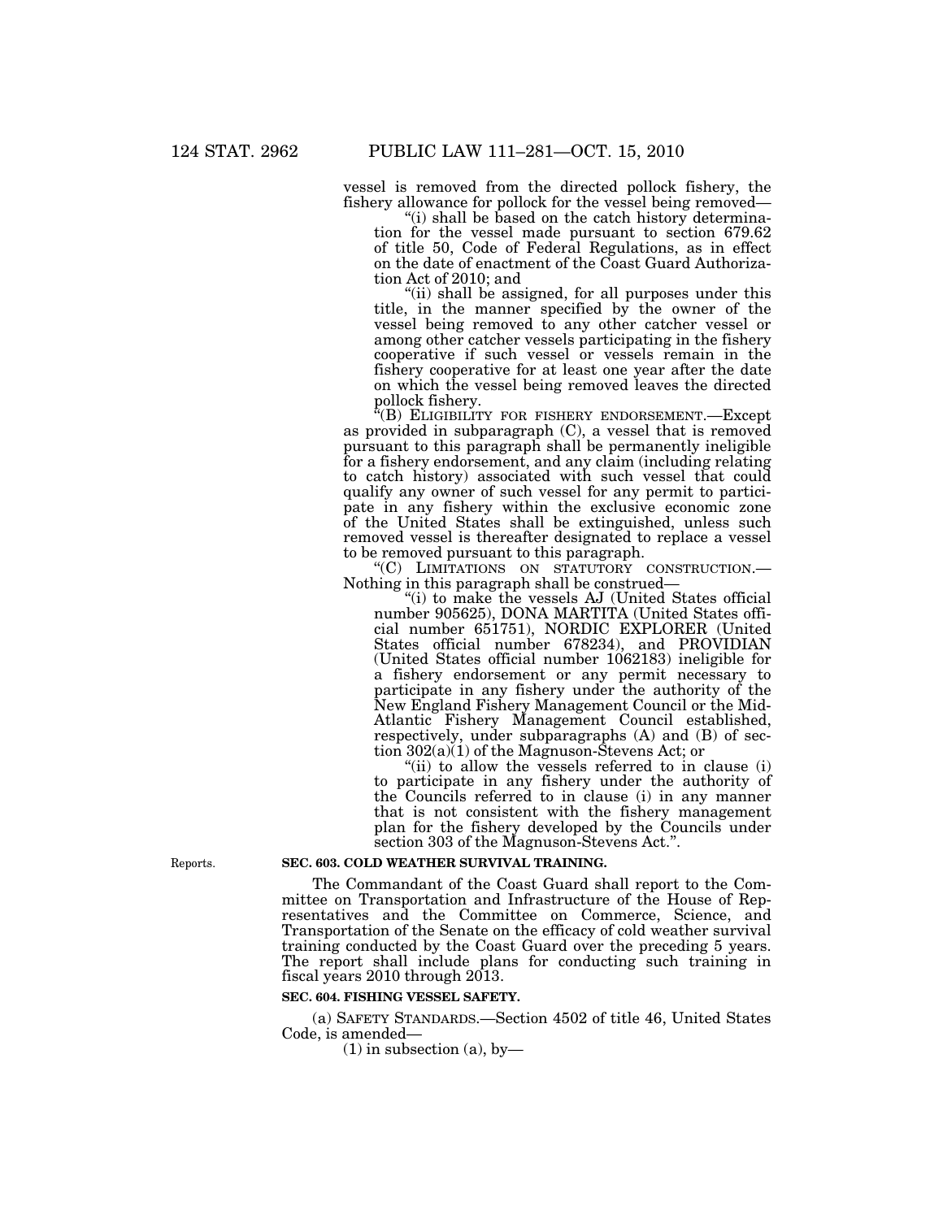vessel is removed from the directed pollock fishery, the fishery allowance for pollock for the vessel being removed—

"(i) shall be based on the catch history determination for the vessel made pursuant to section 679.62 of title 50, Code of Federal Regulations, as in effect on the date of enactment of the Coast Guard Authorization Act of 2010; and

"(ii) shall be assigned, for all purposes under this title, in the manner specified by the owner of the vessel being removed to any other catcher vessel or among other catcher vessels participating in the fishery cooperative if such vessel or vessels remain in the fishery cooperative for at least one year after the date on which the vessel being removed leaves the directed pollock fishery.

"(B) ELIGIBILITY FOR FISHERY ENDORSEMENT.—Except as provided in subparagraph (C), a vessel that is removed pursuant to this paragraph shall be permanently ineligible for a fishery endorsement, and any claim (including relating to catch history) associated with such vessel that could qualify any owner of such vessel for any permit to participate in any fishery within the exclusive economic zone of the United States shall be extinguished, unless such removed vessel is thereafter designated to replace a vessel to be removed pursuant to this paragraph.

"(C) LIMITATIONS ON STATUTORY CONSTRUCTION.—Nothing in this paragraph shall be construed—

"(i) to make the vessels AJ (United States official number 905625), DONA MARTITA (United States official number 651751), NORDIC EXPLORER (United States official number 678234), and PROVIDIAN (United States official number 1062183) ineligible for a fishery endorsement or any permit necessary to participate in any fishery under the authority of the New England Fishery Management Council or the Mid-Atlantic Fishery Management Council established, respectively, under subparagraphs (A) and (B) of section 302(a)(1) of the Magnuson-Stevens Act; or

"(ii) to allow the vessels referred to in clause (i) to participate in any fishery under the authority of the Councils referred to in clause (i) in any manner that is not consistent with the fishery management plan for the fishery developed by the Councils under section 303 of the Magnuson-Stevens Act.".

Reports.

**SEC. 603. COLD WEATHER SURVIVAL TRAINING.**

The Commandant of the Coast Guard shall report to the Committee on Transportation and Infrastructure of the House of Representatives and the Committee on Commerce, Science, and Transportation of the Senate on the efficacy of cold weather survival training conducted by the Coast Guard over the preceding 5 years. The report shall include plans for conducting such training in fiscal years 2010 through 2013.

**SEC. 604. FISHING VESSEL SAFETY.**

(a) SAFETY STANDARDS.—Section 4502 of title 46, United States Code, is amended—

(1) in subsection (a), by—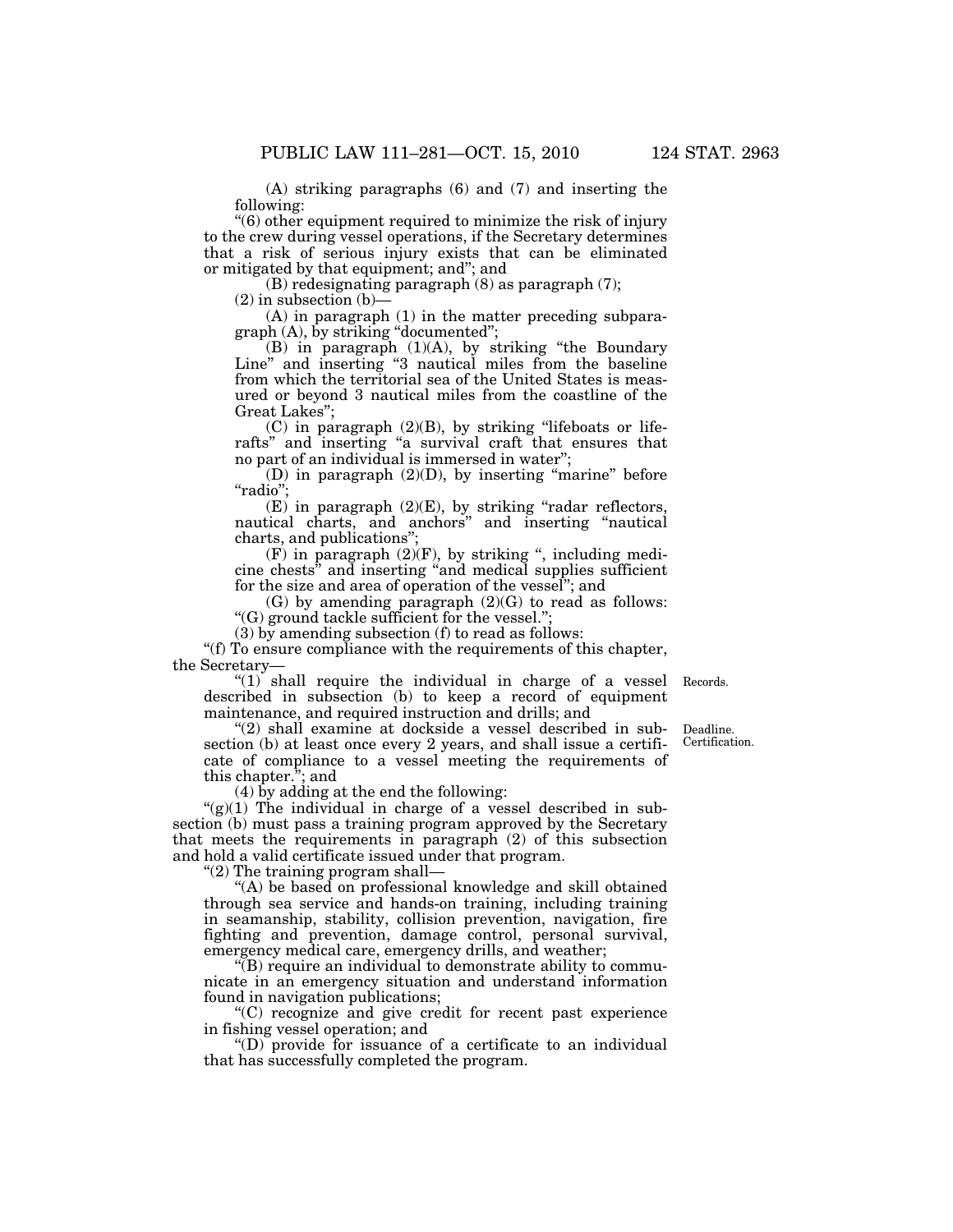(A) striking paragraphs (6) and (7) and inserting the following:

"(6) other equipment required to minimize the risk of injury to the crew during vessel operations, if the Secretary determines that a risk of serious injury exists that can be eliminated or mitigated by that equipment; and"; and

(B) redesignating paragraph (8) as paragraph (7);

(2) in subsection (b)—

(A) in paragraph (1) in the matter preceding subparagraph (A), by striking "documented";

(B) in paragraph (1)(A), by striking "the Boundary Line" and inserting "3 nautical miles from the baseline from which the territorial sea of the United States is measured or beyond 3 nautical miles from the coastline of the Great Lakes";

(C) in paragraph (2)(B), by striking "lifeboats or liferafts" and inserting "a survival craft that ensures that no part of an individual is immersed in water";

(D) in paragraph (2)(D), by inserting "marine" before "radio";

(E) in paragraph (2)(E), by striking "radar reflectors, nautical charts, and anchors" and inserting "nautical charts, and publications";

(F) in paragraph (2)(F), by striking ", including medicine chests" and inserting "and medical supplies sufficient for the size and area of operation of the vessel"; and

(G) by amending paragraph (2)(G) to read as follows:

"(G) ground tackle sufficient for the vessel.";

(3) by amending subsection (f) to read as follows:

"(f) To ensure compliance with the requirements of this chapter, the Secretary—

"(1) shall require the individual in charge of a vessel described in subsection (b) to keep a record of equipment maintenance, and required instruction and drills; and

Records.

"(2) shall examine at dockside a vessel described in subsection (b) at least once every 2 years, and shall issue a certificate of compliance to a vessel meeting the requirements of this chapter."; and

Deadline. Certification.

(4) by adding at the end the following:

"(g)(1) The individual in charge of a vessel described in subsection (b) must pass a training program approved by the Secretary that meets the requirements in paragraph (2) of this subsection and hold a valid certificate issued under that program.

"(2) The training program shall—

"(A) be based on professional knowledge and skill obtained through sea service and hands-on training, including training in seamanship, stability, collision prevention, navigation, fire fighting and prevention, damage control, personal survival, emergency medical care, emergency drills, and weather;

"(B) require an individual to demonstrate ability to communicate in an emergency situation and understand information found in navigation publications;

"(C) recognize and give credit for recent past experience in fishing vessel operation; and

"(D) provide for issuance of a certificate to an individual that has successfully completed the program.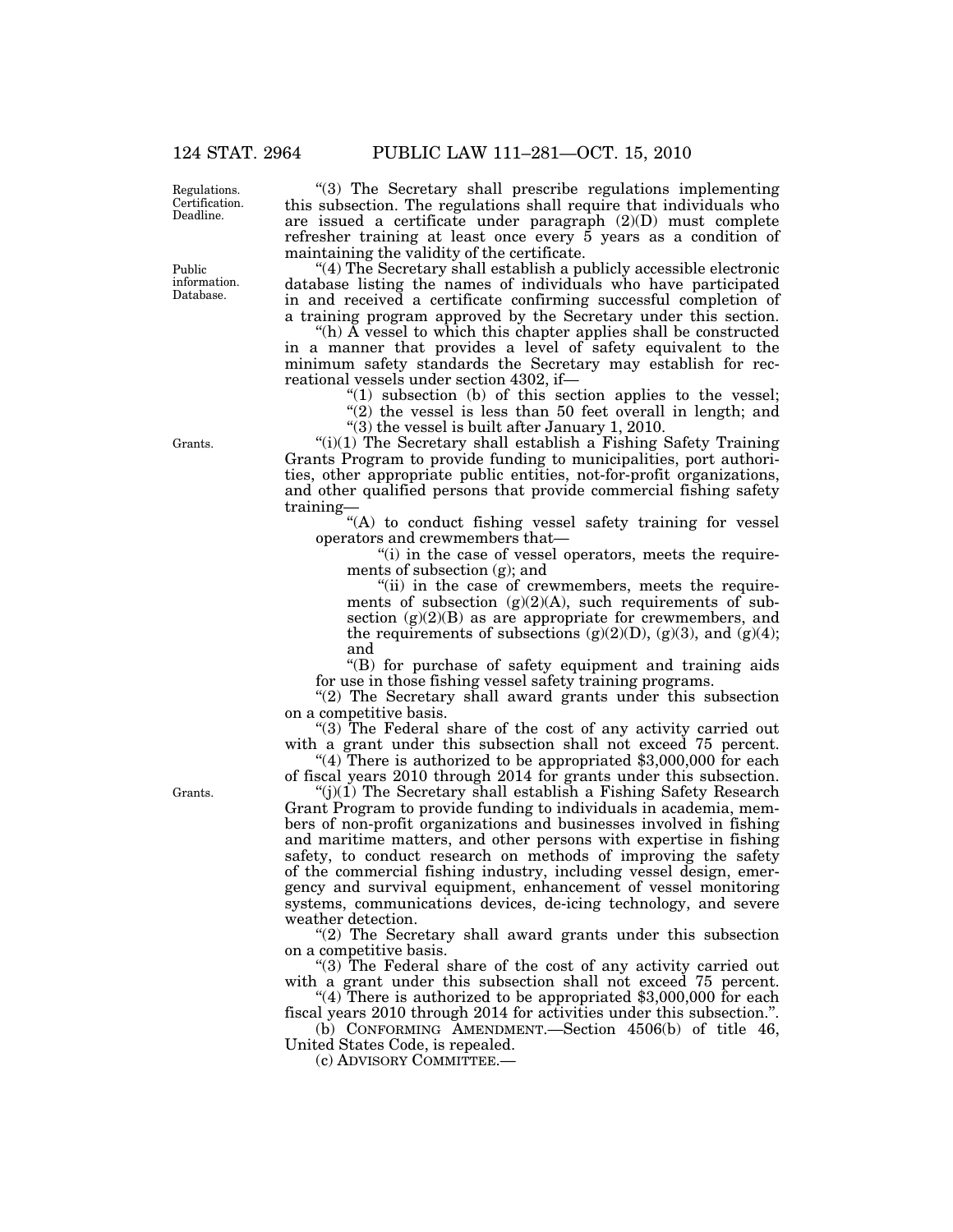"(3) The Secretary shall prescribe regulations implementing this subsection. The regulations shall require that individuals who are issued a certificate under paragraph (2)(D) must complete refresher training at least once every 5 years as a condition of maintaining the validity of the certificate.

"(4) The Secretary shall establish a publicly accessible electronic database listing the names of individuals who have participated in and received a certificate confirming successful completion of a training program approved by the Secretary under this section.

"(h) A vessel to which this chapter applies shall be constructed in a manner that provides a level of safety equivalent to the minimum safety standards the Secretary may establish for recreational vessels under section 4302, if—

"(1) subsection (b) of this section applies to the vessel;

"(2) the vessel is less than 50 feet overall in length; and

"(3) the vessel is built after January 1, 2010.

"(i)(1) The Secretary shall establish a Fishing Safety Training Grants Program to provide funding to municipalities, port authorities, other appropriate public entities, not-for-profit organizations, and other qualified persons that provide commercial fishing safety training—

"(A) to conduct fishing vessel safety training for vessel operators and crewmembers that—

"(i) in the case of vessel operators, meets the requirements of subsection (g); and

"(ii) in the case of crewmembers, meets the requirements of subsection (g)(2)(A), such requirements of subsection (g)(2)(B) as are appropriate for crewmembers, and the requirements of subsections (g)(2)(D), (g)(3), and (g)(4); and

"(B) for purchase of safety equipment and training aids for use in those fishing vessel safety training programs.

"(2) The Secretary shall award grants under this subsection on a competitive basis.

"(3) The Federal share of the cost of any activity carried out with a grant under this subsection shall not exceed 75 percent.

"(4) There is authorized to be appropriated $3,000,000 for each of fiscal years 2010 through 2014 for grants under this subsection.

"(j)(1) The Secretary shall establish a Fishing Safety Research Grant Program to provide funding to individuals in academia, members of non-profit organizations and businesses involved in fishing and maritime matters, and other persons with expertise in fishing safety, to conduct research on methods of improving the safety of the commercial fishing industry, including vessel design, emergency and survival equipment, enhancement of vessel monitoring systems, communications devices, de-icing technology, and severe weather detection.

"(2) The Secretary shall award grants under this subsection on a competitive basis.

"(3) The Federal share of the cost of any activity carried out with a grant under this subsection shall not exceed 75 percent.

"(4) There is authorized to be appropriated $3,000,000 for each fiscal years 2010 through 2014 for activities under this subsection.".

(b) CONFORMING AMENDMENT.—Section 4506(b) of title 46, United States Code, is repealed.

(c) ADVISORY COMMITTEE.—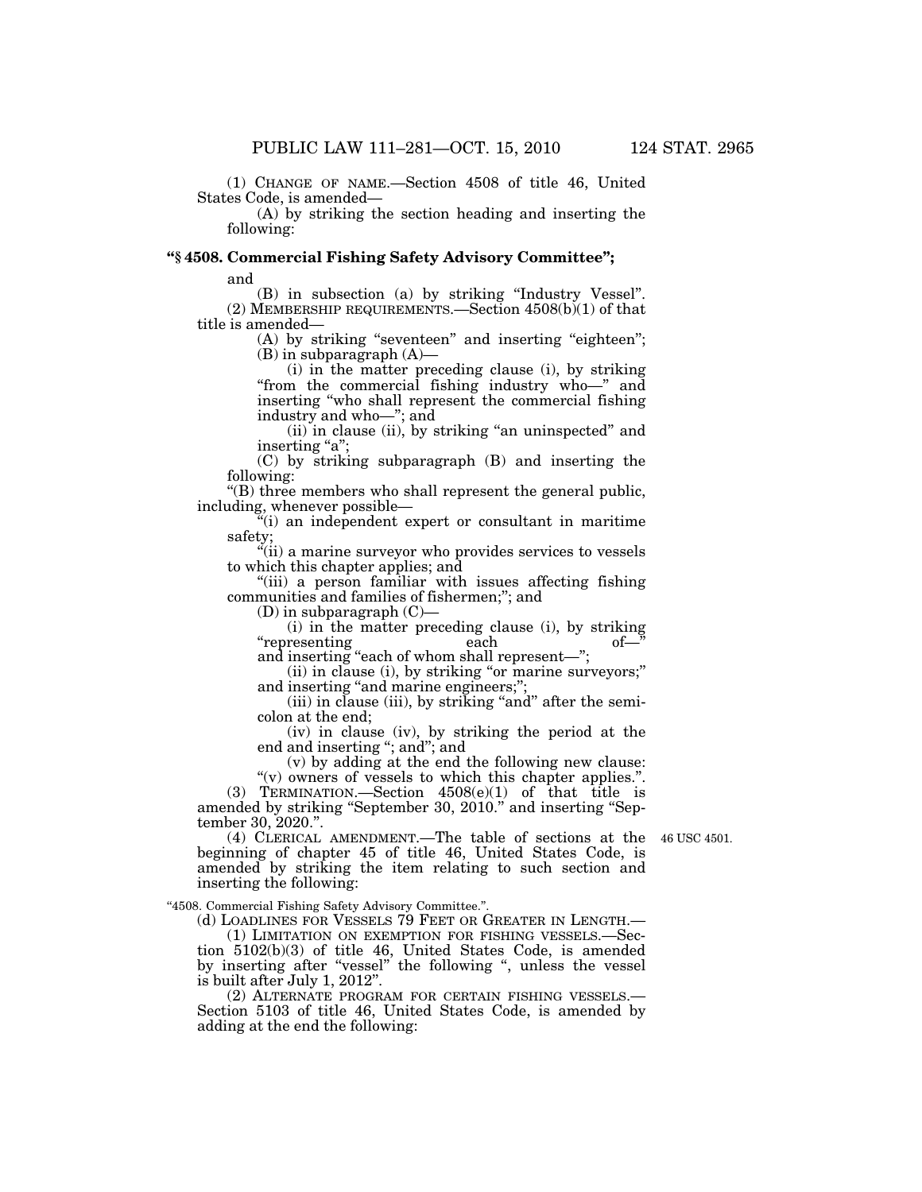(1) CHANGE OF NAME.—Section 4508 of title 46, United States Code, is amended—

(A) by striking the section heading and inserting the following:

**"§ 4508. Commercial Fishing Safety Advisory Committee";**

and

(B) in subsection (a) by striking "Industry Vessel".

(2) MEMBERSHIP REQUIREMENTS.—Section 4508(b)(1) of that title is amended—

(A) by striking "seventeen" and inserting "eighteen";

(B) in subparagraph (A)—

(i) in the matter preceding clause (i), by striking "from the commercial fishing industry who—" and inserting "who shall represent the commercial fishing industry and who—"; and

(ii) in clause (ii), by striking "an uninspected" and inserting "a";

(C) by striking subparagraph (B) and inserting the following:

"(B) three members who shall represent the general public, including, whenever possible—

"(i) an independent expert or consultant in maritime safety;

"(ii) a marine surveyor who provides services to vessels to which this chapter applies; and

"(iii) a person familiar with issues affecting fishing communities and families of fishermen;"; and

(D) in subparagraph (C)—

(i) in the matter preceding clause (i), by striking "representing each of—" and inserting "each of whom shall represent—";

(ii) in clause (i), by striking "or marine surveyors;" and inserting "and marine engineers;";

(iii) in clause (iii), by striking "and" after the semicolon at the end;

(iv) in clause (iv), by striking the period at the end and inserting "; and"; and

(v) by adding at the end the following new clause:

"(v) owners of vessels to which this chapter applies.".

(3) TERMINATION.—Section 4508(e)(1) of that title is amended by striking "September 30, 2010." and inserting "September 30, 2020.".

(4) CLERICAL AMENDMENT.—The table of sections at the beginning of chapter 45 of title 46, United States Code, is amended by striking the item relating to such section and inserting the following:

46 USC 4501.

"4508. Commercial Fishing Safety Advisory Committee.".

(d) LOADLINES FOR VESSELS 79 FEET OR GREATER IN LENGTH.—

(1) LIMITATION ON EXEMPTION FOR FISHING VESSELS.—Section 5102(b)(3) of title 46, United States Code, is amended by inserting after "vessel" the following ", unless the vessel is built after July 1, 2012".

(2) ALTERNATE PROGRAM FOR CERTAIN FISHING VESSELS.—Section 5103 of title 46, United States Code, is amended by adding at the end the following: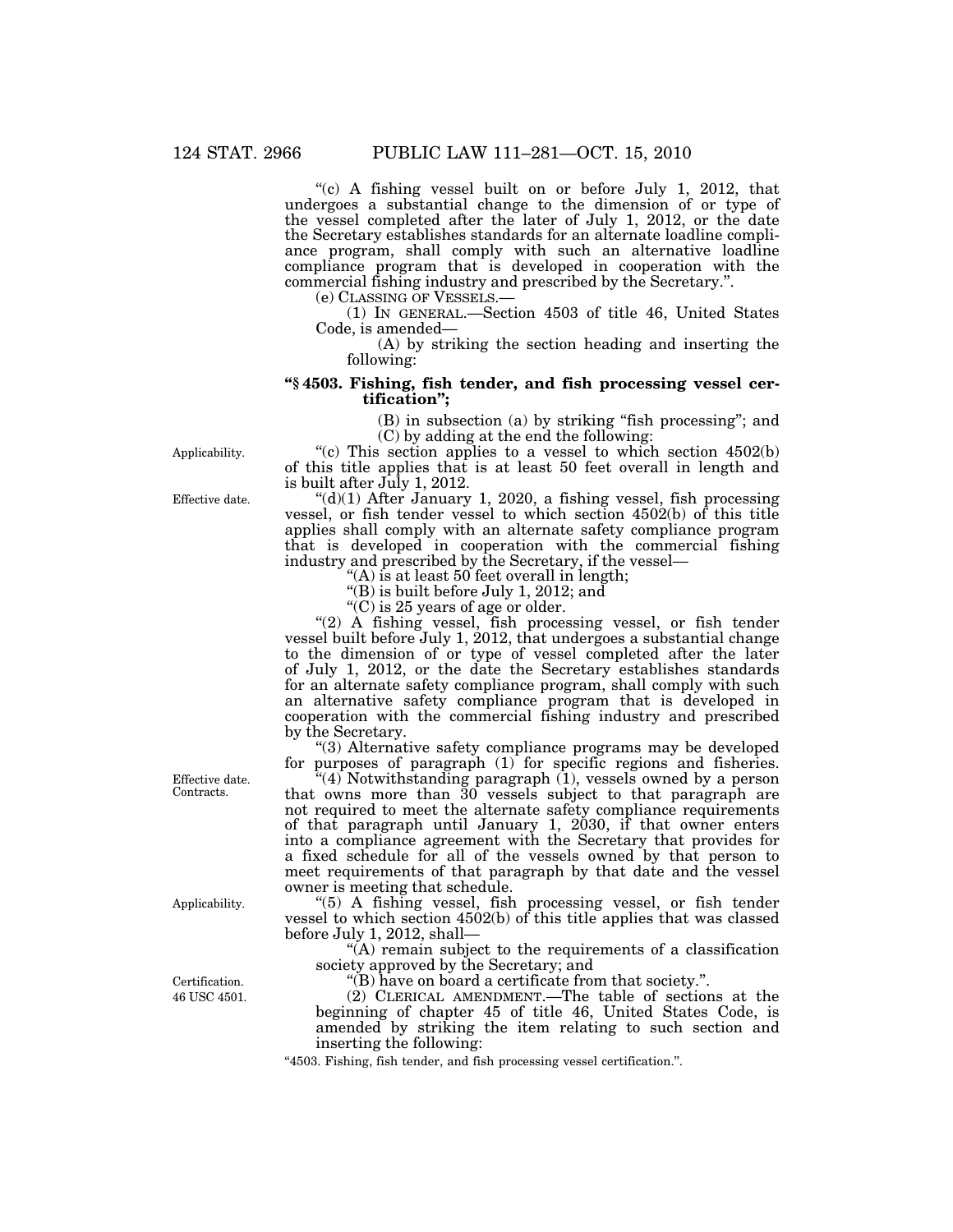"(c) A fishing vessel built on or before July 1, 2012, that undergoes a substantial change to the dimension of or type of the vessel completed after the later of July 1, 2012, or the date the Secretary establishes standards for an alternate loadline compliance program, shall comply with such an alternative loadline compliance program that is developed in cooperation with the commercial fishing industry and prescribed by the Secretary.".

(e) CLASSING OF VESSELS.—

(1) IN GENERAL.—Section 4503 of title 46, United States Code, is amended—

(A) by striking the section heading and inserting the following:

**"§ 4503. Fishing, fish tender, and fish processing vessel certification";**

(B) in subsection (a) by striking "fish processing"; and

(C) by adding at the end the following:

Applicability.

"(c) This section applies to a vessel to which section 4502(b) of this title applies that is at least 50 feet overall in length and is built after July 1, 2012.

Effective date.

"(d)(1) After January 1, 2020, a fishing vessel, fish processing vessel, or fish tender vessel to which section 4502(b) of this title applies shall comply with an alternate safety compliance program that is developed in cooperation with the commercial fishing industry and prescribed by the Secretary, if the vessel—

"(A) is at least 50 feet overall in length;

"(B) is built before July 1, 2012; and

"(C) is 25 years of age or older.

"(2) A fishing vessel, fish processing vessel, or fish tender vessel built before July 1, 2012, that undergoes a substantial change to the dimension of or type of vessel completed after the later of July 1, 2012, or the date the Secretary establishes standards for an alternate safety compliance program, shall comply with such an alternative safety compliance program that is developed in cooperation with the commercial fishing industry and prescribed by the Secretary.

"(3) Alternative safety compliance programs may be developed for purposes of paragraph (1) for specific regions and fisheries.

Effective date. Contracts.

"(4) Notwithstanding paragraph (1), vessels owned by a person that owns more than 30 vessels subject to that paragraph are not required to meet the alternate safety compliance requirements of that paragraph until January 1, 2030, if that owner enters into a compliance agreement with the Secretary that provides for a fixed schedule for all of the vessels owned by that person to meet requirements of that paragraph by that date and the vessel owner is meeting that schedule.

Applicability.

"(5) A fishing vessel, fish processing vessel, or fish tender vessel to which section 4502(b) of this title applies that was classed before July 1, 2012, shall—

"(A) remain subject to the requirements of a classification society approved by the Secretary; and

Certification.

"(B) have on board a certificate from that society.".

46 USC 4501.

(2) CLERICAL AMENDMENT.—The table of sections at the beginning of chapter 45 of title 46, United States Code, is amended by striking the item relating to such section and inserting the following:

"4503. Fishing, fish tender, and fish processing vessel certification.".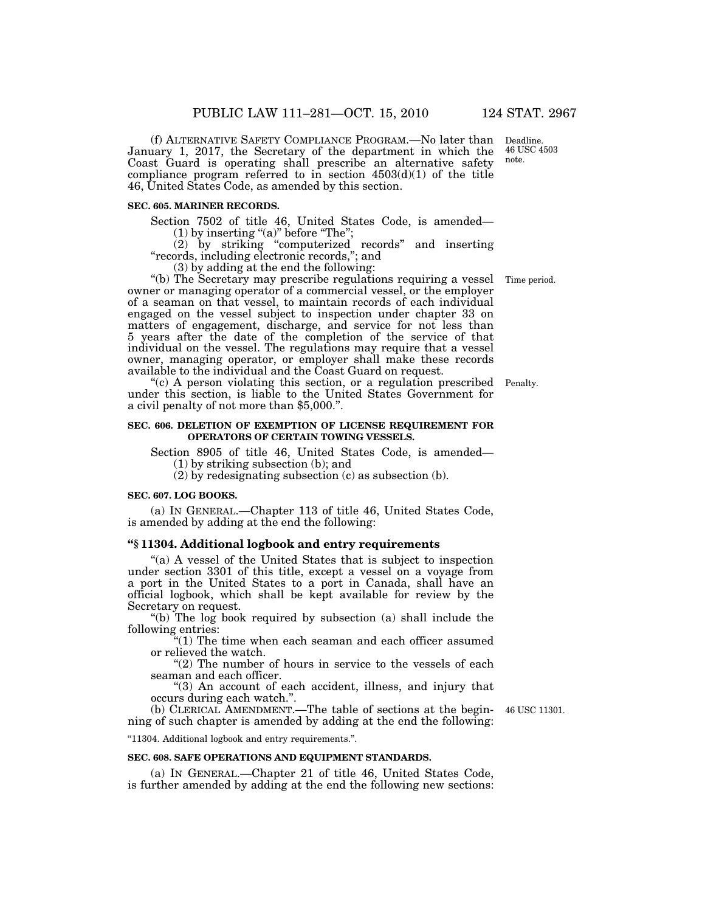(f) ALTERNATIVE SAFETY COMPLIANCE PROGRAM.—No later than January 1, 2017, the Secretary of the department in which the Coast Guard is operating shall prescribe an alternative safety compliance program referred to in section 4503(d)(1) of the title 46, United States Code, as amended by this section.

Deadline. 46 USC 4503 note.

**SEC. 605. MARINER RECORDS.**

Section 7502 of title 46, United States Code, is amended—

(1) by inserting "(a)" before "The";

(2) by striking "computerized records" and inserting "records, including electronic records,"; and

(3) by adding at the end the following:

"(b) The Secretary may prescribe regulations requiring a vessel owner or managing operator of a commercial vessel, or the employer of a seaman on that vessel, to maintain records of each individual engaged on the vessel subject to inspection under chapter 33 on matters of engagement, discharge, and service for not less than 5 years after the date of the completion of the service of that individual on the vessel. The regulations may require that a vessel owner, managing operator, or employer shall make these records available to the individual and the Coast Guard on request.

Time period.

"(c) A person violating this section, or a regulation prescribed under this section, is liable to the United States Government for a civil penalty of not more than $5,000.".

Penalty.

**SEC. 606. DELETION OF EXEMPTION OF LICENSE REQUIREMENT FOR OPERATORS OF CERTAIN TOWING VESSELS.**

Section 8905 of title 46, United States Code, is amended—

(1) by striking subsection (b); and

(2) by redesignating subsection (c) as subsection (b).

**SEC. 607. LOG BOOKS.**

(a) IN GENERAL.—Chapter 113 of title 46, United States Code, is amended by adding at the end the following:

**"§ 11304. Additional logbook and entry requirements**

"(a) A vessel of the United States that is subject to inspection under section 3301 of this title, except a vessel on a voyage from a port in the United States to a port in Canada, shall have an official logbook, which shall be kept available for review by the Secretary on request.

"(b) The log book required by subsection (a) shall include the following entries:

"(1) The time when each seaman and each officer assumed or relieved the watch.

"(2) The number of hours in service to the vessels of each seaman and each officer.

"(3) An account of each accident, illness, and injury that occurs during each watch.".

(b) CLERICAL AMENDMENT.—The table of sections at the beginning of such chapter is amended by adding at the end the following:

46 USC 11301.

"11304. Additional logbook and entry requirements.".

**SEC. 608. SAFE OPERATIONS AND EQUIPMENT STANDARDS.**

(a) IN GENERAL.—Chapter 21 of title 46, United States Code, is further amended by adding at the end the following new sections: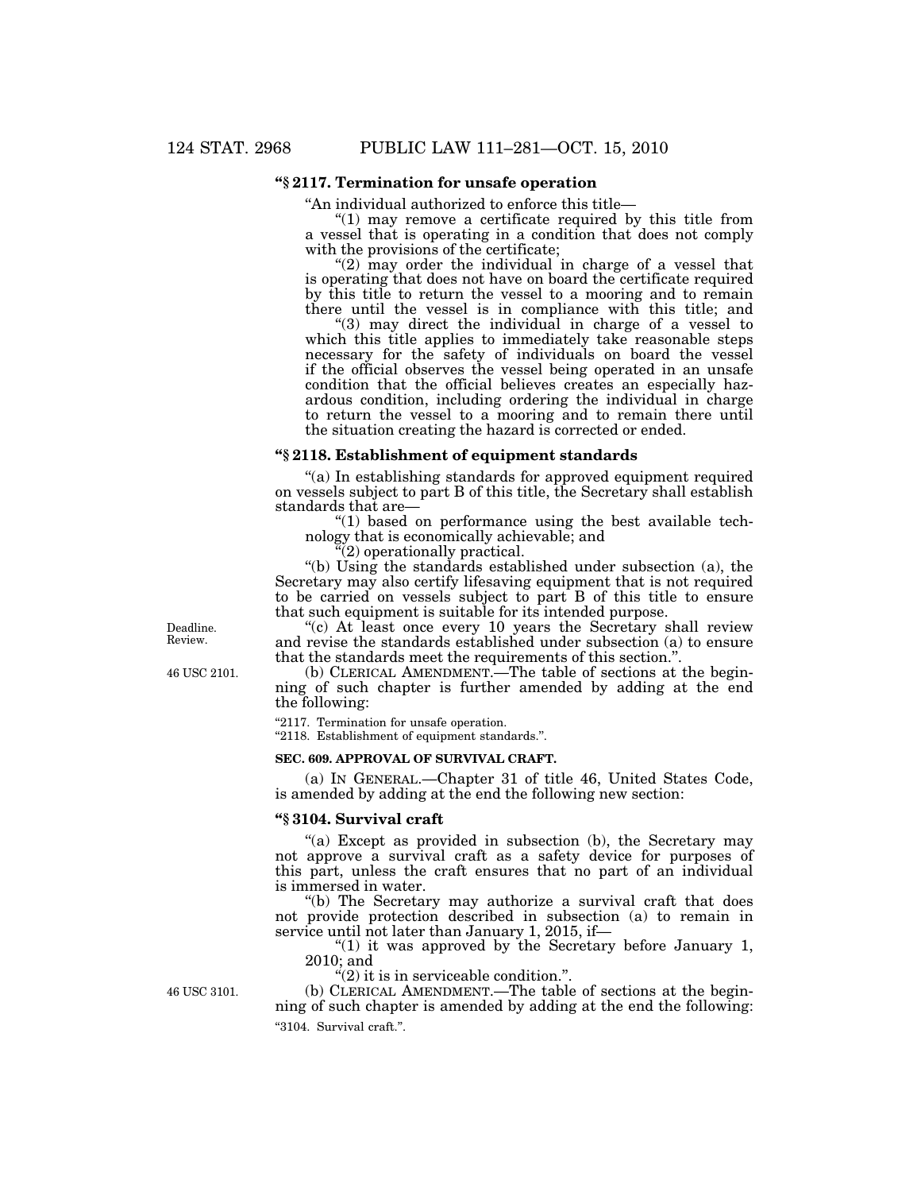**"§ 2117. Termination for unsafe operation**

"An individual authorized to enforce this title—

"(1) may remove a certificate required by this title from a vessel that is operating in a condition that does not comply with the provisions of the certificate;

"(2) may order the individual in charge of a vessel that is operating that does not have on board the certificate required by this title to return the vessel to a mooring and to remain there until the vessel is in compliance with this title; and

"(3) may direct the individual in charge of a vessel to which this title applies to immediately take reasonable steps necessary for the safety of individuals on board the vessel if the official observes the vessel being operated in an unsafe condition that the official believes creates an especially hazardous condition, including ordering the individual in charge to return the vessel to a mooring and to remain there until the situation creating the hazard is corrected or ended.

**"§ 2118. Establishment of equipment standards**

"(a) In establishing standards for approved equipment required on vessels subject to part B of this title, the Secretary shall establish standards that are—

"(1) based on performance using the best available technology that is economically achievable; and

"(2) operationally practical.

"(b) Using the standards established under subsection (a), the Secretary may also certify lifesaving equipment that is not required to be carried on vessels subject to part B of this title to ensure that such equipment is suitable for its intended purpose.

Deadline. Review.

"(c) At least once every 10 years the Secretary shall review and revise the standards established under subsection (a) to ensure that the standards meet the requirements of this section.".

46 USC 2101.

(b) CLERICAL AMENDMENT.—The table of sections at the beginning of such chapter is further amended by adding at the end the following:

"2117. Termination for unsafe operation.
"2118. Establishment of equipment standards.".

**SEC. 609. APPROVAL OF SURVIVAL CRAFT.**

(a) IN GENERAL.—Chapter 31 of title 46, United States Code, is amended by adding at the end the following new section:

**"§ 3104. Survival craft**

"(a) Except as provided in subsection (b), the Secretary may not approve a survival craft as a safety device for purposes of this part, unless the craft ensures that no part of an individual is immersed in water.

"(b) The Secretary may authorize a survival craft that does not provide protection described in subsection (a) to remain in service until not later than January 1, 2015, if—

"(1) it was approved by the Secretary before January 1, 2010; and

"(2) it is in serviceable condition.".

46 USC 3101.

(b) CLERICAL AMENDMENT.—The table of sections at the beginning of such chapter is amended by adding at the end the following:

"3104. Survival craft.".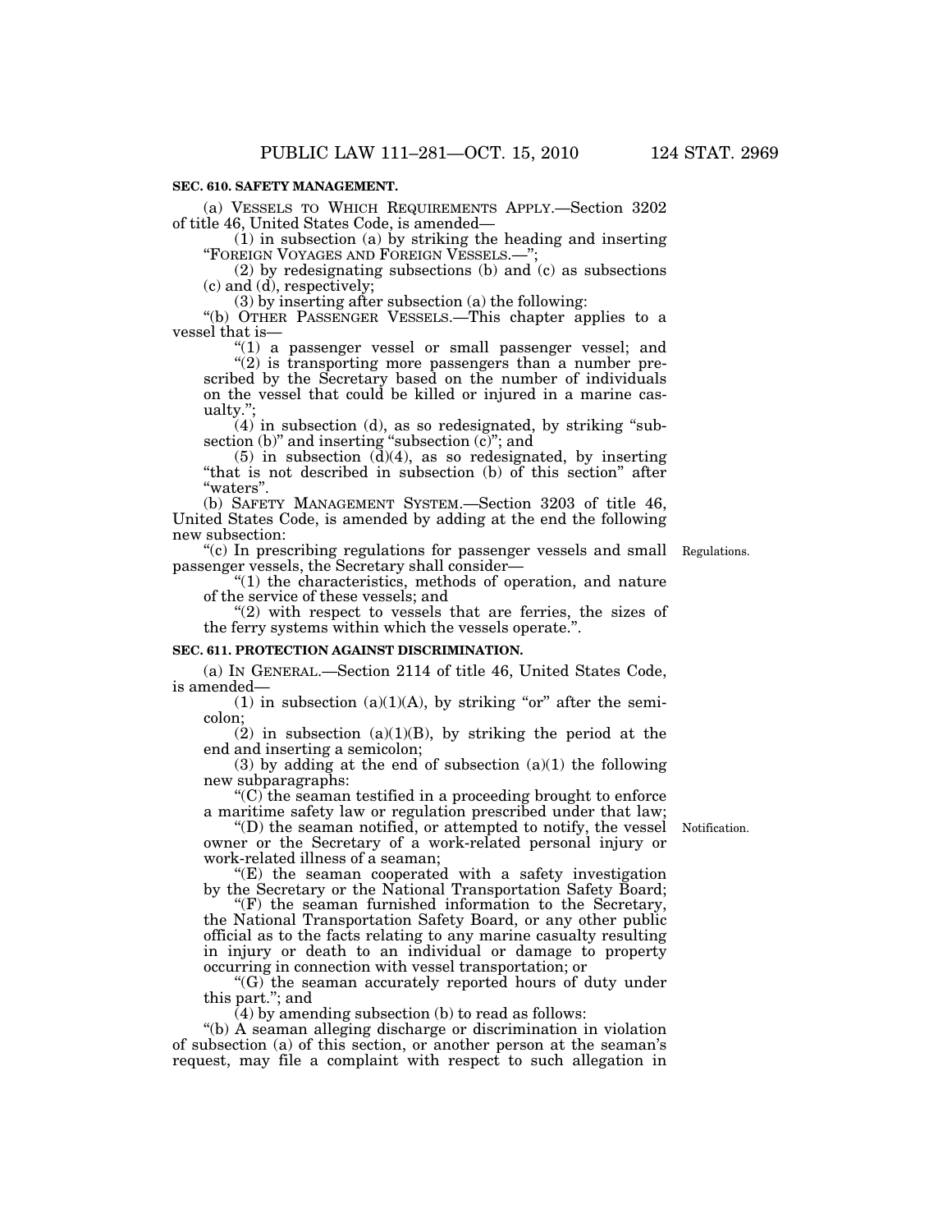**SEC. 610. SAFETY MANAGEMENT.**

(a) VESSELS TO WHICH REQUIREMENTS APPLY.—Section 3202 of title 46, United States Code, is amended—

(1) in subsection (a) by striking the heading and inserting "FOREIGN VOYAGES AND FOREIGN VESSELS.—";

(2) by redesignating subsections (b) and (c) as subsections (c) and (d), respectively;

(3) by inserting after subsection (a) the following:

"(b) OTHER PASSENGER VESSELS.—This chapter applies to a vessel that is—

"(1) a passenger vessel or small passenger vessel; and

"(2) is transporting more passengers than a number prescribed by the Secretary based on the number of individuals on the vessel that could be killed or injured in a marine casualty.";

(4) in subsection (d), as so redesignated, by striking "subsection (b)" and inserting "subsection (c)"; and

(5) in subsection (d)(4), as so redesignated, by inserting "that is not described in subsection (b) of this section" after "waters".

(b) SAFETY MANAGEMENT SYSTEM.—Section 3203 of title 46, United States Code, is amended by adding at the end the following new subsection:

Regulations.

"(c) In prescribing regulations for passenger vessels and small passenger vessels, the Secretary shall consider—

"(1) the characteristics, methods of operation, and nature of the service of these vessels; and

"(2) with respect to vessels that are ferries, the sizes of the ferry systems within which the vessels operate.".

**SEC. 611. PROTECTION AGAINST DISCRIMINATION.**

(a) IN GENERAL.—Section 2114 of title 46, United States Code, is amended—

(1) in subsection (a)(1)(A), by striking "or" after the semicolon;

(2) in subsection (a)(1)(B), by striking the period at the end and inserting a semicolon;

(3) by adding at the end of subsection (a)(1) the following new subparagraphs:

"(C) the seaman testified in a proceeding brought to enforce a maritime safety law or regulation prescribed under that law;

Notification.

"(D) the seaman notified, or attempted to notify, the vessel owner or the Secretary of a work-related personal injury or work-related illness of a seaman;

"(E) the seaman cooperated with a safety investigation by the Secretary or the National Transportation Safety Board;

"(F) the seaman furnished information to the Secretary, the National Transportation Safety Board, or any other public official as to the facts relating to any marine casualty resulting in injury or death to an individual or damage to property occurring in connection with vessel transportation; or

"(G) the seaman accurately reported hours of duty under this part."; and

(4) by amending subsection (b) to read as follows:

"(b) A seaman alleging discharge or discrimination in violation of subsection (a) of this section, or another person at the seaman's request, may file a complaint with respect to such allegation in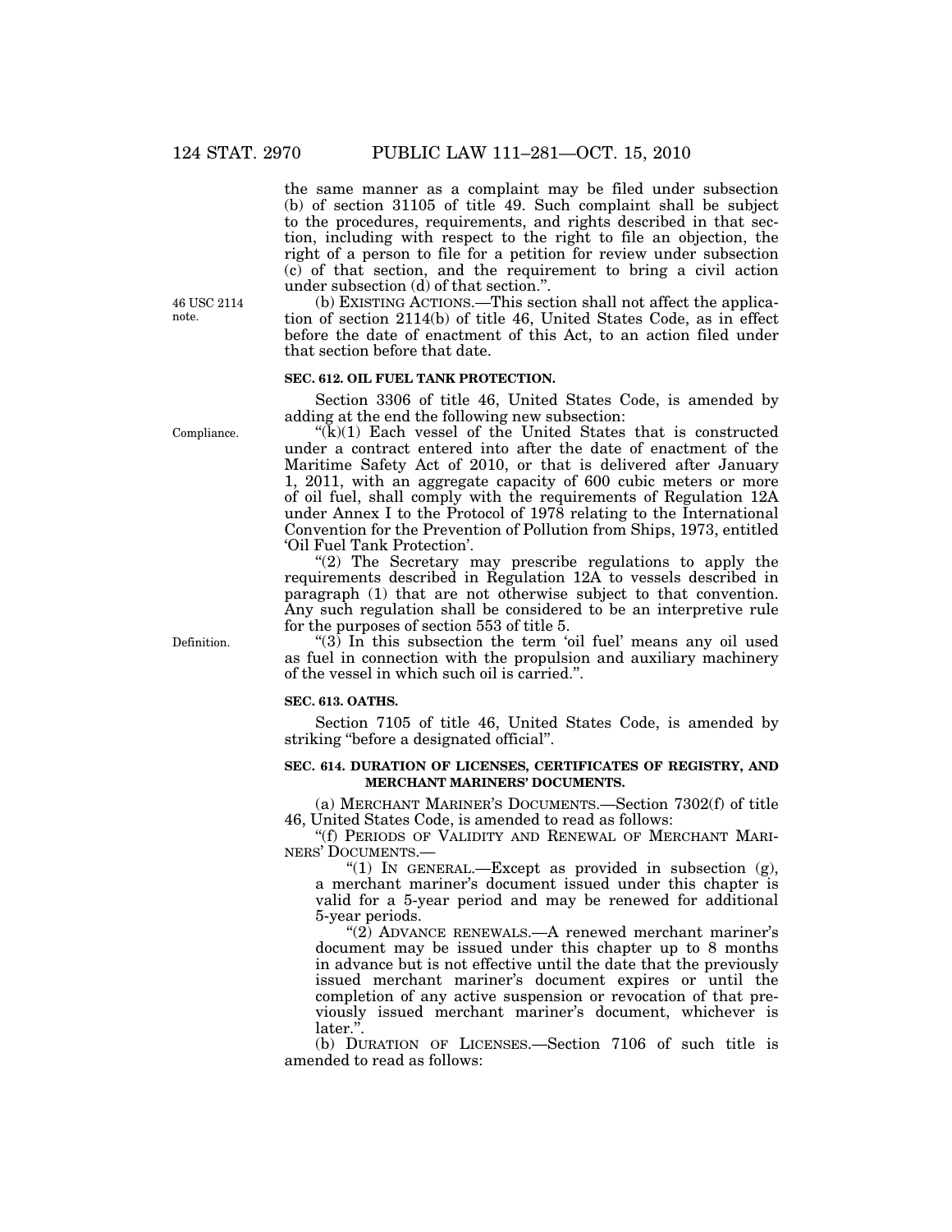the same manner as a complaint may be filed under subsection (b) of section 31105 of title 49. Such complaint shall be subject to the procedures, requirements, and rights described in that section, including with respect to the right to file an objection, the right of a person to file for a petition for review under subsection (c) of that section, and the requirement to bring a civil action under subsection (d) of that section.".

46 USC 2114 note.

(b) EXISTING ACTIONS.—This section shall not affect the application of section 2114(b) of title 46, United States Code, as in effect before the date of enactment of this Act, to an action filed under that section before that date.

**SEC. 612. OIL FUEL TANK PROTECTION.**

Section 3306 of title 46, United States Code, is amended by adding at the end the following new subsection:

Compliance.

"(k)(1) Each vessel of the United States that is constructed under a contract entered into after the date of enactment of the Maritime Safety Act of 2010, or that is delivered after January 1, 2011, with an aggregate capacity of 600 cubic meters or more of oil fuel, shall comply with the requirements of Regulation 12A under Annex I to the Protocol of 1978 relating to the International Convention for the Prevention of Pollution from Ships, 1973, entitled 'Oil Fuel Tank Protection'.

"(2) The Secretary may prescribe regulations to apply the requirements described in Regulation 12A to vessels described in paragraph (1) that are not otherwise subject to that convention. Any such regulation shall be considered to be an interpretive rule for the purposes of section 553 of title 5.

Definition.

"(3) In this subsection the term 'oil fuel' means any oil used as fuel in connection with the propulsion and auxiliary machinery of the vessel in which such oil is carried.".

**SEC. 613. OATHS.**

Section 7105 of title 46, United States Code, is amended by striking "before a designated official".

**SEC. 614. DURATION OF LICENSES, CERTIFICATES OF REGISTRY, AND MERCHANT MARINERS' DOCUMENTS.**

(a) MERCHANT MARINER'S DOCUMENTS.—Section 7302(f) of title 46, United States Code, is amended to read as follows:

"(f) PERIODS OF VALIDITY AND RENEWAL OF MERCHANT MARINERS' DOCUMENTS.—

"(1) IN GENERAL.—Except as provided in subsection (g), a merchant mariner's document issued under this chapter is valid for a 5-year period and may be renewed for additional 5-year periods.

"(2) ADVANCE RENEWALS.—A renewed merchant mariner's document may be issued under this chapter up to 8 months in advance but is not effective until the date that the previously issued merchant mariner's document expires or until the completion of any active suspension or revocation of that previously issued merchant mariner's document, whichever is later.".

(b) DURATION OF LICENSES.—Section 7106 of such title is amended to read as follows: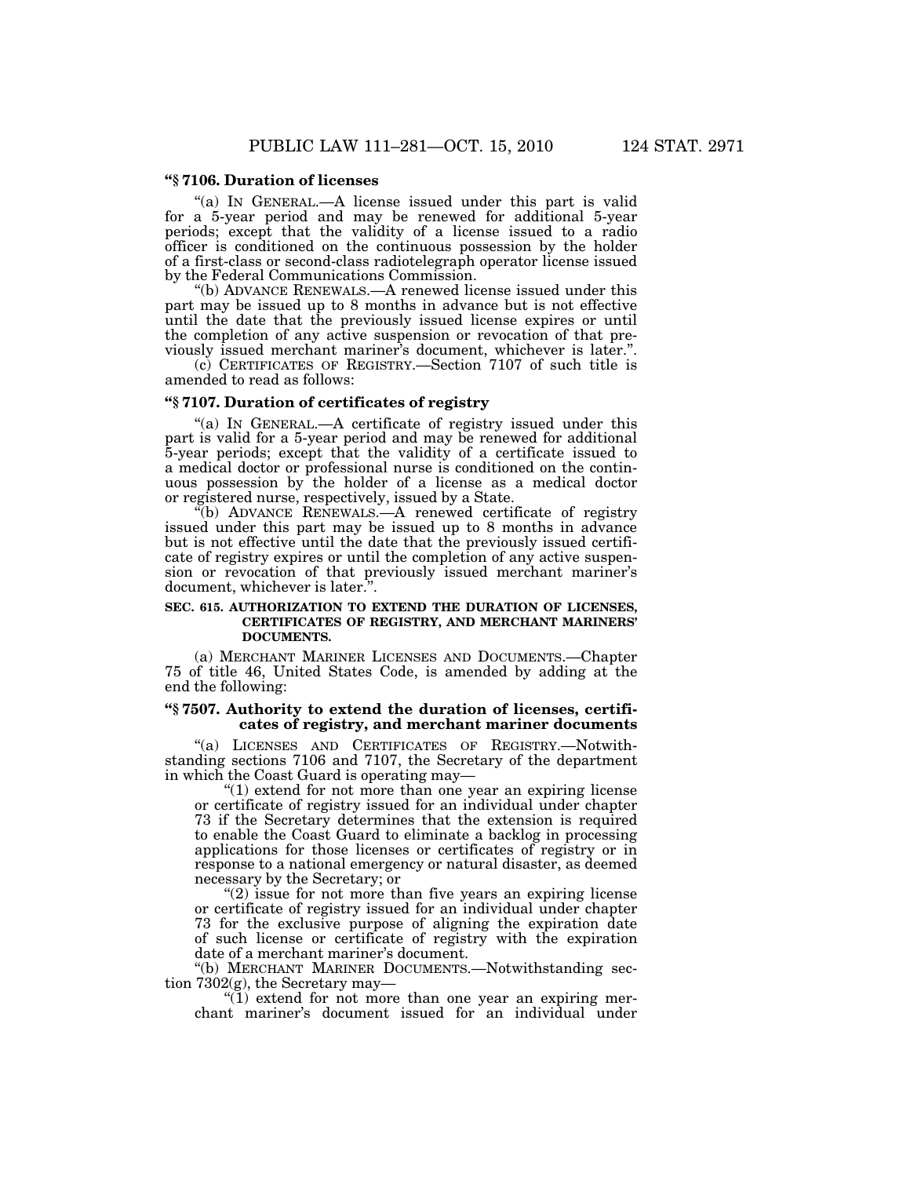**"§ 7106. Duration of licenses**

"(a) IN GENERAL.—A license issued under this part is valid for a 5-year period and may be renewed for additional 5-year periods; except that the validity of a license issued to a radio officer is conditioned on the continuous possession by the holder of a first-class or second-class radiotelegraph operator license issued by the Federal Communications Commission.

"(b) ADVANCE RENEWALS.—A renewed license issued under this part may be issued up to 8 months in advance but is not effective until the date that the previously issued license expires or until the completion of any active suspension or revocation of that previously issued merchant mariner's document, whichever is later.".

(c) CERTIFICATES OF REGISTRY.—Section 7107 of such title is amended to read as follows:

**"§ 7107. Duration of certificates of registry**

"(a) IN GENERAL.—A certificate of registry issued under this part is valid for a 5-year period and may be renewed for additional 5-year periods; except that the validity of a certificate issued to a medical doctor or professional nurse is conditioned on the continuous possession by the holder of a license as a medical doctor or registered nurse, respectively, issued by a State.

"(b) ADVANCE RENEWALS.—A renewed certificate of registry issued under this part may be issued up to 8 months in advance but is not effective until the date that the previously issued certificate of registry expires or until the completion of any active suspension or revocation of that previously issued merchant mariner's document, whichever is later.".

**SEC. 615. AUTHORIZATION TO EXTEND THE DURATION OF LICENSES, CERTIFICATES OF REGISTRY, AND MERCHANT MARINERS' DOCUMENTS.**

(a) MERCHANT MARINER LICENSES AND DOCUMENTS.—Chapter 75 of title 46, United States Code, is amended by adding at the end the following:

**"§ 7507. Authority to extend the duration of licenses, certificates of registry, and merchant mariner documents**

"(a) LICENSES AND CERTIFICATES OF REGISTRY.—Notwithstanding sections 7106 and 7107, the Secretary of the department in which the Coast Guard is operating may—

"(1) extend for not more than one year an expiring license or certificate of registry issued for an individual under chapter 73 if the Secretary determines that the extension is required to enable the Coast Guard to eliminate a backlog in processing applications for those licenses or certificates of registry or in response to a national emergency or natural disaster, as deemed necessary by the Secretary; or

"(2) issue for not more than five years an expiring license or certificate of registry issued for an individual under chapter 73 for the exclusive purpose of aligning the expiration date of such license or certificate of registry with the expiration date of a merchant mariner's document.

"(b) MERCHANT MARINER DOCUMENTS.—Notwithstanding section 7302(g), the Secretary may—

"(1) extend for not more than one year an expiring merchant mariner's document issued for an individual under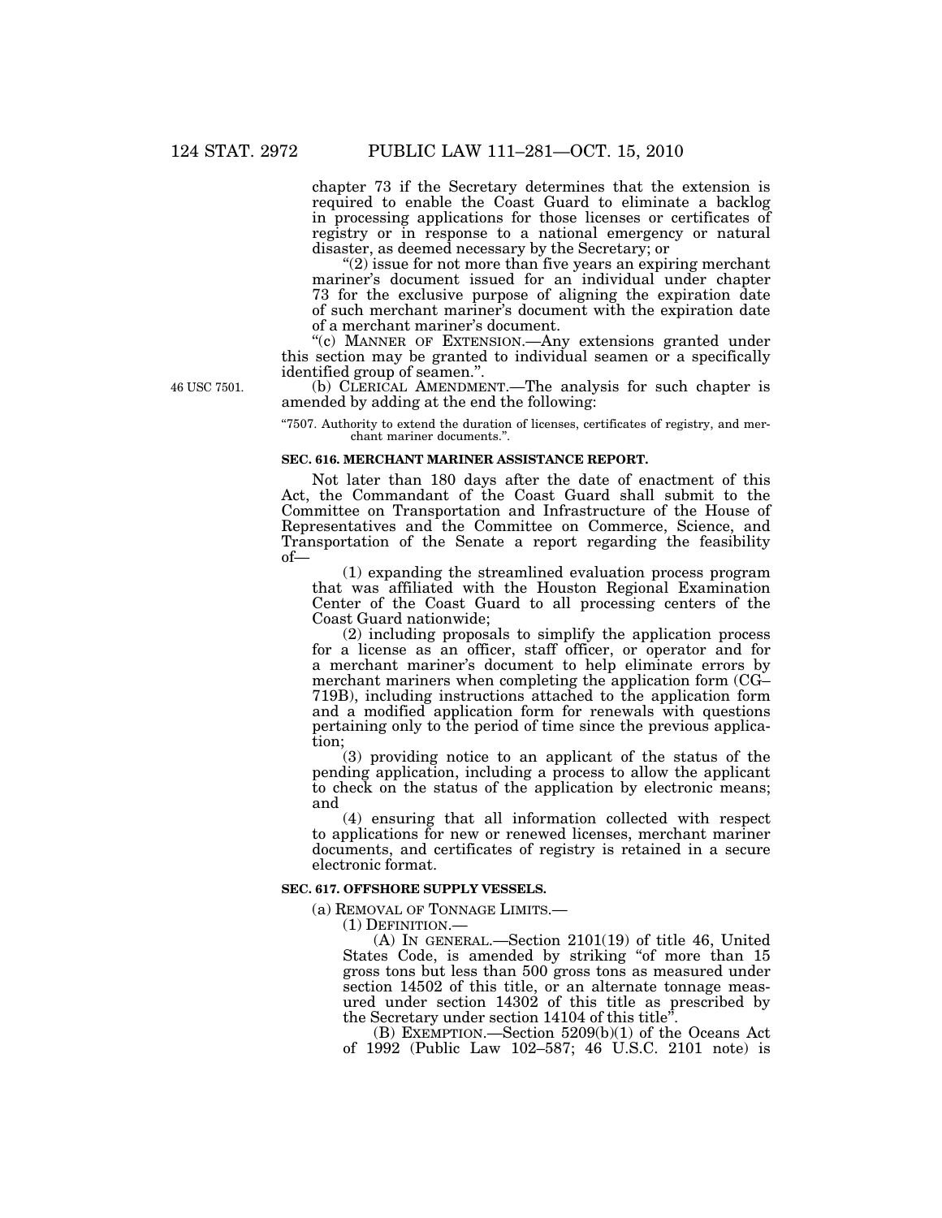chapter 73 if the Secretary determines that the extension is required to enable the Coast Guard to eliminate a backlog in processing applications for those licenses or certificates of registry or in response to a national emergency or natural disaster, as deemed necessary by the Secretary; or

"(2) issue for not more than five years an expiring merchant mariner's document issued for an individual under chapter 73 for the exclusive purpose of aligning the expiration date of such merchant mariner's document with the expiration date of a merchant mariner's document.

"(c) MANNER OF EXTENSION.—Any extensions granted under this section may be granted to individual seamen or a specifically identified group of seamen.".

46 USC 7501.

(b) CLERICAL AMENDMENT.—The analysis for such chapter is amended by adding at the end the following:

"7507. Authority to extend the duration of licenses, certificates of registry, and merchant mariner documents.".

**SEC. 616. MERCHANT MARINER ASSISTANCE REPORT.**

Not later than 180 days after the date of enactment of this Act, the Commandant of the Coast Guard shall submit to the Committee on Transportation and Infrastructure of the House of Representatives and the Committee on Commerce, Science, and Transportation of the Senate a report regarding the feasibility of—

(1) expanding the streamlined evaluation process program that was affiliated with the Houston Regional Examination Center of the Coast Guard to all processing centers of the Coast Guard nationwide;

(2) including proposals to simplify the application process for a license as an officer, staff officer, or operator and for a merchant mariner's document to help eliminate errors by merchant mariners when completing the application form (CG–719B), including instructions attached to the application form and a modified application form for renewals with questions pertaining only to the period of time since the previous application;

(3) providing notice to an applicant of the status of the pending application, including a process to allow the applicant to check on the status of the application by electronic means; and

(4) ensuring that all information collected with respect to applications for new or renewed licenses, merchant mariner documents, and certificates of registry is retained in a secure electronic format.

**SEC. 617. OFFSHORE SUPPLY VESSELS.**

(a) REMOVAL OF TONNAGE LIMITS.—

(1) DEFINITION.—

(A) IN GENERAL.—Section 2101(19) of title 46, United States Code, is amended by striking "of more than 15 gross tons but less than 500 gross tons as measured under section 14502 of this title, or an alternate tonnage measured under section 14302 of this title as prescribed by the Secretary under section 14104 of this title".

(B) EXEMPTION.—Section 5209(b)(1) of the Oceans Act of 1992 (Public Law 102–587; 46 U.S.C. 2101 note) is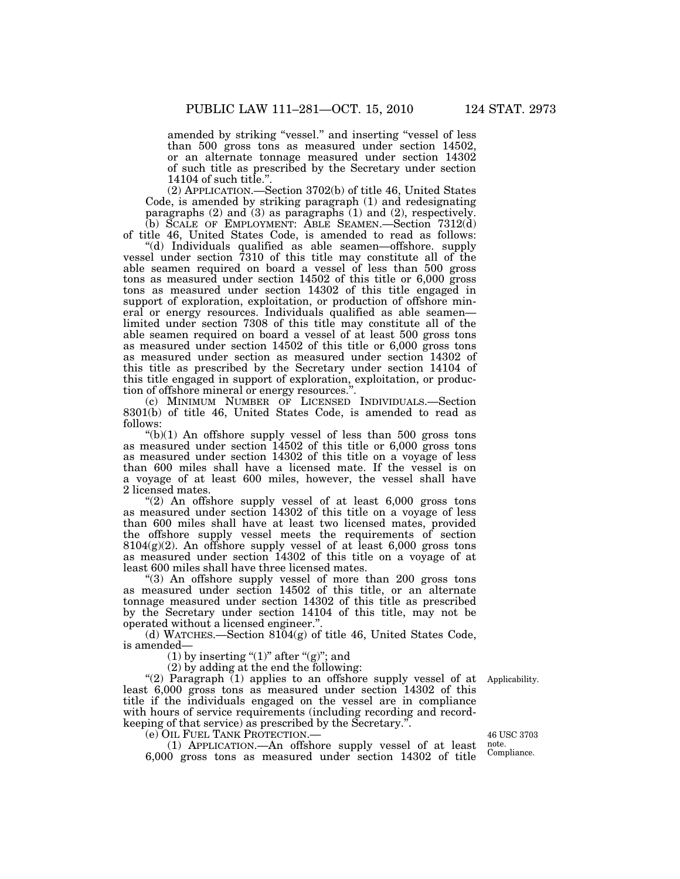amended by striking "vessel." and inserting "vessel of less than 500 gross tons as measured under section 14502, or an alternate tonnage measured under section 14302 of such title as prescribed by the Secretary under section 14104 of such title.".

(2) APPLICATION.—Section 3702(b) of title 46, United States Code, is amended by striking paragraph (1) and redesignating paragraphs (2) and (3) as paragraphs (1) and (2), respectively.

(b) SCALE OF EMPLOYMENT: ABLE SEAMEN.—Section 7312(d) of title 46, United States Code, is amended to read as follows:

"(d) Individuals qualified as able seamen—offshore. supply vessel under section 7310 of this title may constitute all of the able seamen required on board a vessel of less than 500 gross tons as measured under section 14502 of this title or 6,000 gross tons as measured under section 14302 of this title engaged in support of exploration, exploitation, or production of offshore mineral or energy resources. Individuals qualified as able seamen—limited under section 7308 of this title may constitute all of the able seamen required on board a vessel of at least 500 gross tons as measured under section 14502 of this title or 6,000 gross tons as measured under section as measured under section 14302 of this title as prescribed by the Secretary under section 14104 of this title engaged in support of exploration, exploitation, or production of offshore mineral or energy resources.".

(c) MINIMUM NUMBER OF LICENSED INDIVIDUALS.—Section 8301(b) of title 46, United States Code, is amended to read as follows:

"(b)(1) An offshore supply vessel of less than 500 gross tons as measured under section 14502 of this title or 6,000 gross tons as measured under section 14302 of this title on a voyage of less than 600 miles shall have a licensed mate. If the vessel is on a voyage of at least 600 miles, however, the vessel shall have 2 licensed mates.

"(2) An offshore supply vessel of at least 6,000 gross tons as measured under section 14302 of this title on a voyage of less than 600 miles shall have at least two licensed mates, provided the offshore supply vessel meets the requirements of section 8104(g)(2). An offshore supply vessel of at least 6,000 gross tons as measured under section 14302 of this title on a voyage of at least 600 miles shall have three licensed mates.

"(3) An offshore supply vessel of more than 200 gross tons as measured under section 14502 of this title, or an alternate tonnage measured under section 14302 of this title as prescribed by the Secretary under section 14104 of this title, may not be operated without a licensed engineer.".

(d) WATCHES.—Section 8104(g) of title 46, United States Code, is amended—

(1) by inserting "(1)" after "(g)"; and

(2) by adding at the end the following:

Applicability.

"(2) Paragraph (1) applies to an offshore supply vessel of at least 6,000 gross tons as measured under section 14302 of this title if the individuals engaged on the vessel are in compliance with hours of service requirements (including recording and record-keeping of that service) as prescribed by the Secretary.".

(e) OIL FUEL TANK PROTECTION.—

46 USC 3703 note. Compliance.

(1) APPLICATION.—An offshore supply vessel of at least 6,000 gross tons as measured under section 14302 of title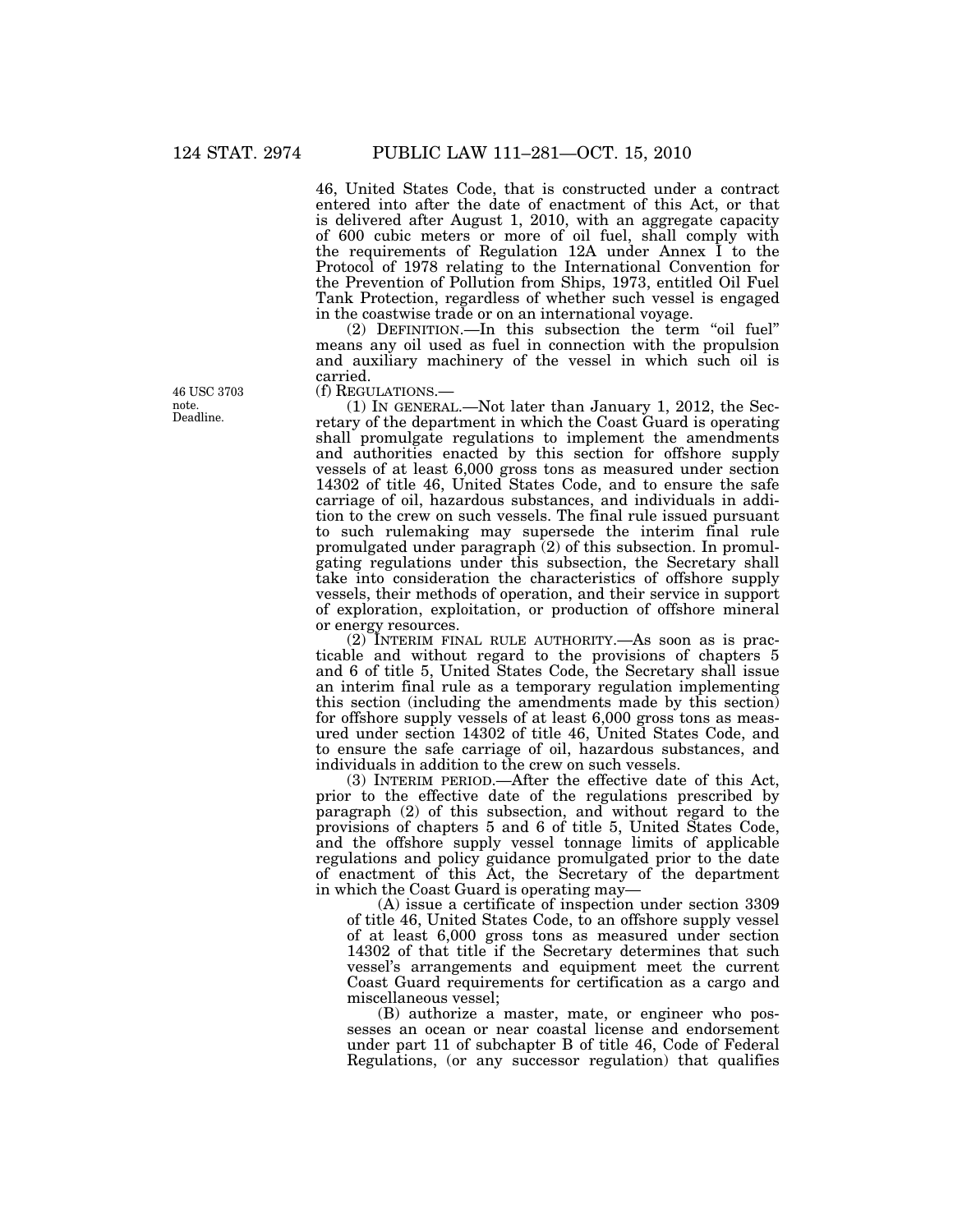46, United States Code, that is constructed under a contract entered into after the date of enactment of this Act, or that is delivered after August 1, 2010, with an aggregate capacity of 600 cubic meters or more of oil fuel, shall comply with the requirements of Regulation 12A under Annex I to the Protocol of 1978 relating to the International Convention for the Prevention of Pollution from Ships, 1973, entitled Oil Fuel Tank Protection, regardless of whether such vessel is engaged in the coastwise trade or on an international voyage.

(2) DEFINITION.—In this subsection the term "oil fuel" means any oil used as fuel in connection with the propulsion and auxiliary machinery of the vessel in which such oil is carried.

46 USC 3703 note. Deadline.

(f) REGULATIONS.—

(1) IN GENERAL.—Not later than January 1, 2012, the Secretary of the department in which the Coast Guard is operating shall promulgate regulations to implement the amendments and authorities enacted by this section for offshore supply vessels of at least 6,000 gross tons as measured under section 14302 of title 46, United States Code, and to ensure the safe carriage of oil, hazardous substances, and individuals in addition to the crew on such vessels. The final rule issued pursuant to such rulemaking may supersede the interim final rule promulgated under paragraph (2) of this subsection. In promulgating regulations under this subsection, the Secretary shall take into consideration the characteristics of offshore supply vessels, their methods of operation, and their service in support of exploration, exploitation, or production of offshore mineral or energy resources.

(2) INTERIM FINAL RULE AUTHORITY.—As soon as is practicable and without regard to the provisions of chapters 5 and 6 of title 5, United States Code, the Secretary shall issue an interim final rule as a temporary regulation implementing this section (including the amendments made by this section) for offshore supply vessels of at least 6,000 gross tons as measured under section 14302 of title 46, United States Code, and to ensure the safe carriage of oil, hazardous substances, and individuals in addition to the crew on such vessels.

(3) INTERIM PERIOD.—After the effective date of this Act, prior to the effective date of the regulations prescribed by paragraph (2) of this subsection, and without regard to the provisions of chapters 5 and 6 of title 5, United States Code, and the offshore supply vessel tonnage limits of applicable regulations and policy guidance promulgated prior to the date of enactment of this Act, the Secretary of the department in which the Coast Guard is operating may—

(A) issue a certificate of inspection under section 3309 of title 46, United States Code, to an offshore supply vessel of at least 6,000 gross tons as measured under section 14302 of that title if the Secretary determines that such vessel's arrangements and equipment meet the current Coast Guard requirements for certification as a cargo and miscellaneous vessel;

(B) authorize a master, mate, or engineer who possesses an ocean or near coastal license and endorsement under part 11 of subchapter B of title 46, Code of Federal Regulations, (or any successor regulation) that qualifies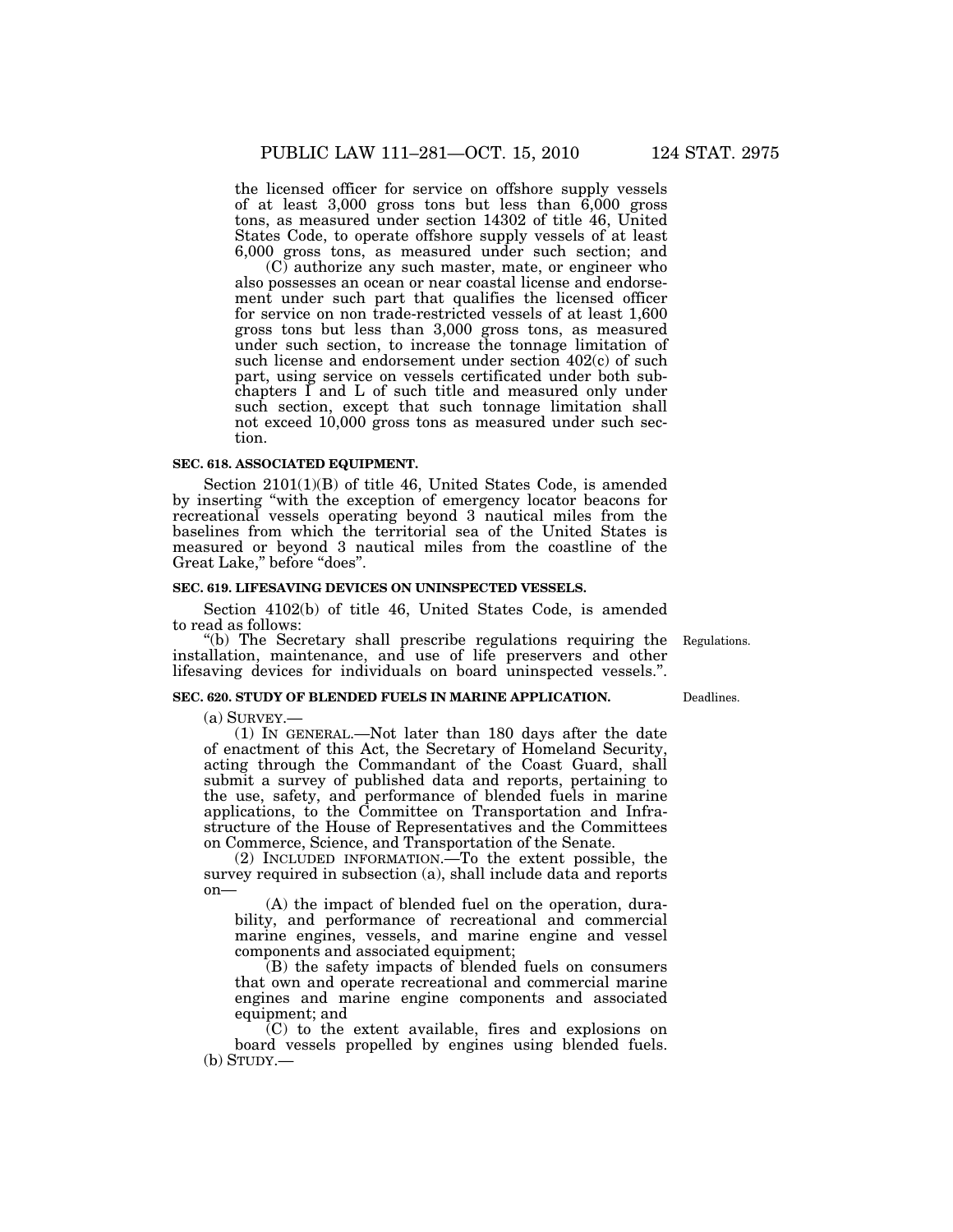the licensed officer for service on offshore supply vessels of at least 3,000 gross tons but less than 6,000 gross tons, as measured under section 14302 of title 46, United States Code, to operate offshore supply vessels of at least 6,000 gross tons, as measured under such section; and

(C) authorize any such master, mate, or engineer who also possesses an ocean or near coastal license and endorsement under such part that qualifies the licensed officer for service on non trade-restricted vessels of at least 1,600 gross tons but less than 3,000 gross tons, as measured under such section, to increase the tonnage limitation of such license and endorsement under section 402(c) of such part, using service on vessels certificated under both subchapters I and L of such title and measured only under such section, except that such tonnage limitation shall not exceed 10,000 gross tons as measured under such section.

**SEC. 618. ASSOCIATED EQUIPMENT.**

Section 2101(1)(B) of title 46, United States Code, is amended by inserting "with the exception of emergency locator beacons for recreational vessels operating beyond 3 nautical miles from the baselines from which the territorial sea of the United States is measured or beyond 3 nautical miles from the coastline of the Great Lake," before "does".

**SEC. 619. LIFESAVING DEVICES ON UNINSPECTED VESSELS.**

Section 4102(b) of title 46, United States Code, is amended to read as follows:

"(b) The Secretary shall prescribe regulations requiring the installation, maintenance, and use of life preservers and other lifesaving devices for individuals on board uninspected vessels.".

Regulations.

**SEC. 620. STUDY OF BLENDED FUELS IN MARINE APPLICATION.**

Deadlines.

(a) SURVEY.—

(1) IN GENERAL.—Not later than 180 days after the date of enactment of this Act, the Secretary of Homeland Security, acting through the Commandant of the Coast Guard, shall submit a survey of published data and reports, pertaining to the use, safety, and performance of blended fuels in marine applications, to the Committee on Transportation and Infrastructure of the House of Representatives and the Committees on Commerce, Science, and Transportation of the Senate.

(2) INCLUDED INFORMATION.—To the extent possible, the survey required in subsection (a), shall include data and reports on—

(A) the impact of blended fuel on the operation, durability, and performance of recreational and commercial marine engines, vessels, and marine engine and vessel components and associated equipment;

(B) the safety impacts of blended fuels on consumers that own and operate recreational and commercial marine engines and marine engine components and associated equipment; and

(C) to the extent available, fires and explosions on board vessels propelled by engines using blended fuels.

(b) STUDY.—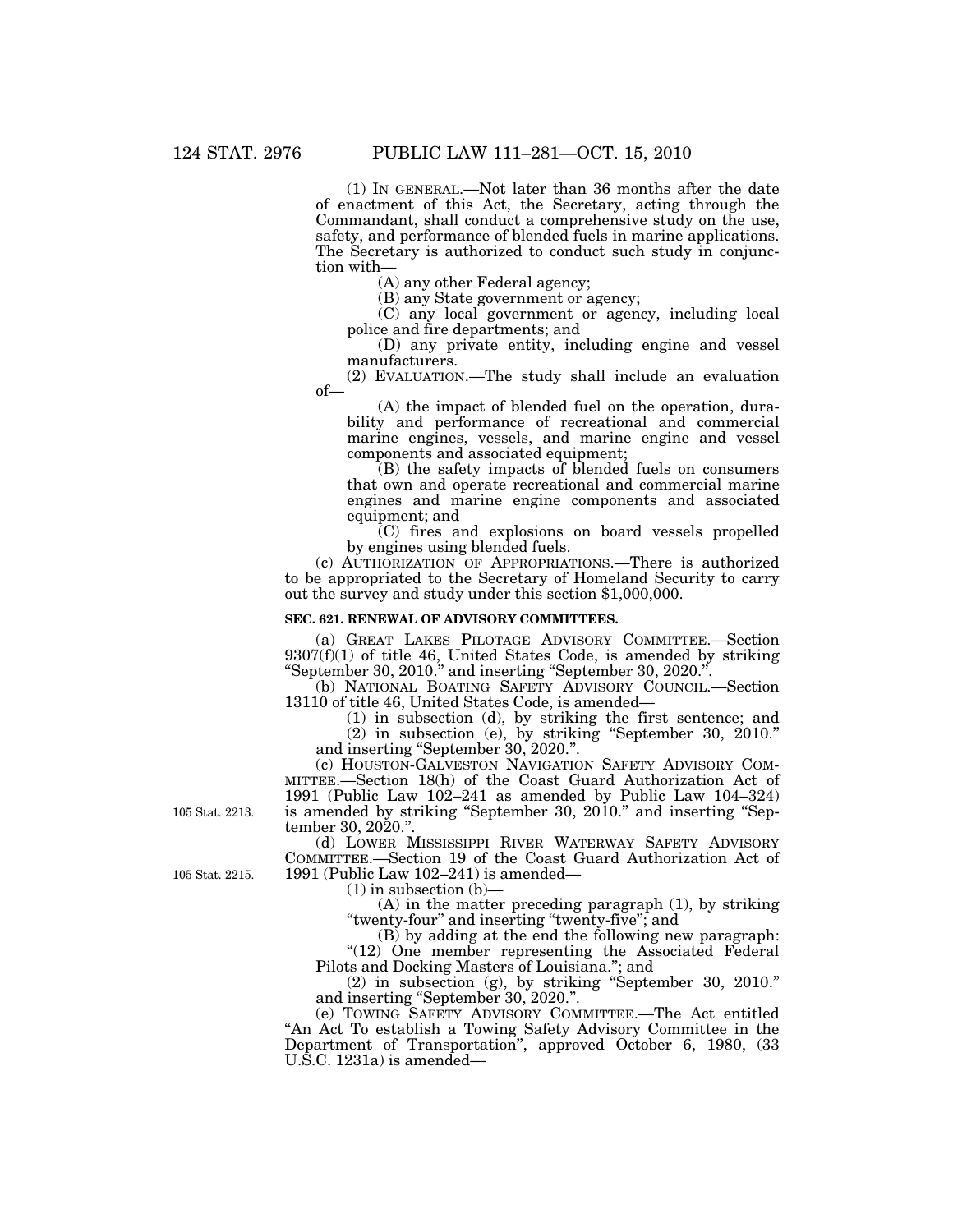(1) IN GENERAL.—Not later than 36 months after the date of enactment of this Act, the Secretary, acting through the Commandant, shall conduct a comprehensive study on the use, safety, and performance of blended fuels in marine applications. The Secretary is authorized to conduct such study in conjunction with—

(A) any other Federal agency;

(B) any State government or agency;

(C) any local government or agency, including local police and fire departments; and

(D) any private entity, including engine and vessel manufacturers.

(2) EVALUATION.—The study shall include an evaluation of—

(A) the impact of blended fuel on the operation, durability and performance of recreational and commercial marine engines, vessels, and marine engine and vessel components and associated equipment;

(B) the safety impacts of blended fuels on consumers that own and operate recreational and commercial marine engines and marine engine components and associated equipment; and

(C) fires and explosions on board vessels propelled by engines using blended fuels.

(c) AUTHORIZATION OF APPROPRIATIONS.—There is authorized to be appropriated to the Secretary of Homeland Security to carry out the survey and study under this section $1,000,000.

**SEC. 621. RENEWAL OF ADVISORY COMMITTEES.**

(a) GREAT LAKES PILOTAGE ADVISORY COMMITTEE.—Section 9307(f)(1) of title 46, United States Code, is amended by striking "September 30, 2010." and inserting "September 30, 2020.".

(b) NATIONAL BOATING SAFETY ADVISORY COUNCIL.—Section 13110 of title 46, United States Code, is amended—

(1) in subsection (d), by striking the first sentence; and

(2) in subsection (e), by striking "September 30, 2010." and inserting "September 30, 2020.".

(c) HOUSTON-GALVESTON NAVIGATION SAFETY ADVISORY COMMITTEE.—Section 18(h) of the Coast Guard Authorization Act of 1991 (Public Law 102–241 as amended by Public Law 104–324) is amended by striking "September 30, 2010." and inserting "September 30, 2020.".

105 Stat. 2213.

(d) LOWER MISSISSIPPI RIVER WATERWAY SAFETY ADVISORY COMMITTEE.—Section 19 of the Coast Guard Authorization Act of 1991 (Public Law 102–241) is amended—

105 Stat. 2215.

(1) in subsection (b)—

(A) in the matter preceding paragraph (1), by striking "twenty-four" and inserting "twenty-five"; and

(B) by adding at the end the following new paragraph:

"(12) One member representing the Associated Federal Pilots and Docking Masters of Louisiana."; and

(2) in subsection (g), by striking "September 30, 2010." and inserting "September 30, 2020.".

(e) TOWING SAFETY ADVISORY COMMITTEE.—The Act entitled "An Act To establish a Towing Safety Advisory Committee in the Department of Transportation", approved October 6, 1980, (33 U.S.C. 1231a) is amended—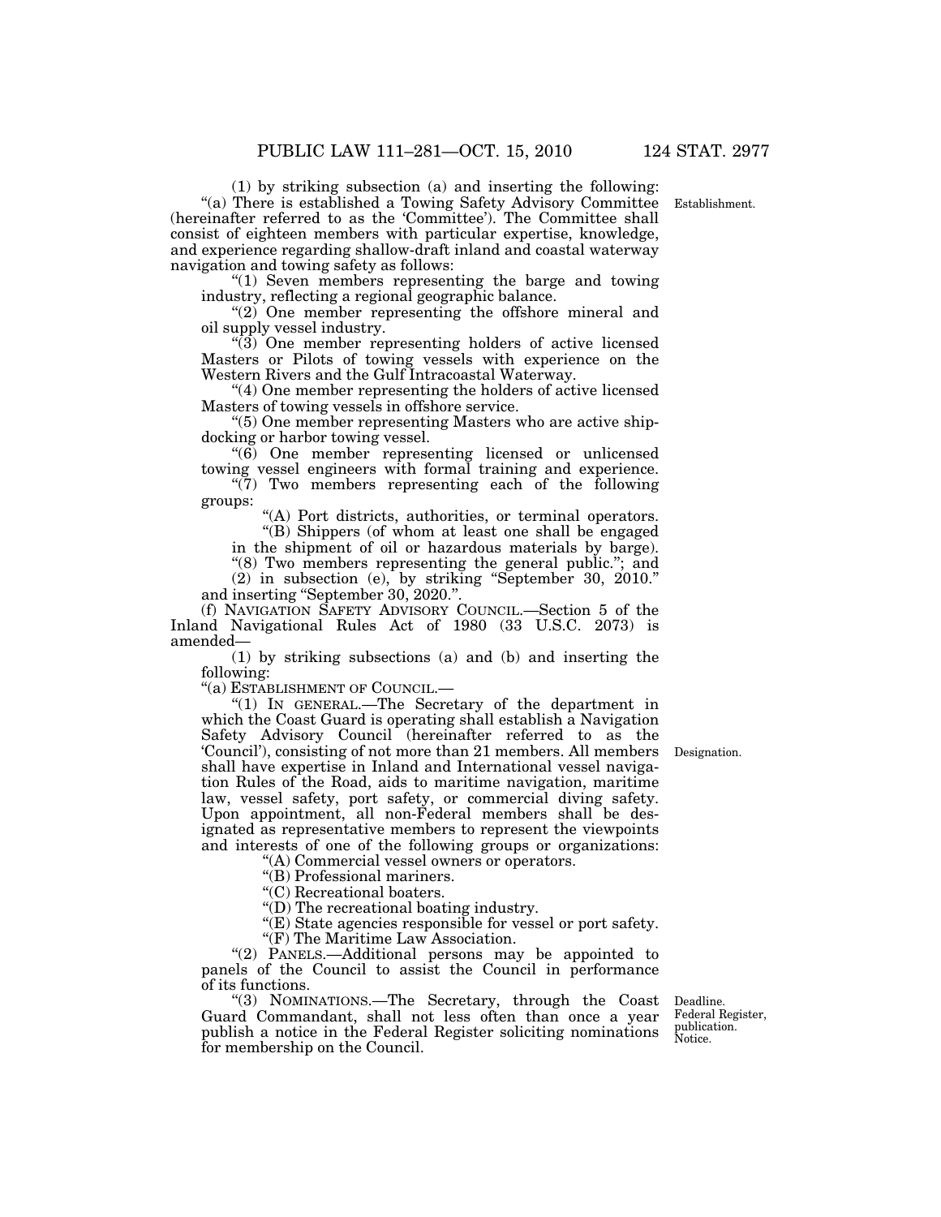(1) by striking subsection (a) and inserting the following:

"(a) There is established a Towing Safety Advisory Committee (hereinafter referred to as the 'Committee'). The Committee shall consist of eighteen members with particular expertise, knowledge, and experience regarding shallow-draft inland and coastal waterway navigation and towing safety as follows:

"(1) Seven members representing the barge and towing industry, reflecting a regional geographic balance.

"(2) One member representing the offshore mineral and oil supply vessel industry.

"(3) One member representing holders of active licensed Masters or Pilots of towing vessels with experience on the Western Rivers and the Gulf Intracoastal Waterway.

"(4) One member representing the holders of active licensed Masters of towing vessels in offshore service.

"(5) One member representing Masters who are active ship-docking or harbor towing vessel.

"(6) One member representing licensed or unlicensed towing vessel engineers with formal training and experience.

"(7) Two members representing each of the following groups:

"(A) Port districts, authorities, or terminal operators.

"(B) Shippers (of whom at least one shall be engaged in the shipment of oil or hazardous materials by barge).

"(8) Two members representing the general public."; and

(2) in subsection (e), by striking "September 30, 2010." and inserting "September 30, 2020.".

(f) NAVIGATION SAFETY ADVISORY COUNCIL.—Section 5 of the Inland Navigational Rules Act of 1980 (33 U.S.C. 2073) is amended—

(1) by striking subsections (a) and (b) and inserting the following:

"(a) ESTABLISHMENT OF COUNCIL.—

"(1) IN GENERAL.—The Secretary of the department in which the Coast Guard is operating shall establish a Navigation Safety Advisory Council (hereinafter referred to as the 'Council'), consisting of not more than 21 members. All members shall have expertise in Inland and International vessel navigation Rules of the Road, aids to maritime navigation, maritime law, vessel safety, port safety, or commercial diving safety. Upon appointment, all non-Federal members shall be designated as representative members to represent the viewpoints and interests of one of the following groups or organizations:

"(A) Commercial vessel owners or operators.

"(B) Professional mariners.

"(C) Recreational boaters.

"(D) The recreational boating industry.

"(E) State agencies responsible for vessel or port safety.

"(F) The Maritime Law Association.

"(2) PANELS.—Additional persons may be appointed to panels of the Council to assist the Council in performance of its functions.

"(3) NOMINATIONS.—The Secretary, through the Coast Guard Commandant, shall not less often than once a year publish a notice in the Federal Register soliciting nominations for membership on the Council.

Establishment.

Designation.

Deadline. Federal Register, publication. Notice.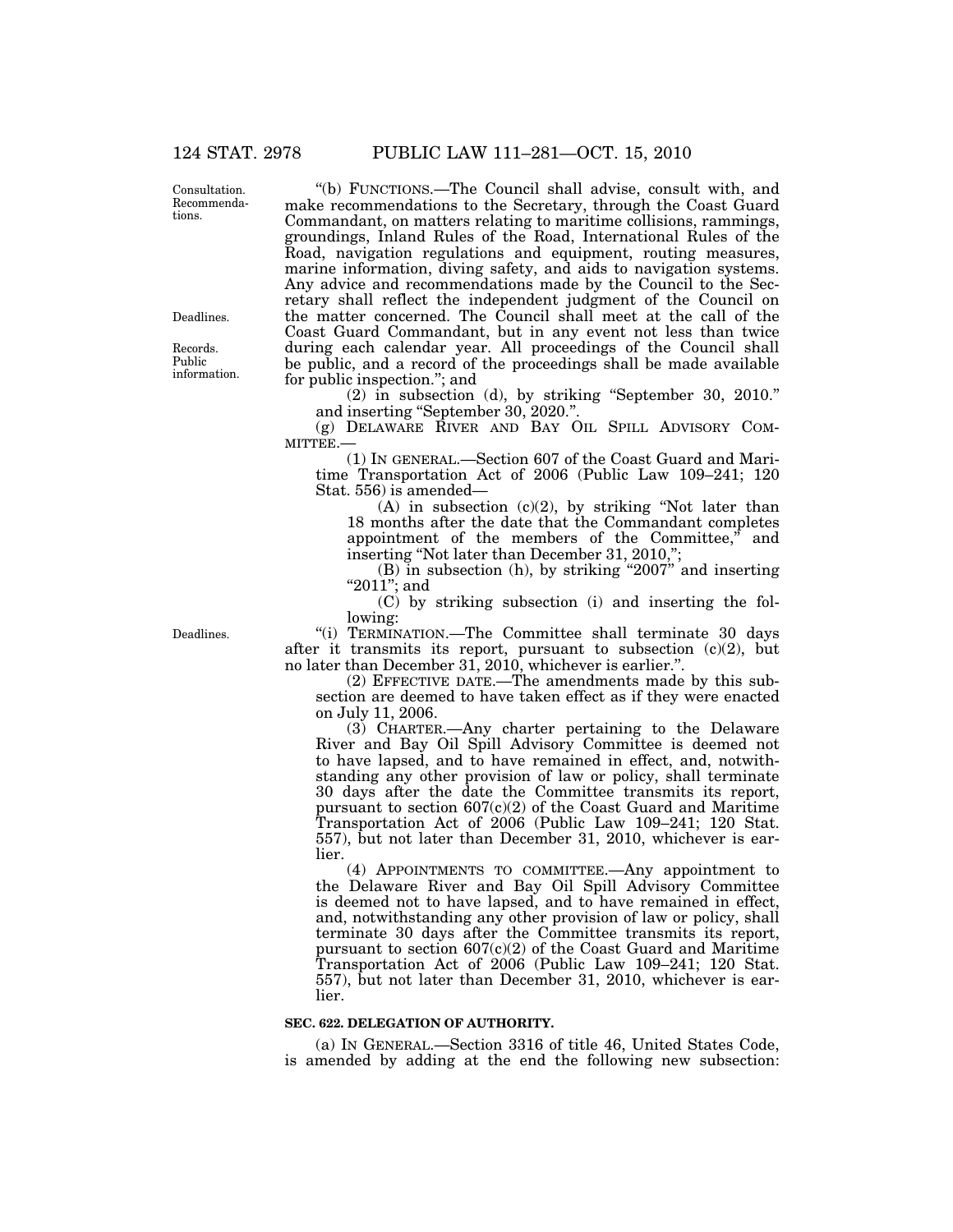"(b) FUNCTIONS.—The Council shall advise, consult with, and make recommendations to the Secretary, through the Coast Guard Commandant, on matters relating to maritime collisions, rammings, groundings, Inland Rules of the Road, International Rules of the Road, navigation regulations and equipment, routing measures, marine information, diving safety, and aids to navigation systems. Any advice and recommendations made by the Council to the Secretary shall reflect the independent judgment of the Council on the matter concerned. The Council shall meet at the call of the Coast Guard Commandant, but in any event not less than twice during each calendar year. All proceedings of the Council shall be public, and a record of the proceedings shall be made available for public inspection."; and

(2) in subsection (d), by striking "September 30, 2010." and inserting "September 30, 2020.".

(g) DELAWARE RIVER AND BAY OIL SPILL ADVISORY COMMITTEE.—

(1) IN GENERAL.—Section 607 of the Coast Guard and Maritime Transportation Act of 2006 (Public Law 109–241; 120 Stat. 556) is amended—

(A) in subsection (c)(2), by striking "Not later than 18 months after the date that the Commandant completes appointment of the members of the Committee," and inserting "Not later than December 31, 2010,";

(B) in subsection (h), by striking "2007" and inserting "2011"; and

(C) by striking subsection (i) and inserting the following:

"(i) TERMINATION.—The Committee shall terminate 30 days after it transmits its report, pursuant to subsection (c)(2), but no later than December 31, 2010, whichever is earlier.".

(2) EFFECTIVE DATE.—The amendments made by this subsection are deemed to have taken effect as if they were enacted on July 11, 2006.

(3) CHARTER.—Any charter pertaining to the Delaware River and Bay Oil Spill Advisory Committee is deemed not to have lapsed, and to have remained in effect, and, notwithstanding any other provision of law or policy, shall terminate 30 days after the date the Committee transmits its report, pursuant to section 607(c)(2) of the Coast Guard and Maritime Transportation Act of 2006 (Public Law 109–241; 120 Stat. 557), but not later than December 31, 2010, whichever is earlier.

(4) APPOINTMENTS TO COMMITTEE.—Any appointment to the Delaware River and Bay Oil Spill Advisory Committee is deemed not to have lapsed, and to have remained in effect, and, notwithstanding any other provision of law or policy, shall terminate 30 days after the Committee transmits its report, pursuant to section 607(c)(2) of the Coast Guard and Maritime Transportation Act of 2006 (Public Law 109–241; 120 Stat. 557), but not later than December 31, 2010, whichever is earlier.

**SEC. 622. DELEGATION OF AUTHORITY.**

(a) IN GENERAL.—Section 3316 of title 46, United States Code, is amended by adding at the end the following new subsection: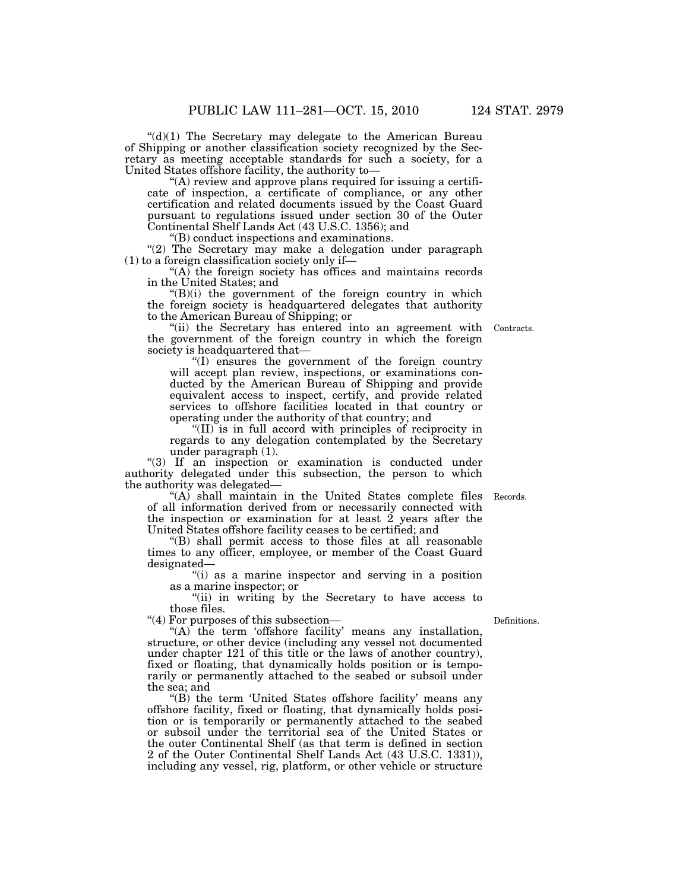"(d)(1) The Secretary may delegate to the American Bureau of Shipping or another classification society recognized by the Secretary as meeting acceptable standards for such a society, for a United States offshore facility, the authority to—

"(A) review and approve plans required for issuing a certificate of inspection, a certificate of compliance, or any other certification and related documents issued by the Coast Guard pursuant to regulations issued under section 30 of the Outer Continental Shelf Lands Act (43 U.S.C. 1356); and

"(B) conduct inspections and examinations.

"(2) The Secretary may make a delegation under paragraph (1) to a foreign classification society only if—

"(A) the foreign society has offices and maintains records in the United States; and

"(B)(i) the government of the foreign country in which the foreign society is headquartered delegates that authority to the American Bureau of Shipping; or

"(ii) the Secretary has entered into an agreement with the government of the foreign country in which the foreign society is headquartered that—

Contracts.

"(I) ensures the government of the foreign country will accept plan review, inspections, or examinations conducted by the American Bureau of Shipping and provide equivalent access to inspect, certify, and provide related services to offshore facilities located in that country or operating under the authority of that country; and

"(II) is in full accord with principles of reciprocity in regards to any delegation contemplated by the Secretary under paragraph (1).

"(3) If an inspection or examination is conducted under authority delegated under this subsection, the person to which the authority was delegated—

Records.

"(A) shall maintain in the United States complete files of all information derived from or necessarily connected with the inspection or examination for at least 2 years after the United States offshore facility ceases to be certified; and

"(B) shall permit access to those files at all reasonable times to any officer, employee, or member of the Coast Guard designated—

"(i) as a marine inspector and serving in a position as a marine inspector; or

"(ii) in writing by the Secretary to have access to those files.

Definitions.

"(4) For purposes of this subsection—

"(A) the term 'offshore facility' means any installation, structure, or other device (including any vessel not documented under chapter 121 of this title or the laws of another country), fixed or floating, that dynamically holds position or is temporarily or permanently attached to the seabed or subsoil under the sea; and

"(B) the term 'United States offshore facility' means any offshore facility, fixed or floating, that dynamically holds position or is temporarily or permanently attached to the seabed or subsoil under the territorial sea of the United States or the outer Continental Shelf (as that term is defined in section 2 of the Outer Continental Shelf Lands Act (43 U.S.C. 1331)), including any vessel, rig, platform, or other vehicle or structure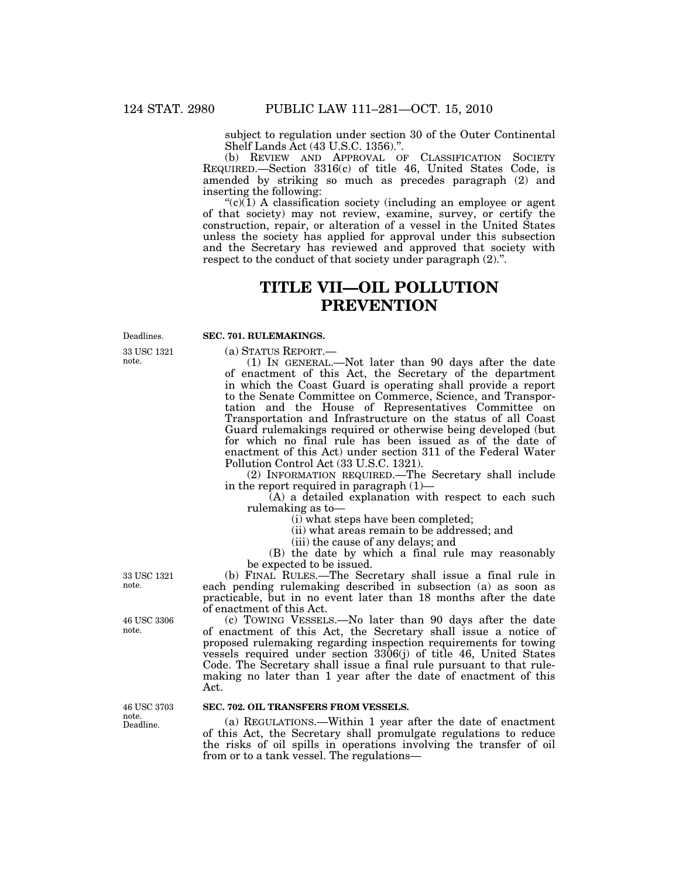subject to regulation under section 30 of the Outer Continental Shelf Lands Act (43 U.S.C. 1356).".

(b) REVIEW AND APPROVAL OF CLASSIFICATION SOCIETY REQUIRED.—Section 3316(c) of title 46, United States Code, is amended by striking so much as precedes paragraph (2) and inserting the following:

"(c)(1) A classification society (including an employee or agent of that society) may not review, examine, survey, or certify the construction, repair, or alteration of a vessel in the United States unless the society has applied for approval under this subsection and the Secretary has reviewed and approved that society with respect to the conduct of that society under paragraph (2).".

# TITLE VII—OIL POLLUTION PREVENTION

Deadlines.

33 USC 1321 note.

**SEC. 701. RULEMAKINGS.**

(a) STATUS REPORT.—

(1) IN GENERAL.—Not later than 90 days after the date of enactment of this Act, the Secretary of the department in which the Coast Guard is operating shall provide a report to the Senate Committee on Commerce, Science, and Transportation and the House of Representatives Committee on Transportation and Infrastructure on the status of all Coast Guard rulemakings required or otherwise being developed (but for which no final rule has been issued as of the date of enactment of this Act) under section 311 of the Federal Water Pollution Control Act (33 U.S.C. 1321).

(2) INFORMATION REQUIRED.—The Secretary shall include in the report required in paragraph (1)—

(A) a detailed explanation with respect to each such rulemaking as to—

(i) what steps have been completed;

(ii) what areas remain to be addressed; and

(iii) the cause of any delays; and

(B) the date by which a final rule may reasonably be expected to be issued.

33 USC 1321 note.

(b) FINAL RULES.—The Secretary shall issue a final rule in each pending rulemaking described in subsection (a) as soon as practicable, but in no event later than 18 months after the date of enactment of this Act.

46 USC 3306 note.

(c) TOWING VESSELS.—No later than 90 days after the date of enactment of this Act, the Secretary shall issue a notice of proposed rulemaking regarding inspection requirements for towing vessels required under section 3306(j) of title 46, United States Code. The Secretary shall issue a final rule pursuant to that rulemaking no later than 1 year after the date of enactment of this Act.

46 USC 3703 note. Deadline.

**SEC. 702. OIL TRANSFERS FROM VESSELS.**

(a) REGULATIONS.—Within 1 year after the date of enactment of this Act, the Secretary shall promulgate regulations to reduce the risks of oil spills in operations involving the transfer of oil from or to a tank vessel. The regulations—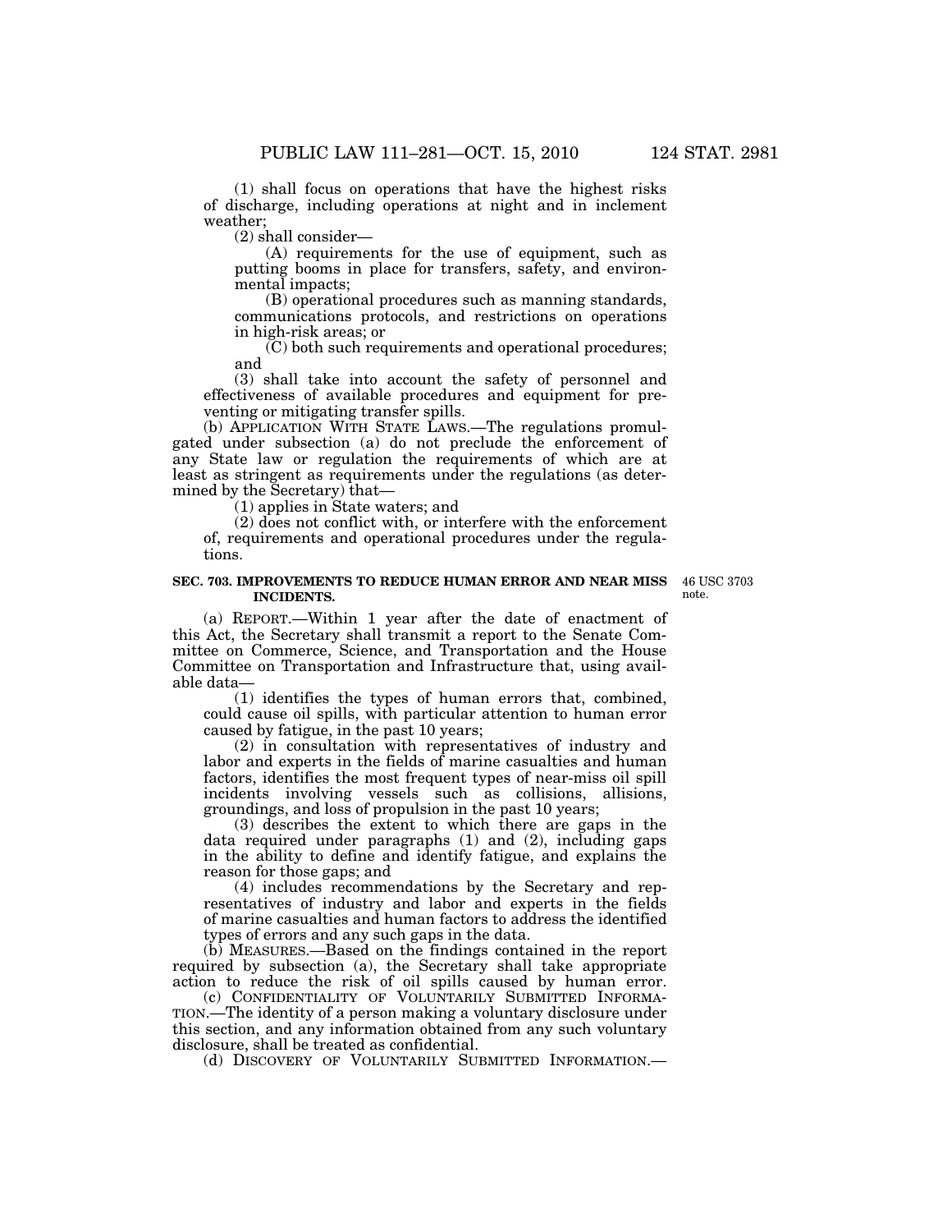(1) shall focus on operations that have the highest risks of discharge, including operations at night and in inclement weather;

(2) shall consider—

(A) requirements for the use of equipment, such as putting booms in place for transfers, safety, and environmental impacts;

(B) operational procedures such as manning standards, communications protocols, and restrictions on operations in high-risk areas; or

(C) both such requirements and operational procedures; and

(3) shall take into account the safety of personnel and effectiveness of available procedures and equipment for preventing or mitigating transfer spills.

(b) APPLICATION WITH STATE LAWS.—The regulations promulgated under subsection (a) do not preclude the enforcement of any State law or regulation the requirements of which are at least as stringent as requirements under the regulations (as determined by the Secretary) that—

(1) applies in State waters; and

(2) does not conflict with, or interfere with the enforcement of, requirements and operational procedures under the regulations.

**SEC. 703. IMPROVEMENTS TO REDUCE HUMAN ERROR AND NEAR MISS INCIDENTS.**

46 USC 3703 note.

(a) REPORT.—Within 1 year after the date of enactment of this Act, the Secretary shall transmit a report to the Senate Committee on Commerce, Science, and Transportation and the House Committee on Transportation and Infrastructure that, using available data—

(1) identifies the types of human errors that, combined, could cause oil spills, with particular attention to human error caused by fatigue, in the past 10 years;

(2) in consultation with representatives of industry and labor and experts in the fields of marine casualties and human factors, identifies the most frequent types of near-miss oil spill incidents involving vessels such as collisions, allisions, groundings, and loss of propulsion in the past 10 years;

(3) describes the extent to which there are gaps in the data required under paragraphs (1) and (2), including gaps in the ability to define and identify fatigue, and explains the reason for those gaps; and

(4) includes recommendations by the Secretary and representatives of industry and labor and experts in the fields of marine casualties and human factors to address the identified types of errors and any such gaps in the data.

(b) MEASURES.—Based on the findings contained in the report required by subsection (a), the Secretary shall take appropriate action to reduce the risk of oil spills caused by human error.

(c) CONFIDENTIALITY OF VOLUNTARILY SUBMITTED INFORMATION.—The identity of a person making a voluntary disclosure under this section, and any information obtained from any such voluntary disclosure, shall be treated as confidential.

(d) DISCOVERY OF VOLUNTARILY SUBMITTED INFORMATION.—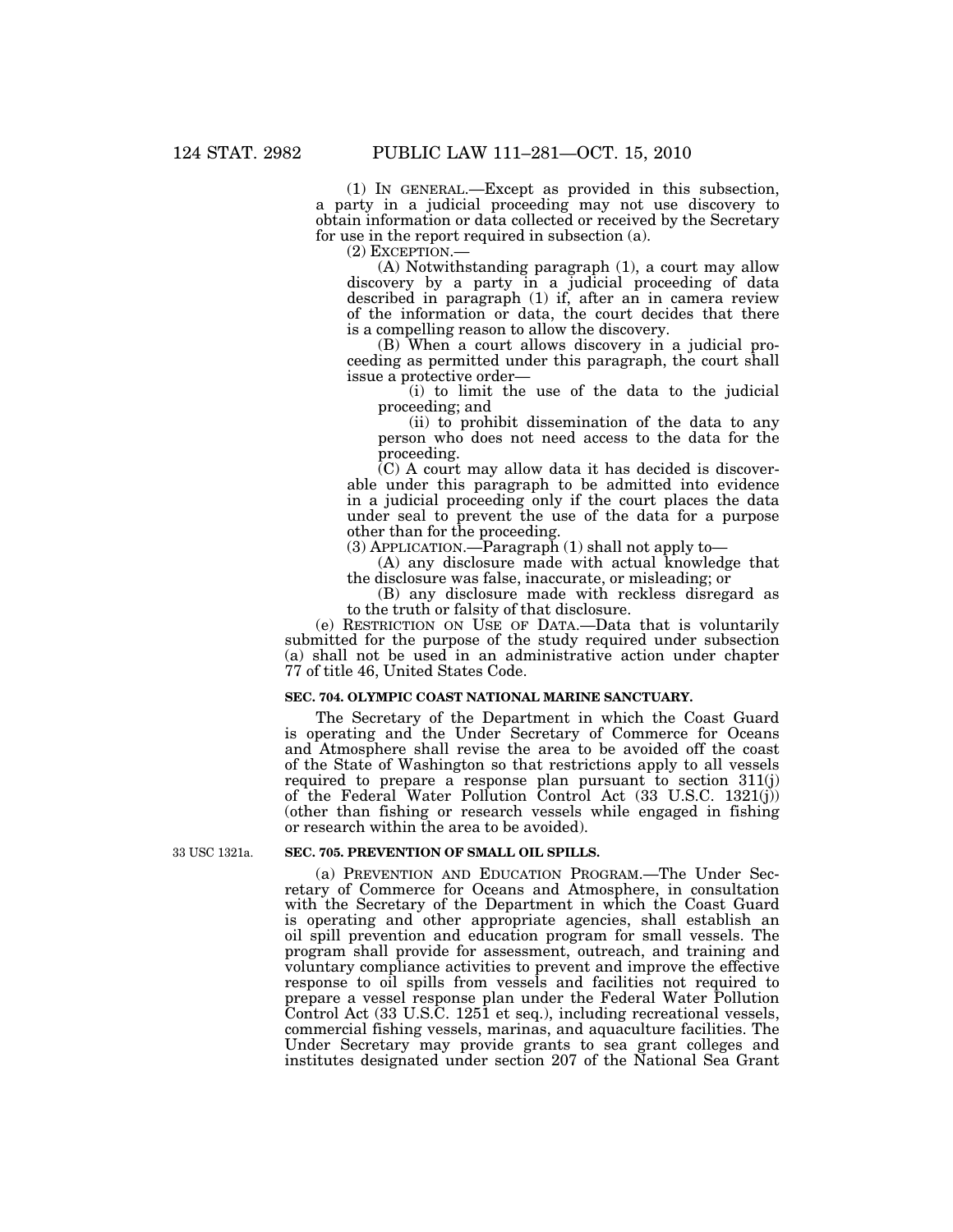(1) IN GENERAL.—Except as provided in this subsection, a party in a judicial proceeding may not use discovery to obtain information or data collected or received by the Secretary for use in the report required in subsection (a).

(2) EXCEPTION.—

(A) Notwithstanding paragraph (1), a court may allow discovery by a party in a judicial proceeding of data described in paragraph (1) if, after an in camera review of the information or data, the court decides that there is a compelling reason to allow the discovery.

(B) When a court allows discovery in a judicial proceeding as permitted under this paragraph, the court shall issue a protective order—

(i) to limit the use of the data to the judicial proceeding; and

(ii) to prohibit dissemination of the data to any person who does not need access to the data for the proceeding.

(C) A court may allow data it has decided is discoverable under this paragraph to be admitted into evidence in a judicial proceeding only if the court places the data under seal to prevent the use of the data for a purpose other than for the proceeding.

(3) APPLICATION.—Paragraph (1) shall not apply to—

(A) any disclosure made with actual knowledge that the disclosure was false, inaccurate, or misleading; or

(B) any disclosure made with reckless disregard as to the truth or falsity of that disclosure.

(e) RESTRICTION ON USE OF DATA.—Data that is voluntarily submitted for the purpose of the study required under subsection (a) shall not be used in an administrative action under chapter 77 of title 46, United States Code.

**SEC. 704. OLYMPIC COAST NATIONAL MARINE SANCTUARY.**

The Secretary of the Department in which the Coast Guard is operating and the Under Secretary of Commerce for Oceans and Atmosphere shall revise the area to be avoided off the coast of the State of Washington so that restrictions apply to all vessels required to prepare a response plan pursuant to section 311(j) of the Federal Water Pollution Control Act (33 U.S.C. 1321(j)) (other than fishing or research vessels while engaged in fishing or research within the area to be avoided).

33 USC 1321a.

**SEC. 705. PREVENTION OF SMALL OIL SPILLS.**

(a) PREVENTION AND EDUCATION PROGRAM.—The Under Secretary of Commerce for Oceans and Atmosphere, in consultation with the Secretary of the Department in which the Coast Guard is operating and other appropriate agencies, shall establish an oil spill prevention and education program for small vessels. The program shall provide for assessment, outreach, and training and voluntary compliance activities to prevent and improve the effective response to oil spills from vessels and facilities not required to prepare a vessel response plan under the Federal Water Pollution Control Act (33 U.S.C. 1251 et seq.), including recreational vessels, commercial fishing vessels, marinas, and aquaculture facilities. The Under Secretary may provide grants to sea grant colleges and institutes designated under section 207 of the National Sea Grant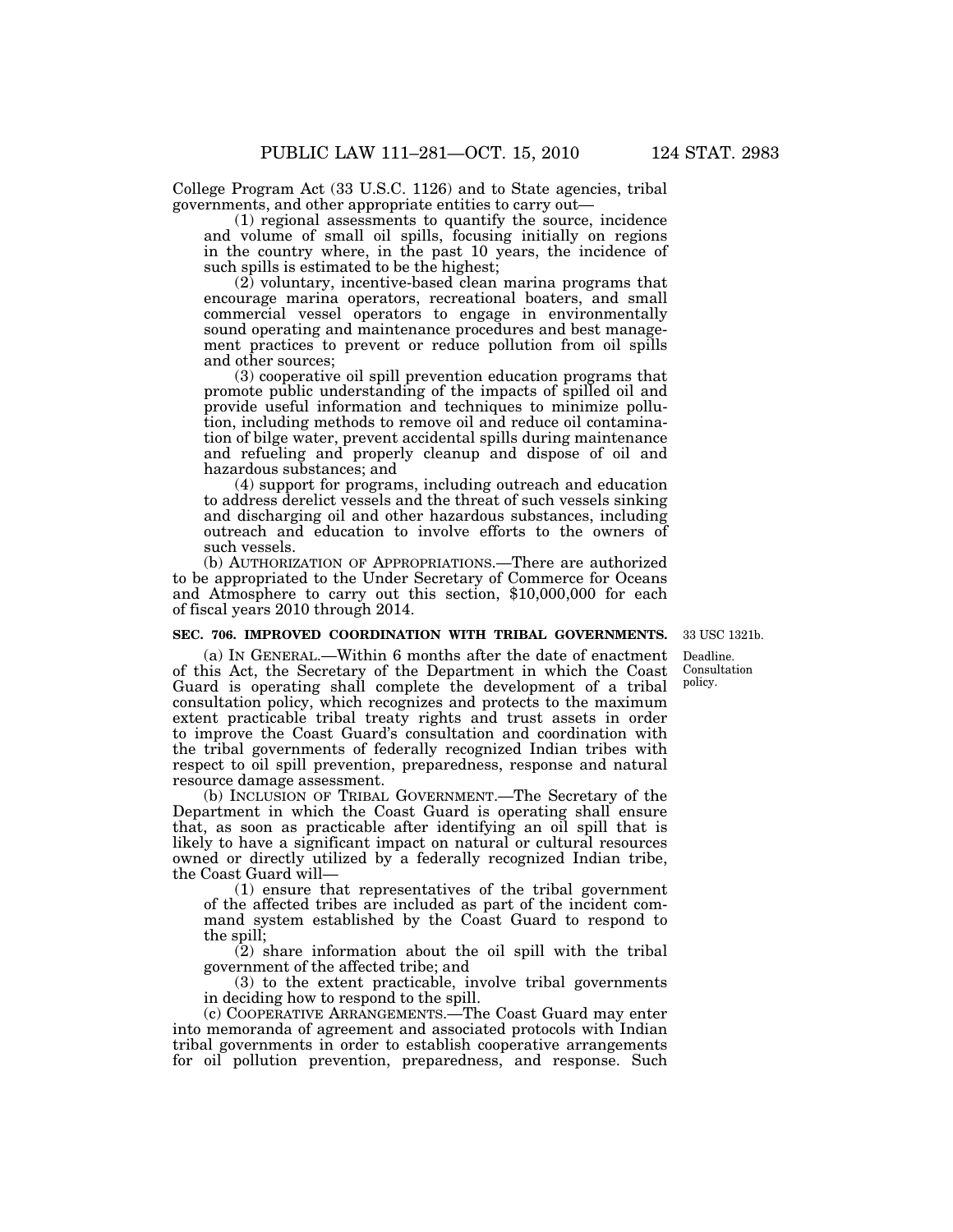College Program Act (33 U.S.C. 1126) and to State agencies, tribal governments, and other appropriate entities to carry out—

(1) regional assessments to quantify the source, incidence and volume of small oil spills, focusing initially on regions in the country where, in the past 10 years, the incidence of such spills is estimated to be the highest;

(2) voluntary, incentive-based clean marina programs that encourage marina operators, recreational boaters, and small commercial vessel operators to engage in environmentally sound operating and maintenance procedures and best management practices to prevent or reduce pollution from oil spills and other sources;

(3) cooperative oil spill prevention education programs that promote public understanding of the impacts of spilled oil and provide useful information and techniques to minimize pollution, including methods to remove oil and reduce oil contamination of bilge water, prevent accidental spills during maintenance and refueling and properly cleanup and dispose of oil and hazardous substances; and

(4) support for programs, including outreach and education to address derelict vessels and the threat of such vessels sinking and discharging oil and other hazardous substances, including outreach and education to involve efforts to the owners of such vessels.

(b) AUTHORIZATION OF APPROPRIATIONS.—There are authorized to be appropriated to the Under Secretary of Commerce for Oceans and Atmosphere to carry out this section, $10,000,000 for each of fiscal years 2010 through 2014.

**SEC. 706. IMPROVED COORDINATION WITH TRIBAL GOVERNMENTS.**

33 USC 1321b.

Deadline. Consultation policy.

(a) IN GENERAL.—Within 6 months after the date of enactment of this Act, the Secretary of the Department in which the Coast Guard is operating shall complete the development of a tribal consultation policy, which recognizes and protects to the maximum extent practicable tribal treaty rights and trust assets in order to improve the Coast Guard's consultation and coordination with the tribal governments of federally recognized Indian tribes with respect to oil spill prevention, preparedness, response and natural resource damage assessment.

(b) INCLUSION OF TRIBAL GOVERNMENT.—The Secretary of the Department in which the Coast Guard is operating shall ensure that, as soon as practicable after identifying an oil spill that is likely to have a significant impact on natural or cultural resources owned or directly utilized by a federally recognized Indian tribe, the Coast Guard will—

(1) ensure that representatives of the tribal government of the affected tribes are included as part of the incident command system established by the Coast Guard to respond to the spill;

(2) share information about the oil spill with the tribal government of the affected tribe; and

(3) to the extent practicable, involve tribal governments in deciding how to respond to the spill.

(c) COOPERATIVE ARRANGEMENTS.—The Coast Guard may enter into memoranda of agreement and associated protocols with Indian tribal governments in order to establish cooperative arrangements for oil pollution prevention, preparedness, and response. Such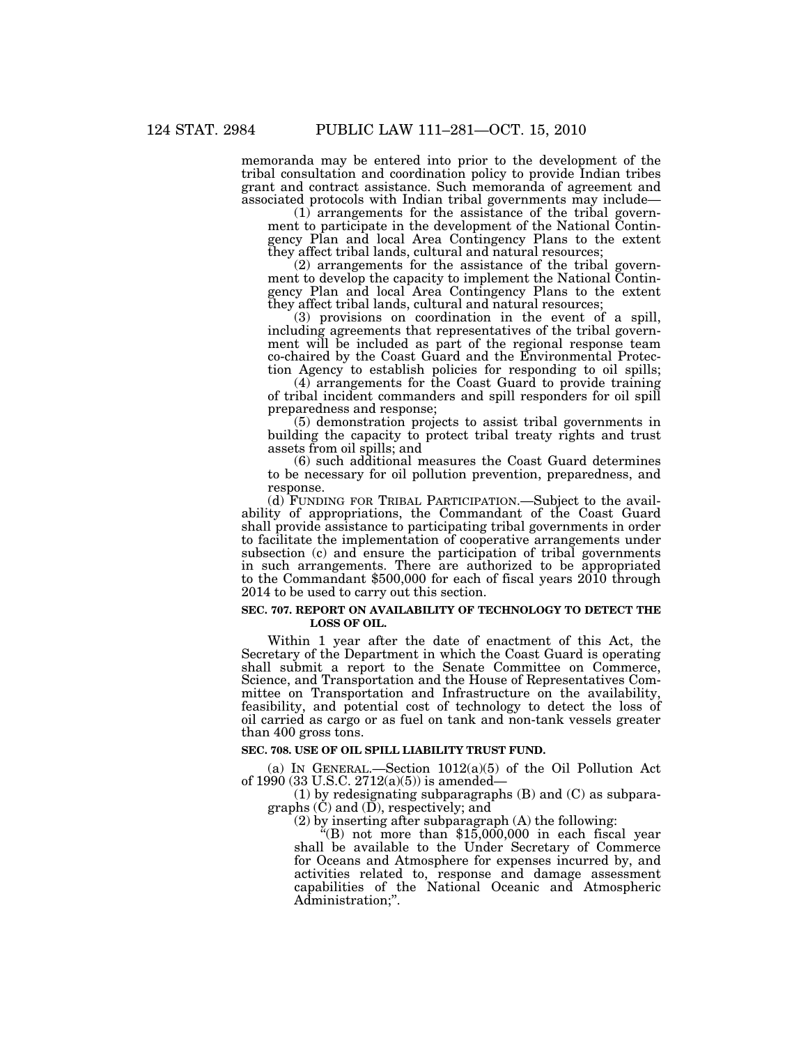memoranda may be entered into prior to the development of the tribal consultation and coordination policy to provide Indian tribes grant and contract assistance. Such memoranda of agreement and associated protocols with Indian tribal governments may include—

(1) arrangements for the assistance of the tribal government to participate in the development of the National Contingency Plan and local Area Contingency Plans to the extent they affect tribal lands, cultural and natural resources;

(2) arrangements for the assistance of the tribal government to develop the capacity to implement the National Contingency Plan and local Area Contingency Plans to the extent they affect tribal lands, cultural and natural resources;

(3) provisions on coordination in the event of a spill, including agreements that representatives of the tribal government will be included as part of the regional response team co-chaired by the Coast Guard and the Environmental Protection Agency to establish policies for responding to oil spills;

(4) arrangements for the Coast Guard to provide training of tribal incident commanders and spill responders for oil spill preparedness and response;

(5) demonstration projects to assist tribal governments in building the capacity to protect tribal treaty rights and trust assets from oil spills; and

(6) such additional measures the Coast Guard determines to be necessary for oil pollution prevention, preparedness, and response.

(d) FUNDING FOR TRIBAL PARTICIPATION.—Subject to the availability of appropriations, the Commandant of the Coast Guard shall provide assistance to participating tribal governments in order to facilitate the implementation of cooperative arrangements under subsection (c) and ensure the participation of tribal governments in such arrangements. There are authorized to be appropriated to the Commandant $500,000 for each of fiscal years 2010 through 2014 to be used to carry out this section.

**SEC. 707. REPORT ON AVAILABILITY OF TECHNOLOGY TO DETECT THE LOSS OF OIL.**

Within 1 year after the date of enactment of this Act, the Secretary of the Department in which the Coast Guard is operating shall submit a report to the Senate Committee on Commerce, Science, and Transportation and the House of Representatives Committee on Transportation and Infrastructure on the availability, feasibility, and potential cost of technology to detect the loss of oil carried as cargo or as fuel on tank and non-tank vessels greater than 400 gross tons.

**SEC. 708. USE OF OIL SPILL LIABILITY TRUST FUND.**

(a) IN GENERAL.—Section 1012(a)(5) of the Oil Pollution Act of 1990 (33 U.S.C. 2712(a)(5)) is amended—

(1) by redesignating subparagraphs (B) and (C) as subparagraphs (C) and (D), respectively; and

(2) by inserting after subparagraph (A) the following:

"(B) not more than $15,000,000 in each fiscal year shall be available to the Under Secretary of Commerce for Oceans and Atmosphere for expenses incurred by, and activities related to, response and damage assessment capabilities of the National Oceanic and Atmospheric Administration;".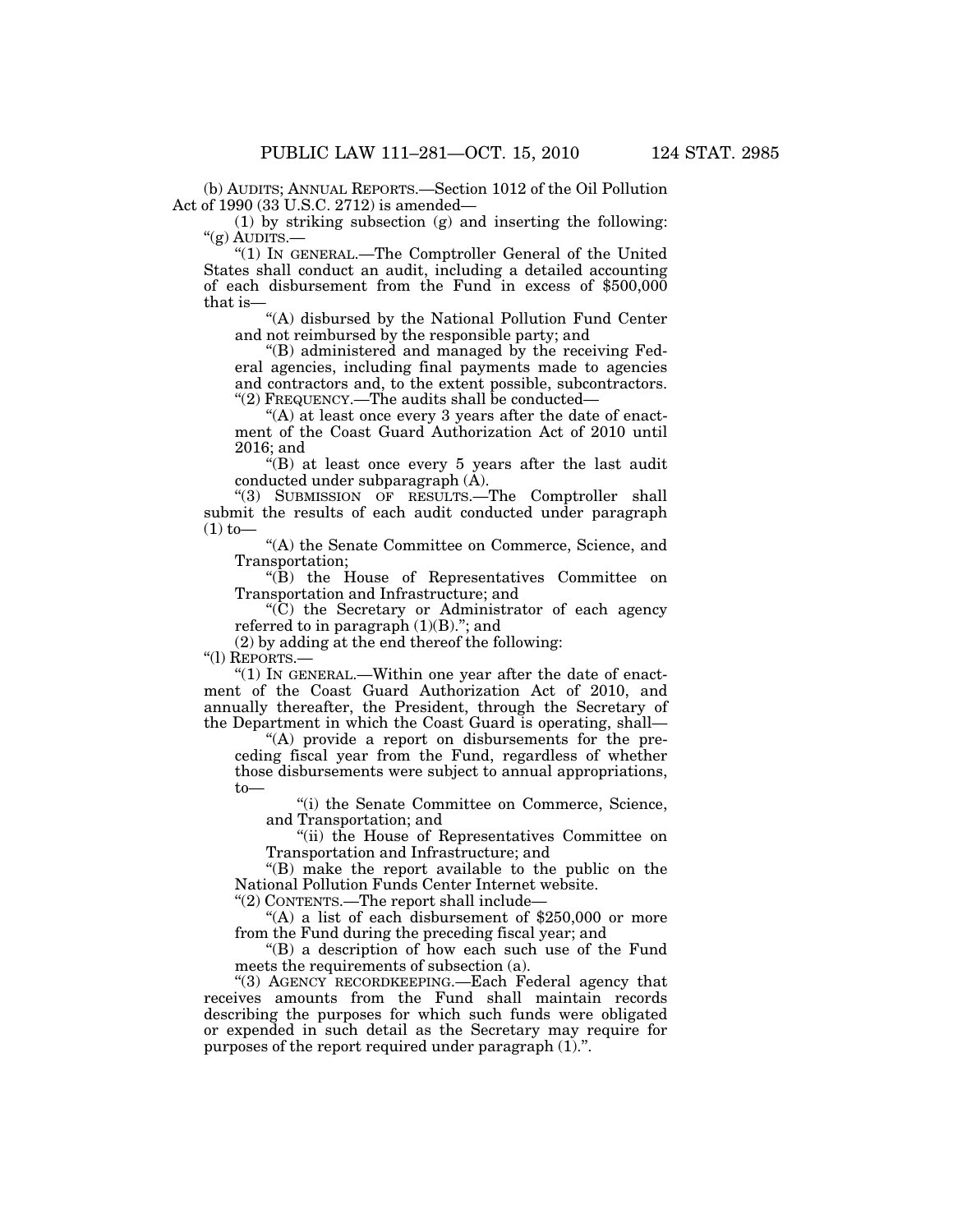(b) AUDITS; ANNUAL REPORTS.—Section 1012 of the Oil Pollution Act of 1990 (33 U.S.C. 2712) is amended—

(1) by striking subsection (g) and inserting the following:

"(g) AUDITS.—

"(1) IN GENERAL.—The Comptroller General of the United States shall conduct an audit, including a detailed accounting of each disbursement from the Fund in excess of $500,000 that is—

"(A) disbursed by the National Pollution Fund Center and not reimbursed by the responsible party; and

"(B) administered and managed by the receiving Federal agencies, including final payments made to agencies and contractors and, to the extent possible, subcontractors.

"(2) FREQUENCY.—The audits shall be conducted—

"(A) at least once every 3 years after the date of enactment of the Coast Guard Authorization Act of 2010 until 2016; and

"(B) at least once every 5 years after the last audit conducted under subparagraph (A).

"(3) SUBMISSION OF RESULTS.—The Comptroller shall submit the results of each audit conducted under paragraph (1) to—

"(A) the Senate Committee on Commerce, Science, and Transportation;

"(B) the House of Representatives Committee on Transportation and Infrastructure; and

"(C) the Secretary or Administrator of each agency referred to in paragraph (1)(B)."; and

(2) by adding at the end thereof the following:

"(l) REPORTS.—

"(1) IN GENERAL.—Within one year after the date of enactment of the Coast Guard Authorization Act of 2010, and annually thereafter, the President, through the Secretary of the Department in which the Coast Guard is operating, shall—

"(A) provide a report on disbursements for the preceding fiscal year from the Fund, regardless of whether those disbursements were subject to annual appropriations, to—

"(i) the Senate Committee on Commerce, Science, and Transportation; and

"(ii) the House of Representatives Committee on Transportation and Infrastructure; and

"(B) make the report available to the public on the National Pollution Funds Center Internet website.

"(2) CONTENTS.—The report shall include—

"(A) a list of each disbursement of $250,000 or more from the Fund during the preceding fiscal year; and

"(B) a description of how each such use of the Fund meets the requirements of subsection (a).

"(3) AGENCY RECORDKEEPING.—Each Federal agency that receives amounts from the Fund shall maintain records describing the purposes for which such funds were obligated or expended in such detail as the Secretary may require for purposes of the report required under paragraph (1).".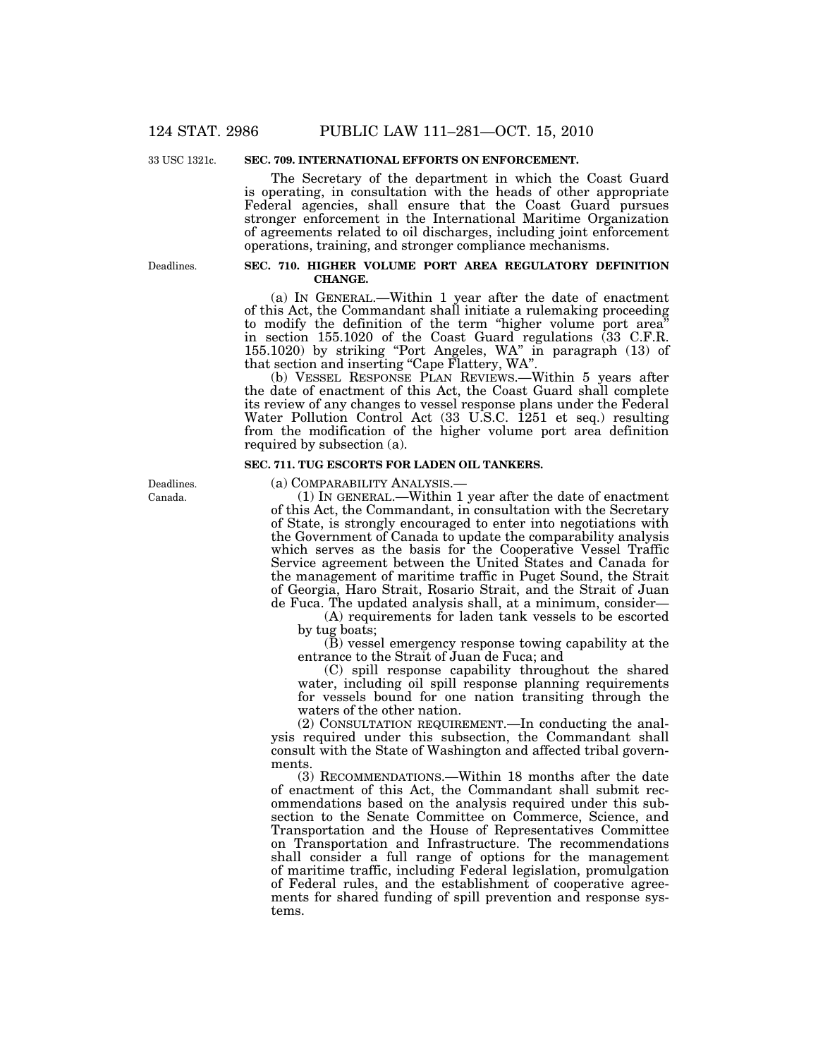33 USC 1321c.

**SEC. 709. INTERNATIONAL EFFORTS ON ENFORCEMENT.**

The Secretary of the department in which the Coast Guard is operating, in consultation with the heads of other appropriate Federal agencies, shall ensure that the Coast Guard pursues stronger enforcement in the International Maritime Organization of agreements related to oil discharges, including joint enforcement operations, training, and stronger compliance mechanisms.

Deadlines.

**SEC. 710. HIGHER VOLUME PORT AREA REGULATORY DEFINITION CHANGE.**

(a) IN GENERAL.—Within 1 year after the date of enactment of this Act, the Commandant shall initiate a rulemaking proceeding to modify the definition of the term "higher volume port area" in section 155.1020 of the Coast Guard regulations (33 C.F.R. 155.1020) by striking "Port Angeles, WA" in paragraph (13) of that section and inserting "Cape Flattery, WA".

(b) VESSEL RESPONSE PLAN REVIEWS.—Within 5 years after the date of enactment of this Act, the Coast Guard shall complete its review of any changes to vessel response plans under the Federal Water Pollution Control Act (33 U.S.C. 1251 et seq.) resulting from the modification of the higher volume port area definition required by subsection (a).

**SEC. 711. TUG ESCORTS FOR LADEN OIL TANKERS.**

Deadlines.
Canada.

(a) COMPARABILITY ANALYSIS.—

(1) IN GENERAL.—Within 1 year after the date of enactment of this Act, the Commandant, in consultation with the Secretary of State, is strongly encouraged to enter into negotiations with the Government of Canada to update the comparability analysis which serves as the basis for the Cooperative Vessel Traffic Service agreement between the United States and Canada for the management of maritime traffic in Puget Sound, the Strait of Georgia, Haro Strait, Rosario Strait, and the Strait of Juan de Fuca. The updated analysis shall, at a minimum, consider—

(A) requirements for laden tank vessels to be escorted by tug boats;

(B) vessel emergency response towing capability at the entrance to the Strait of Juan de Fuca; and

(C) spill response capability throughout the shared water, including oil spill response planning requirements for vessels bound for one nation transiting through the waters of the other nation.

(2) CONSULTATION REQUIREMENT.—In conducting the analysis required under this subsection, the Commandant shall consult with the State of Washington and affected tribal governments.

(3) RECOMMENDATIONS.—Within 18 months after the date of enactment of this Act, the Commandant shall submit recommendations based on the analysis required under this subsection to the Senate Committee on Commerce, Science, and Transportation and the House of Representatives Committee on Transportation and Infrastructure. The recommendations shall consider a full range of options for the management of maritime traffic, including Federal legislation, promulgation of Federal rules, and the establishment of cooperative agreements for shared funding of spill prevention and response systems.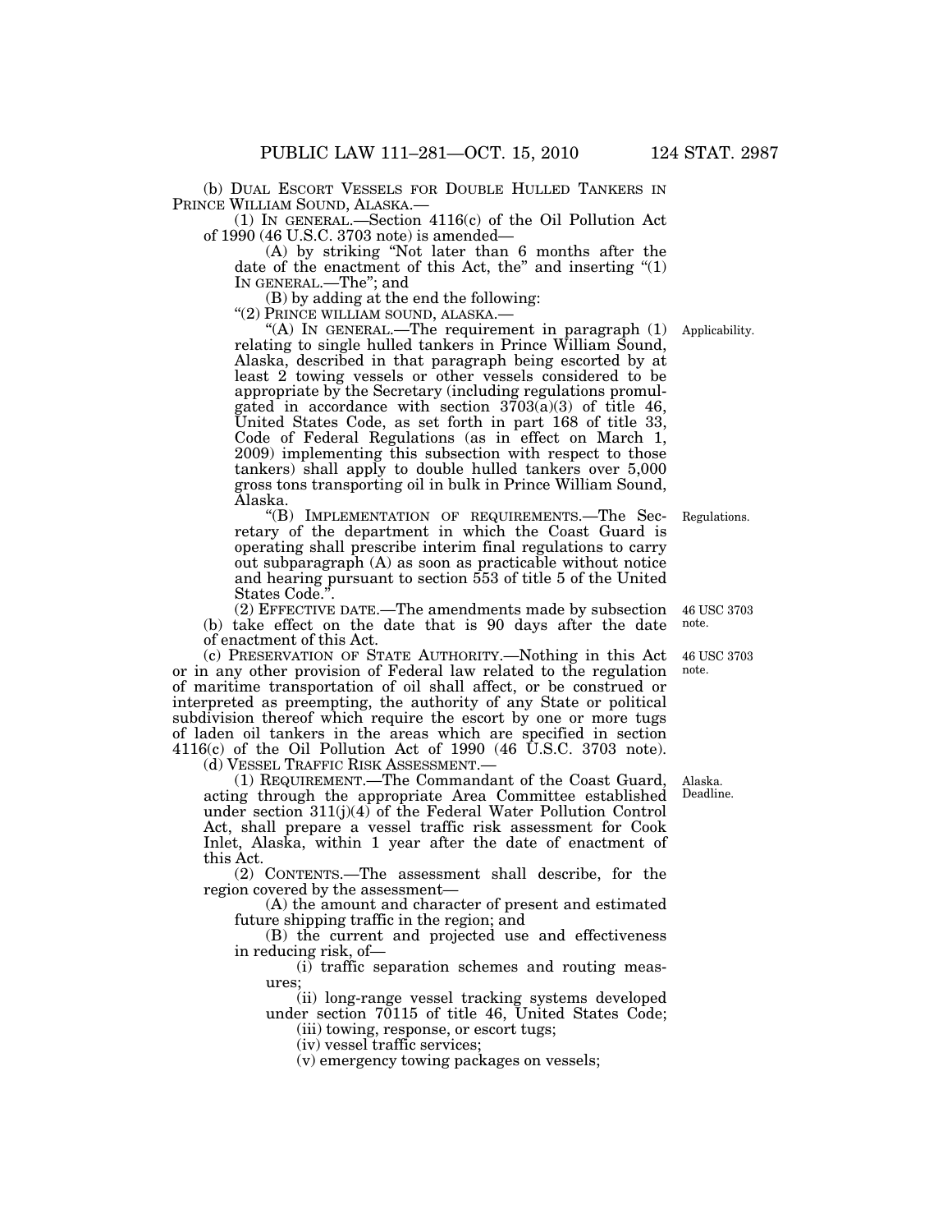(b) DUAL ESCORT VESSELS FOR DOUBLE HULLED TANKERS IN PRINCE WILLIAM SOUND, ALASKA.—

(1) IN GENERAL.—Section 4116(c) of the Oil Pollution Act of 1990 (46 U.S.C. 3703 note) is amended—

(A) by striking "Not later than 6 months after the date of the enactment of this Act, the" and inserting "(1) IN GENERAL.—The"; and

(B) by adding at the end the following:

"(2) PRINCE WILLIAM SOUND, ALASKA.—

"(A) IN GENERAL.—The requirement in paragraph (1) relating to single hulled tankers in Prince William Sound, Alaska, described in that paragraph being escorted by at least 2 towing vessels or other vessels considered to be appropriate by the Secretary (including regulations promulgated in accordance with section 3703(a)(3) of title 46, United States Code, as set forth in part 168 of title 33, Code of Federal Regulations (as in effect on March 1, 2009) implementing this subsection with respect to those tankers) shall apply to double hulled tankers over 5,000 gross tons transporting oil in bulk in Prince William Sound, Alaska.

Applicability.

"(B) IMPLEMENTATION OF REQUIREMENTS.—The Secretary of the department in which the Coast Guard is operating shall prescribe interim final regulations to carry out subparagraph (A) as soon as practicable without notice and hearing pursuant to section 553 of title 5 of the United States Code.".

Regulations.

(2) EFFECTIVE DATE.—The amendments made by subsection (b) take effect on the date that is 90 days after the date of enactment of this Act.

46 USC 3703 note.

(c) PRESERVATION OF STATE AUTHORITY.—Nothing in this Act or in any other provision of Federal law related to the regulation of maritime transportation of oil shall affect, or be construed or interpreted as preempting, the authority of any State or political subdivision thereof which require the escort by one or more tugs of laden oil tankers in the areas which are specified in section 4116(c) of the Oil Pollution Act of 1990 (46 U.S.C. 3703 note).

46 USC 3703 note.

(d) VESSEL TRAFFIC RISK ASSESSMENT.—

(1) REQUIREMENT.—The Commandant of the Coast Guard, acting through the appropriate Area Committee established under section 311(j)(4) of the Federal Water Pollution Control Act, shall prepare a vessel traffic risk assessment for Cook Inlet, Alaska, within 1 year after the date of enactment of this Act.

Alaska. Deadline.

(2) CONTENTS.—The assessment shall describe, for the region covered by the assessment—

(A) the amount and character of present and estimated future shipping traffic in the region; and

(B) the current and projected use and effectiveness in reducing risk, of—

(i) traffic separation schemes and routing measures;

(ii) long-range vessel tracking systems developed under section 70115 of title 46, United States Code;

(iii) towing, response, or escort tugs;

(iv) vessel traffic services;

(v) emergency towing packages on vessels;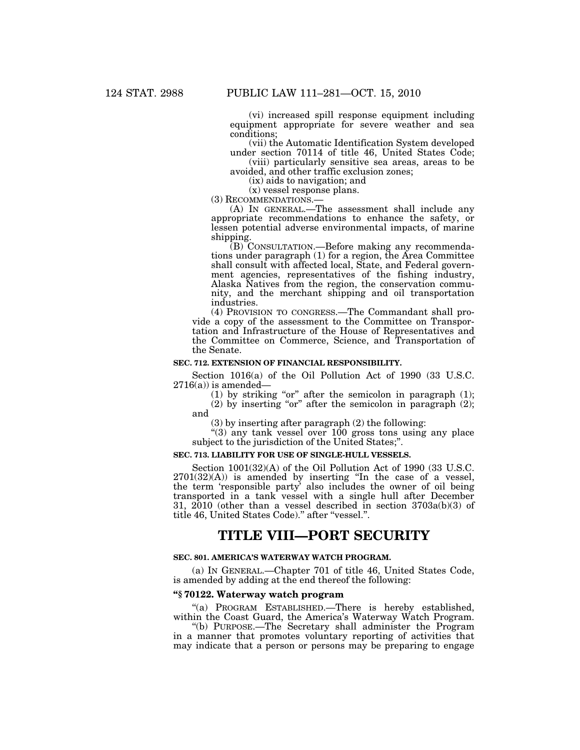(vi) increased spill response equipment including equipment appropriate for severe weather and sea conditions;

(vii) the Automatic Identification System developed under section 70114 of title 46, United States Code;

(viii) particularly sensitive sea areas, areas to be avoided, and other traffic exclusion zones;

(ix) aids to navigation; and

(x) vessel response plans.

(3) RECOMMENDATIONS.—

(A) IN GENERAL.—The assessment shall include any appropriate recommendations to enhance the safety, or lessen potential adverse environmental impacts, of marine shipping.

(B) CONSULTATION.—Before making any recommendations under paragraph (1) for a region, the Area Committee shall consult with affected local, State, and Federal government agencies, representatives of the fishing industry, Alaska Natives from the region, the conservation community, and the merchant shipping and oil transportation industries.

(4) PROVISION TO CONGRESS.—The Commandant shall provide a copy of the assessment to the Committee on Transportation and Infrastructure of the House of Representatives and the Committee on Commerce, Science, and Transportation of the Senate.

**SEC. 712. EXTENSION OF FINANCIAL RESPONSIBILITY.**

Section 1016(a) of the Oil Pollution Act of 1990 (33 U.S.C. 2716(a)) is amended—

(1) by striking "or" after the semicolon in paragraph (1);

(2) by inserting "or" after the semicolon in paragraph (2); and

(3) by inserting after paragraph (2) the following:

"(3) any tank vessel over 100 gross tons using any place subject to the jurisdiction of the United States;".

**SEC. 713. LIABILITY FOR USE OF SINGLE-HULL VESSELS.**

Section 1001(32)(A) of the Oil Pollution Act of 1990 (33 U.S.C. 2701(32)(A)) is amended by inserting "In the case of a vessel, the term 'responsible party' also includes the owner of oil being transported in a tank vessel with a single hull after December 31, 2010 (other than a vessel described in section 3703a(b)(3) of title 46, United States Code)." after "vessel.".

# TITLE VIII—PORT SECURITY

**SEC. 801. AMERICA'S WATERWAY WATCH PROGRAM.**

(a) IN GENERAL.—Chapter 701 of title 46, United States Code, is amended by adding at the end thereof the following:

**"§ 70122. Waterway watch program**

"(a) PROGRAM ESTABLISHED.—There is hereby established, within the Coast Guard, the America's Waterway Watch Program.

"(b) PURPOSE.—The Secretary shall administer the Program in a manner that promotes voluntary reporting of activities that may indicate that a person or persons may be preparing to engage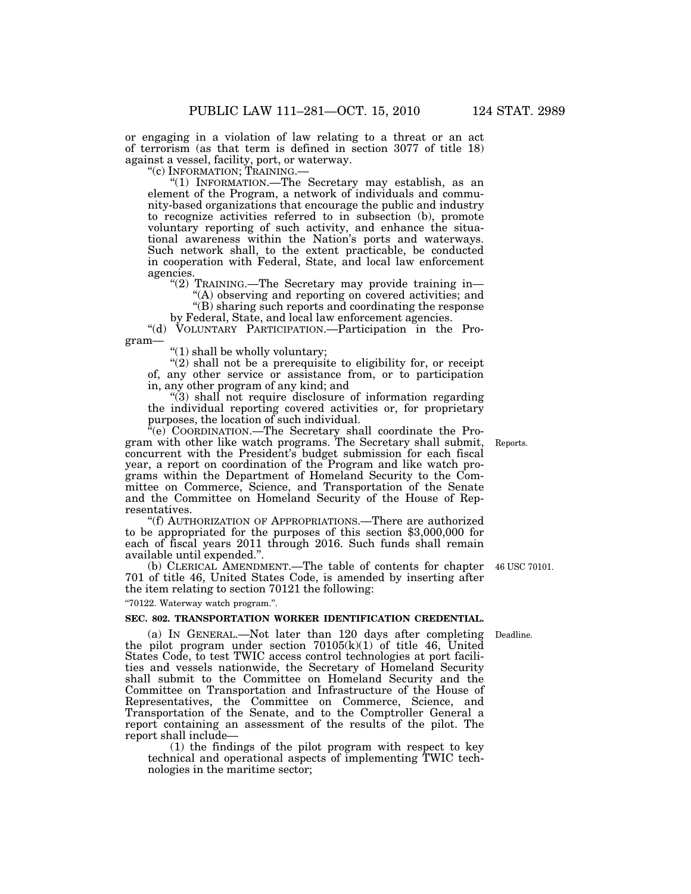or engaging in a violation of law relating to a threat or an act of terrorism (as that term is defined in section 3077 of title 18) against a vessel, facility, port, or waterway.

"(c) INFORMATION; TRAINING.—

"(1) INFORMATION.—The Secretary may establish, as an element of the Program, a network of individuals and community-based organizations that encourage the public and industry to recognize activities referred to in subsection (b), promote voluntary reporting of such activity, and enhance the situational awareness within the Nation's ports and waterways. Such network shall, to the extent practicable, be conducted in cooperation with Federal, State, and local law enforcement agencies.

"(2) TRAINING.—The Secretary may provide training in—

"(A) observing and reporting on covered activities; and

"(B) sharing such reports and coordinating the response by Federal, State, and local law enforcement agencies.

"(d) VOLUNTARY PARTICIPATION.—Participation in the Program—

"(1) shall be wholly voluntary;

"(2) shall not be a prerequisite to eligibility for, or receipt of, any other service or assistance from, or to participation in, any other program of any kind; and

"(3) shall not require disclosure of information regarding the individual reporting covered activities or, for proprietary purposes, the location of such individual.

"(e) COORDINATION.—The Secretary shall coordinate the Program with other like watch programs. The Secretary shall submit, concurrent with the President's budget submission for each fiscal year, a report on coordination of the Program and like watch programs within the Department of Homeland Security to the Committee on Commerce, Science, and Transportation of the Senate and the Committee on Homeland Security of the House of Representatives.

Reports.

"(f) AUTHORIZATION OF APPROPRIATIONS.—There are authorized to be appropriated for the purposes of this section $3,000,000 for each of fiscal years 2011 through 2016. Such funds shall remain available until expended.".

(b) CLERICAL AMENDMENT.—The table of contents for chapter 701 of title 46, United States Code, is amended by inserting after the item relating to section 70121 the following:

46 USC 70101.

"70122. Waterway watch program.".

**SEC. 802. TRANSPORTATION WORKER IDENTIFICATION CREDENTIAL.**

(a) IN GENERAL.—Not later than 120 days after completing the pilot program under section 70105(k)(1) of title 46, United States Code, to test TWIC access control technologies at port facilities and vessels nationwide, the Secretary of Homeland Security shall submit to the Committee on Homeland Security and the Committee on Transportation and Infrastructure of the House of Representatives, the Committee on Commerce, Science, and Transportation of the Senate, and to the Comptroller General a report containing an assessment of the results of the pilot. The report shall include—

Deadline.

(1) the findings of the pilot program with respect to key technical and operational aspects of implementing TWIC technologies in the maritime sector;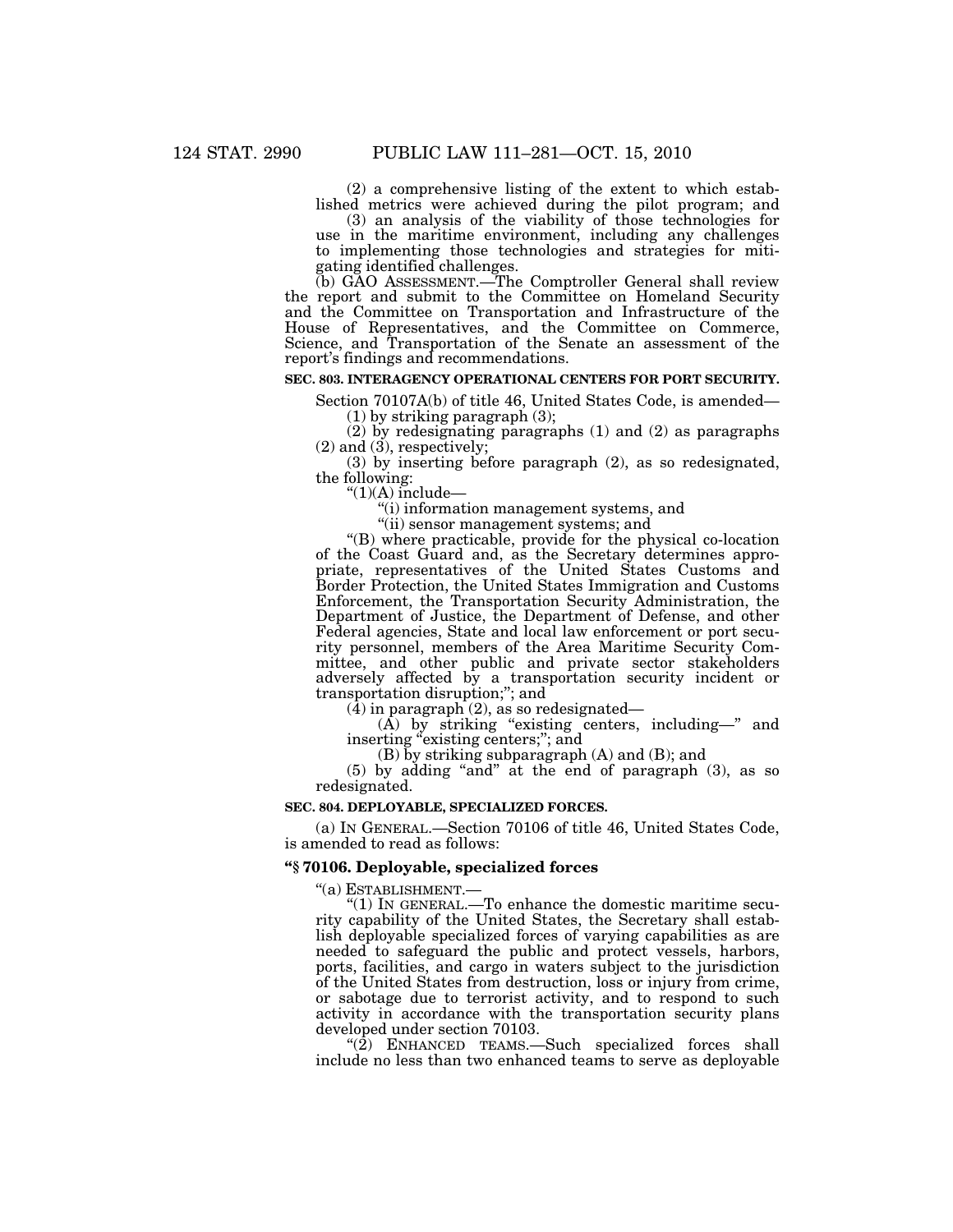(2) a comprehensive listing of the extent to which established metrics were achieved during the pilot program; and

(3) an analysis of the viability of those technologies for use in the maritime environment, including any challenges to implementing those technologies and strategies for mitigating identified challenges.

(b) GAO ASSESSMENT.—The Comptroller General shall review the report and submit to the Committee on Homeland Security and the Committee on Transportation and Infrastructure of the House of Representatives, and the Committee on Commerce, Science, and Transportation of the Senate an assessment of the report's findings and recommendations.

**SEC. 803. INTERAGENCY OPERATIONAL CENTERS FOR PORT SECURITY.**

Section 70107A(b) of title 46, United States Code, is amended—

(1) by striking paragraph (3);

(2) by redesignating paragraphs (1) and (2) as paragraphs (2) and (3), respectively;

(3) by inserting before paragraph (2), as so redesignated, the following:

"(1)(A) include—

"(i) information management systems, and

"(ii) sensor management systems; and

"(B) where practicable, provide for the physical co-location of the Coast Guard and, as the Secretary determines appropriate, representatives of the United States Customs and Border Protection, the United States Immigration and Customs Enforcement, the Transportation Security Administration, the Department of Justice, the Department of Defense, and other Federal agencies, State and local law enforcement or port security personnel, members of the Area Maritime Security Committee, and other public and private sector stakeholders adversely affected by a transportation security incident or transportation disruption;"; and

(4) in paragraph (2), as so redesignated—

(A) by striking "existing centers, including—" and inserting "existing centers;"; and

(B) by striking subparagraph (A) and (B); and

(5) by adding "and" at the end of paragraph (3), as so redesignated.

**SEC. 804. DEPLOYABLE, SPECIALIZED FORCES.**

(a) IN GENERAL.—Section 70106 of title 46, United States Code, is amended to read as follows:

**"§ 70106. Deployable, specialized forces**

"(a) ESTABLISHMENT.—

"(1) IN GENERAL.—To enhance the domestic maritime security capability of the United States, the Secretary shall establish deployable specialized forces of varying capabilities as are needed to safeguard the public and protect vessels, harbors, ports, facilities, and cargo in waters subject to the jurisdiction of the United States from destruction, loss or injury from crime, or sabotage due to terrorist activity, and to respond to such activity in accordance with the transportation security plans developed under section 70103.

"(2) ENHANCED TEAMS.—Such specialized forces shall include no less than two enhanced teams to serve as deployable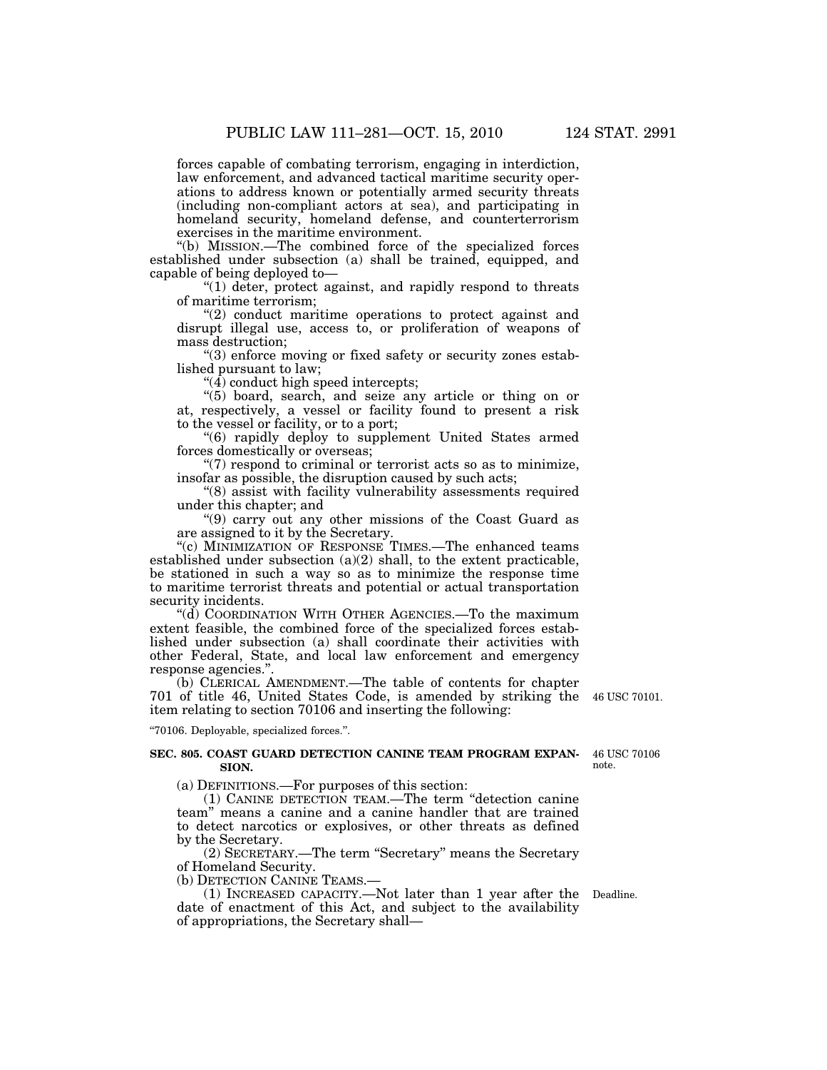forces capable of combating terrorism, engaging in interdiction, law enforcement, and advanced tactical maritime security operations to address known or potentially armed security threats (including non-compliant actors at sea), and participating in homeland security, homeland defense, and counterterrorism exercises in the maritime environment.

"(b) MISSION.—The combined force of the specialized forces established under subsection (a) shall be trained, equipped, and capable of being deployed to—

"(1) deter, protect against, and rapidly respond to threats of maritime terrorism;

"(2) conduct maritime operations to protect against and disrupt illegal use, access to, or proliferation of weapons of mass destruction;

"(3) enforce moving or fixed safety or security zones established pursuant to law;

"(4) conduct high speed intercepts;

"(5) board, search, and seize any article or thing on or at, respectively, a vessel or facility found to present a risk to the vessel or facility, or to a port;

"(6) rapidly deploy to supplement United States armed forces domestically or overseas;

"(7) respond to criminal or terrorist acts so as to minimize, insofar as possible, the disruption caused by such acts;

"(8) assist with facility vulnerability assessments required under this chapter; and

"(9) carry out any other missions of the Coast Guard as are assigned to it by the Secretary.

"(c) MINIMIZATION OF RESPONSE TIMES.—The enhanced teams established under subsection (a)(2) shall, to the extent practicable, be stationed in such a way so as to minimize the response time to maritime terrorist threats and potential or actual transportation security incidents.

"(d) COORDINATION WITH OTHER AGENCIES.—To the maximum extent feasible, the combined force of the specialized forces established under subsection (a) shall coordinate their activities with other Federal, State, and local law enforcement and emergency response agencies.".

(b) CLERICAL AMENDMENT.—The table of contents for chapter 701 of title 46, United States Code, is amended by striking the item relating to section 70106 and inserting the following:

46 USC 70101.

"70106. Deployable, specialized forces.".

**SEC. 805. COAST GUARD DETECTION CANINE TEAM PROGRAM EXPANSION.**

46 USC 70106 note.

(a) DEFINITIONS.—For purposes of this section:

(1) CANINE DETECTION TEAM.—The term "detection canine team" means a canine and a canine handler that are trained to detect narcotics or explosives, or other threats as defined by the Secretary.

(2) SECRETARY.—The term "Secretary" means the Secretary of Homeland Security.

(b) DETECTION CANINE TEAMS.—

(1) INCREASED CAPACITY.—Not later than 1 year after the date of enactment of this Act, and subject to the availability of appropriations, the Secretary shall—

Deadline.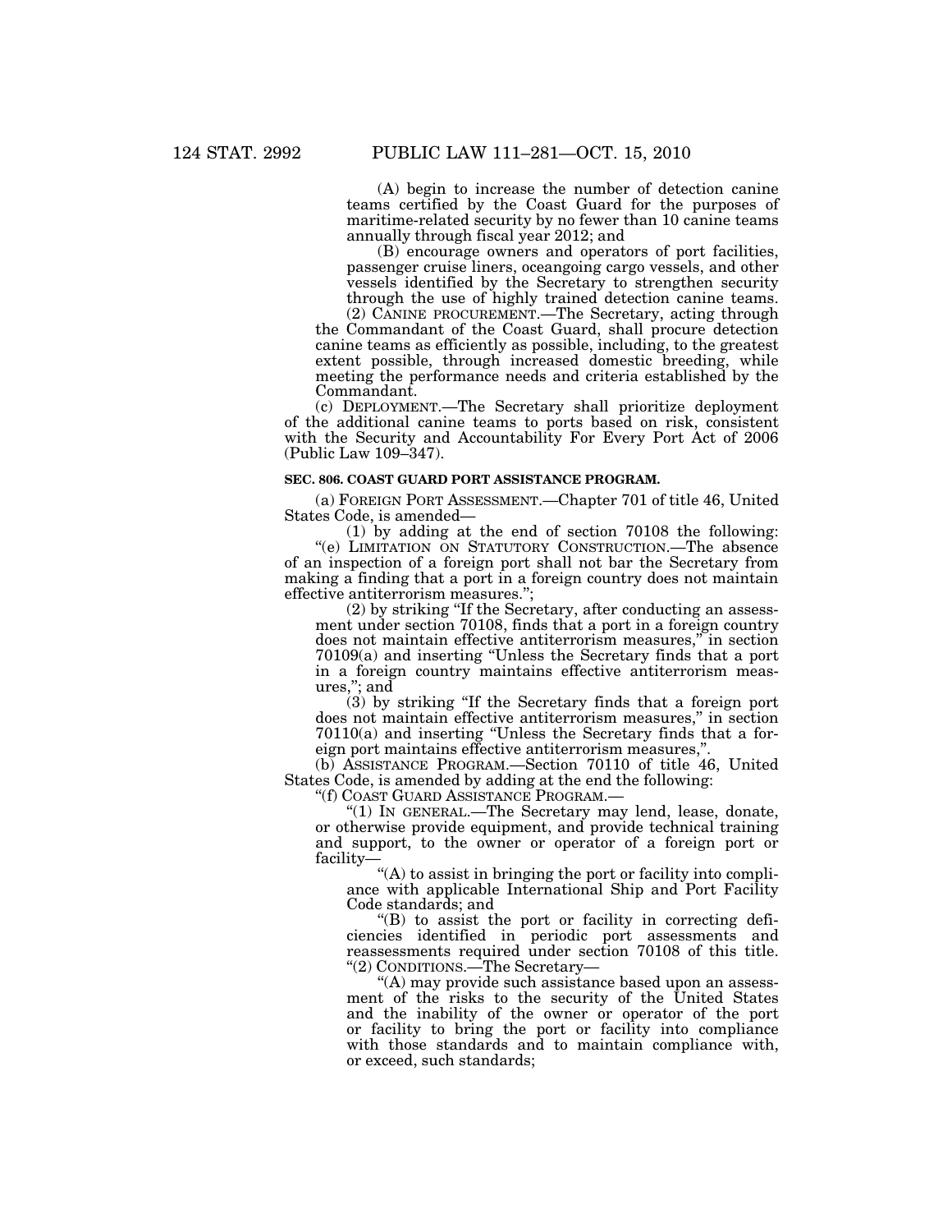(A) begin to increase the number of detection canine teams certified by the Coast Guard for the purposes of maritime-related security by no fewer than 10 canine teams annually through fiscal year 2012; and

(B) encourage owners and operators of port facilities, passenger cruise liners, oceangoing cargo vessels, and other vessels identified by the Secretary to strengthen security through the use of highly trained detection canine teams.

(2) CANINE PROCUREMENT.—The Secretary, acting through the Commandant of the Coast Guard, shall procure detection canine teams as efficiently as possible, including, to the greatest extent possible, through increased domestic breeding, while meeting the performance needs and criteria established by the Commandant.

(c) DEPLOYMENT.—The Secretary shall prioritize deployment of the additional canine teams to ports based on risk, consistent with the Security and Accountability For Every Port Act of 2006 (Public Law 109–347).

**SEC. 806. COAST GUARD PORT ASSISTANCE PROGRAM.**

(a) FOREIGN PORT ASSESSMENT.—Chapter 701 of title 46, United States Code, is amended—

(1) by adding at the end of section 70108 the following:

"(e) LIMITATION ON STATUTORY CONSTRUCTION.—The absence of an inspection of a foreign port shall not bar the Secretary from making a finding that a port in a foreign country does not maintain effective antiterrorism measures.";

(2) by striking "If the Secretary, after conducting an assessment under section 70108, finds that a port in a foreign country does not maintain effective antiterrorism measures," in section 70109(a) and inserting "Unless the Secretary finds that a port in a foreign country maintains effective antiterrorism measures,"; and

(3) by striking "If the Secretary finds that a foreign port does not maintain effective antiterrorism measures," in section 70110(a) and inserting "Unless the Secretary finds that a foreign port maintains effective antiterrorism measures,".

(b) ASSISTANCE PROGRAM.—Section 70110 of title 46, United States Code, is amended by adding at the end the following:

"(f) COAST GUARD ASSISTANCE PROGRAM.—

"(1) IN GENERAL.—The Secretary may lend, lease, donate, or otherwise provide equipment, and provide technical training and support, to the owner or operator of a foreign port or facility—

"(A) to assist in bringing the port or facility into compliance with applicable International Ship and Port Facility Code standards; and

"(B) to assist the port or facility in correcting deficiencies identified in periodic port assessments and reassessments required under section 70108 of this title.

"(2) CONDITIONS.—The Secretary—

"(A) may provide such assistance based upon an assessment of the risks to the security of the United States and the inability of the owner or operator of the port or facility to bring the port or facility into compliance with those standards and to maintain compliance with, or exceed, such standards;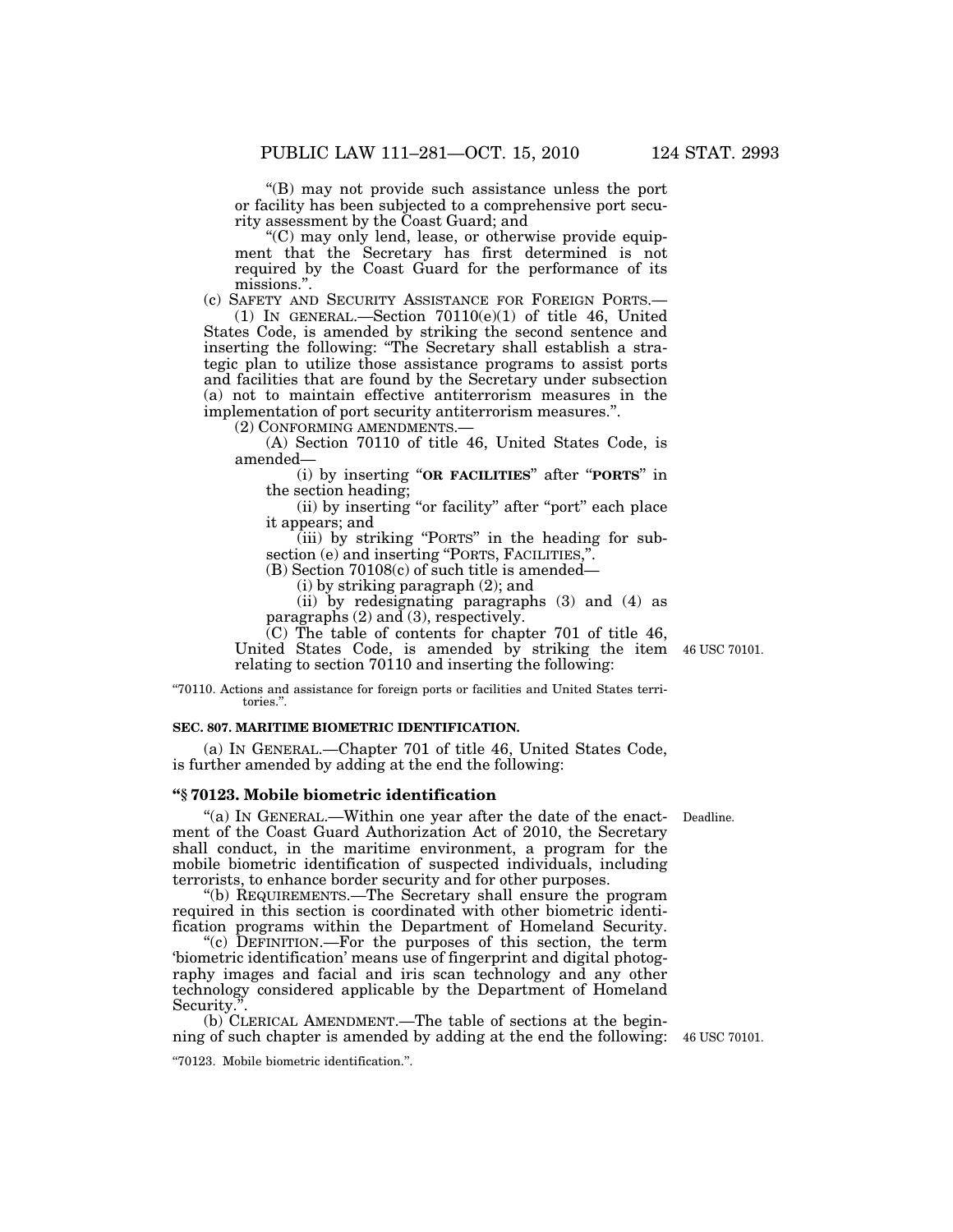"(B) may not provide such assistance unless the port or facility has been subjected to a comprehensive port security assessment by the Coast Guard; and

"(C) may only lend, lease, or otherwise provide equipment that the Secretary has first determined is not required by the Coast Guard for the performance of its missions.".

(c) SAFETY AND SECURITY ASSISTANCE FOR FOREIGN PORTS.—

(1) IN GENERAL.—Section 70110(e)(1) of title 46, United States Code, is amended by striking the second sentence and inserting the following: "The Secretary shall establish a strategic plan to utilize those assistance programs to assist ports and facilities that are found by the Secretary under subsection (a) not to maintain effective antiterrorism measures in the implementation of port security antiterrorism measures.".

(2) CONFORMING AMENDMENTS.—

(A) Section 70110 of title 46, United States Code, is amended—

(i) by inserting "**OR FACILITIES**" after "**PORTS**" in the section heading;

(ii) by inserting "or facility" after "port" each place it appears; and

(iii) by striking "PORTS" in the heading for subsection (e) and inserting "PORTS, FACILITIES,".

(B) Section 70108(c) of such title is amended—

(i) by striking paragraph (2); and

(ii) by redesignating paragraphs (3) and (4) as paragraphs (2) and (3), respectively.

(C) The table of contents for chapter 701 of title 46, United States Code, is amended by striking the item relating to section 70110 and inserting the following:

46 USC 70101.

"70110. Actions and assistance for foreign ports or facilities and United States territories.".

**SEC. 807. MARITIME BIOMETRIC IDENTIFICATION.**

(a) IN GENERAL.—Chapter 701 of title 46, United States Code, is further amended by adding at the end the following:

### "§ 70123. Mobile biometric identification

Deadline.

"(a) IN GENERAL.—Within one year after the date of the enactment of the Coast Guard Authorization Act of 2010, the Secretary shall conduct, in the maritime environment, a program for the mobile biometric identification of suspected individuals, including terrorists, to enhance border security and for other purposes.

"(b) REQUIREMENTS.—The Secretary shall ensure the program required in this section is coordinated with other biometric identification programs within the Department of Homeland Security.

"(c) DEFINITION.—For the purposes of this section, the term 'biometric identification' means use of fingerprint and digital photography images and facial and iris scan technology and any other technology considered applicable by the Department of Homeland Security.".

(b) CLERICAL AMENDMENT.—The table of sections at the beginning of such chapter is amended by adding at the end the following:

46 USC 70101.

"70123. Mobile biometric identification.".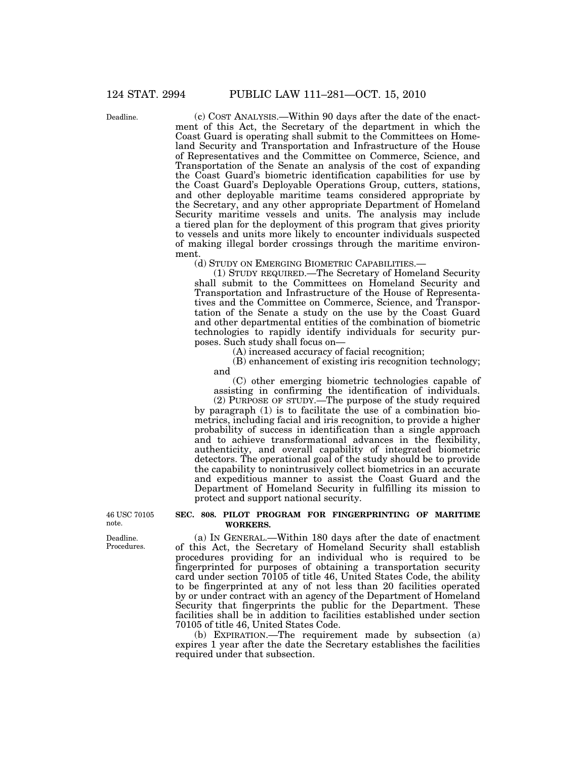(c) COST ANALYSIS.—Within 90 days after the date of the enactment of this Act, the Secretary of the department in which the Coast Guard is operating shall submit to the Committees on Homeland Security and Transportation and Infrastructure of the House of Representatives and the Committee on Commerce, Science, and Transportation of the Senate an analysis of the cost of expanding the Coast Guard's biometric identification capabilities for use by the Coast Guard's Deployable Operations Group, cutters, stations, and other deployable maritime teams considered appropriate by the Secretary, and any other appropriate Department of Homeland Security maritime vessels and units. The analysis may include a tiered plan for the deployment of this program that gives priority to vessels and units more likely to encounter individuals suspected of making illegal border crossings through the maritime environment.

(d) STUDY ON EMERGING BIOMETRIC CAPABILITIES.—

(1) STUDY REQUIRED.—The Secretary of Homeland Security shall submit to the Committees on Homeland Security and Transportation and Infrastructure of the House of Representatives and the Committee on Commerce, Science, and Transportation of the Senate a study on the use by the Coast Guard and other departmental entities of the combination of biometric technologies to rapidly identify individuals for security purposes. Such study shall focus on—

(A) increased accuracy of facial recognition;

(B) enhancement of existing iris recognition technology; and

(C) other emerging biometric technologies capable of assisting in confirming the identification of individuals.

(2) PURPOSE OF STUDY.—The purpose of the study required by paragraph (1) is to facilitate the use of a combination biometrics, including facial and iris recognition, to provide a higher probability of success in identification than a single approach and to achieve transformational advances in the flexibility, authenticity, and overall capability of integrated biometric detectors. The operational goal of the study should be to provide the capability to nonintrusively collect biometrics in an accurate and expeditious manner to assist the Coast Guard and the Department of Homeland Security in fulfilling its mission to protect and support national security.

### SEC. 808. PILOT PROGRAM FOR FINGERPRINTING OF MARITIME WORKERS.

(a) IN GENERAL.—Within 180 days after the date of enactment of this Act, the Secretary of Homeland Security shall establish procedures providing for an individual who is required to be fingerprinted for purposes of obtaining a transportation security card under section 70105 of title 46, United States Code, the ability to be fingerprinted at any of not less than 20 facilities operated by or under contract with an agency of the Department of Homeland Security that fingerprints the public for the Department. These facilities shall be in addition to facilities established under section 70105 of title 46, United States Code.

(b) EXPIRATION.—The requirement made by subsection (a) expires 1 year after the date the Secretary establishes the facilities required under that subsection.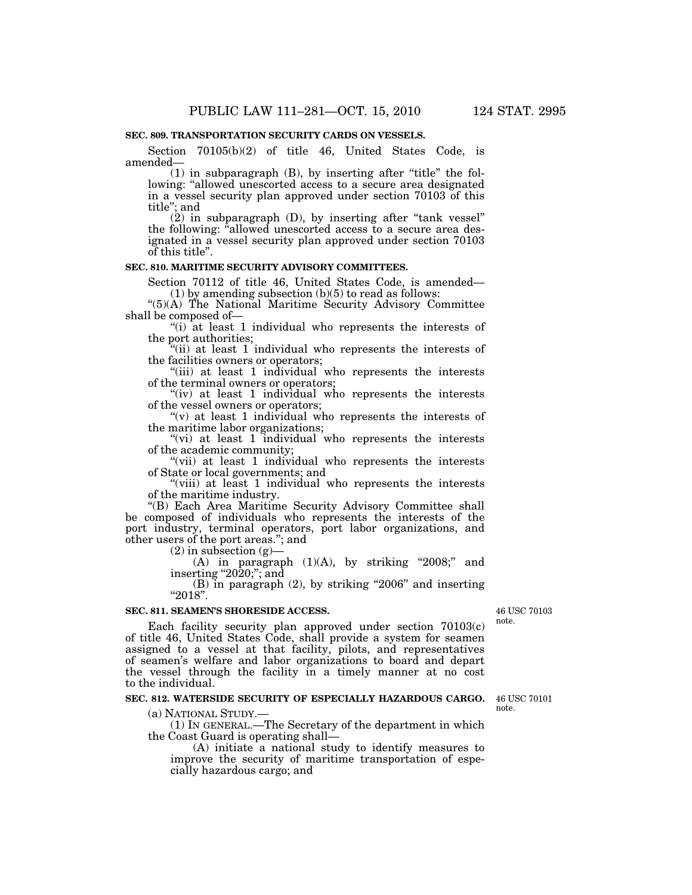**SEC. 809. TRANSPORTATION SECURITY CARDS ON VESSELS.**

Section 70105(b)(2) of title 46, United States Code, is amended—

(1) in subparagraph (B), by inserting after "title" the following: "allowed unescorted access to a secure area designated in a vessel security plan approved under section 70103 of this title"; and

(2) in subparagraph (D), by inserting after "tank vessel" the following: "allowed unescorted access to a secure area designated in a vessel security plan approved under section 70103 of this title".

**SEC. 810. MARITIME SECURITY ADVISORY COMMITTEES.**

Section 70112 of title 46, United States Code, is amended—

(1) by amending subsection (b)(5) to read as follows:

"(5)(A) The National Maritime Security Advisory Committee shall be composed of—

"(i) at least 1 individual who represents the interests of the port authorities;

"(ii) at least 1 individual who represents the interests of the facilities owners or operators;

"(iii) at least 1 individual who represents the interests of the terminal owners or operators;

"(iv) at least 1 individual who represents the interests of the vessel owners or operators;

"(v) at least 1 individual who represents the interests of the maritime labor organizations;

"(vi) at least 1 individual who represents the interests of the academic community;

"(vii) at least 1 individual who represents the interests of State or local governments; and

"(viii) at least 1 individual who represents the interests of the maritime industry.

"(B) Each Area Maritime Security Advisory Committee shall be composed of individuals who represents the interests of the port industry, terminal operators, port labor organizations, and other users of the port areas."; and

(2) in subsection (g)—

(A) in paragraph (1)(A), by striking "2008;" and inserting "2020;"; and

(B) in paragraph (2), by striking "2006" and inserting "2018".

**SEC. 811. SEAMEN'S SHORESIDE ACCESS.**

46 USC 70103 note.

Each facility security plan approved under section 70103(c) of title 46, United States Code, shall provide a system for seamen assigned to a vessel at that facility, pilots, and representatives of seamen's welfare and labor organizations to board and depart the vessel through the facility in a timely manner at no cost to the individual.

**SEC. 812. WATERSIDE SECURITY OF ESPECIALLY HAZARDOUS CARGO.**

46 USC 70101 note.

(a) NATIONAL STUDY.—

(1) IN GENERAL.—The Secretary of the department in which the Coast Guard is operating shall—

(A) initiate a national study to identify measures to improve the security of maritime transportation of especially hazardous cargo; and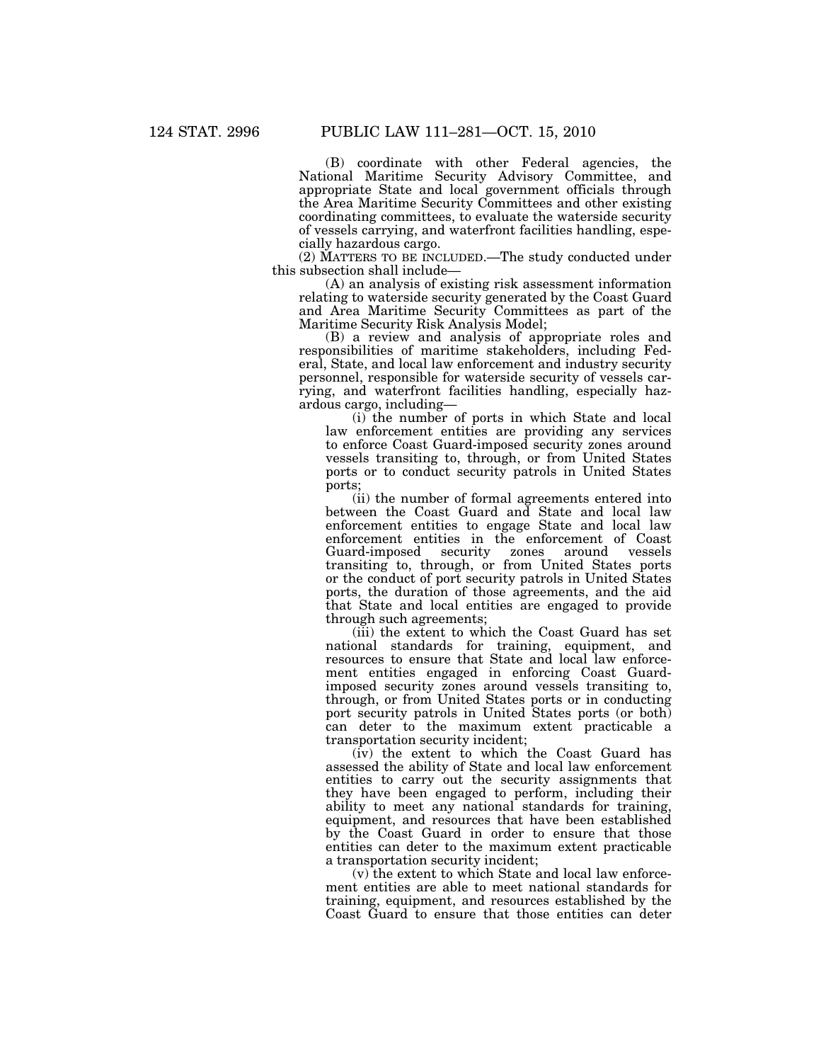(B) coordinate with other Federal agencies, the National Maritime Security Advisory Committee, and appropriate State and local government officials through the Area Maritime Security Committees and other existing coordinating committees, to evaluate the waterside security of vessels carrying, and waterfront facilities handling, especially hazardous cargo.

(2) MATTERS TO BE INCLUDED.—The study conducted under this subsection shall include—

(A) an analysis of existing risk assessment information relating to waterside security generated by the Coast Guard and Area Maritime Security Committees as part of the Maritime Security Risk Analysis Model;

(B) a review and analysis of appropriate roles and responsibilities of maritime stakeholders, including Federal, State, and local law enforcement and industry security personnel, responsible for waterside security of vessels carrying, and waterfront facilities handling, especially hazardous cargo, including—

(i) the number of ports in which State and local law enforcement entities are providing any services to enforce Coast Guard-imposed security zones around vessels transiting to, through, or from United States ports or to conduct security patrols in United States ports;

(ii) the number of formal agreements entered into between the Coast Guard and State and local law enforcement entities to engage State and local law enforcement entities in the enforcement of Coast Guard-imposed security zones around vessels transiting to, through, or from United States ports or the conduct of port security patrols in United States ports, the duration of those agreements, and the aid that State and local entities are engaged to provide through such agreements;

(iii) the extent to which the Coast Guard has set national standards for training, equipment, and resources to ensure that State and local law enforcement entities engaged in enforcing Coast Guard-imposed security zones around vessels transiting to, through, or from United States ports or in conducting port security patrols in United States ports (or both) can deter to the maximum extent practicable a transportation security incident;

(iv) the extent to which the Coast Guard has assessed the ability of State and local law enforcement entities to carry out the security assignments that they have been engaged to perform, including their ability to meet any national standards for training, equipment, and resources that have been established by the Coast Guard in order to ensure that those entities can deter to the maximum extent practicable a transportation security incident;

(v) the extent to which State and local law enforcement entities are able to meet national standards for training, equipment, and resources established by the Coast Guard to ensure that those entities can deter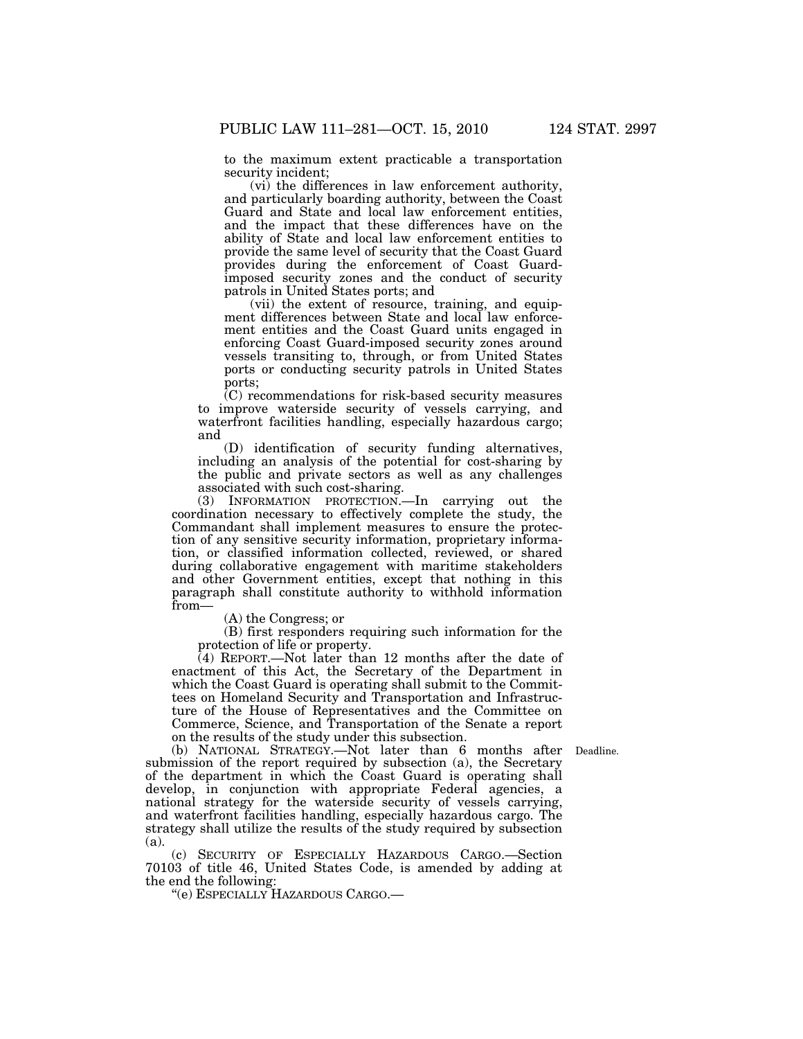to the maximum extent practicable a transportation security incident;

(vi) the differences in law enforcement authority, and particularly boarding authority, between the Coast Guard and State and local law enforcement entities, and the impact that these differences have on the ability of State and local law enforcement entities to provide the same level of security that the Coast Guard provides during the enforcement of Coast Guard-imposed security zones and the conduct of security patrols in United States ports; and

(vii) the extent of resource, training, and equipment differences between State and local law enforcement entities and the Coast Guard units engaged in enforcing Coast Guard-imposed security zones around vessels transiting to, through, or from United States ports or conducting security patrols in United States ports;

(C) recommendations for risk-based security measures to improve waterside security of vessels carrying, and waterfront facilities handling, especially hazardous cargo; and

(D) identification of security funding alternatives, including an analysis of the potential for cost-sharing by the public and private sectors as well as any challenges associated with such cost-sharing.

(3) INFORMATION PROTECTION.—In carrying out the coordination necessary to effectively complete the study, the Commandant shall implement measures to ensure the protection of any sensitive security information, proprietary information, or classified information collected, reviewed, or shared during collaborative engagement with maritime stakeholders and other Government entities, except that nothing in this paragraph shall constitute authority to withhold information from—

(A) the Congress; or

(B) first responders requiring such information for the protection of life or property.

(4) REPORT.—Not later than 12 months after the date of enactment of this Act, the Secretary of the Department in which the Coast Guard is operating shall submit to the Committees on Homeland Security and Transportation and Infrastructure of the House of Representatives and the Committee on Commerce, Science, and Transportation of the Senate a report on the results of the study under this subsection.

(b) NATIONAL STRATEGY.—Not later than 6 months after submission of the report required by subsection (a), the Secretary of the department in which the Coast Guard is operating shall develop, in conjunction with appropriate Federal agencies, a national strategy for the waterside security of vessels carrying, and waterfront facilities handling, especially hazardous cargo. The strategy shall utilize the results of the study required by subsection (a).

Deadline.

(c) SECURITY OF ESPECIALLY HAZARDOUS CARGO.—Section 70103 of title 46, United States Code, is amended by adding at the end the following:

"(e) ESPECIALLY HAZARDOUS CARGO.—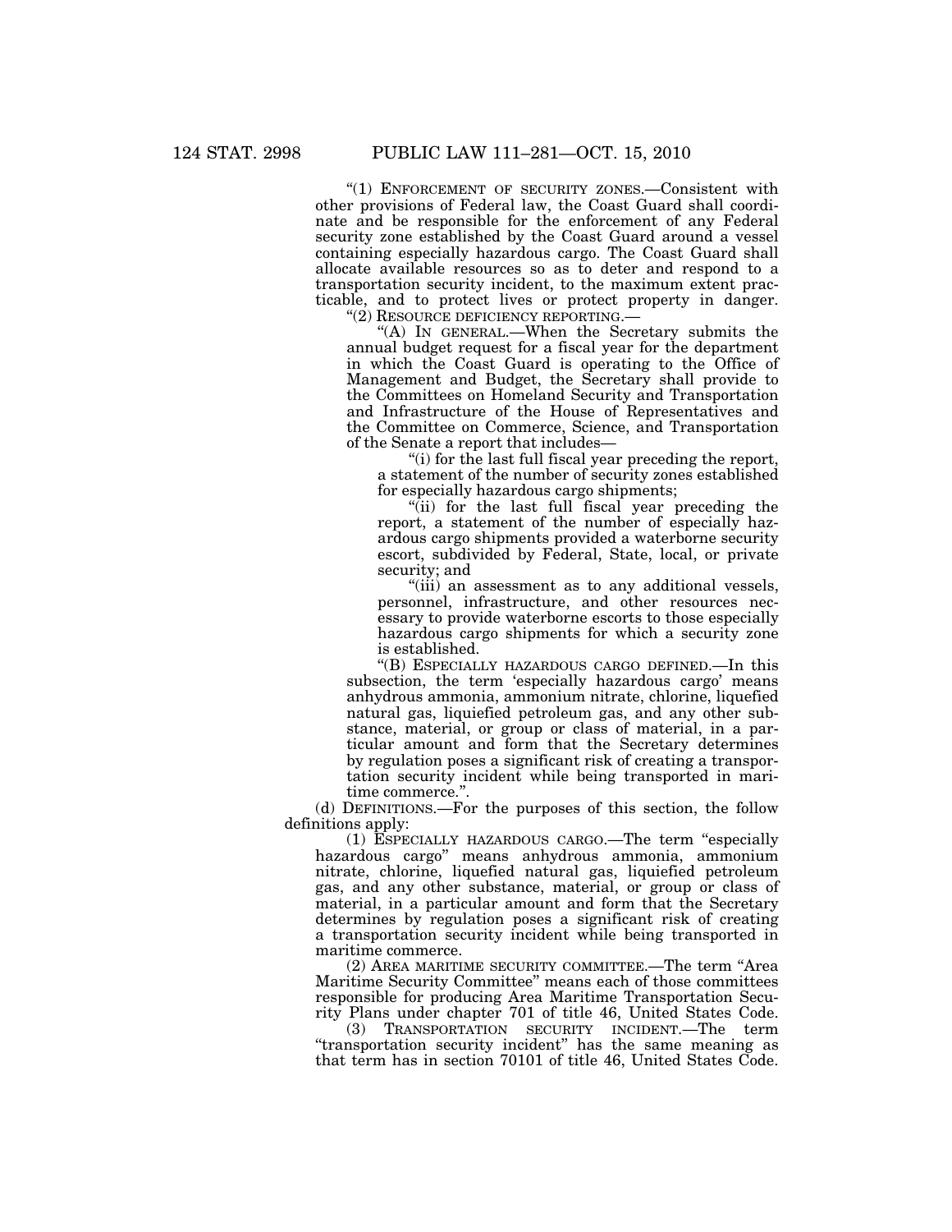"(1) ENFORCEMENT OF SECURITY ZONES.—Consistent with other provisions of Federal law, the Coast Guard shall coordinate and be responsible for the enforcement of any Federal security zone established by the Coast Guard around a vessel containing especially hazardous cargo. The Coast Guard shall allocate available resources so as to deter and respond to a transportation security incident, to the maximum extent practicable, and to protect lives or protect property in danger.

"(2) RESOURCE DEFICIENCY REPORTING.—

"(A) IN GENERAL.—When the Secretary submits the annual budget request for a fiscal year for the department in which the Coast Guard is operating to the Office of Management and Budget, the Secretary shall provide to the Committees on Homeland Security and Transportation and Infrastructure of the House of Representatives and the Committee on Commerce, Science, and Transportation of the Senate a report that includes—

"(i) for the last full fiscal year preceding the report, a statement of the number of security zones established for especially hazardous cargo shipments;

"(ii) for the last full fiscal year preceding the report, a statement of the number of especially hazardous cargo shipments provided a waterborne security escort, subdivided by Federal, State, local, or private security; and

"(iii) an assessment as to any additional vessels, personnel, infrastructure, and other resources necessary to provide waterborne escorts to those especially hazardous cargo shipments for which a security zone is established.

"(B) ESPECIALLY HAZARDOUS CARGO DEFINED.—In this subsection, the term 'especially hazardous cargo' means anhydrous ammonia, ammonium nitrate, chlorine, liquefied natural gas, liquiefied petroleum gas, and any other substance, material, or group or class of material, in a particular amount and form that the Secretary determines by regulation poses a significant risk of creating a transportation security incident while being transported in maritime commerce.".

(d) DEFINITIONS.—For the purposes of this section, the follow definitions apply:

(1) ESPECIALLY HAZARDOUS CARGO.—The term "especially hazardous cargo" means anhydrous ammonia, ammonium nitrate, chlorine, liquefied natural gas, liquiefied petroleum gas, and any other substance, material, or group or class of material, in a particular amount and form that the Secretary determines by regulation poses a significant risk of creating a transportation security incident while being transported in maritime commerce.

(2) AREA MARITIME SECURITY COMMITTEE.—The term "Area Maritime Security Committee" means each of those committees responsible for producing Area Maritime Transportation Security Plans under chapter 701 of title 46, United States Code.

(3) TRANSPORTATION SECURITY INCIDENT.—The term "transportation security incident" has the same meaning as that term has in section 70101 of title 46, United States Code.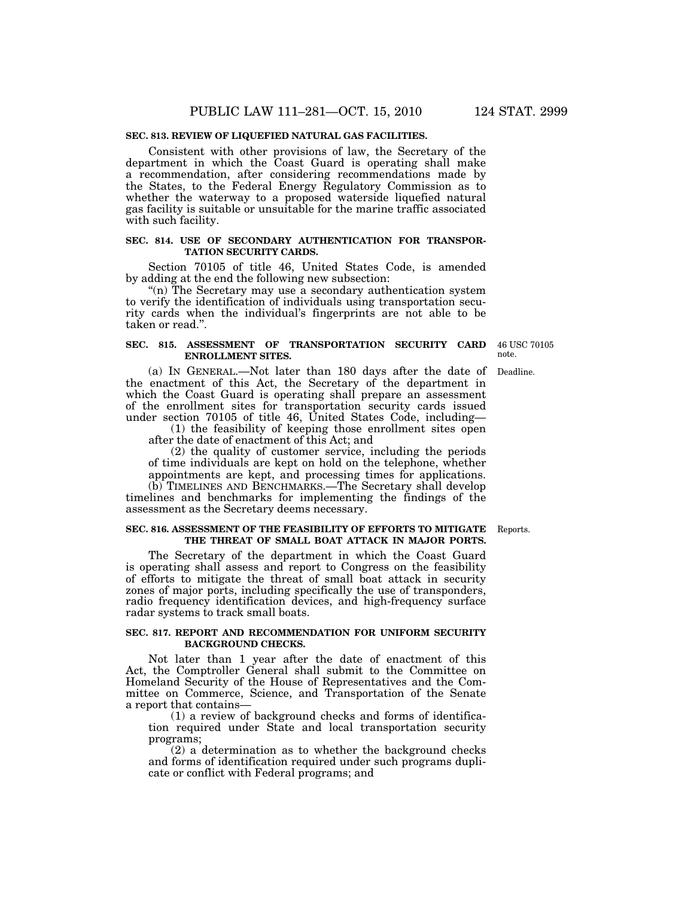**SEC. 813. REVIEW OF LIQUEFIED NATURAL GAS FACILITIES.**

Consistent with other provisions of law, the Secretary of the department in which the Coast Guard is operating shall make a recommendation, after considering recommendations made by the States, to the Federal Energy Regulatory Commission as to whether the waterway to a proposed waterside liquefied natural gas facility is suitable or unsuitable for the marine traffic associated with such facility.

**SEC. 814. USE OF SECONDARY AUTHENTICATION FOR TRANSPORTATION SECURITY CARDS.**

Section 70105 of title 46, United States Code, is amended by adding at the end the following new subsection:

"(n) The Secretary may use a secondary authentication system to verify the identification of individuals using transportation security cards when the individual's fingerprints are not able to be taken or read.".

**SEC. 815. ASSESSMENT OF TRANSPORTATION SECURITY CARD ENROLLMENT SITES.**

46 USC 70105 note.

Deadline.

(a) IN GENERAL.—Not later than 180 days after the date of the enactment of this Act, the Secretary of the department in which the Coast Guard is operating shall prepare an assessment of the enrollment sites for transportation security cards issued under section 70105 of title 46, United States Code, including—

(1) the feasibility of keeping those enrollment sites open after the date of enactment of this Act; and

(2) the quality of customer service, including the periods of time individuals are kept on hold on the telephone, whether appointments are kept, and processing times for applications.

(b) TIMELINES AND BENCHMARKS.—The Secretary shall develop timelines and benchmarks for implementing the findings of the assessment as the Secretary deems necessary.

**SEC. 816. ASSESSMENT OF THE FEASIBILITY OF EFFORTS TO MITIGATE THE THREAT OF SMALL BOAT ATTACK IN MAJOR PORTS.**

Reports.

The Secretary of the department in which the Coast Guard is operating shall assess and report to Congress on the feasibility of efforts to mitigate the threat of small boat attack in security zones of major ports, including specifically the use of transponders, radio frequency identification devices, and high-frequency surface radar systems to track small boats.

**SEC. 817. REPORT AND RECOMMENDATION FOR UNIFORM SECURITY BACKGROUND CHECKS.**

Not later than 1 year after the date of enactment of this Act, the Comptroller General shall submit to the Committee on Homeland Security of the House of Representatives and the Committee on Commerce, Science, and Transportation of the Senate a report that contains—

(1) a review of background checks and forms of identification required under State and local transportation security programs;

(2) a determination as to whether the background checks and forms of identification required under such programs duplicate or conflict with Federal programs; and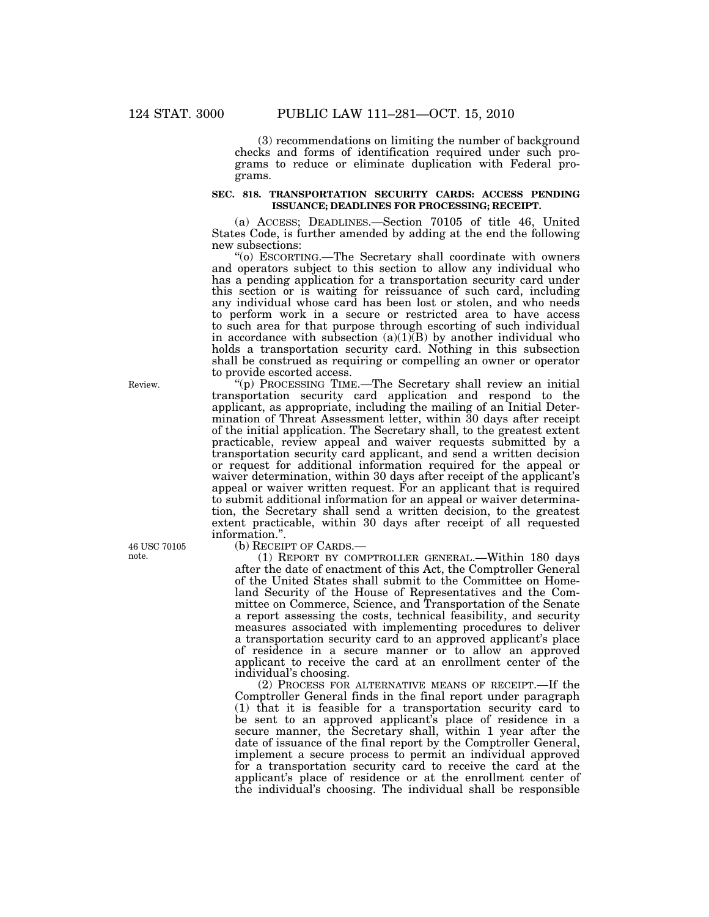(3) recommendations on limiting the number of background checks and forms of identification required under such programs to reduce or eliminate duplication with Federal programs.

**SEC. 818. TRANSPORTATION SECURITY CARDS: ACCESS PENDING ISSUANCE; DEADLINES FOR PROCESSING; RECEIPT.**

(a) ACCESS; DEADLINES.—Section 70105 of title 46, United States Code, is further amended by adding at the end the following new subsections:

"(o) ESCORTING.—The Secretary shall coordinate with owners and operators subject to this section to allow any individual who has a pending application for a transportation security card under this section or is waiting for reissuance of such card, including any individual whose card has been lost or stolen, and who needs to perform work in a secure or restricted area to have access to such area for that purpose through escorting of such individual in accordance with subsection (a)(1)(B) by another individual who holds a transportation security card. Nothing in this subsection shall be construed as requiring or compelling an owner or operator to provide escorted access.

Review.

"(p) PROCESSING TIME.—The Secretary shall review an initial transportation security card application and respond to the applicant, as appropriate, including the mailing of an Initial Determination of Threat Assessment letter, within 30 days after receipt of the initial application. The Secretary shall, to the greatest extent practicable, review appeal and waiver requests submitted by a transportation security card applicant, and send a written decision or request for additional information required for the appeal or waiver determination, within 30 days after receipt of the applicant's appeal or waiver written request. For an applicant that is required to submit additional information for an appeal or waiver determination, the Secretary shall send a written decision, to the greatest extent practicable, within 30 days after receipt of all requested information.".

46 USC 70105 note.

(b) RECEIPT OF CARDS.—

(1) REPORT BY COMPTROLLER GENERAL.—Within 180 days after the date of enactment of this Act, the Comptroller General of the United States shall submit to the Committee on Homeland Security of the House of Representatives and the Committee on Commerce, Science, and Transportation of the Senate a report assessing the costs, technical feasibility, and security measures associated with implementing procedures to deliver a transportation security card to an approved applicant's place of residence in a secure manner or to allow an approved applicant to receive the card at an enrollment center of the individual's choosing.

(2) PROCESS FOR ALTERNATIVE MEANS OF RECEIPT.—If the Comptroller General finds in the final report under paragraph (1) that it is feasible for a transportation security card to be sent to an approved applicant's place of residence in a secure manner, the Secretary shall, within 1 year after the date of issuance of the final report by the Comptroller General, implement a secure process to permit an individual approved for a transportation security card to receive the card at the applicant's place of residence or at the enrollment center of the individual's choosing. The individual shall be responsible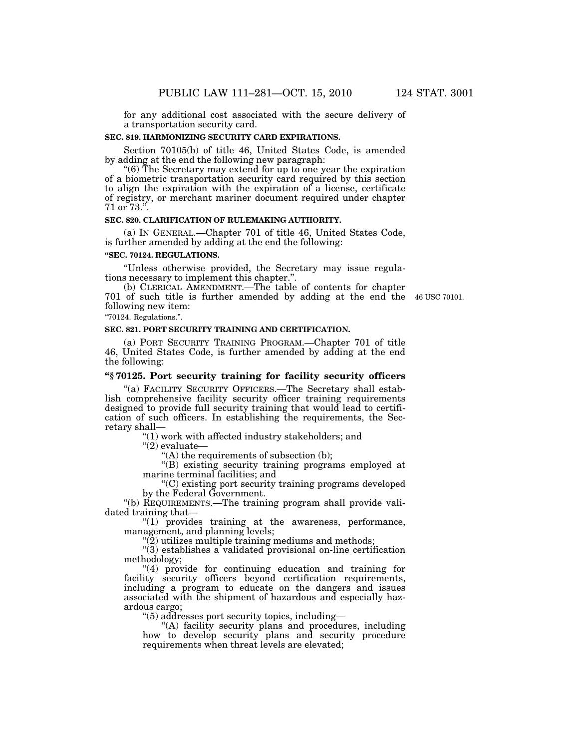for any additional cost associated with the secure delivery of a transportation security card.

**SEC. 819. HARMONIZING SECURITY CARD EXPIRATIONS.**

Section 70105(b) of title 46, United States Code, is amended by adding at the end the following new paragraph:

"(6) The Secretary may extend for up to one year the expiration of a biometric transportation security card required by this section to align the expiration with the expiration of a license, certificate of registry, or merchant mariner document required under chapter 71 or 73.".

**SEC. 820. CLARIFICATION OF RULEMAKING AUTHORITY.**

(a) IN GENERAL.—Chapter 701 of title 46, United States Code, is further amended by adding at the end the following:

**"SEC. 70124. REGULATIONS.**

"Unless otherwise provided, the Secretary may issue regulations necessary to implement this chapter.".

(b) CLERICAL AMENDMENT.—The table of contents for chapter 701 of such title is further amended by adding at the end the following new item:

46 USC 70101.

"70124. Regulations.".

**SEC. 821. PORT SECURITY TRAINING AND CERTIFICATION.**

(a) PORT SECURITY TRAINING PROGRAM.—Chapter 701 of title 46, United States Code, is further amended by adding at the end the following:

**"§ 70125. Port security training for facility security officers**

"(a) FACILITY SECURITY OFFICERS.—The Secretary shall establish comprehensive facility security officer training requirements designed to provide full security training that would lead to certification of such officers. In establishing the requirements, the Secretary shall—

"(1) work with affected industry stakeholders; and

"(2) evaluate—

"(A) the requirements of subsection (b);

"(B) existing security training programs employed at marine terminal facilities; and

"(C) existing port security training programs developed by the Federal Government.

"(b) REQUIREMENTS.—The training program shall provide validated training that—

"(1) provides training at the awareness, performance, management, and planning levels;

"(2) utilizes multiple training mediums and methods;

"(3) establishes a validated provisional on-line certification methodology;

"(4) provide for continuing education and training for facility security officers beyond certification requirements, including a program to educate on the dangers and issues associated with the shipment of hazardous and especially hazardous cargo;

"(5) addresses port security topics, including—

"(A) facility security plans and procedures, including how to develop security plans and security procedure requirements when threat levels are elevated;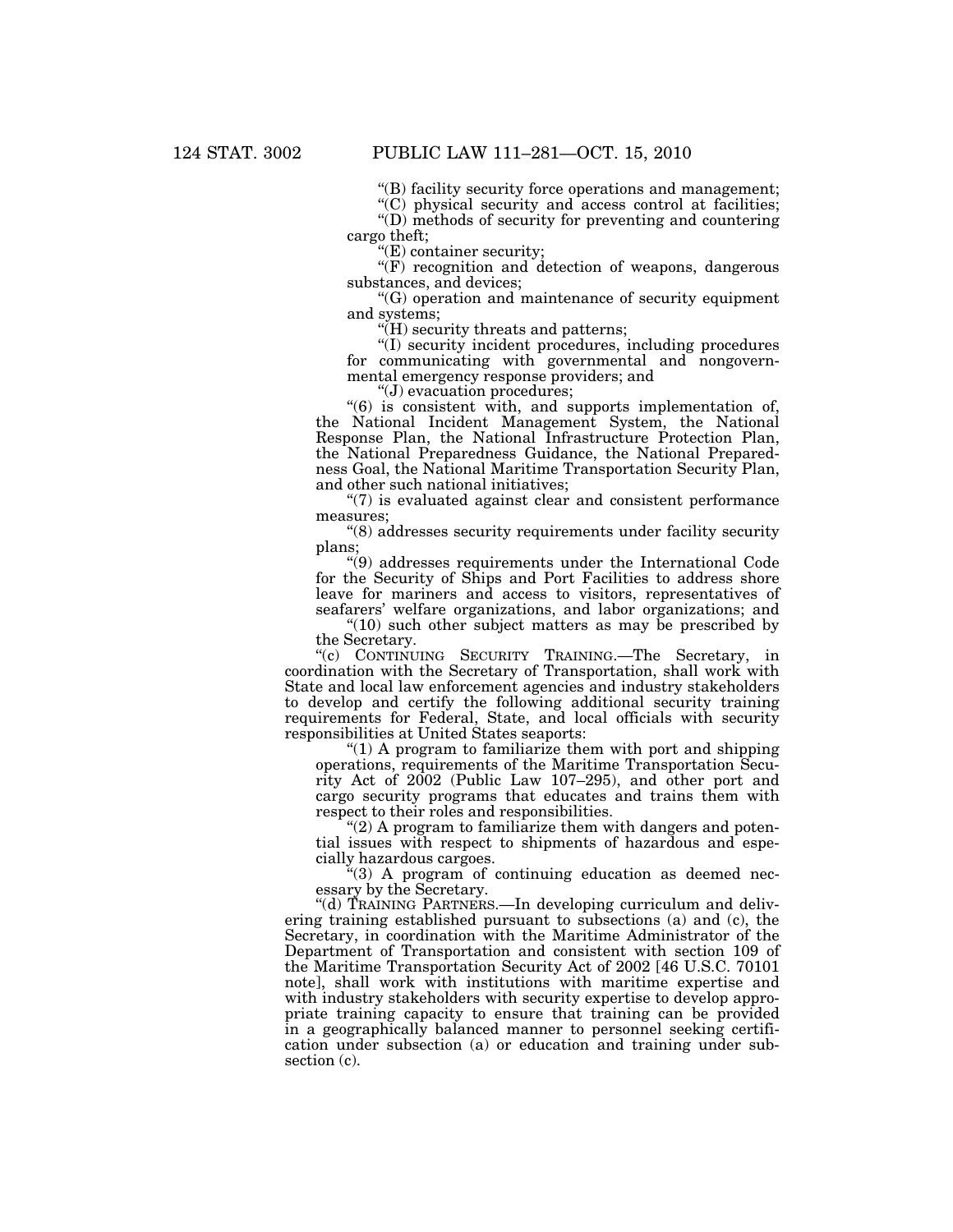"(B) facility security force operations and management;

"(C) physical security and access control at facilities;

"(D) methods of security for preventing and countering cargo theft;

"(E) container security;

"(F) recognition and detection of weapons, dangerous substances, and devices;

"(G) operation and maintenance of security equipment and systems;

"(H) security threats and patterns;

"(I) security incident procedures, including procedures for communicating with governmental and nongovernmental emergency response providers; and

"(J) evacuation procedures;

"(6) is consistent with, and supports implementation of, the National Incident Management System, the National Response Plan, the National Infrastructure Protection Plan, the National Preparedness Guidance, the National Preparedness Goal, the National Maritime Transportation Security Plan, and other such national initiatives;

"(7) is evaluated against clear and consistent performance measures;

"(8) addresses security requirements under facility security plans;

"(9) addresses requirements under the International Code for the Security of Ships and Port Facilities to address shore leave for mariners and access to visitors, representatives of seafarers' welfare organizations, and labor organizations; and

"(10) such other subject matters as may be prescribed by the Secretary.

"(c) CONTINUING SECURITY TRAINING.—The Secretary, in coordination with the Secretary of Transportation, shall work with State and local law enforcement agencies and industry stakeholders to develop and certify the following additional security training requirements for Federal, State, and local officials with security responsibilities at United States seaports:

"(1) A program to familiarize them with port and shipping operations, requirements of the Maritime Transportation Security Act of 2002 (Public Law 107–295), and other port and cargo security programs that educates and trains them with respect to their roles and responsibilities.

"(2) A program to familiarize them with dangers and potential issues with respect to shipments of hazardous and especially hazardous cargoes.

"(3) A program of continuing education as deemed necessary by the Secretary.

"(d) TRAINING PARTNERS.—In developing curriculum and delivering training established pursuant to subsections (a) and (c), the Secretary, in coordination with the Maritime Administrator of the Department of Transportation and consistent with section 109 of the Maritime Transportation Security Act of 2002 [46 U.S.C. 70101 note], shall work with institutions with maritime expertise and with industry stakeholders with security expertise to develop appropriate training capacity to ensure that training can be provided in a geographically balanced manner to personnel seeking certification under subsection (a) or education and training under subsection (c).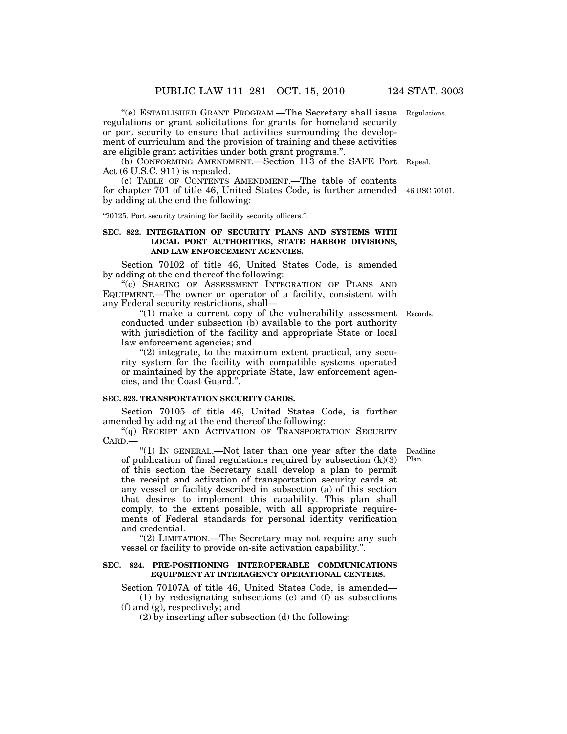"(e) ESTABLISHED GRANT PROGRAM.—The Secretary shall issue regulations or grant solicitations for grants for homeland security or port security to ensure that activities surrounding the development of curriculum and the provision of training and these activities are eligible grant activities under both grant programs.".

Regulations.

(b) CONFORMING AMENDMENT.—Section 113 of the SAFE Port Act (6 U.S.C. 911) is repealed.

Repeal.

(c) TABLE OF CONTENTS AMENDMENT.—The table of contents for chapter 701 of title 46, United States Code, is further amended by adding at the end the following:

46 USC 70101.

"70125. Port security training for facility security officers.".

**SEC. 822. INTEGRATION OF SECURITY PLANS AND SYSTEMS WITH LOCAL PORT AUTHORITIES, STATE HARBOR DIVISIONS, AND LAW ENFORCEMENT AGENCIES.**

Section 70102 of title 46, United States Code, is amended by adding at the end thereof the following:

"(c) SHARING OF ASSESSMENT INTEGRATION OF PLANS AND EQUIPMENT.—The owner or operator of a facility, consistent with any Federal security restrictions, shall—

"(1) make a current copy of the vulnerability assessment conducted under subsection (b) available to the port authority with jurisdiction of the facility and appropriate State or local law enforcement agencies; and

Records.

"(2) integrate, to the maximum extent practical, any security system for the facility with compatible systems operated or maintained by the appropriate State, law enforcement agencies, and the Coast Guard.".

**SEC. 823. TRANSPORTATION SECURITY CARDS.**

Section 70105 of title 46, United States Code, is further amended by adding at the end thereof the following:

"(q) RECEIPT AND ACTIVATION OF TRANSPORTATION SECURITY CARD.—

"(1) IN GENERAL.—Not later than one year after the date of publication of final regulations required by subsection (k)(3) of this section the Secretary shall develop a plan to permit the receipt and activation of transportation security cards at any vessel or facility described in subsection (a) of this section that desires to implement this capability. This plan shall comply, to the extent possible, with all appropriate requirements of Federal standards for personal identity verification and credential.

Deadline.
Plan.

"(2) LIMITATION.—The Secretary may not require any such vessel or facility to provide on-site activation capability.".

**SEC. 824. PRE-POSITIONING INTEROPERABLE COMMUNICATIONS EQUIPMENT AT INTERAGENCY OPERATIONAL CENTERS.**

Section 70107A of title 46, United States Code, is amended—

(1) by redesignating subsections (e) and (f) as subsections (f) and (g), respectively; and

(2) by inserting after subsection (d) the following: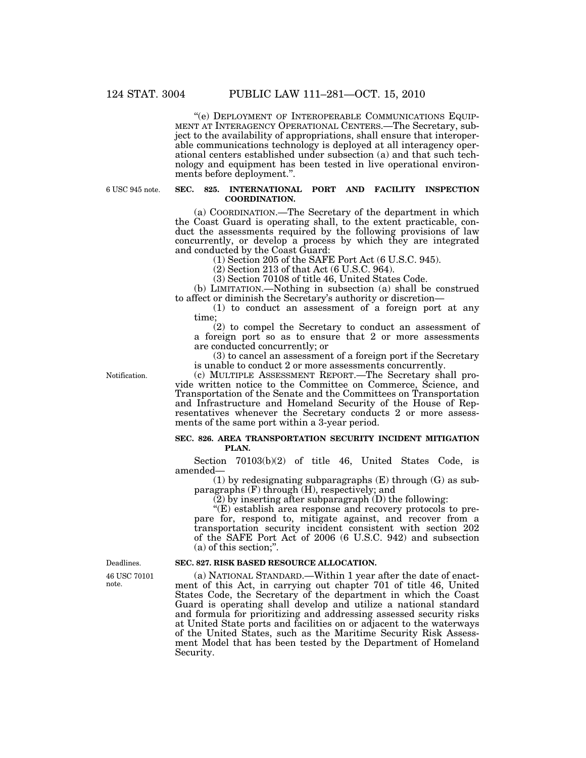"(e) DEPLOYMENT OF INTEROPERABLE COMMUNICATIONS EQUIPMENT AT INTERAGENCY OPERATIONAL CENTERS.—The Secretary, subject to the availability of appropriations, shall ensure that interoperable communications technology is deployed at all interagency operational centers established under subsection (a) and that such technology and equipment has been tested in live operational environments before deployment.".

6 USC 945 note.

**SEC. 825. INTERNATIONAL PORT AND FACILITY INSPECTION COORDINATION.**

(a) COORDINATION.—The Secretary of the department in which the Coast Guard is operating shall, to the extent practicable, conduct the assessments required by the following provisions of law concurrently, or develop a process by which they are integrated and conducted by the Coast Guard:

(1) Section 205 of the SAFE Port Act (6 U.S.C. 945).

(2) Section 213 of that Act (6 U.S.C. 964).

(3) Section 70108 of title 46, United States Code.

(b) LIMITATION.—Nothing in subsection (a) shall be construed to affect or diminish the Secretary's authority or discretion—

(1) to conduct an assessment of a foreign port at any time;

(2) to compel the Secretary to conduct an assessment of a foreign port so as to ensure that 2 or more assessments are conducted concurrently; or

(3) to cancel an assessment of a foreign port if the Secretary is unable to conduct 2 or more assessments concurrently.

Notification.

(c) MULTIPLE ASSESSMENT REPORT.—The Secretary shall provide written notice to the Committee on Commerce, Science, and Transportation of the Senate and the Committees on Transportation and Infrastructure and Homeland Security of the House of Representatives whenever the Secretary conducts 2 or more assessments of the same port within a 3-year period.

**SEC. 826. AREA TRANSPORTATION SECURITY INCIDENT MITIGATION PLAN.**

Section 70103(b)(2) of title 46, United States Code, is amended—

(1) by redesignating subparagraphs (E) through (G) as subparagraphs (F) through (H), respectively; and

(2) by inserting after subparagraph (D) the following:

"(E) establish area response and recovery protocols to prepare for, respond to, mitigate against, and recover from a transportation security incident consistent with section 202 of the SAFE Port Act of 2006 (6 U.S.C. 942) and subsection (a) of this section;".

Deadlines.

46 USC 70101 note.

**SEC. 827. RISK BASED RESOURCE ALLOCATION.**

(a) NATIONAL STANDARD.—Within 1 year after the date of enactment of this Act, in carrying out chapter 701 of title 46, United States Code, the Secretary of the department in which the Coast Guard is operating shall develop and utilize a national standard and formula for prioritizing and addressing assessed security risks at United State ports and facilities on or adjacent to the waterways of the United States, such as the Maritime Security Risk Assessment Model that has been tested by the Department of Homeland Security.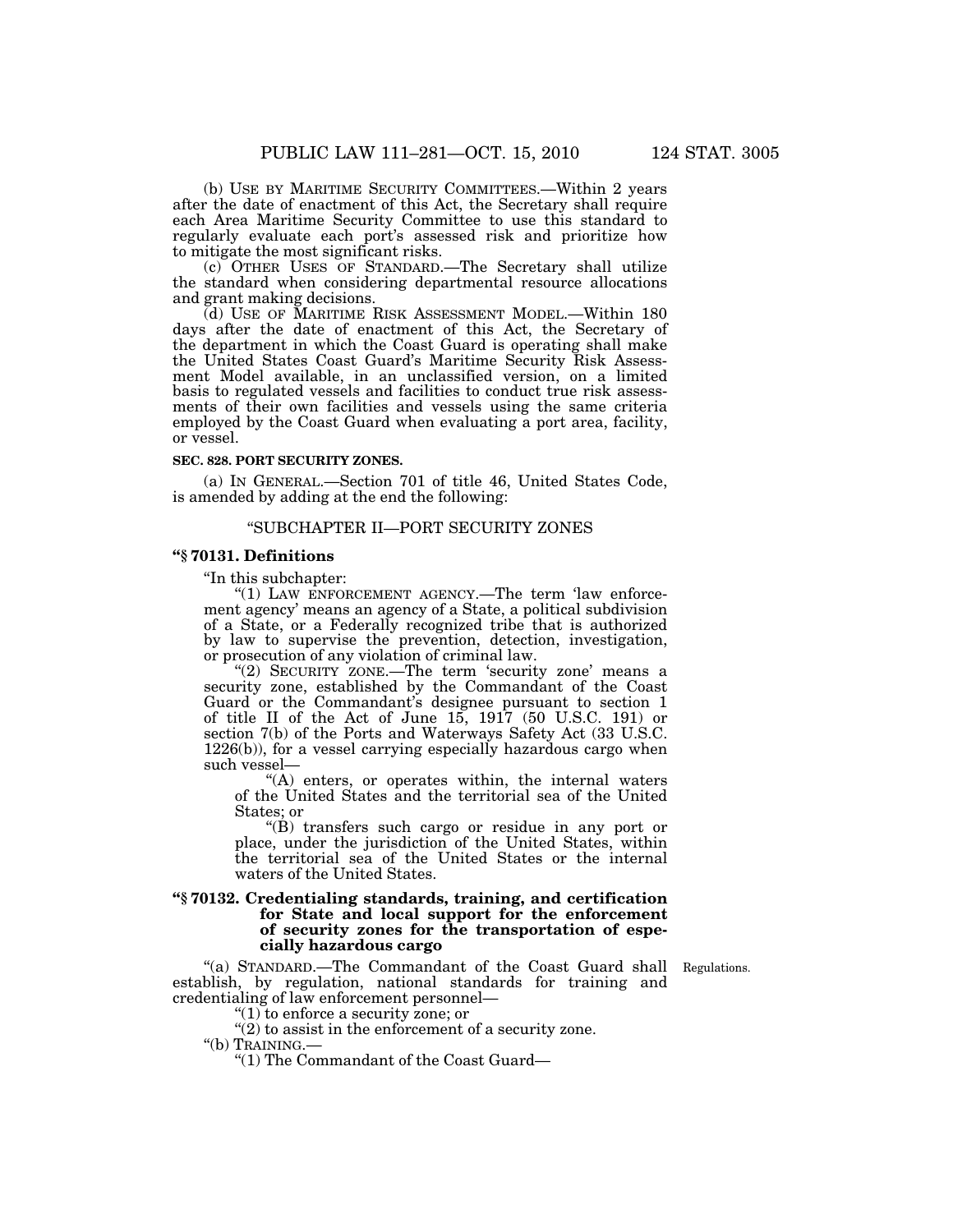(b) USE BY MARITIME SECURITY COMMITTEES.—Within 2 years after the date of enactment of this Act, the Secretary shall require each Area Maritime Security Committee to use this standard to regularly evaluate each port's assessed risk and prioritize how to mitigate the most significant risks.

(c) OTHER USES OF STANDARD.—The Secretary shall utilize the standard when considering departmental resource allocations and grant making decisions.

(d) USE OF MARITIME RISK ASSESSMENT MODEL.—Within 180 days after the date of enactment of this Act, the Secretary of the department in which the Coast Guard is operating shall make the United States Coast Guard's Maritime Security Risk Assessment Model available, in an unclassified version, on a limited basis to regulated vessels and facilities to conduct true risk assessments of their own facilities and vessels using the same criteria employed by the Coast Guard when evaluating a port area, facility, or vessel.

**SEC. 828. PORT SECURITY ZONES.**

(a) IN GENERAL.—Section 701 of title 46, United States Code, is amended by adding at the end the following:

"SUBCHAPTER II—PORT SECURITY ZONES

**"§ 70131. Definitions**

"In this subchapter:

"(1) LAW ENFORCEMENT AGENCY.—The term 'law enforcement agency' means an agency of a State, a political subdivision of a State, or a Federally recognized tribe that is authorized by law to supervise the prevention, detection, investigation, or prosecution of any violation of criminal law.

"(2) SECURITY ZONE.—The term 'security zone' means a security zone, established by the Commandant of the Coast Guard or the Commandant's designee pursuant to section 1 of title II of the Act of June 15, 1917 (50 U.S.C. 191) or section 7(b) of the Ports and Waterways Safety Act (33 U.S.C. 1226(b)), for a vessel carrying especially hazardous cargo when such vessel—

"(A) enters, or operates within, the internal waters of the United States and the territorial sea of the United States; or

"(B) transfers such cargo or residue in any port or place, under the jurisdiction of the United States, within the territorial sea of the United States or the internal waters of the United States.

**"§ 70132. Credentialing standards, training, and certification for State and local support for the enforcement of security zones for the transportation of especially hazardous cargo**

Regulations.

"(a) STANDARD.—The Commandant of the Coast Guard shall establish, by regulation, national standards for training and credentialing of law enforcement personnel—

"(1) to enforce a security zone; or

"(2) to assist in the enforcement of a security zone.

"(b) TRAINING.—

"(1) The Commandant of the Coast Guard—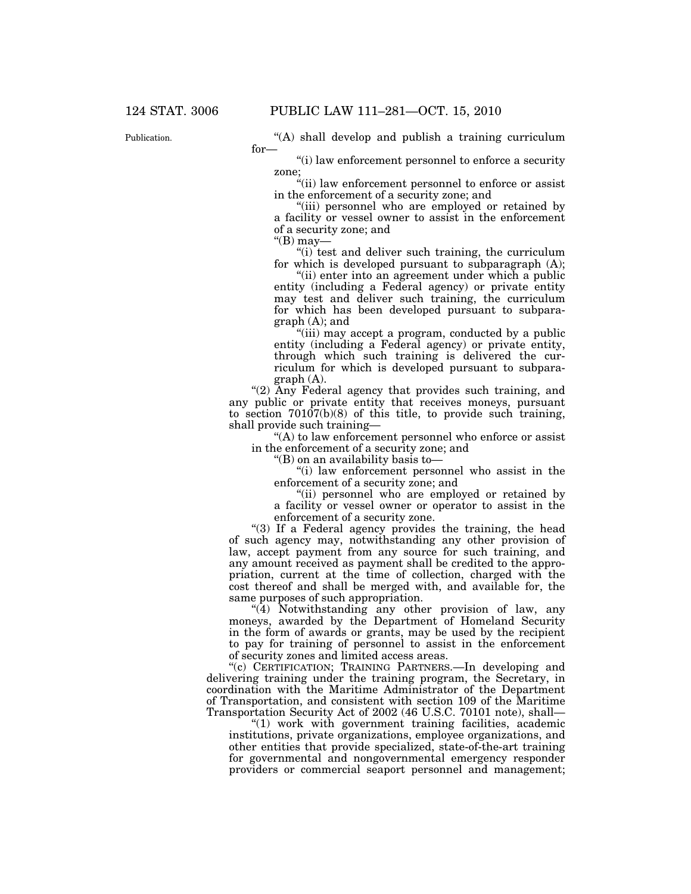"(A) shall develop and publish a training curriculum for—

"(i) law enforcement personnel to enforce a security zone;

"(ii) law enforcement personnel to enforce or assist in the enforcement of a security zone; and

"(iii) personnel who are employed or retained by a facility or vessel owner to assist in the enforcement of a security zone; and

"(B) may—

"(i) test and deliver such training, the curriculum for which is developed pursuant to subparagraph (A);

"(ii) enter into an agreement under which a public entity (including a Federal agency) or private entity may test and deliver such training, the curriculum for which has been developed pursuant to subparagraph (A); and

"(iii) may accept a program, conducted by a public entity (including a Federal agency) or private entity, through which such training is delivered the curriculum for which is developed pursuant to subparagraph (A).

"(2) Any Federal agency that provides such training, and any public or private entity that receives moneys, pursuant to section 70107(b)(8) of this title, to provide such training, shall provide such training—

"(A) to law enforcement personnel who enforce or assist in the enforcement of a security zone; and

"(B) on an availability basis to—

"(i) law enforcement personnel who assist in the enforcement of a security zone; and

"(ii) personnel who are employed or retained by a facility or vessel owner or operator to assist in the enforcement of a security zone.

"(3) If a Federal agency provides the training, the head of such agency may, notwithstanding any other provision of law, accept payment from any source for such training, and any amount received as payment shall be credited to the appropriation, current at the time of collection, charged with the cost thereof and shall be merged with, and available for, the same purposes of such appropriation.

"(4) Notwithstanding any other provision of law, any moneys, awarded by the Department of Homeland Security in the form of awards or grants, may be used by the recipient to pay for training of personnel to assist in the enforcement of security zones and limited access areas.

"(c) CERTIFICATION; TRAINING PARTNERS.—In developing and delivering training under the training program, the Secretary, in coordination with the Maritime Administrator of the Department of Transportation, and consistent with section 109 of the Maritime Transportation Security Act of 2002 (46 U.S.C. 70101 note), shall—

"(1) work with government training facilities, academic institutions, private organizations, employee organizations, and other entities that provide specialized, state-of-the-art training for governmental and nongovernmental emergency responder providers or commercial seaport personnel and management;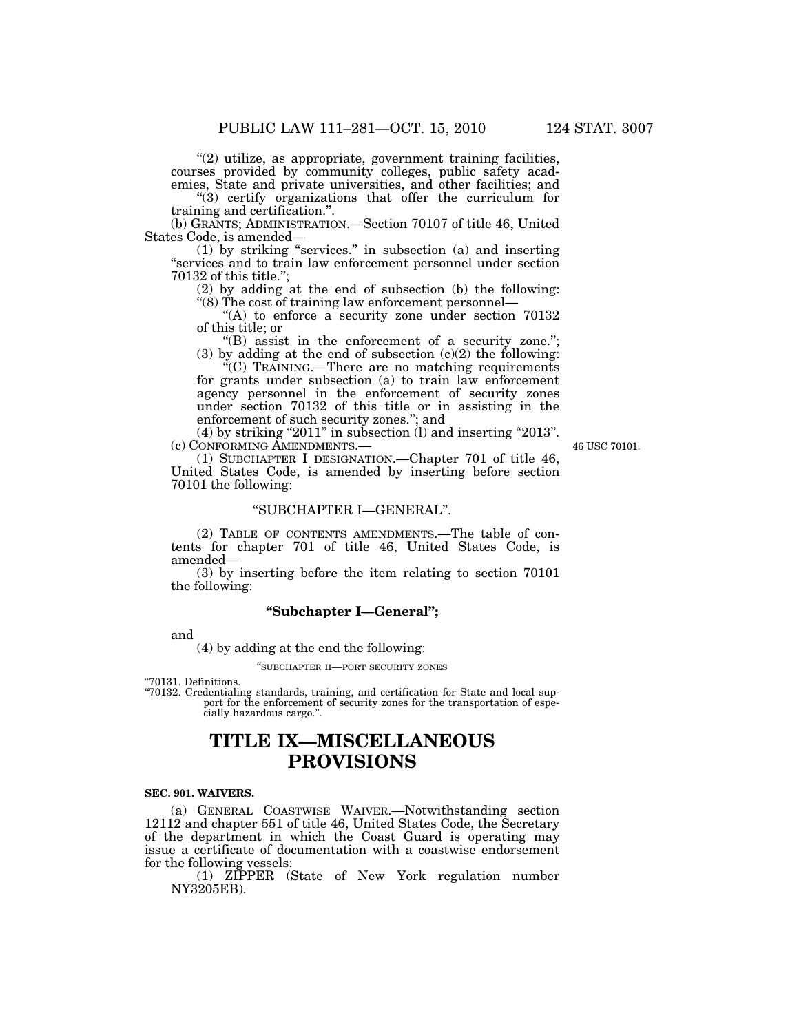"(2) utilize, as appropriate, government training facilities, courses provided by community colleges, public safety academies, State and private universities, and other facilities; and

"(3) certify organizations that offer the curriculum for training and certification.".

(b) GRANTS; ADMINISTRATION.—Section 70107 of title 46, United States Code, is amended—

(1) by striking "services." in subsection (a) and inserting "services and to train law enforcement personnel under section 70132 of this title.";

(2) by adding at the end of subsection (b) the following:

"(8) The cost of training law enforcement personnel—

"(A) to enforce a security zone under section 70132 of this title; or

"(B) assist in the enforcement of a security zone.";

(3) by adding at the end of subsection (c)(2) the following:

"(C) TRAINING.—There are no matching requirements for grants under subsection (a) to train law enforcement agency personnel in the enforcement of security zones under section 70132 of this title or in assisting in the enforcement of such security zones."; and

(4) by striking "2011" in subsection (l) and inserting "2013".

(c) CONFORMING AMENDMENTS.—

46 USC 70101.

(1) SUBCHAPTER I DESIGNATION.—Chapter 701 of title 46, United States Code, is amended by inserting before section 70101 the following:

"SUBCHAPTER I—GENERAL".

(2) TABLE OF CONTENTS AMENDMENTS.—The table of contents for chapter 701 of title 46, United States Code, is amended—

(3) by inserting before the item relating to section 70101 the following:

**"Subchapter I—General";**

and

(4) by adding at the end the following:

"SUBCHAPTER II—PORT SECURITY ZONES

"70131. Definitions.
"70132. Credentialing standards, training, and certification for State and local support for the enforcement of security zones for the transportation of especially hazardous cargo.".

# TITLE IX—MISCELLANEOUS PROVISIONS

**SEC. 901. WAIVERS.**

(a) GENERAL COASTWISE WAIVER.—Notwithstanding section 12112 and chapter 551 of title 46, United States Code, the Secretary of the department in which the Coast Guard is operating may issue a certificate of documentation with a coastwise endorsement for the following vessels:

(1) ZIPPER (State of New York regulation number NY3205EB).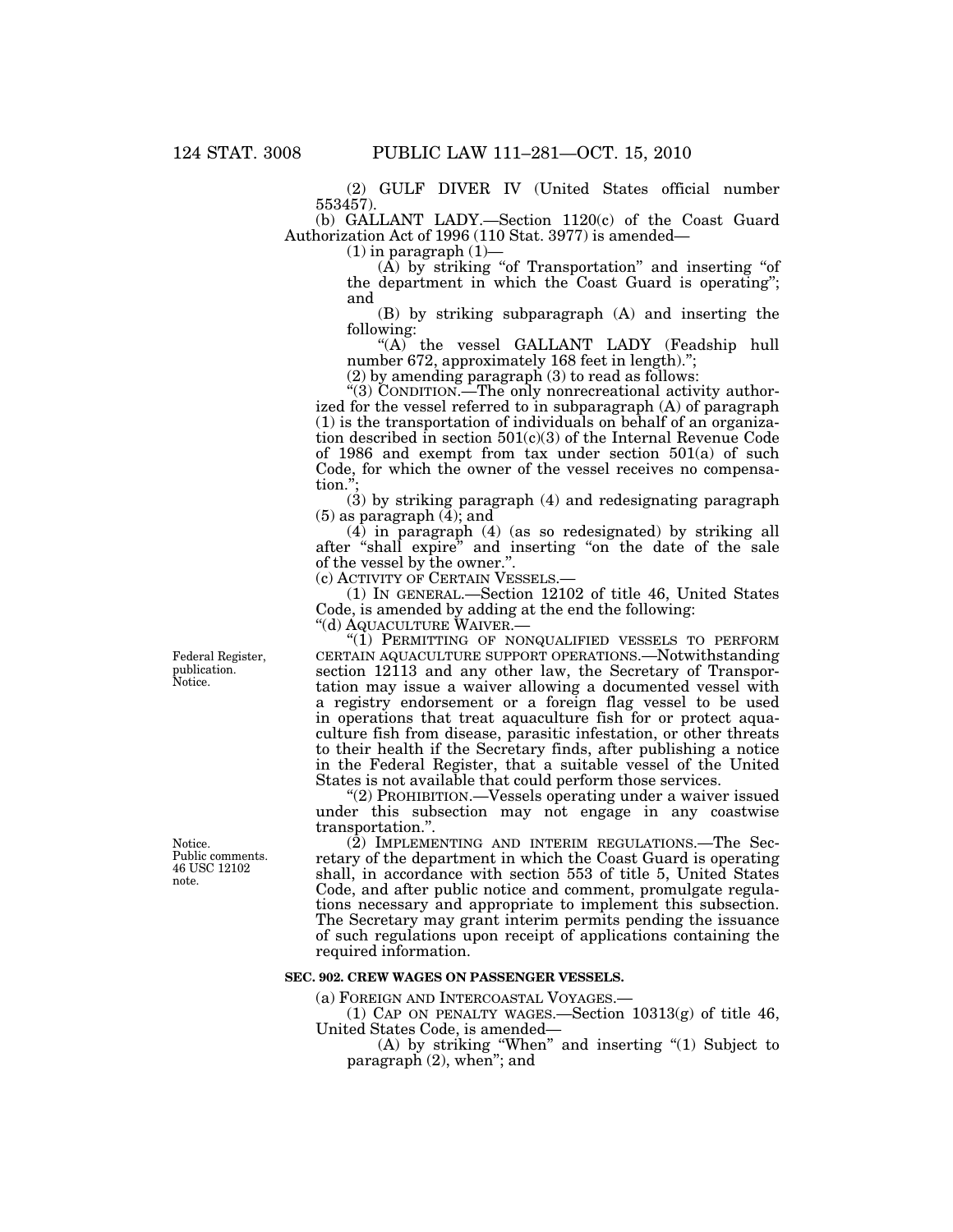(2) GULF DIVER IV (United States official number 553457).

(b) GALLANT LADY.—Section 1120(c) of the Coast Guard Authorization Act of 1996 (110 Stat. 3977) is amended—

(1) in paragraph (1)—

(A) by striking "of Transportation" and inserting "of the department in which the Coast Guard is operating"; and

(B) by striking subparagraph (A) and inserting the following:

"(A) the vessel GALLANT LADY (Feadship hull number 672, approximately 168 feet in length).";

(2) by amending paragraph (3) to read as follows:

"(3) CONDITION.—The only nonrecreational activity authorized for the vessel referred to in subparagraph (A) of paragraph (1) is the transportation of individuals on behalf of an organization described in section 501(c)(3) of the Internal Revenue Code of 1986 and exempt from tax under section 501(a) of such Code, for which the owner of the vessel receives no compensation.";

(3) by striking paragraph (4) and redesignating paragraph (5) as paragraph (4); and

(4) in paragraph (4) (as so redesignated) by striking all after "shall expire" and inserting "on the date of the sale of the vessel by the owner.".

(c) ACTIVITY OF CERTAIN VESSELS.—

(1) IN GENERAL.—Section 12102 of title 46, United States Code, is amended by adding at the end the following:

"(d) AQUACULTURE WAIVER.—

Federal Register, publication. Notice.

"(1) PERMITTING OF NONQUALIFIED VESSELS TO PERFORM CERTAIN AQUACULTURE SUPPORT OPERATIONS.—Notwithstanding section 12113 and any other law, the Secretary of Transportation may issue a waiver allowing a documented vessel with a registry endorsement or a foreign flag vessel to be used in operations that treat aquaculture fish for or protect aquaculture fish from disease, parasitic infestation, or other threats to their health if the Secretary finds, after publishing a notice in the Federal Register, that a suitable vessel of the United States is not available that could perform those services.

"(2) PROHIBITION.—Vessels operating under a waiver issued under this subsection may not engage in any coastwise transportation.".

Notice. Public comments. 46 USC 12102 note.

(2) IMPLEMENTING AND INTERIM REGULATIONS.—The Secretary of the department in which the Coast Guard is operating shall, in accordance with section 553 of title 5, United States Code, and after public notice and comment, promulgate regulations necessary and appropriate to implement this subsection. The Secretary may grant interim permits pending the issuance of such regulations upon receipt of applications containing the required information.

### SEC. 902. CREW WAGES ON PASSENGER VESSELS.

(a) FOREIGN AND INTERCOASTAL VOYAGES.—

(1) CAP ON PENALTY WAGES.—Section 10313(g) of title 46, United States Code, is amended—

(A) by striking "When" and inserting "(1) Subject to paragraph (2), when"; and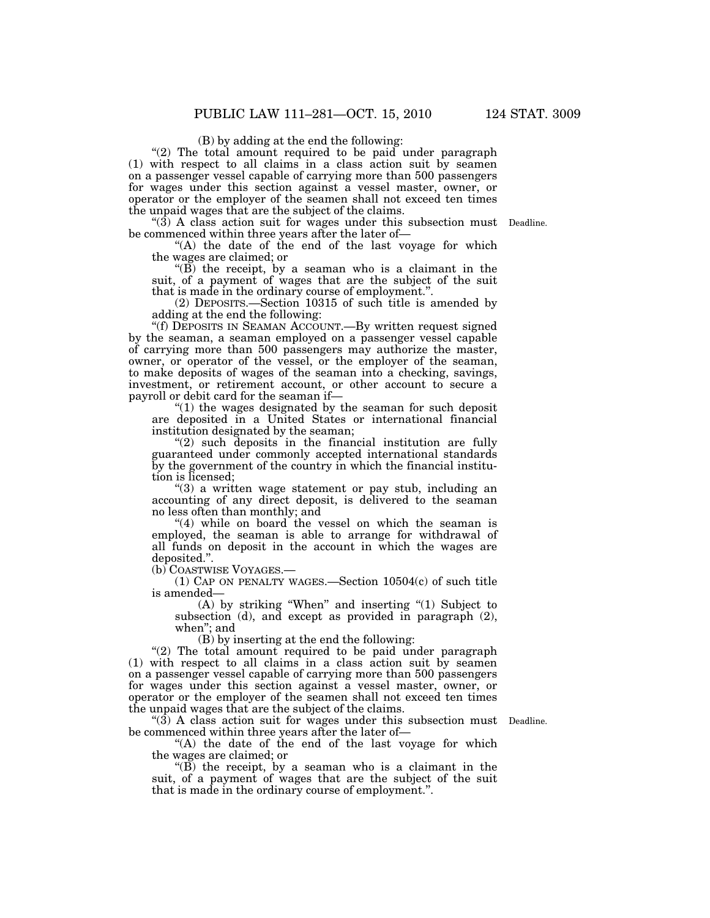(B) by adding at the end the following:

"(2) The total amount required to be paid under paragraph (1) with respect to all claims in a class action suit by seamen on a passenger vessel capable of carrying more than 500 passengers for wages under this section against a vessel master, owner, or operator or the employer of the seamen shall not exceed ten times the unpaid wages that are the subject of the claims.

"(3) A class action suit for wages under this subsection must be commenced within three years after the later of—

Deadline.

"(A) the date of the end of the last voyage for which the wages are claimed; or

"(B) the receipt, by a seaman who is a claimant in the suit, of a payment of wages that are the subject of the suit that is made in the ordinary course of employment.".

(2) DEPOSITS.—Section 10315 of such title is amended by adding at the end the following:

"(f) DEPOSITS IN SEAMAN ACCOUNT.—By written request signed by the seaman, a seaman employed on a passenger vessel capable of carrying more than 500 passengers may authorize the master, owner, or operator of the vessel, or the employer of the seaman, to make deposits of wages of the seaman into a checking, savings, investment, or retirement account, or other account to secure a payroll or debit card for the seaman if—

"(1) the wages designated by the seaman for such deposit are deposited in a United States or international financial institution designated by the seaman;

"(2) such deposits in the financial institution are fully guaranteed under commonly accepted international standards by the government of the country in which the financial institution is licensed;

"(3) a written wage statement or pay stub, including an accounting of any direct deposit, is delivered to the seaman no less often than monthly; and

"(4) while on board the vessel on which the seaman is employed, the seaman is able to arrange for withdrawal of all funds on deposit in the account in which the wages are deposited.".

(b) COASTWISE VOYAGES.—

(1) CAP ON PENALTY WAGES.—Section 10504(c) of such title is amended—

(A) by striking "When" and inserting "(1) Subject to subsection (d), and except as provided in paragraph (2), when"; and

(B) by inserting at the end the following:

"(2) The total amount required to be paid under paragraph (1) with respect to all claims in a class action suit by seamen on a passenger vessel capable of carrying more than 500 passengers for wages under this section against a vessel master, owner, or operator or the employer of the seamen shall not exceed ten times the unpaid wages that are the subject of the claims.

"(3) A class action suit for wages under this subsection must be commenced within three years after the later of—

Deadline.

"(A) the date of the end of the last voyage for which the wages are claimed; or

"(B) the receipt, by a seaman who is a claimant in the suit, of a payment of wages that are the subject of the suit that is made in the ordinary course of employment.".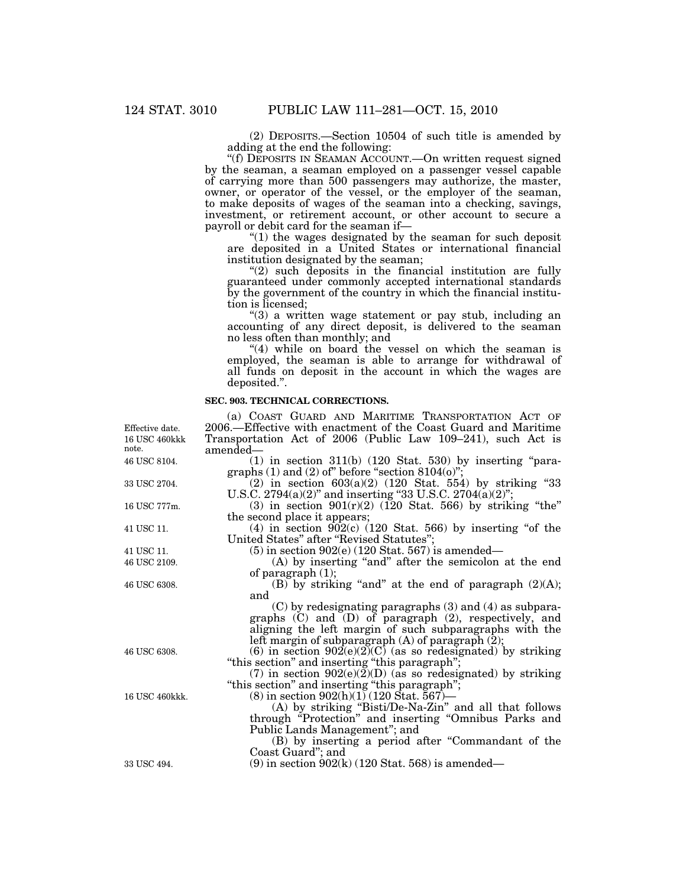(2) DEPOSITS.—Section 10504 of such title is amended by adding at the end the following:

"(f) DEPOSITS IN SEAMAN ACCOUNT.—On written request signed by the seaman, a seaman employed on a passenger vessel capable of carrying more than 500 passengers may authorize, the master, owner, or operator of the vessel, or the employer of the seaman, to make deposits of wages of the seaman into a checking, savings, investment, or retirement account, or other account to secure a payroll or debit card for the seaman if—

"(1) the wages designated by the seaman for such deposit are deposited in a United States or international financial institution designated by the seaman;

"(2) such deposits in the financial institution are fully guaranteed under commonly accepted international standards by the government of the country in which the financial institution is licensed;

"(3) a written wage statement or pay stub, including an accounting of any direct deposit, is delivered to the seaman no less often than monthly; and

"(4) while on board the vessel on which the seaman is employed, the seaman is able to arrange for withdrawal of all funds on deposit in the account in which the wages are deposited.".

**SEC. 903. TECHNICAL CORRECTIONS.**

Effective date. 16 USC 460kkk note.

(a) COAST GUARD AND MARITIME TRANSPORTATION ACT OF 2006.—Effective with enactment of the Coast Guard and Maritime Transportation Act of 2006 (Public Law 109–241), such Act is amended—

46 USC 8104.

(1) in section 311(b) (120 Stat. 530) by inserting "paragraphs (1) and (2) of" before "section 8104(o)";

33 USC 2704.

(2) in section 603(a)(2) (120 Stat. 554) by striking "33 U.S.C. 2794(a)(2)" and inserting "33 U.S.C. 2704(a)(2)";

16 USC 777m.

(3) in section 901(r)(2) (120 Stat. 566) by striking "the" the second place it appears;

41 USC 11.

(4) in section 902(c) (120 Stat. 566) by inserting "of the United States" after "Revised Statutes";

41 USC 11.

(5) in section 902(e) (120 Stat. 567) is amended—

46 USC 2109.

(A) by inserting "and" after the semicolon at the end of paragraph (1);

46 USC 6308.

(B) by striking "and" at the end of paragraph (2)(A); and

(C) by redesignating paragraphs (3) and (4) as subparagraphs (C) and (D) of paragraph (2), respectively, and aligning the left margin of such subparagraphs with the left margin of subparagraph (A) of paragraph (2);

46 USC 6308.

(6) in section 902(e)(2)(C) (as so redesignated) by striking "this section" and inserting "this paragraph";

(7) in section 902(e)(2)(D) (as so redesignated) by striking "this section" and inserting "this paragraph";

16 USC 460kkk.

(8) in section 902(h)(1) (120 Stat. 567)—

(A) by striking "Bisti/De-Na-Zin" and all that follows through "Protection" and inserting "Omnibus Parks and Public Lands Management"; and

(B) by inserting a period after "Commandant of the Coast Guard"; and

33 USC 494.

(9) in section 902(k) (120 Stat. 568) is amended—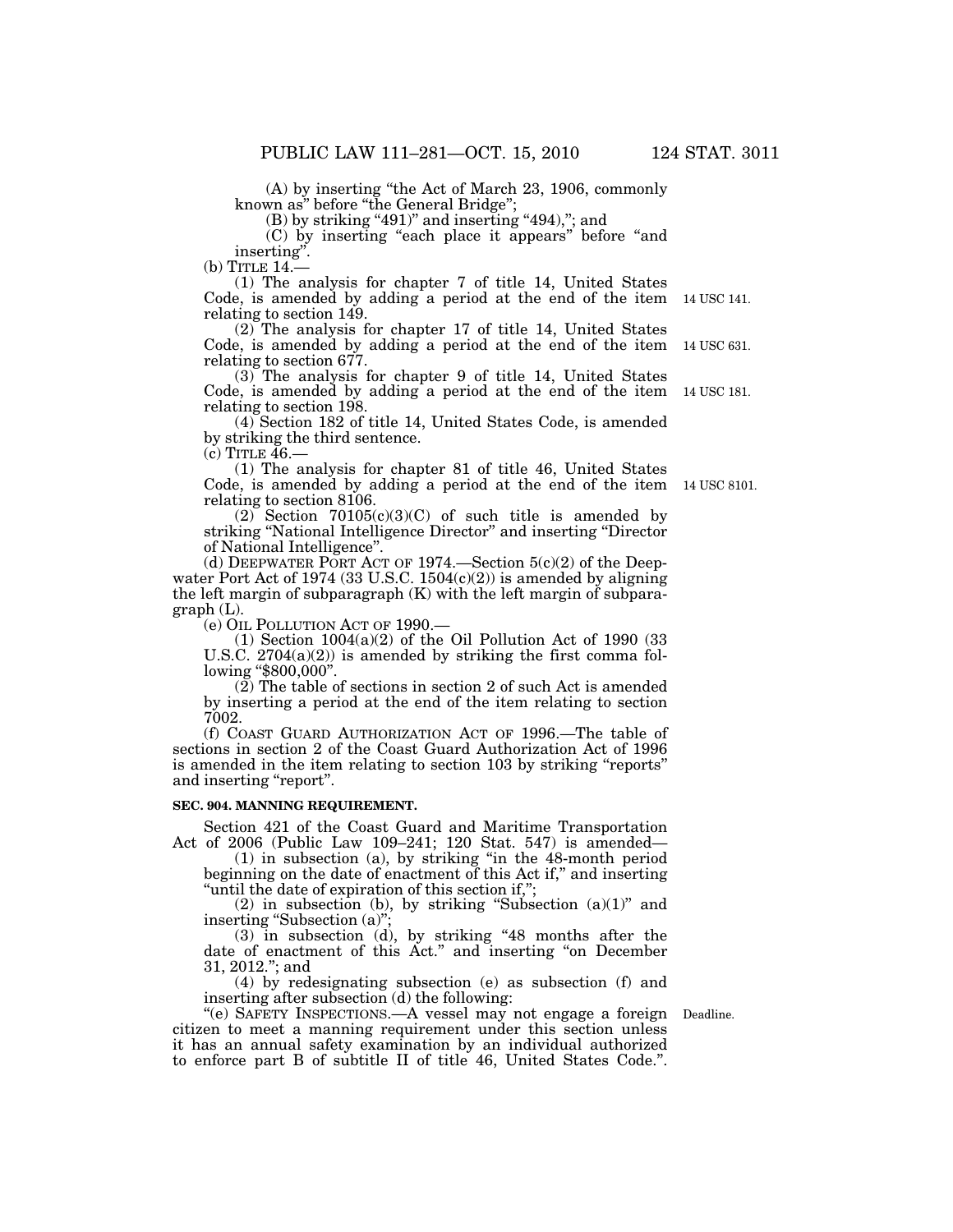(A) by inserting "the Act of March 23, 1906, commonly known as" before "the General Bridge";

(B) by striking "491)" and inserting "494),"; and

(C) by inserting "each place it appears" before "and inserting".

(b) TITLE 14.—

(1) The analysis for chapter 7 of title 14, United States Code, is amended by adding a period at the end of the item relating to section 149.

14 USC 141.

(2) The analysis for chapter 17 of title 14, United States Code, is amended by adding a period at the end of the item relating to section 677.

14 USC 631.

(3) The analysis for chapter 9 of title 14, United States Code, is amended by adding a period at the end of the item relating to section 198.

14 USC 181.

(4) Section 182 of title 14, United States Code, is amended by striking the third sentence.

(c) TITLE 46.—

(1) The analysis for chapter 81 of title 46, United States Code, is amended by adding a period at the end of the item relating to section 8106.

14 USC 8101.

(2) Section 70105(c)(3)(C) of such title is amended by striking "National Intelligence Director" and inserting "Director of National Intelligence".

(d) DEEPWATER PORT ACT OF 1974.—Section 5(c)(2) of the Deepwater Port Act of 1974 (33 U.S.C. 1504(c)(2)) is amended by aligning the left margin of subparagraph (K) with the left margin of subparagraph (L).

(e) OIL POLLUTION ACT OF 1990.—

(1) Section 1004(a)(2) of the Oil Pollution Act of 1990 (33 U.S.C. 2704(a)(2)) is amended by striking the first comma following "$800,000".

(2) The table of sections in section 2 of such Act is amended by inserting a period at the end of the item relating to section 7002.

(f) COAST GUARD AUTHORIZATION ACT OF 1996.—The table of sections in section 2 of the Coast Guard Authorization Act of 1996 is amended in the item relating to section 103 by striking "reports" and inserting "report".

**SEC. 904. MANNING REQUIREMENT.**

Section 421 of the Coast Guard and Maritime Transportation Act of 2006 (Public Law 109–241; 120 Stat. 547) is amended—

(1) in subsection (a), by striking "in the 48-month period beginning on the date of enactment of this Act if," and inserting "until the date of expiration of this section if,";

(2) in subsection (b), by striking "Subsection (a)(1)" and inserting "Subsection (a)";

(3) in subsection (d), by striking "48 months after the date of enactment of this Act." and inserting "on December 31, 2012."; and

(4) by redesignating subsection (e) as subsection (f) and inserting after subsection (d) the following:

Deadline.

"(e) SAFETY INSPECTIONS.—A vessel may not engage a foreign citizen to meet a manning requirement under this section unless it has an annual safety examination by an individual authorized to enforce part B of subtitle II of title 46, United States Code.".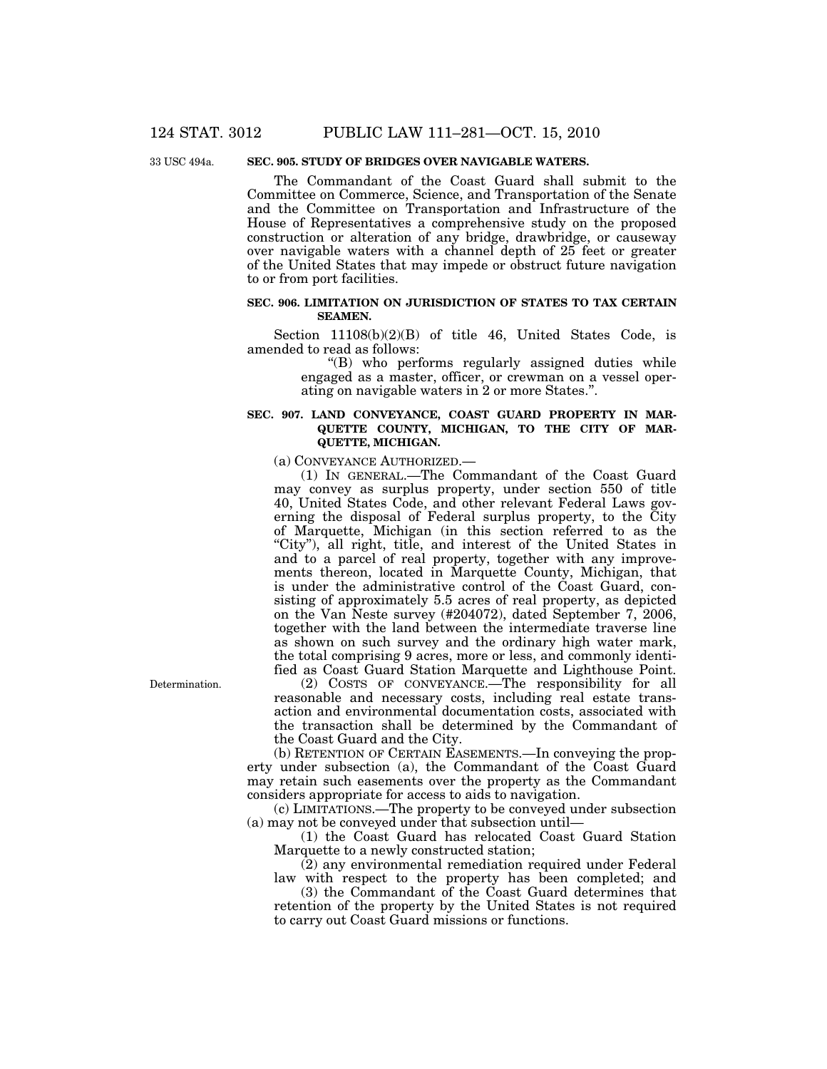33 USC 494a.

**SEC. 905. STUDY OF BRIDGES OVER NAVIGABLE WATERS.**

The Commandant of the Coast Guard shall submit to the Committee on Commerce, Science, and Transportation of the Senate and the Committee on Transportation and Infrastructure of the House of Representatives a comprehensive study on the proposed construction or alteration of any bridge, drawbridge, or causeway over navigable waters with a channel depth of 25 feet or greater of the United States that may impede or obstruct future navigation to or from port facilities.

**SEC. 906. LIMITATION ON JURISDICTION OF STATES TO TAX CERTAIN SEAMEN.**

Section 11108(b)(2)(B) of title 46, United States Code, is amended to read as follows:

"(B) who performs regularly assigned duties while engaged as a master, officer, or crewman on a vessel operating on navigable waters in 2 or more States.".

**SEC. 907. LAND CONVEYANCE, COAST GUARD PROPERTY IN MARQUETTE COUNTY, MICHIGAN, TO THE CITY OF MARQUETTE, MICHIGAN.**

(a) CONVEYANCE AUTHORIZED.—

(1) IN GENERAL.—The Commandant of the Coast Guard may convey as surplus property, under section 550 of title 40, United States Code, and other relevant Federal Laws governing the disposal of Federal surplus property, to the City of Marquette, Michigan (in this section referred to as the "City"), all right, title, and interest of the United States in and to a parcel of real property, together with any improvements thereon, located in Marquette County, Michigan, that is under the administrative control of the Coast Guard, consisting of approximately 5.5 acres of real property, as depicted on the Van Neste survey (#204072), dated September 7, 2006, together with the land between the intermediate traverse line as shown on such survey and the ordinary high water mark, the total comprising 9 acres, more or less, and commonly identified as Coast Guard Station Marquette and Lighthouse Point.

Determination.

(2) COSTS OF CONVEYANCE.—The responsibility for all reasonable and necessary costs, including real estate transaction and environmental documentation costs, associated with the transaction shall be determined by the Commandant of the Coast Guard and the City.

(b) RETENTION OF CERTAIN EASEMENTS.—In conveying the property under subsection (a), the Commandant of the Coast Guard may retain such easements over the property as the Commandant considers appropriate for access to aids to navigation.

(c) LIMITATIONS.—The property to be conveyed under subsection (a) may not be conveyed under that subsection until—

(1) the Coast Guard has relocated Coast Guard Station Marquette to a newly constructed station;

(2) any environmental remediation required under Federal law with respect to the property has been completed; and

(3) the Commandant of the Coast Guard determines that retention of the property by the United States is not required to carry out Coast Guard missions or functions.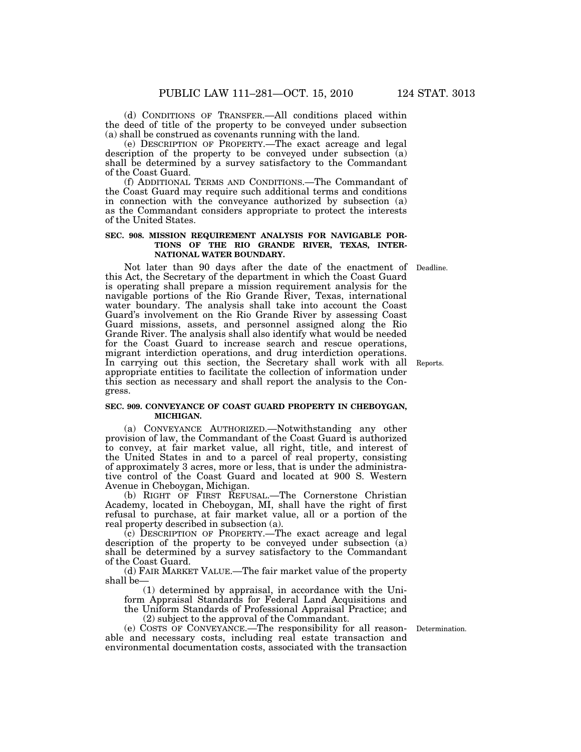(d) CONDITIONS OF TRANSFER.—All conditions placed within the deed of title of the property to be conveyed under subsection (a) shall be construed as covenants running with the land.

(e) DESCRIPTION OF PROPERTY.—The exact acreage and legal description of the property to be conveyed under subsection (a) shall be determined by a survey satisfactory to the Commandant of the Coast Guard.

(f) ADDITIONAL TERMS AND CONDITIONS.—The Commandant of the Coast Guard may require such additional terms and conditions in connection with the conveyance authorized by subsection (a) as the Commandant considers appropriate to protect the interests of the United States.

**SEC. 908. MISSION REQUIREMENT ANALYSIS FOR NAVIGABLE PORTIONS OF THE RIO GRANDE RIVER, TEXAS, INTERNATIONAL WATER BOUNDARY.**

Deadline.

Not later than 90 days after the date of the enactment of this Act, the Secretary of the department in which the Coast Guard is operating shall prepare a mission requirement analysis for the navigable portions of the Rio Grande River, Texas, international water boundary. The analysis shall take into account the Coast Guard's involvement on the Rio Grande River by assessing Coast Guard missions, assets, and personnel assigned along the Rio Grande River. The analysis shall also identify what would be needed for the Coast Guard to increase search and rescue operations, migrant interdiction operations, and drug interdiction operations. In carrying out this section, the Secretary shall work with all appropriate entities to facilitate the collection of information under this section as necessary and shall report the analysis to the Congress.

Reports.

**SEC. 909. CONVEYANCE OF COAST GUARD PROPERTY IN CHEBOYGAN, MICHIGAN.**

(a) CONVEYANCE AUTHORIZED.—Notwithstanding any other provision of law, the Commandant of the Coast Guard is authorized to convey, at fair market value, all right, title, and interest of the United States in and to a parcel of real property, consisting of approximately 3 acres, more or less, that is under the administrative control of the Coast Guard and located at 900 S. Western Avenue in Cheboygan, Michigan.

(b) RIGHT OF FIRST REFUSAL.—The Cornerstone Christian Academy, located in Cheboygan, MI, shall have the right of first refusal to purchase, at fair market value, all or a portion of the real property described in subsection (a).

(c) DESCRIPTION OF PROPERTY.—The exact acreage and legal description of the property to be conveyed under subsection (a) shall be determined by a survey satisfactory to the Commandant of the Coast Guard.

(d) FAIR MARKET VALUE.—The fair market value of the property shall be—

(1) determined by appraisal, in accordance with the Uniform Appraisal Standards for Federal Land Acquisitions and the Uniform Standards of Professional Appraisal Practice; and

(2) subject to the approval of the Commandant.

Determination.

(e) COSTS OF CONVEYANCE.—The responsibility for all reasonable and necessary costs, including real estate transaction and environmental documentation costs, associated with the transaction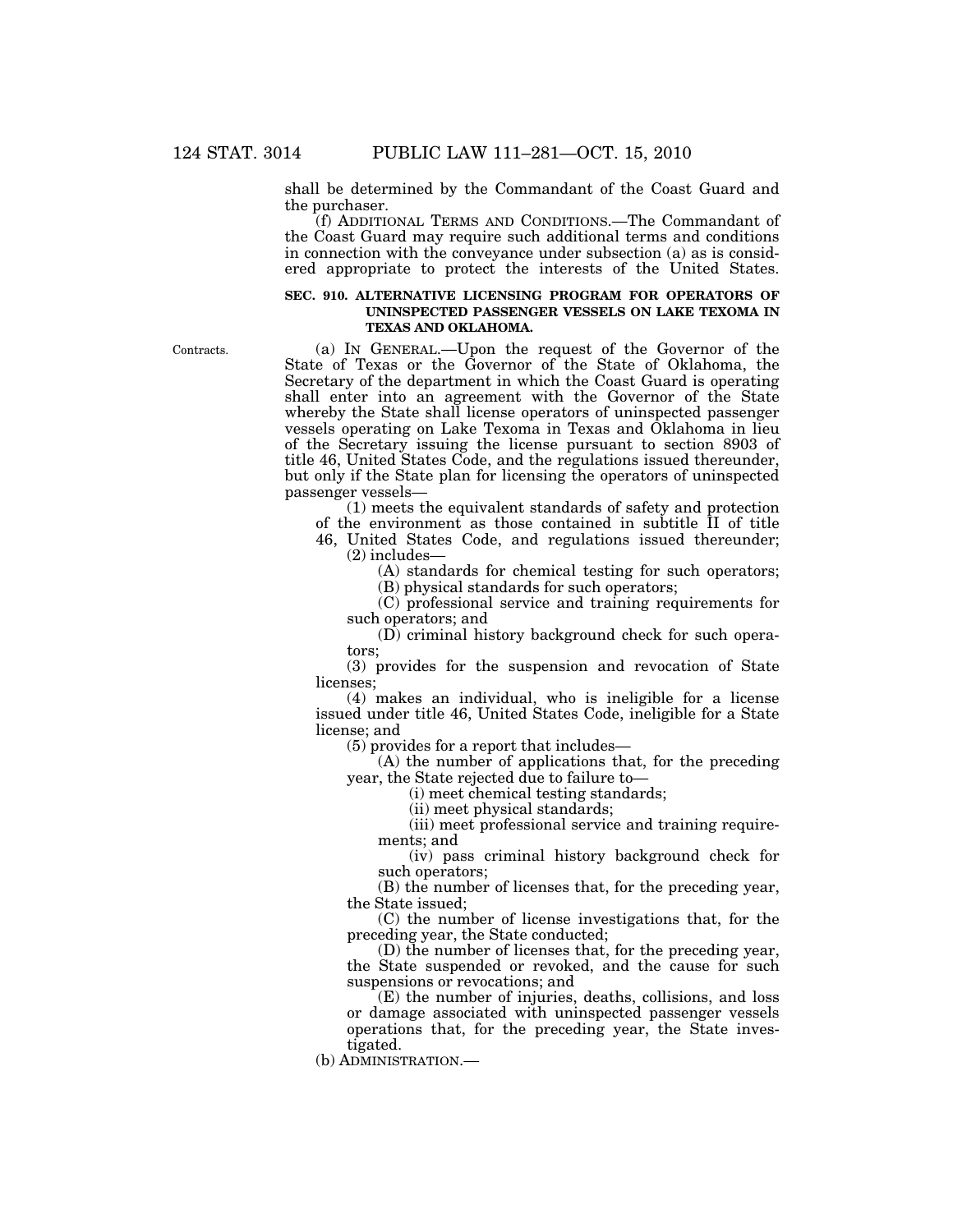shall be determined by the Commandant of the Coast Guard and the purchaser.

(f) ADDITIONAL TERMS AND CONDITIONS.—The Commandant of the Coast Guard may require such additional terms and conditions in connection with the conveyance under subsection (a) as is considered appropriate to protect the interests of the United States.

### SEC. 910. ALTERNATIVE LICENSING PROGRAM FOR OPERATORS OF UNINSPECTED PASSENGER VESSELS ON LAKE TEXOMA IN TEXAS AND OKLAHOMA.

Contracts.

(a) IN GENERAL.—Upon the request of the Governor of the State of Texas or the Governor of the State of Oklahoma, the Secretary of the department in which the Coast Guard is operating shall enter into an agreement with the Governor of the State whereby the State shall license operators of uninspected passenger vessels operating on Lake Texoma in Texas and Oklahoma in lieu of the Secretary issuing the license pursuant to section 8903 of title 46, United States Code, and the regulations issued thereunder, but only if the State plan for licensing the operators of uninspected passenger vessels—

(1) meets the equivalent standards of safety and protection of the environment as those contained in subtitle II of title 46, United States Code, and regulations issued thereunder;

(2) includes—

(A) standards for chemical testing for such operators;

(B) physical standards for such operators;

(C) professional service and training requirements for such operators; and

(D) criminal history background check for such operators;

(3) provides for the suspension and revocation of State licenses;

(4) makes an individual, who is ineligible for a license issued under title 46, United States Code, ineligible for a State license; and

(5) provides for a report that includes—

(A) the number of applications that, for the preceding year, the State rejected due to failure to—

(i) meet chemical testing standards;

(ii) meet physical standards;

(iii) meet professional service and training requirements; and

(iv) pass criminal history background check for such operators;

(B) the number of licenses that, for the preceding year, the State issued;

(C) the number of license investigations that, for the preceding year, the State conducted;

(D) the number of licenses that, for the preceding year, the State suspended or revoked, and the cause for such suspensions or revocations; and

(E) the number of injuries, deaths, collisions, and loss or damage associated with uninspected passenger vessels operations that, for the preceding year, the State investigated.

(b) ADMINISTRATION.—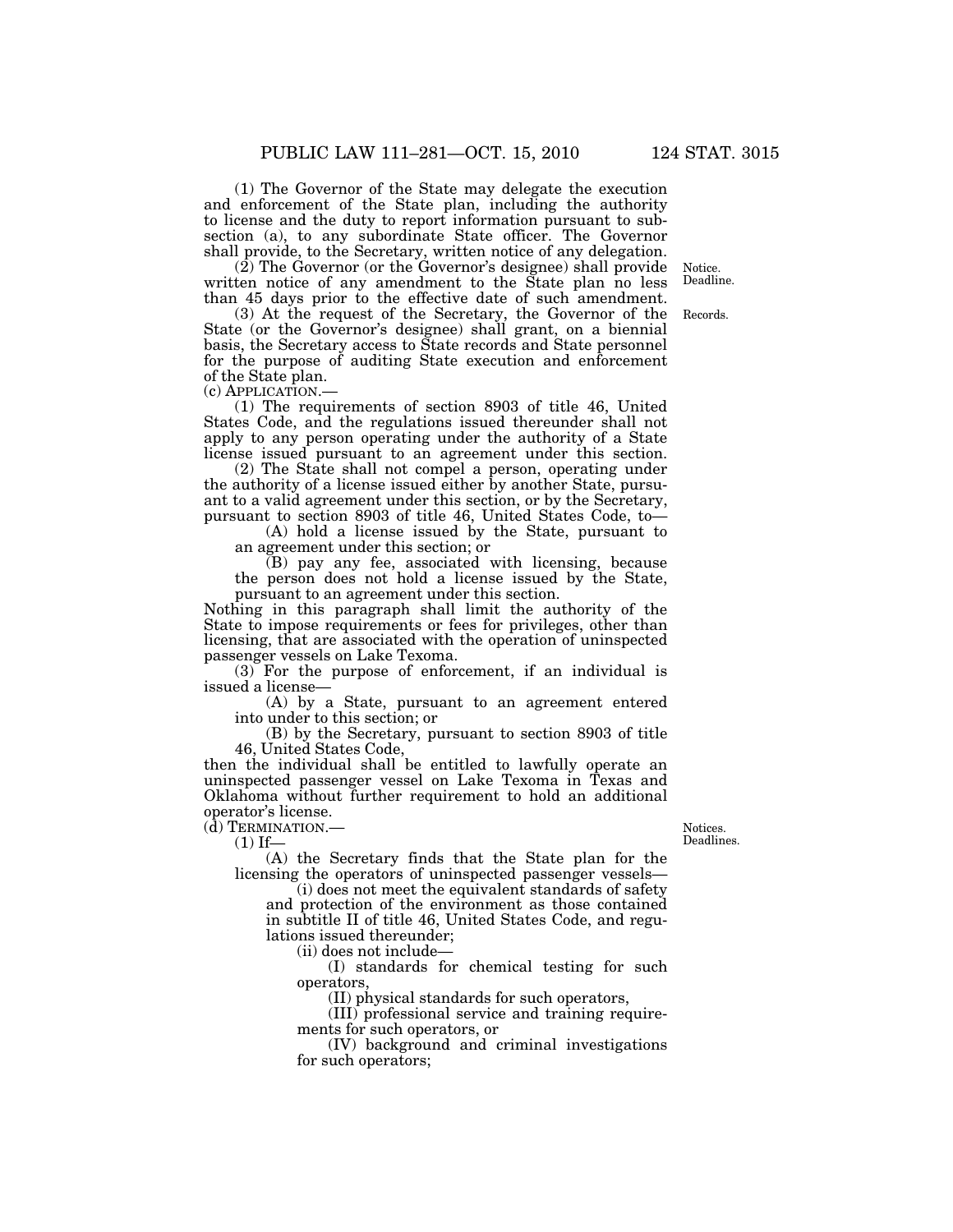(1) The Governor of the State may delegate the execution and enforcement of the State plan, including the authority to license and the duty to report information pursuant to subsection (a), to any subordinate State officer. The Governor shall provide, to the Secretary, written notice of any delegation.

(2) The Governor (or the Governor's designee) shall provide written notice of any amendment to the State plan no less than 45 days prior to the effective date of such amendment.

Notice. Deadline.

(3) At the request of the Secretary, the Governor of the State (or the Governor's designee) shall grant, on a biennial basis, the Secretary access to State records and State personnel for the purpose of auditing State execution and enforcement of the State plan.

Records.

(c) APPLICATION.—

(1) The requirements of section 8903 of title 46, United States Code, and the regulations issued thereunder shall not apply to any person operating under the authority of a State license issued pursuant to an agreement under this section.

(2) The State shall not compel a person, operating under the authority of a license issued either by another State, pursuant to a valid agreement under this section, or by the Secretary, pursuant to section 8903 of title 46, United States Code, to—

(A) hold a license issued by the State, pursuant to an agreement under this section; or

(B) pay any fee, associated with licensing, because the person does not hold a license issued by the State, pursuant to an agreement under this section.

Nothing in this paragraph shall limit the authority of the State to impose requirements or fees for privileges, other than licensing, that are associated with the operation of uninspected passenger vessels on Lake Texoma.

(3) For the purpose of enforcement, if an individual is issued a license—

(A) by a State, pursuant to an agreement entered into under to this section; or

(B) by the Secretary, pursuant to section 8903 of title 46, United States Code,

then the individual shall be entitled to lawfully operate an uninspected passenger vessel on Lake Texoma in Texas and Oklahoma without further requirement to hold an additional operator's license.

(d) TERMINATION.—

Notices. Deadlines.

(1) If—

(A) the Secretary finds that the State plan for the licensing the operators of uninspected passenger vessels—

(i) does not meet the equivalent standards of safety and protection of the environment as those contained in subtitle II of title 46, United States Code, and regulations issued thereunder;

(ii) does not include—

(I) standards for chemical testing for such operators,

(II) physical standards for such operators,

(III) professional service and training requirements for such operators, or

(IV) background and criminal investigations for such operators;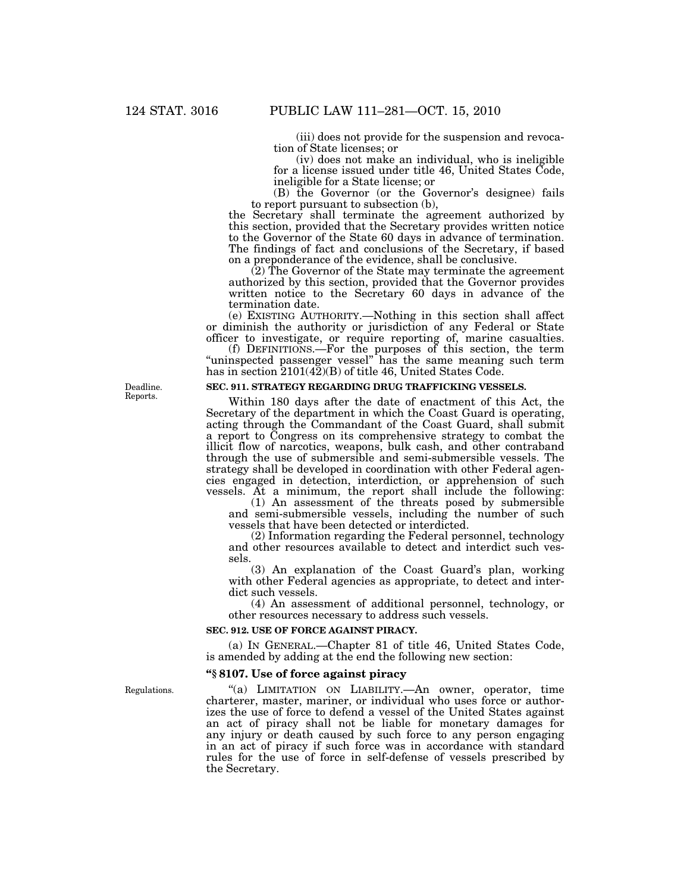(iii) does not provide for the suspension and revocation of State licenses; or

(iv) does not make an individual, who is ineligible for a license issued under title 46, United States Code, ineligible for a State license; or

(B) the Governor (or the Governor's designee) fails to report pursuant to subsection (b),

the Secretary shall terminate the agreement authorized by this section, provided that the Secretary provides written notice to the Governor of the State 60 days in advance of termination. The findings of fact and conclusions of the Secretary, if based on a preponderance of the evidence, shall be conclusive.

(2) The Governor of the State may terminate the agreement authorized by this section, provided that the Governor provides written notice to the Secretary 60 days in advance of the termination date.

(e) EXISTING AUTHORITY.—Nothing in this section shall affect or diminish the authority or jurisdiction of any Federal or State officer to investigate, or require reporting of, marine casualties.

(f) DEFINITIONS.—For the purposes of this section, the term "uninspected passenger vessel" has the same meaning such term has in section 2101(42)(B) of title 46, United States Code.

Deadline. Reports.

**SEC. 911. STRATEGY REGARDING DRUG TRAFFICKING VESSELS.**

Within 180 days after the date of enactment of this Act, the Secretary of the department in which the Coast Guard is operating, acting through the Commandant of the Coast Guard, shall submit a report to Congress on its comprehensive strategy to combat the illicit flow of narcotics, weapons, bulk cash, and other contraband through the use of submersible and semi-submersible vessels. The strategy shall be developed in coordination with other Federal agencies engaged in detection, interdiction, or apprehension of such vessels. At a minimum, the report shall include the following:

(1) An assessment of the threats posed by submersible and semi-submersible vessels, including the number of such vessels that have been detected or interdicted.

(2) Information regarding the Federal personnel, technology and other resources available to detect and interdict such vessels.

(3) An explanation of the Coast Guard's plan, working with other Federal agencies as appropriate, to detect and interdict such vessels.

(4) An assessment of additional personnel, technology, or other resources necessary to address such vessels.

**SEC. 912. USE OF FORCE AGAINST PIRACY.**

(a) IN GENERAL.—Chapter 81 of title 46, United States Code, is amended by adding at the end the following new section:

**"§ 8107. Use of force against piracy**

Regulations.

"(a) LIMITATION ON LIABILITY.—An owner, operator, time charterer, master, mariner, or individual who uses force or authorizes the use of force to defend a vessel of the United States against an act of piracy shall not be liable for monetary damages for any injury or death caused by such force to any person engaging in an act of piracy if such force was in accordance with standard rules for the use of force in self-defense of vessels prescribed by the Secretary.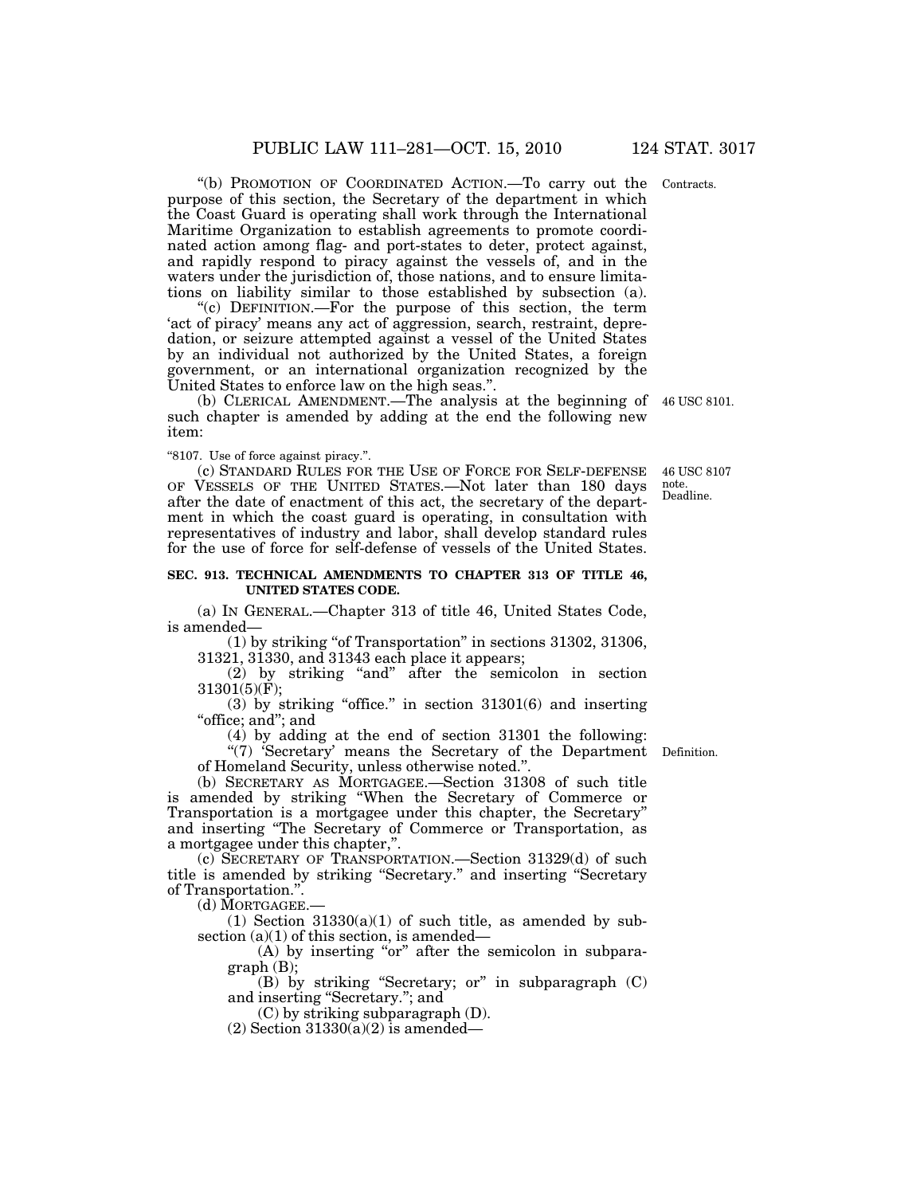"(b) PROMOTION OF COORDINATED ACTION.—To carry out the purpose of this section, the Secretary of the department in which the Coast Guard is operating shall work through the International Maritime Organization to establish agreements to promote coordinated action among flag- and port-states to deter, protect against, and rapidly respond to piracy against the vessels of, and in the waters under the jurisdiction of, those nations, and to ensure limitations on liability similar to those established by subsection (a).

Contracts.

"(c) DEFINITION.—For the purpose of this section, the term 'act of piracy' means any act of aggression, search, restraint, depredation, or seizure attempted against a vessel of the United States by an individual not authorized by the United States, a foreign government, or an international organization recognized by the United States to enforce law on the high seas.".

(b) CLERICAL AMENDMENT.—The analysis at the beginning of such chapter is amended by adding at the end the following new item:

46 USC 8101.

"8107. Use of force against piracy.".

(c) STANDARD RULES FOR THE USE OF FORCE FOR SELF-DEFENSE OF VESSELS OF THE UNITED STATES.—Not later than 180 days after the date of enactment of this act, the secretary of the department in which the coast guard is operating, in consultation with representatives of industry and labor, shall develop standard rules for the use of force for self-defense of vessels of the United States.

46 USC 8107 note. Deadline.

**SEC. 913. TECHNICAL AMENDMENTS TO CHAPTER 313 OF TITLE 46, UNITED STATES CODE.**

(a) IN GENERAL.—Chapter 313 of title 46, United States Code, is amended—

(1) by striking "of Transportation" in sections 31302, 31306, 31321, 31330, and 31343 each place it appears;

(2) by striking "and" after the semicolon in section 31301(5)(F);

(3) by striking "office." in section 31301(6) and inserting "office; and"; and

(4) by adding at the end of section 31301 the following:

"(7) 'Secretary' means the Secretary of the Department of Homeland Security, unless otherwise noted.".

Definition.

(b) SECRETARY AS MORTGAGEE.—Section 31308 of such title is amended by striking "When the Secretary of Commerce or Transportation is a mortgagee under this chapter, the Secretary" and inserting "The Secretary of Commerce or Transportation, as a mortgagee under this chapter,".

(c) SECRETARY OF TRANSPORTATION.—Section 31329(d) of such title is amended by striking "Secretary." and inserting "Secretary of Transportation.".

(d) MORTGAGEE.—

(1) Section 31330(a)(1) of such title, as amended by subsection (a)(1) of this section, is amended—

(A) by inserting "or" after the semicolon in subparagraph (B);

(B) by striking "Secretary; or" in subparagraph (C) and inserting "Secretary."; and

(C) by striking subparagraph (D).

(2) Section 31330(a)(2) is amended—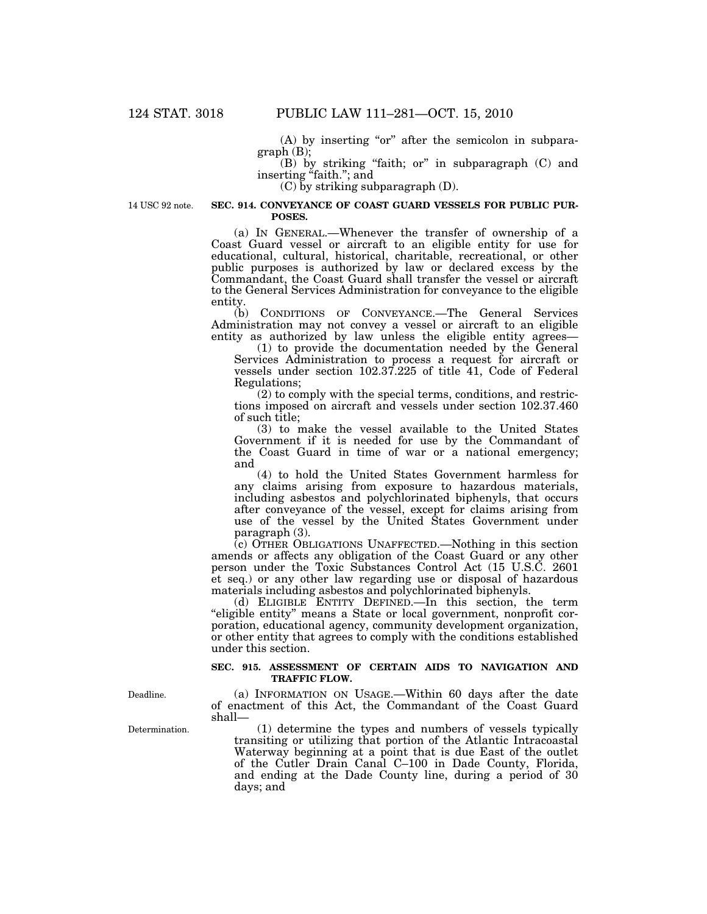(A) by inserting "or" after the semicolon in subparagraph (B);

(B) by striking "faith; or" in subparagraph (C) and inserting "faith."; and

(C) by striking subparagraph (D).

14 USC 92 note.

**SEC. 914. CONVEYANCE OF COAST GUARD VESSELS FOR PUBLIC PURPOSES.**

(a) IN GENERAL.—Whenever the transfer of ownership of a Coast Guard vessel or aircraft to an eligible entity for use for educational, cultural, historical, charitable, recreational, or other public purposes is authorized by law or declared excess by the Commandant, the Coast Guard shall transfer the vessel or aircraft to the General Services Administration for conveyance to the eligible entity.

(b) CONDITIONS OF CONVEYANCE.—The General Services Administration may not convey a vessel or aircraft to an eligible entity as authorized by law unless the eligible entity agrees—

(1) to provide the documentation needed by the General Services Administration to process a request for aircraft or vessels under section 102.37.225 of title 41, Code of Federal Regulations;

(2) to comply with the special terms, conditions, and restrictions imposed on aircraft and vessels under section 102.37.460 of such title;

(3) to make the vessel available to the United States Government if it is needed for use by the Commandant of the Coast Guard in time of war or a national emergency; and

(4) to hold the United States Government harmless for any claims arising from exposure to hazardous materials, including asbestos and polychlorinated biphenyls, that occurs after conveyance of the vessel, except for claims arising from use of the vessel by the United States Government under paragraph (3).

(c) OTHER OBLIGATIONS UNAFFECTED.—Nothing in this section amends or affects any obligation of the Coast Guard or any other person under the Toxic Substances Control Act (15 U.S.C. 2601 et seq.) or any other law regarding use or disposal of hazardous materials including asbestos and polychlorinated biphenyls.

(d) ELIGIBLE ENTITY DEFINED.—In this section, the term "eligible entity" means a State or local government, nonprofit corporation, educational agency, community development organization, or other entity that agrees to comply with the conditions established under this section.

**SEC. 915. ASSESSMENT OF CERTAIN AIDS TO NAVIGATION AND TRAFFIC FLOW.**

Deadline.

(a) INFORMATION ON USAGE.—Within 60 days after the date of enactment of this Act, the Commandant of the Coast Guard shall—

Determination.

(1) determine the types and numbers of vessels typically transiting or utilizing that portion of the Atlantic Intracoastal Waterway beginning at a point that is due East of the outlet of the Cutler Drain Canal C–100 in Dade County, Florida, and ending at the Dade County line, during a period of 30 days; and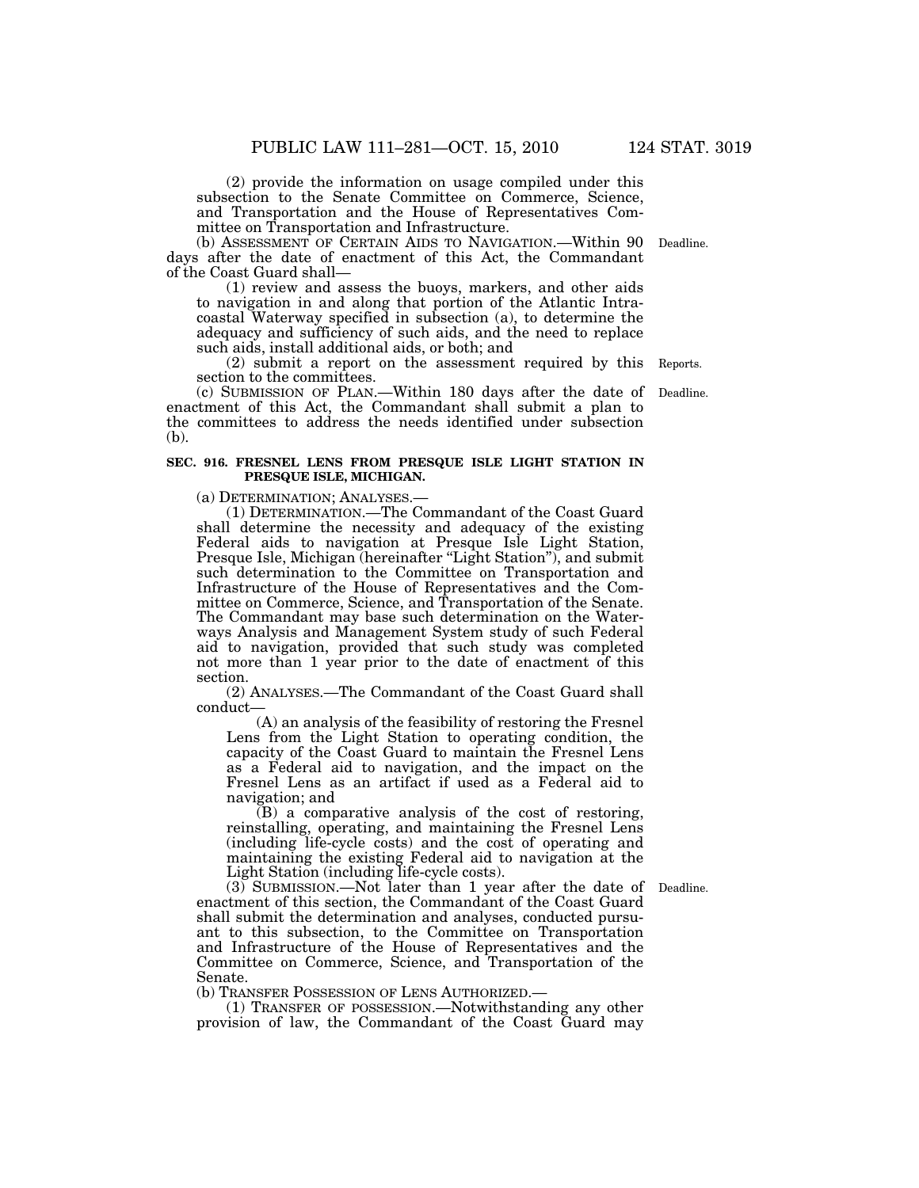(2) provide the information on usage compiled under this subsection to the Senate Committee on Commerce, Science, and Transportation and the House of Representatives Committee on Transportation and Infrastructure.

(b) ASSESSMENT OF CERTAIN AIDS TO NAVIGATION.—Within 90 days after the date of enactment of this Act, the Commandant of the Coast Guard shall—

Deadline.

(1) review and assess the buoys, markers, and other aids to navigation in and along that portion of the Atlantic Intracoastal Waterway specified in subsection (a), to determine the adequacy and sufficiency of such aids, and the need to replace such aids, install additional aids, or both; and

(2) submit a report on the assessment required by this section to the committees.

Reports.

(c) SUBMISSION OF PLAN.—Within 180 days after the date of enactment of this Act, the Commandant shall submit a plan to the committees to address the needs identified under subsection (b).

Deadline.

**SEC. 916. FRESNEL LENS FROM PRESQUE ISLE LIGHT STATION IN PRESQUE ISLE, MICHIGAN.**

(a) DETERMINATION; ANALYSES.—

(1) DETERMINATION.—The Commandant of the Coast Guard shall determine the necessity and adequacy of the existing Federal aids to navigation at Presque Isle Light Station, Presque Isle, Michigan (hereinafter "Light Station"), and submit such determination to the Committee on Transportation and Infrastructure of the House of Representatives and the Committee on Commerce, Science, and Transportation of the Senate. The Commandant may base such determination on the Waterways Analysis and Management System study of such Federal aid to navigation, provided that such study was completed not more than 1 year prior to the date of enactment of this section.

(2) ANALYSES.—The Commandant of the Coast Guard shall conduct—

(A) an analysis of the feasibility of restoring the Fresnel Lens from the Light Station to operating condition, the capacity of the Coast Guard to maintain the Fresnel Lens as a Federal aid to navigation, and the impact on the Fresnel Lens as an artifact if used as a Federal aid to navigation; and

(B) a comparative analysis of the cost of restoring, reinstalling, operating, and maintaining the Fresnel Lens (including life-cycle costs) and the cost of operating and maintaining the existing Federal aid to navigation at the Light Station (including life-cycle costs).

(3) SUBMISSION.—Not later than 1 year after the date of enactment of this section, the Commandant of the Coast Guard shall submit the determination and analyses, conducted pursuant to this subsection, to the Committee on Transportation and Infrastructure of the House of Representatives and the Committee on Commerce, Science, and Transportation of the Senate.

Deadline.

(b) TRANSFER POSSESSION OF LENS AUTHORIZED.—

(1) TRANSFER OF POSSESSION.—Notwithstanding any other provision of law, the Commandant of the Coast Guard may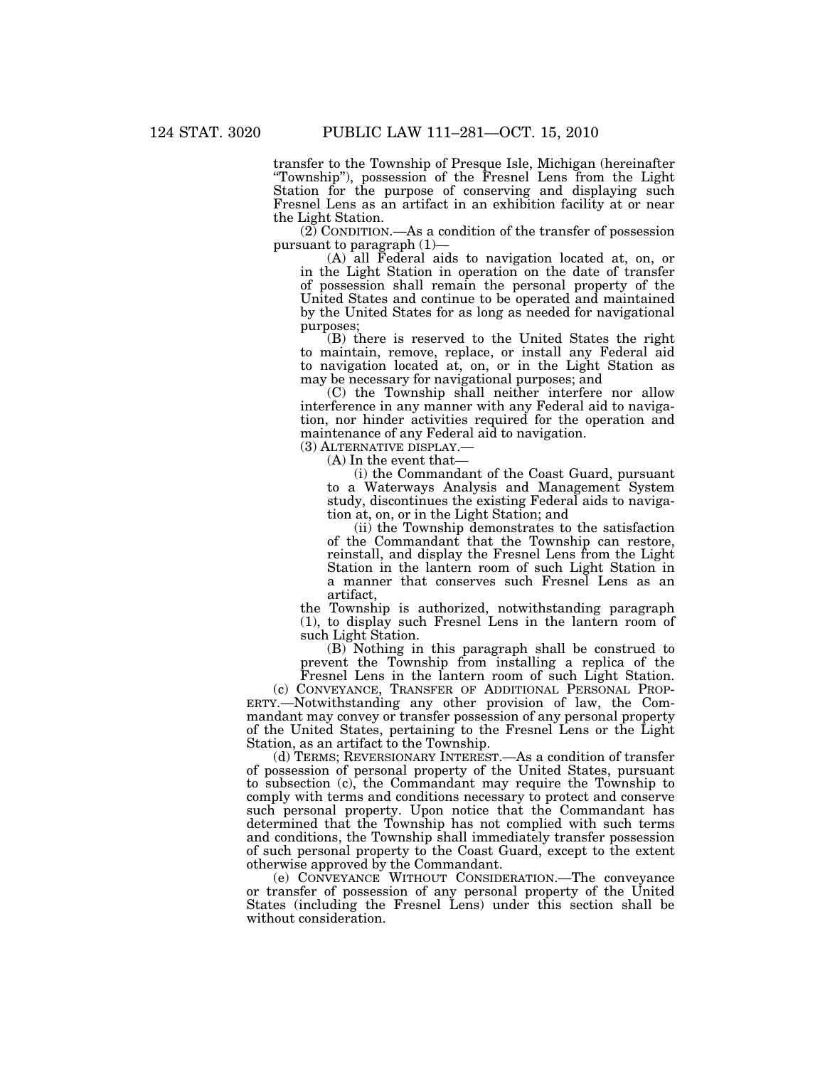transfer to the Township of Presque Isle, Michigan (hereinafter "Township"), possession of the Fresnel Lens from the Light Station for the purpose of conserving and displaying such Fresnel Lens as an artifact in an exhibition facility at or near the Light Station.

(2) CONDITION.—As a condition of the transfer of possession pursuant to paragraph (1)—

(A) all Federal aids to navigation located at, on, or in the Light Station in operation on the date of transfer of possession shall remain the personal property of the United States and continue to be operated and maintained by the United States for as long as needed for navigational purposes;

(B) there is reserved to the United States the right to maintain, remove, replace, or install any Federal aid to navigation located at, on, or in the Light Station as may be necessary for navigational purposes; and

(C) the Township shall neither interfere nor allow interference in any manner with any Federal aid to navigation, nor hinder activities required for the operation and maintenance of any Federal aid to navigation.

(3) ALTERNATIVE DISPLAY.—

(A) In the event that—

(i) the Commandant of the Coast Guard, pursuant to a Waterways Analysis and Management System study, discontinues the existing Federal aids to navigation at, on, or in the Light Station; and

(ii) the Township demonstrates to the satisfaction of the Commandant that the Township can restore, reinstall, and display the Fresnel Lens from the Light Station in the lantern room of such Light Station in a manner that conserves such Fresnel Lens as an artifact,

the Township is authorized, notwithstanding paragraph (1), to display such Fresnel Lens in the lantern room of such Light Station.

(B) Nothing in this paragraph shall be construed to prevent the Township from installing a replica of the Fresnel Lens in the lantern room of such Light Station.

(c) CONVEYANCE, TRANSFER OF ADDITIONAL PERSONAL PROPERTY.—Notwithstanding any other provision of law, the Commandant may convey or transfer possession of any personal property of the United States, pertaining to the Fresnel Lens or the Light Station, as an artifact to the Township.

(d) TERMS; REVERSIONARY INTEREST.—As a condition of transfer of possession of personal property of the United States, pursuant to subsection (c), the Commandant may require the Township to comply with terms and conditions necessary to protect and conserve such personal property. Upon notice that the Commandant has determined that the Township has not complied with such terms and conditions, the Township shall immediately transfer possession of such personal property to the Coast Guard, except to the extent otherwise approved by the Commandant.

(e) CONVEYANCE WITHOUT CONSIDERATION.—The conveyance or transfer of possession of any personal property of the United States (including the Fresnel Lens) under this section shall be without consideration.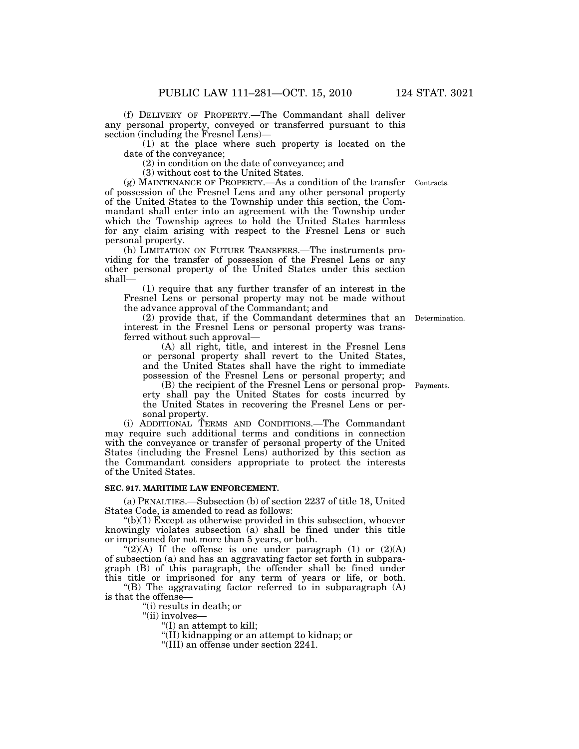(f) DELIVERY OF PROPERTY.—The Commandant shall deliver any personal property, conveyed or transferred pursuant to this section (including the Fresnel Lens)—

(1) at the place where such property is located on the date of the conveyance;

(2) in condition on the date of conveyance; and

(3) without cost to the United States.

(g) MAINTENANCE OF PROPERTY.—As a condition of the transfer of possession of the Fresnel Lens and any other personal property of the United States to the Township under this section, the Commandant shall enter into an agreement with the Township under which the Township agrees to hold the United States harmless for any claim arising with respect to the Fresnel Lens or such personal property.

Contracts.

(h) LIMITATION ON FUTURE TRANSFERS.—The instruments providing for the transfer of possession of the Fresnel Lens or any other personal property of the United States under this section shall—

(1) require that any further transfer of an interest in the Fresnel Lens or personal property may not be made without the advance approval of the Commandant; and

(2) provide that, if the Commandant determines that an interest in the Fresnel Lens or personal property was transferred without such approval—

Determination.

(A) all right, title, and interest in the Fresnel Lens or personal property shall revert to the United States, and the United States shall have the right to immediate possession of the Fresnel Lens or personal property; and

(B) the recipient of the Fresnel Lens or personal property shall pay the United States for costs incurred by the United States in recovering the Fresnel Lens or personal property.

Payments.

(i) ADDITIONAL TERMS AND CONDITIONS.—The Commandant may require such additional terms and conditions in connection with the conveyance or transfer of personal property of the United States (including the Fresnel Lens) authorized by this section as the Commandant considers appropriate to protect the interests of the United States.

**SEC. 917. MARITIME LAW ENFORCEMENT.**

(a) PENALTIES.—Subsection (b) of section 2237 of title 18, United States Code, is amended to read as follows:

"(b)(1) Except as otherwise provided in this subsection, whoever knowingly violates subsection (a) shall be fined under this title or imprisoned for not more than 5 years, or both.

"(2)(A) If the offense is one under paragraph (1) or (2)(A) of subsection (a) and has an aggravating factor set forth in subparagraph (B) of this paragraph, the offender shall be fined under this title or imprisoned for any term of years or life, or both.

"(B) The aggravating factor referred to in subparagraph (A) is that the offense—

"(i) results in death; or

"(ii) involves—

"(I) an attempt to kill;

"(II) kidnapping or an attempt to kidnap; or

"(III) an offense under section 2241.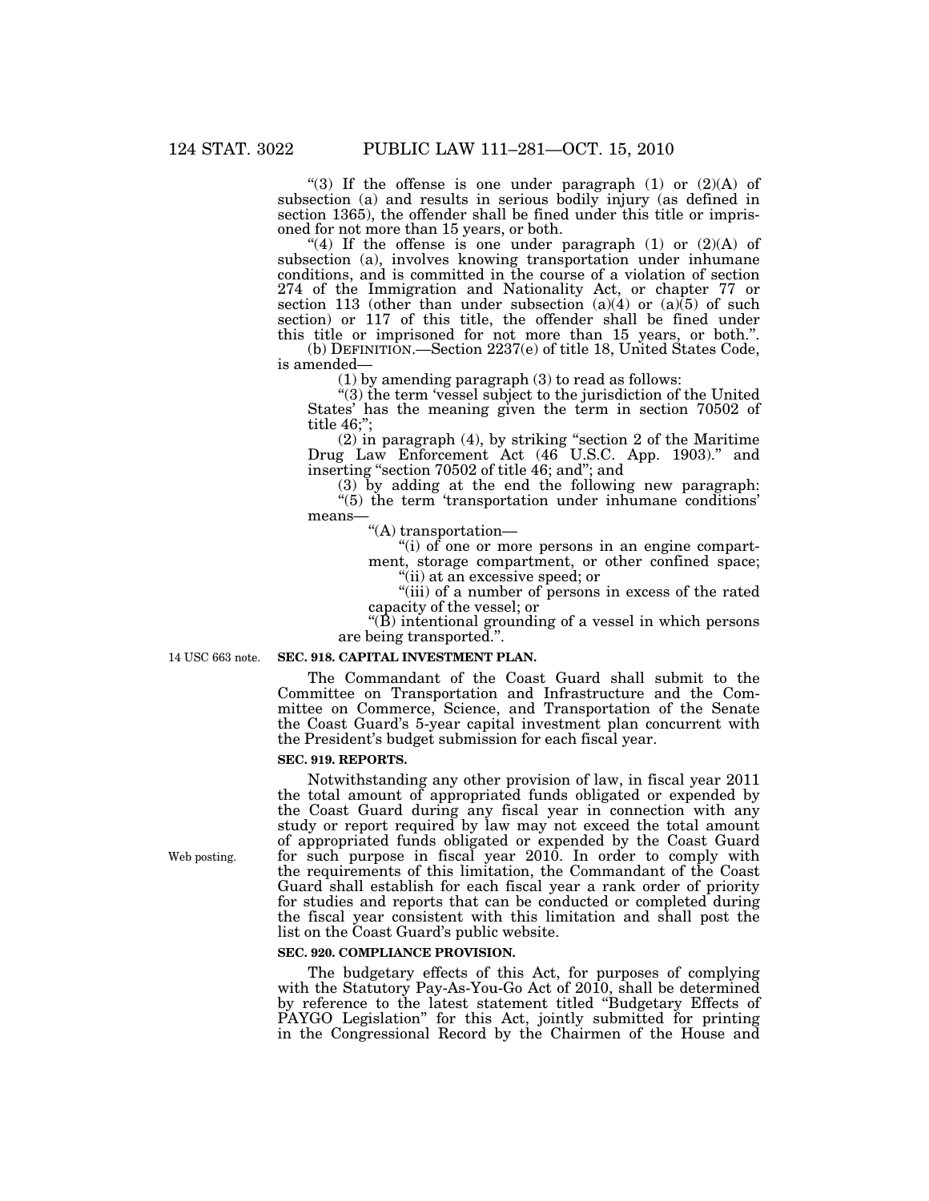"(3) If the offense is one under paragraph (1) or (2)(A) of subsection (a) and results in serious bodily injury (as defined in section 1365), the offender shall be fined under this title or imprisoned for not more than 15 years, or both.

"(4) If the offense is one under paragraph (1) or (2)(A) of subsection (a), involves knowing transportation under inhumane conditions, and is committed in the course of a violation of section 274 of the Immigration and Nationality Act, or chapter 77 or section 113 (other than under subsection (a)(4) or (a)(5) of such section) or 117 of this title, the offender shall be fined under this title or imprisoned for not more than 15 years, or both.".

(b) DEFINITION.—Section 2237(e) of title 18, United States Code, is amended—

(1) by amending paragraph (3) to read as follows:

"(3) the term 'vessel subject to the jurisdiction of the United States' has the meaning given the term in section 70502 of title 46;";

(2) in paragraph (4), by striking "section 2 of the Maritime Drug Law Enforcement Act (46 U.S.C. App. 1903)." and inserting "section 70502 of title 46; and"; and

(3) by adding at the end the following new paragraph:

"(5) the term 'transportation under inhumane conditions' means—

"(A) transportation—

"(i) of one or more persons in an engine compartment, storage compartment, or other confined space;

"(ii) at an excessive speed; or

"(iii) of a number of persons in excess of the rated capacity of the vessel; or

"(B) intentional grounding of a vessel in which persons are being transported.".

14 USC 663 note.

**SEC. 918. CAPITAL INVESTMENT PLAN.**

The Commandant of the Coast Guard shall submit to the Committee on Transportation and Infrastructure and the Committee on Commerce, Science, and Transportation of the Senate the Coast Guard's 5-year capital investment plan concurrent with the President's budget submission for each fiscal year.

**SEC. 919. REPORTS.**

Web posting.

Notwithstanding any other provision of law, in fiscal year 2011 the total amount of appropriated funds obligated or expended by the Coast Guard during any fiscal year in connection with any study or report required by law may not exceed the total amount of appropriated funds obligated or expended by the Coast Guard for such purpose in fiscal year 2010. In order to comply with the requirements of this limitation, the Commandant of the Coast Guard shall establish for each fiscal year a rank order of priority for studies and reports that can be conducted or completed during the fiscal year consistent with this limitation and shall post the list on the Coast Guard's public website.

**SEC. 920. COMPLIANCE PROVISION.**

The budgetary effects of this Act, for purposes of complying with the Statutory Pay-As-You-Go Act of 2010, shall be determined by reference to the latest statement titled "Budgetary Effects of PAYGO Legislation" for this Act, jointly submitted for printing in the Congressional Record by the Chairmen of the House and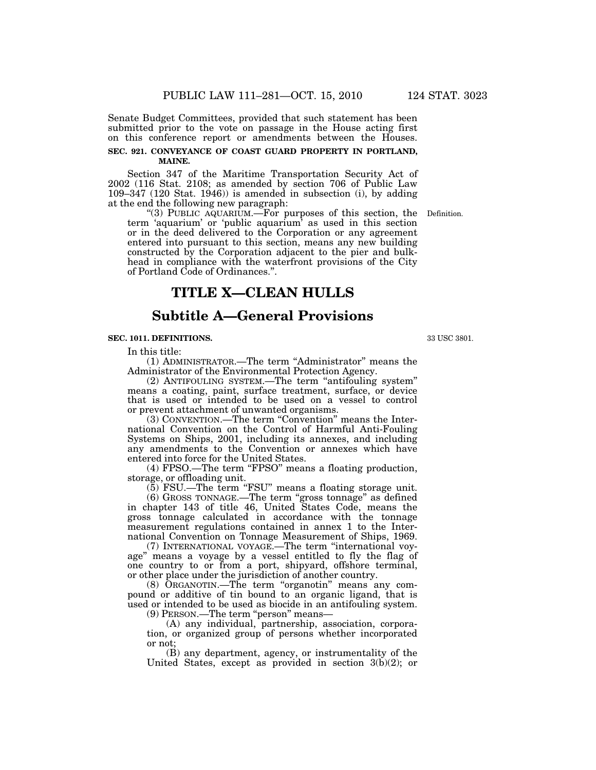Senate Budget Committees, provided that such statement has been submitted prior to the vote on passage in the House acting first on this conference report or amendments between the Houses.

**SEC. 921. CONVEYANCE OF COAST GUARD PROPERTY IN PORTLAND, MAINE.**

Section 347 of the Maritime Transportation Security Act of 2002 (116 Stat. 2108; as amended by section 706 of Public Law 109–347 (120 Stat. 1946)) is amended in subsection (i), by adding at the end the following new paragraph:

Definition.

"(3) PUBLIC AQUARIUM.—For purposes of this section, the term 'aquarium' or 'public aquarium' as used in this section or in the deed delivered to the Corporation or any agreement entered into pursuant to this section, means any new building constructed by the Corporation adjacent to the pier and bulkhead in compliance with the waterfront provisions of the City of Portland Code of Ordinances.".

# TITLE X—CLEAN HULLS

## Subtitle A—General Provisions

**SEC. 1011. DEFINITIONS.**

33 USC 3801.

In this title:

(1) ADMINISTRATOR.—The term "Administrator" means the Administrator of the Environmental Protection Agency.

(2) ANTIFOULING SYSTEM.—The term "antifouling system" means a coating, paint, surface treatment, surface, or device that is used or intended to be used on a vessel to control or prevent attachment of unwanted organisms.

(3) CONVENTION.—The term "Convention" means the International Convention on the Control of Harmful Anti-Fouling Systems on Ships, 2001, including its annexes, and including any amendments to the Convention or annexes which have entered into force for the United States.

(4) FPSO.—The term "FPSO" means a floating production, storage, or offloading unit.

(5) FSU.—The term "FSU" means a floating storage unit.

(6) GROSS TONNAGE.—The term "gross tonnage" as defined in chapter 143 of title 46, United States Code, means the gross tonnage calculated in accordance with the tonnage measurement regulations contained in annex 1 to the International Convention on Tonnage Measurement of Ships, 1969.

(7) INTERNATIONAL VOYAGE.—The term "international voyage" means a voyage by a vessel entitled to fly the flag of one country to or from a port, shipyard, offshore terminal, or other place under the jurisdiction of another country.

(8) ORGANOTIN.—The term "organotin" means any compound or additive of tin bound to an organic ligand, that is used or intended to be used as biocide in an antifouling system.

(9) PERSON.—The term "person" means—

(A) any individual, partnership, association, corporation, or organized group of persons whether incorporated or not;

(B) any department, agency, or instrumentality of the United States, except as provided in section 3(b)(2); or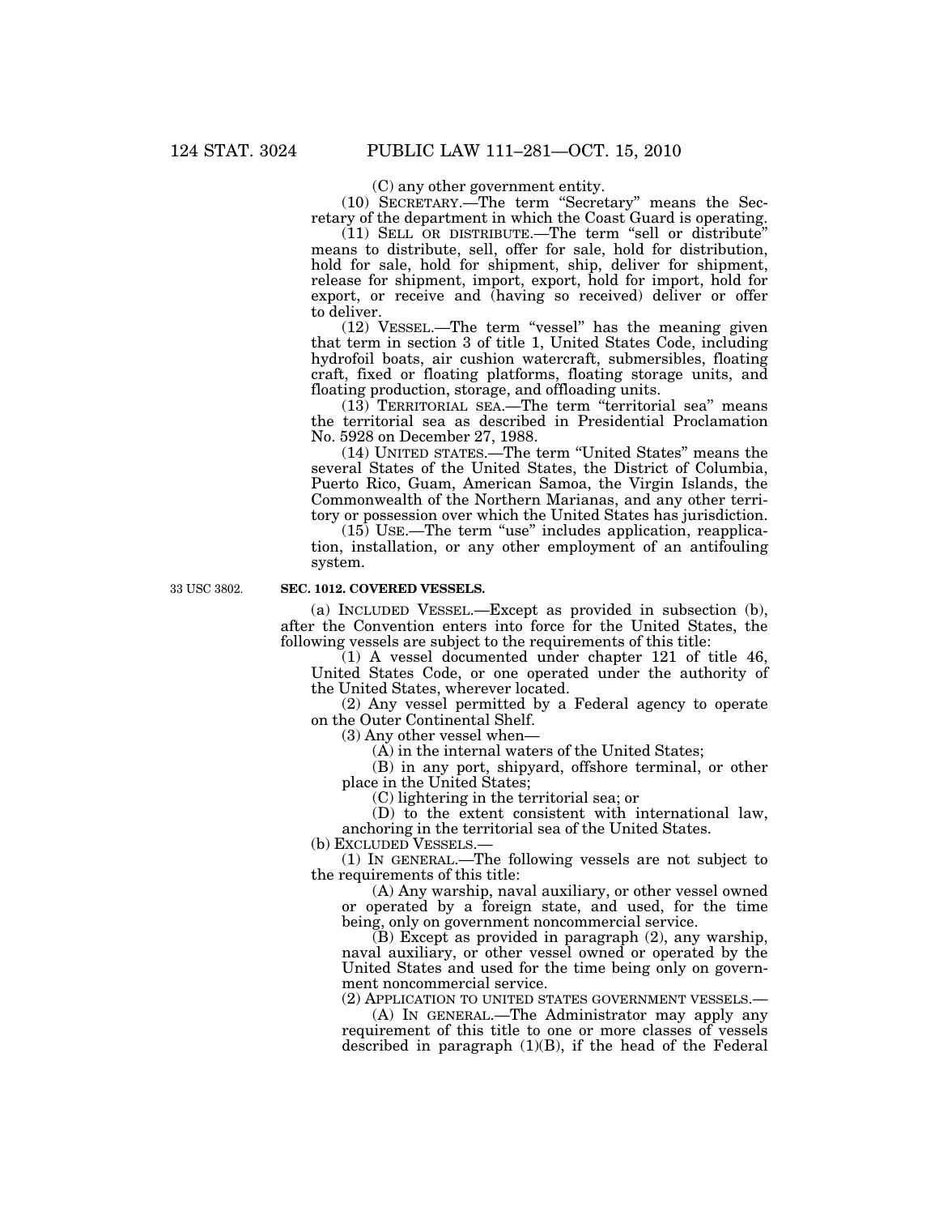(C) any other government entity.

(10) SECRETARY.—The term "Secretary" means the Secretary of the department in which the Coast Guard is operating.

(11) SELL OR DISTRIBUTE.—The term "sell or distribute" means to distribute, sell, offer for sale, hold for distribution, hold for sale, hold for shipment, ship, deliver for shipment, release for shipment, import, export, hold for import, hold for export, or receive and (having so received) deliver or offer to deliver.

(12) VESSEL.—The term "vessel" has the meaning given that term in section 3 of title 1, United States Code, including hydrofoil boats, air cushion watercraft, submersibles, floating craft, fixed or floating platforms, floating storage units, and floating production, storage, and offloading units.

(13) TERRITORIAL SEA.—The term "territorial sea" means the territorial sea as described in Presidential Proclamation No. 5928 on December 27, 1988.

(14) UNITED STATES.—The term "United States" means the several States of the United States, the District of Columbia, Puerto Rico, Guam, American Samoa, the Virgin Islands, the Commonwealth of the Northern Marianas, and any other territory or possession over which the United States has jurisdiction.

(15) USE.—The term "use" includes application, reapplication, installation, or any other employment of an antifouling system.

33 USC 3802.

**SEC. 1012. COVERED VESSELS.**

(a) INCLUDED VESSEL.—Except as provided in subsection (b), after the Convention enters into force for the United States, the following vessels are subject to the requirements of this title:

(1) A vessel documented under chapter 121 of title 46, United States Code, or one operated under the authority of the United States, wherever located.

(2) Any vessel permitted by a Federal agency to operate on the Outer Continental Shelf.

(3) Any other vessel when—

(A) in the internal waters of the United States;

(B) in any port, shipyard, offshore terminal, or other place in the United States;

(C) lightering in the territorial sea; or

(D) to the extent consistent with international law, anchoring in the territorial sea of the United States.

(b) EXCLUDED VESSELS.—

(1) IN GENERAL.—The following vessels are not subject to the requirements of this title:

(A) Any warship, naval auxiliary, or other vessel owned or operated by a foreign state, and used, for the time being, only on government noncommercial service.

(B) Except as provided in paragraph (2), any warship, naval auxiliary, or other vessel owned or operated by the United States and used for the time being only on government noncommercial service.

(2) APPLICATION TO UNITED STATES GOVERNMENT VESSELS.—

(A) IN GENERAL.—The Administrator may apply any requirement of this title to one or more classes of vessels described in paragraph (1)(B), if the head of the Federal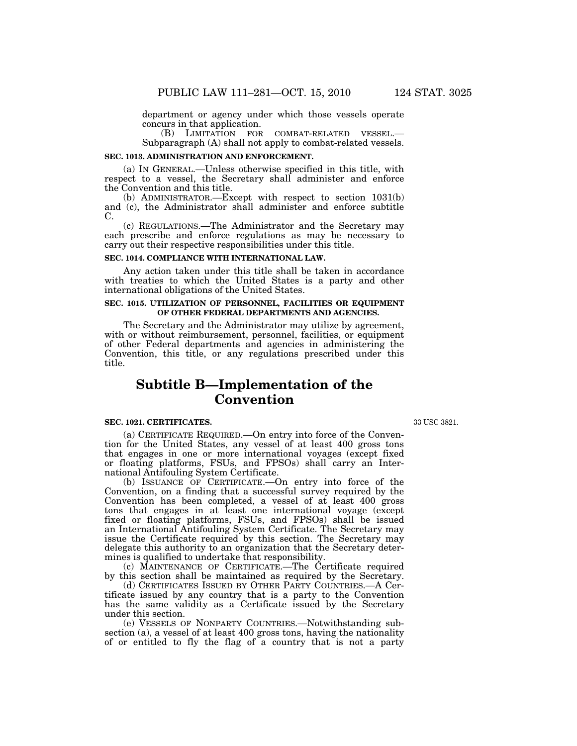department or agency under which those vessels operate concurs in that application.

(B) LIMITATION FOR COMBAT-RELATED VESSEL.—Subparagraph (A) shall not apply to combat-related vessels.

**SEC. 1013. ADMINISTRATION AND ENFORCEMENT.**

(a) IN GENERAL.—Unless otherwise specified in this title, with respect to a vessel, the Secretary shall administer and enforce the Convention and this title.

(b) ADMINISTRATOR.—Except with respect to section 1031(b) and (c), the Administrator shall administer and enforce subtitle C.

(c) REGULATIONS.—The Administrator and the Secretary may each prescribe and enforce regulations as may be necessary to carry out their respective responsibilities under this title.

**SEC. 1014. COMPLIANCE WITH INTERNATIONAL LAW.**

Any action taken under this title shall be taken in accordance with treaties to which the United States is a party and other international obligations of the United States.

**SEC. 1015. UTILIZATION OF PERSONNEL, FACILITIES OR EQUIPMENT OF OTHER FEDERAL DEPARTMENTS AND AGENCIES.**

The Secretary and the Administrator may utilize by agreement, with or without reimbursement, personnel, facilities, or equipment of other Federal departments and agencies in administering the Convention, this title, or any regulations prescribed under this title.

## Subtitle B—Implementation of the Convention

**SEC. 1021. CERTIFICATES.**

33 USC 3821.

(a) CERTIFICATE REQUIRED.—On entry into force of the Convention for the United States, any vessel of at least 400 gross tons that engages in one or more international voyages (except fixed or floating platforms, FSUs, and FPSOs) shall carry an International Antifouling System Certificate.

(b) ISSUANCE OF CERTIFICATE.—On entry into force of the Convention, on a finding that a successful survey required by the Convention has been completed, a vessel of at least 400 gross tons that engages in at least one international voyage (except fixed or floating platforms, FSUs, and FPSOs) shall be issued an International Antifouling System Certificate. The Secretary may issue the Certificate required by this section. The Secretary may delegate this authority to an organization that the Secretary determines is qualified to undertake that responsibility.

(c) MAINTENANCE OF CERTIFICATE.—The Certificate required by this section shall be maintained as required by the Secretary.

(d) CERTIFICATES ISSUED BY OTHER PARTY COUNTRIES.—A Certificate issued by any country that is a party to the Convention has the same validity as a Certificate issued by the Secretary under this section.

(e) VESSELS OF NONPARTY COUNTRIES.—Notwithstanding subsection (a), a vessel of at least 400 gross tons, having the nationality of or entitled to fly the flag of a country that is not a party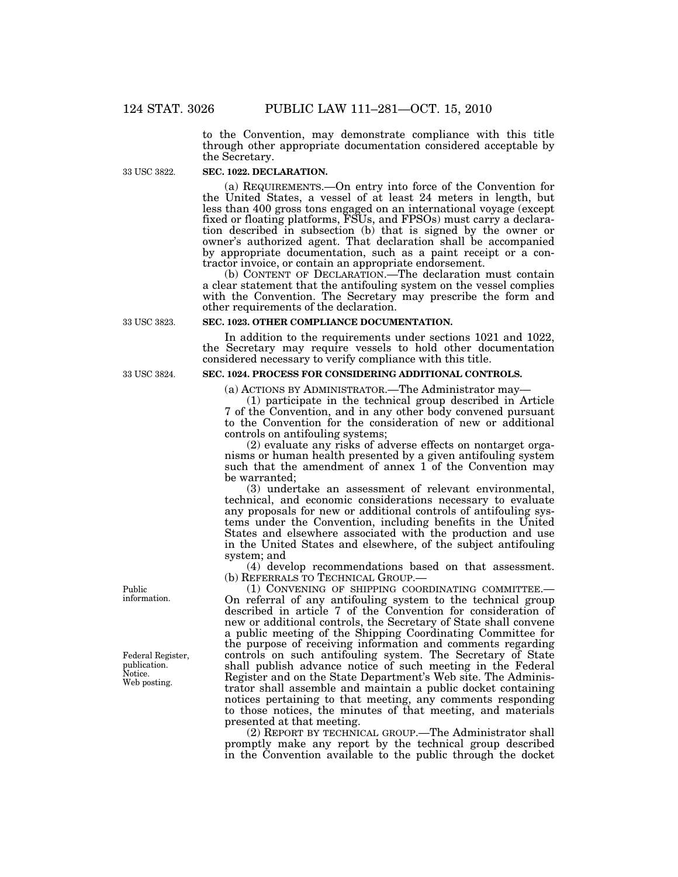to the Convention, may demonstrate compliance with this title through other appropriate documentation considered acceptable by the Secretary.

33 USC 3822.

**SEC. 1022. DECLARATION.**

(a) REQUIREMENTS.—On entry into force of the Convention for the United States, a vessel of at least 24 meters in length, but less than 400 gross tons engaged on an international voyage (except fixed or floating platforms, FSUs, and FPSOs) must carry a declaration described in subsection (b) that is signed by the owner or owner's authorized agent. That declaration shall be accompanied by appropriate documentation, such as a paint receipt or a contractor invoice, or contain an appropriate endorsement.

(b) CONTENT OF DECLARATION.—The declaration must contain a clear statement that the antifouling system on the vessel complies with the Convention. The Secretary may prescribe the form and other requirements of the declaration.

33 USC 3823.

**SEC. 1023. OTHER COMPLIANCE DOCUMENTATION.**

In addition to the requirements under sections 1021 and 1022, the Secretary may require vessels to hold other documentation considered necessary to verify compliance with this title.

33 USC 3824.

**SEC. 1024. PROCESS FOR CONSIDERING ADDITIONAL CONTROLS.**

(a) ACTIONS BY ADMINISTRATOR.—The Administrator may—

(1) participate in the technical group described in Article 7 of the Convention, and in any other body convened pursuant to the Convention for the consideration of new or additional controls on antifouling systems;

(2) evaluate any risks of adverse effects on nontarget organisms or human health presented by a given antifouling system such that the amendment of annex 1 of the Convention may be warranted;

(3) undertake an assessment of relevant environmental, technical, and economic considerations necessary to evaluate any proposals for new or additional controls of antifouling systems under the Convention, including benefits in the United States and elsewhere associated with the production and use in the United States and elsewhere, of the subject antifouling system; and

(4) develop recommendations based on that assessment.

(b) REFERRALS TO TECHNICAL GROUP.—

Public information.

(1) CONVENING OF SHIPPING COORDINATING COMMITTEE.— On referral of any antifouling system to the technical group described in article 7 of the Convention for consideration of new or additional controls, the Secretary of State shall convene a public meeting of the Shipping Coordinating Committee for the purpose of receiving information and comments regarding controls on such antifouling system. The Secretary of State shall publish advance notice of such meeting in the Federal Register and on the State Department's Web site. The Administrator shall assemble and maintain a public docket containing notices pertaining to that meeting, any comments responding to those notices, the minutes of that meeting, and materials presented at that meeting.

Federal Register, publication. Notice. Web posting.

(2) REPORT BY TECHNICAL GROUP.—The Administrator shall promptly make any report by the technical group described in the Convention available to the public through the docket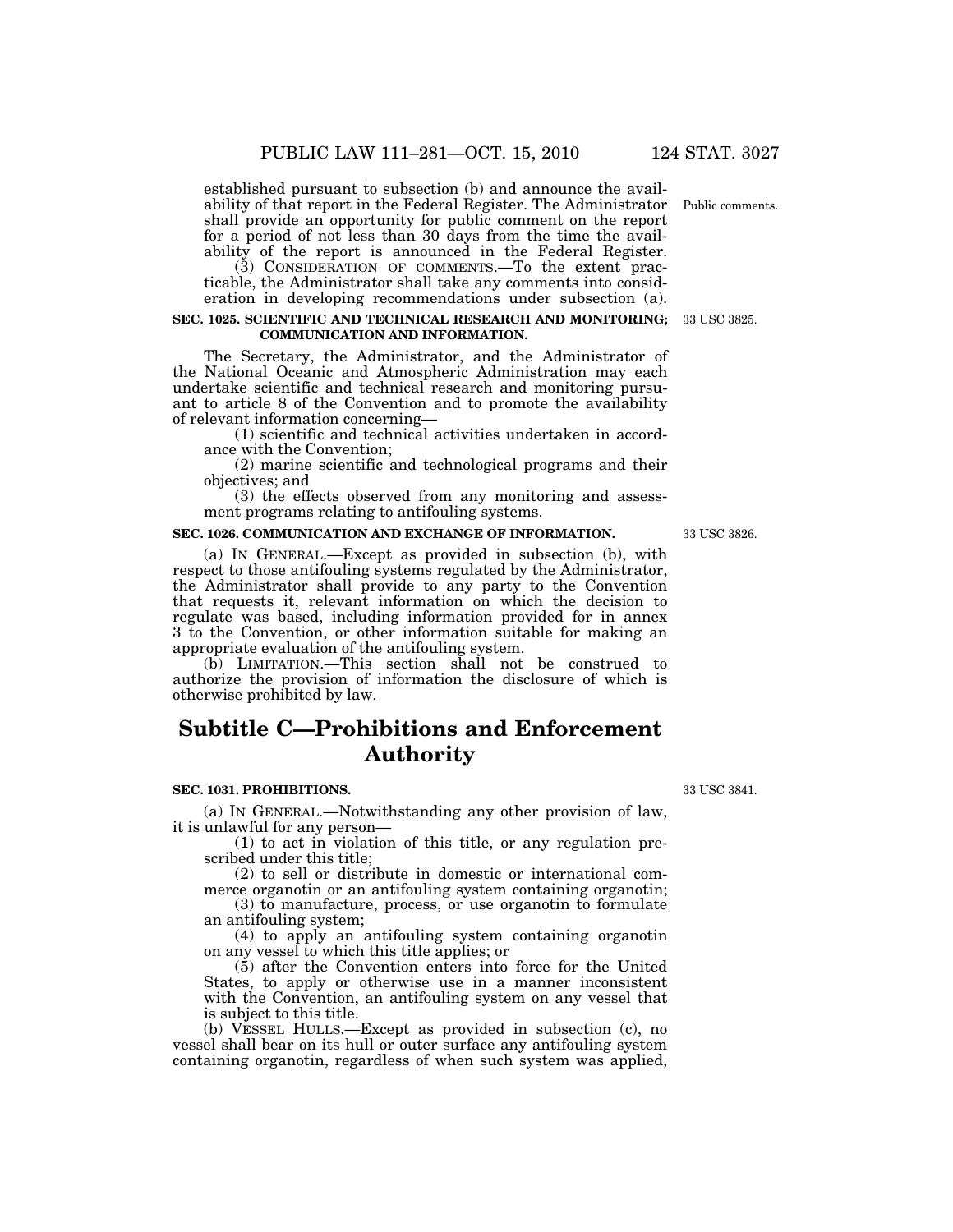established pursuant to subsection (b) and announce the availability of that report in the Federal Register. The Administrator shall provide an opportunity for public comment on the report for a period of not less than 30 days from the time the availability of the report is announced in the Federal Register.

Public comments.

(3) CONSIDERATION OF COMMENTS.—To the extent practicable, the Administrator shall take any comments into consideration in developing recommendations under subsection (a).

**SEC. 1025. SCIENTIFIC AND TECHNICAL RESEARCH AND MONITORING; COMMUNICATION AND INFORMATION.**

33 USC 3825.

The Secretary, the Administrator, and the Administrator of the National Oceanic and Atmospheric Administration may each undertake scientific and technical research and monitoring pursuant to article 8 of the Convention and to promote the availability of relevant information concerning—

(1) scientific and technical activities undertaken in accordance with the Convention;

(2) marine scientific and technological programs and their objectives; and

(3) the effects observed from any monitoring and assessment programs relating to antifouling systems.

**SEC. 1026. COMMUNICATION AND EXCHANGE OF INFORMATION.**

33 USC 3826.

(a) IN GENERAL.—Except as provided in subsection (b), with respect to those antifouling systems regulated by the Administrator, the Administrator shall provide to any party to the Convention that requests it, relevant information on which the decision to regulate was based, including information provided for in annex 3 to the Convention, or other information suitable for making an appropriate evaluation of the antifouling system.

(b) LIMITATION.—This section shall not be construed to authorize the provision of information the disclosure of which is otherwise prohibited by law.

# Subtitle C—Prohibitions and Enforcement Authority

**SEC. 1031. PROHIBITIONS.**

33 USC 3841.

(a) IN GENERAL.—Notwithstanding any other provision of law, it is unlawful for any person—

(1) to act in violation of this title, or any regulation prescribed under this title;

(2) to sell or distribute in domestic or international commerce organotin or an antifouling system containing organotin;

(3) to manufacture, process, or use organotin to formulate an antifouling system;

(4) to apply an antifouling system containing organotin on any vessel to which this title applies; or

(5) after the Convention enters into force for the United States, to apply or otherwise use in a manner inconsistent with the Convention, an antifouling system on any vessel that is subject to this title.

(b) VESSEL HULLS.—Except as provided in subsection (c), no vessel shall bear on its hull or outer surface any antifouling system containing organotin, regardless of when such system was applied,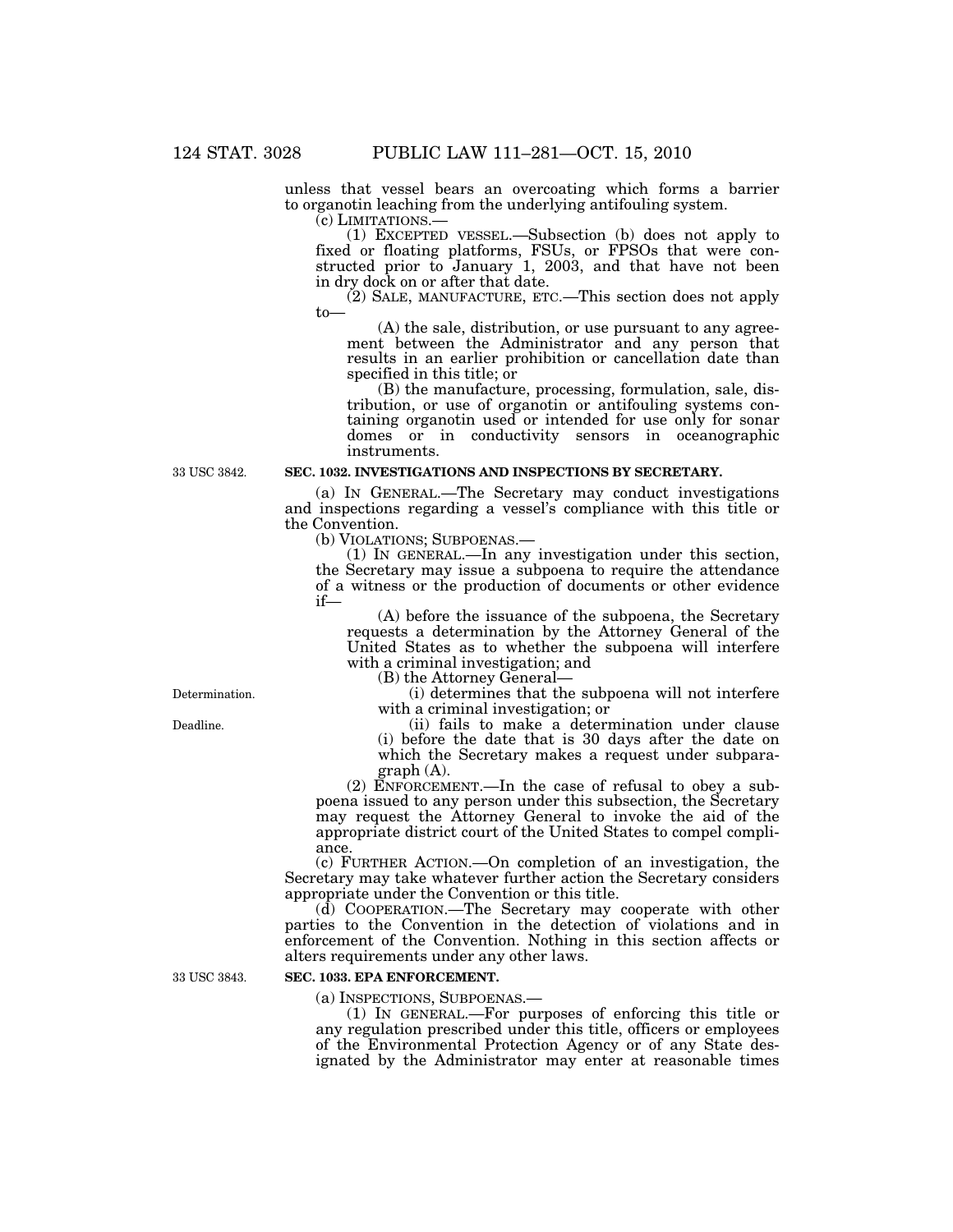unless that vessel bears an overcoating which forms a barrier to organotin leaching from the underlying antifouling system.

(c) LIMITATIONS.—

(1) EXCEPTED VESSEL.—Subsection (b) does not apply to fixed or floating platforms, FSUs, or FPSOs that were constructed prior to January 1, 2003, and that have not been in dry dock on or after that date.

(2) SALE, MANUFACTURE, ETC.—This section does not apply to—

(A) the sale, distribution, or use pursuant to any agreement between the Administrator and any person that results in an earlier prohibition or cancellation date than specified in this title; or

(B) the manufacture, processing, formulation, sale, distribution, or use of organotin or antifouling systems containing organotin used or intended for use only for sonar domes or in conductivity sensors in oceanographic instruments.

33 USC 3842.

**SEC. 1032. INVESTIGATIONS AND INSPECTIONS BY SECRETARY.**

(a) IN GENERAL.—The Secretary may conduct investigations and inspections regarding a vessel's compliance with this title or the Convention.

(b) VIOLATIONS; SUBPOENAS.—

(1) IN GENERAL.—In any investigation under this section, the Secretary may issue a subpoena to require the attendance of a witness or the production of documents or other evidence if—

(A) before the issuance of the subpoena, the Secretary requests a determination by the Attorney General of the United States as to whether the subpoena will interfere with a criminal investigation; and

(B) the Attorney General—

Determination.

(i) determines that the subpoena will not interfere with a criminal investigation; or

Deadline.

(ii) fails to make a determination under clause (i) before the date that is 30 days after the date on which the Secretary makes a request under subparagraph (A).

(2) ENFORCEMENT.—In the case of refusal to obey a subpoena issued to any person under this subsection, the Secretary may request the Attorney General to invoke the aid of the appropriate district court of the United States to compel compliance.

(c) FURTHER ACTION.—On completion of an investigation, the Secretary may take whatever further action the Secretary considers appropriate under the Convention or this title.

(d) COOPERATION.—The Secretary may cooperate with other parties to the Convention in the detection of violations and in enforcement of the Convention. Nothing in this section affects or alters requirements under any other laws.

33 USC 3843.

**SEC. 1033. EPA ENFORCEMENT.**

(a) INSPECTIONS, SUBPOENAS.—

(1) IN GENERAL.—For purposes of enforcing this title or any regulation prescribed under this title, officers or employees of the Environmental Protection Agency or of any State designated by the Administrator may enter at reasonable times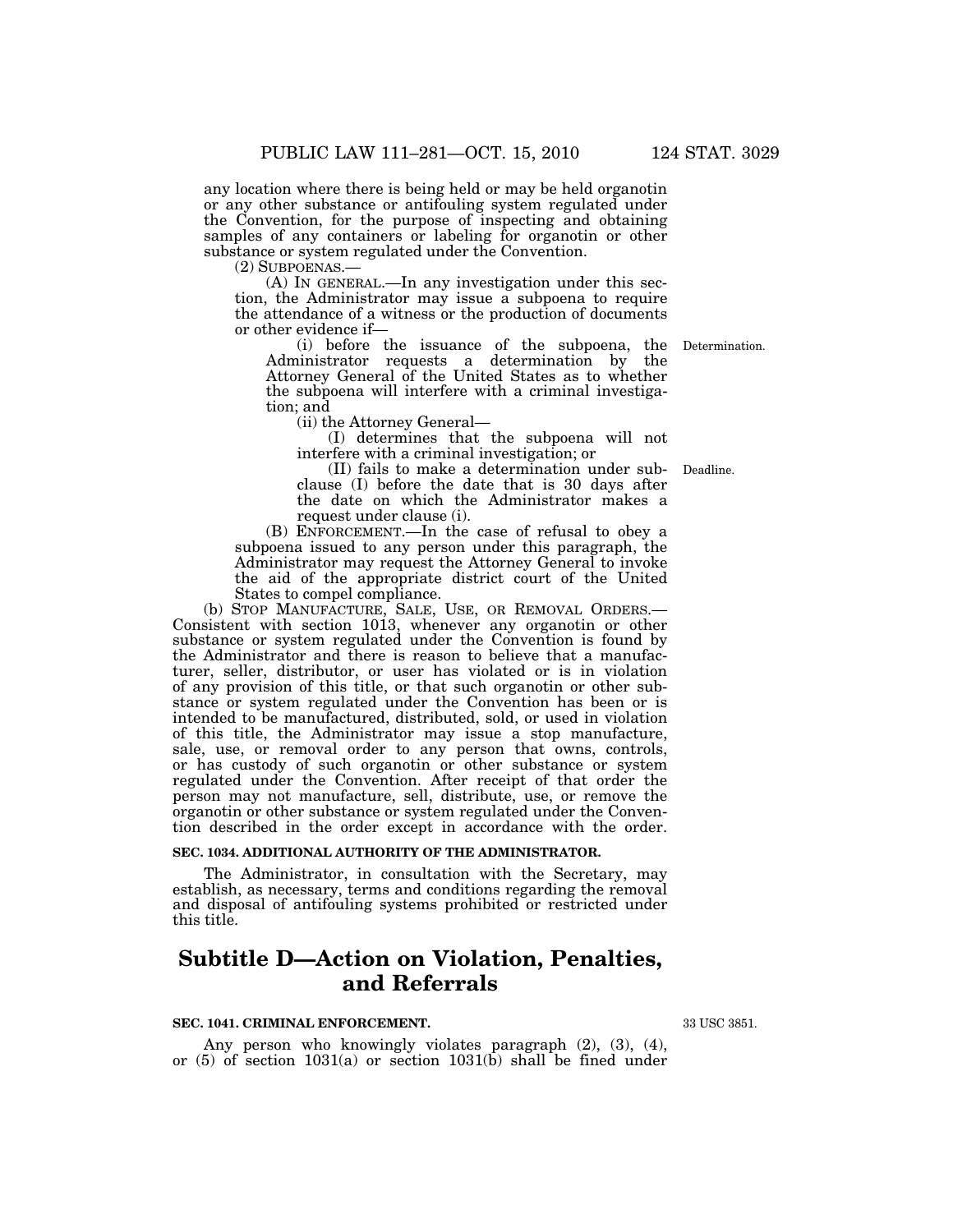any location where there is being held or may be held organotin or any other substance or antifouling system regulated under the Convention, for the purpose of inspecting and obtaining samples of any containers or labeling for organotin or other substance or system regulated under the Convention.

(2) SUBPOENAS.—

(A) IN GENERAL.—In any investigation under this section, the Administrator may issue a subpoena to require the attendance of a witness or the production of documents or other evidence if—

(i) before the issuance of the subpoena, the Administrator requests a determination by the Attorney General of the United States as to whether the subpoena will interfere with a criminal investigation; and

Determination.

(ii) the Attorney General—

(I) determines that the subpoena will not interfere with a criminal investigation; or

(II) fails to make a determination under subclause (I) before the date that is 30 days after the date on which the Administrator makes a request under clause (i).

Deadline.

(B) ENFORCEMENT.—In the case of refusal to obey a subpoena issued to any person under this paragraph, the Administrator may request the Attorney General to invoke the aid of the appropriate district court of the United States to compel compliance.

(b) STOP MANUFACTURE, SALE, USE, OR REMOVAL ORDERS.— Consistent with section 1013, whenever any organotin or other substance or system regulated under the Convention is found by the Administrator and there is reason to believe that a manufacturer, seller, distributor, or user has violated or is in violation of any provision of this title, or that such organotin or other substance or system regulated under the Convention has been or is intended to be manufactured, distributed, sold, or used in violation of this title, the Administrator may issue a stop manufacture, sale, use, or removal order to any person that owns, controls, or has custody of such organotin or other substance or system regulated under the Convention. After receipt of that order the person may not manufacture, sell, distribute, use, or remove the organotin or other substance or system regulated under the Convention described in the order except in accordance with the order.

**SEC. 1034. ADDITIONAL AUTHORITY OF THE ADMINISTRATOR.**

The Administrator, in consultation with the Secretary, may establish, as necessary, terms and conditions regarding the removal and disposal of antifouling systems prohibited or restricted under this title.

## Subtitle D—Action on Violation, Penalties, and Referrals

**SEC. 1041. CRIMINAL ENFORCEMENT.**

33 USC 3851.

Any person who knowingly violates paragraph (2), (3), (4), or (5) of section 1031(a) or section 1031(b) shall be fined under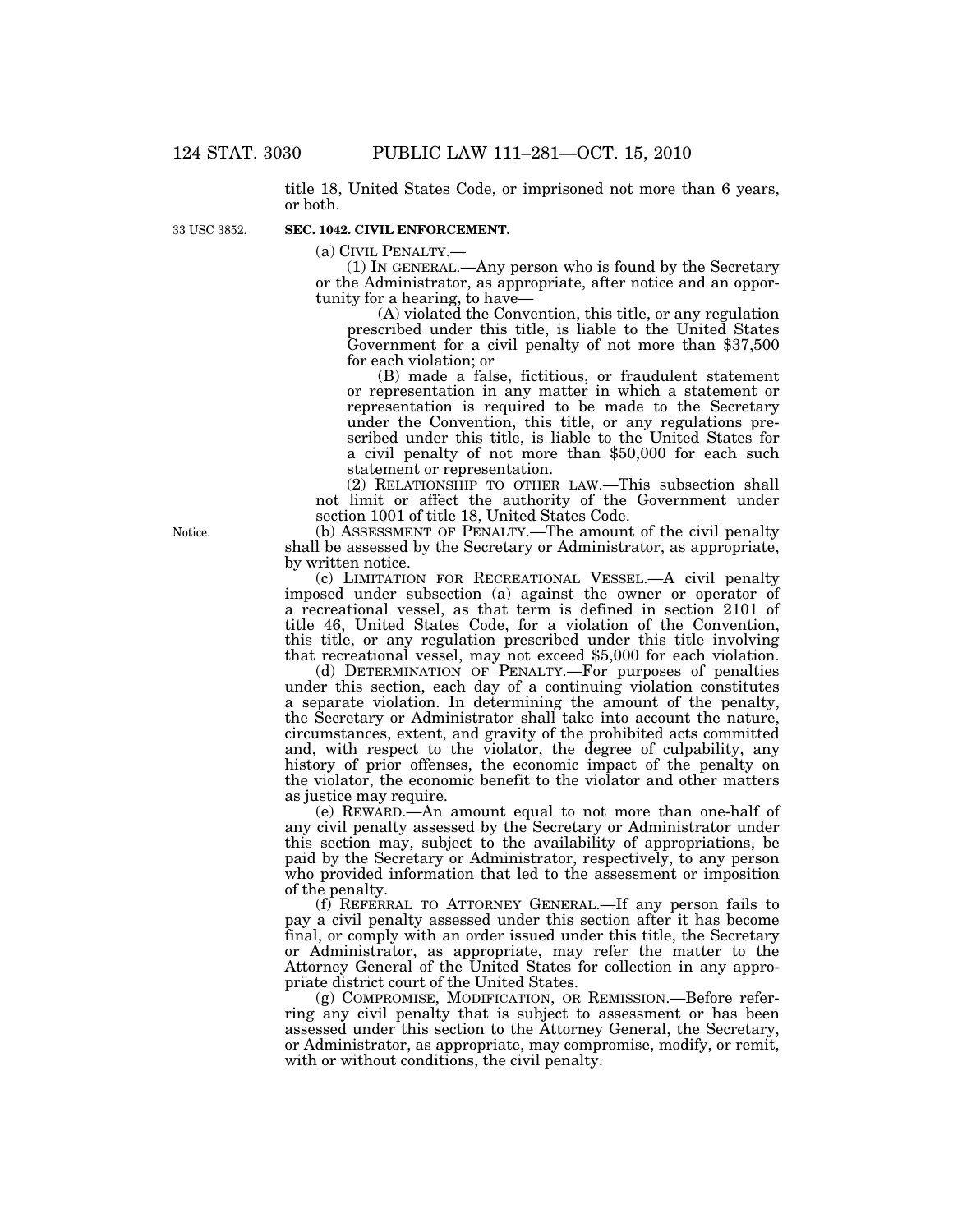title 18, United States Code, or imprisoned not more than 6 years, or both.

33 USC 3852.

**SEC. 1042. CIVIL ENFORCEMENT.**

(a) CIVIL PENALTY.—

(1) IN GENERAL.—Any person who is found by the Secretary or the Administrator, as appropriate, after notice and an opportunity for a hearing, to have—

(A) violated the Convention, this title, or any regulation prescribed under this title, is liable to the United States Government for a civil penalty of not more than $37,500 for each violation; or

(B) made a false, fictitious, or fraudulent statement or representation in any matter in which a statement or representation is required to be made to the Secretary under the Convention, this title, or any regulations prescribed under this title, is liable to the United States for a civil penalty of not more than $50,000 for each such statement or representation.

(2) RELATIONSHIP TO OTHER LAW.—This subsection shall not limit or affect the authority of the Government under section 1001 of title 18, United States Code.

Notice.

(b) ASSESSMENT OF PENALTY.—The amount of the civil penalty shall be assessed by the Secretary or Administrator, as appropriate, by written notice.

(c) LIMITATION FOR RECREATIONAL VESSEL.—A civil penalty imposed under subsection (a) against the owner or operator of a recreational vessel, as that term is defined in section 2101 of title 46, United States Code, for a violation of the Convention, this title, or any regulation prescribed under this title involving that recreational vessel, may not exceed $5,000 for each violation.

(d) DETERMINATION OF PENALTY.—For purposes of penalties under this section, each day of a continuing violation constitutes a separate violation. In determining the amount of the penalty, the Secretary or Administrator shall take into account the nature, circumstances, extent, and gravity of the prohibited acts committed and, with respect to the violator, the degree of culpability, any history of prior offenses, the economic impact of the penalty on the violator, the economic benefit to the violator and other matters as justice may require.

(e) REWARD.—An amount equal to not more than one-half of any civil penalty assessed by the Secretary or Administrator under this section may, subject to the availability of appropriations, be paid by the Secretary or Administrator, respectively, to any person who provided information that led to the assessment or imposition of the penalty.

(f) REFERRAL TO ATTORNEY GENERAL.—If any person fails to pay a civil penalty assessed under this section after it has become final, or comply with an order issued under this title, the Secretary or Administrator, as appropriate, may refer the matter to the Attorney General of the United States for collection in any appropriate district court of the United States.

(g) COMPROMISE, MODIFICATION, OR REMISSION.—Before referring any civil penalty that is subject to assessment or has been assessed under this section to the Attorney General, the Secretary, or Administrator, as appropriate, may compromise, modify, or remit, with or without conditions, the civil penalty.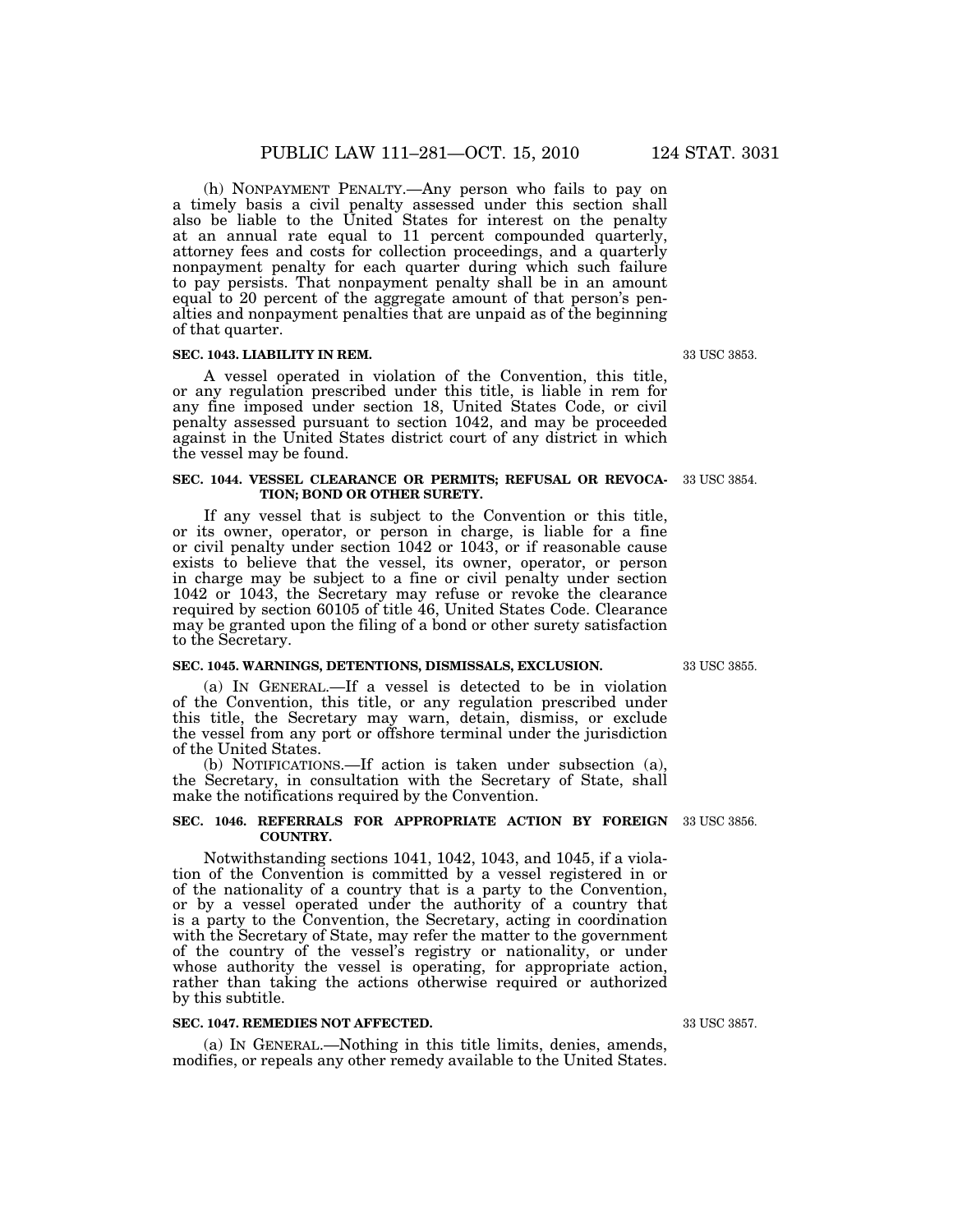(h) NONPAYMENT PENALTY.—Any person who fails to pay on a timely basis a civil penalty assessed under this section shall also be liable to the United States for interest on the penalty at an annual rate equal to 11 percent compounded quarterly, attorney fees and costs for collection proceedings, and a quarterly nonpayment penalty for each quarter during which such failure to pay persists. That nonpayment penalty shall be in an amount equal to 20 percent of the aggregate amount of that person's penalties and nonpayment penalties that are unpaid as of the beginning of that quarter.

**SEC. 1043. LIABILITY IN REM.**

33 USC 3853.

A vessel operated in violation of the Convention, this title, or any regulation prescribed under this title, is liable in rem for any fine imposed under section 18, United States Code, or civil penalty assessed pursuant to section 1042, and may be proceeded against in the United States district court of any district in which the vessel may be found.

**SEC. 1044. VESSEL CLEARANCE OR PERMITS; REFUSAL OR REVOCATION; BOND OR OTHER SURETY.**

33 USC 3854.

If any vessel that is subject to the Convention or this title, or its owner, operator, or person in charge, is liable for a fine or civil penalty under section 1042 or 1043, or if reasonable cause exists to believe that the vessel, its owner, operator, or person in charge may be subject to a fine or civil penalty under section 1042 or 1043, the Secretary may refuse or revoke the clearance required by section 60105 of title 46, United States Code. Clearance may be granted upon the filing of a bond or other surety satisfaction to the Secretary.

**SEC. 1045. WARNINGS, DETENTIONS, DISMISSALS, EXCLUSION.**

33 USC 3855.

(a) IN GENERAL.—If a vessel is detected to be in violation of the Convention, this title, or any regulation prescribed under this title, the Secretary may warn, detain, dismiss, or exclude the vessel from any port or offshore terminal under the jurisdiction of the United States.

(b) NOTIFICATIONS.—If action is taken under subsection (a), the Secretary, in consultation with the Secretary of State, shall make the notifications required by the Convention.

**SEC. 1046. REFERRALS FOR APPROPRIATE ACTION BY FOREIGN COUNTRY.**

33 USC 3856.

Notwithstanding sections 1041, 1042, 1043, and 1045, if a violation of the Convention is committed by a vessel registered in or of the nationality of a country that is a party to the Convention, or by a vessel operated under the authority of a country that is a party to the Convention, the Secretary, acting in coordination with the Secretary of State, may refer the matter to the government of the country of the vessel's registry or nationality, or under whose authority the vessel is operating, for appropriate action, rather than taking the actions otherwise required or authorized by this subtitle.

**SEC. 1047. REMEDIES NOT AFFECTED.**

33 USC 3857.

(a) IN GENERAL.—Nothing in this title limits, denies, amends, modifies, or repeals any other remedy available to the United States.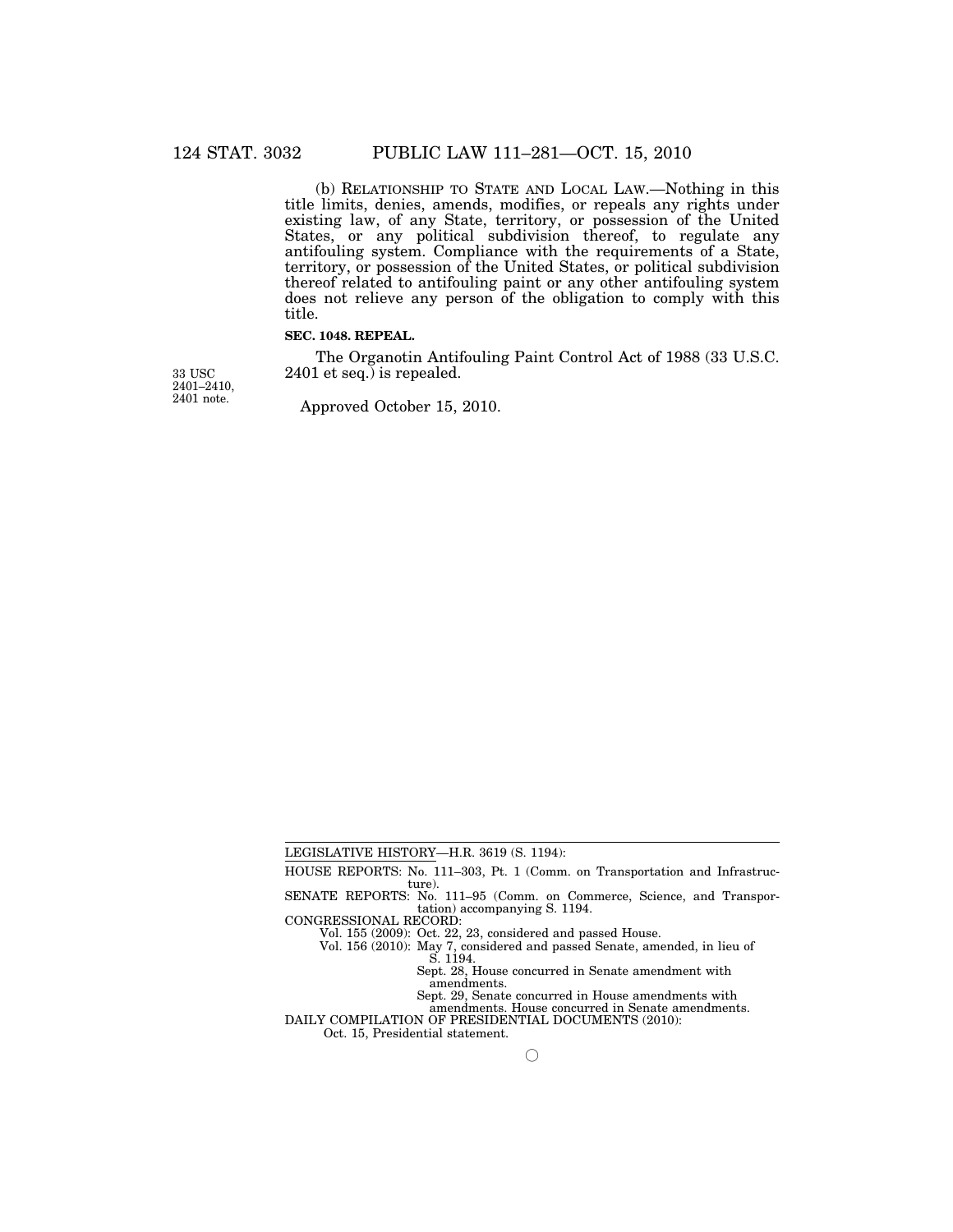(b) RELATIONSHIP TO STATE AND LOCAL LAW.—Nothing in this title limits, denies, amends, modifies, or repeals any rights under existing law, of any State, territory, or possession of the United States, or any political subdivision thereof, to regulate any antifouling system. Compliance with the requirements of a State, territory, or possession of the United States, or political subdivision thereof related to antifouling paint or any other antifouling system does not relieve any person of the obligation to comply with this title.

**SEC. 1048. REPEAL.**

33 USC 2401–2410, 2401 note.

The Organotin Antifouling Paint Control Act of 1988 (33 U.S.C. 2401 et seq.) is repealed.

Approved October 15, 2010.

---

LEGISLATIVE HISTORY—H.R. 3619 (S. 1194):

HOUSE REPORTS: No. 111–303, Pt. 1 (Comm. on Transportation and Infrastructure).

SENATE REPORTS: No. 111–95 (Comm. on Commerce, Science, and Transportation) accompanying S. 1194.

CONGRESSIONAL RECORD:

Vol. 155 (2009): Oct. 22, 23, considered and passed House.

Vol. 156 (2010): May 7, considered and passed Senate, amended, in lieu of S. 1194.

Sept. 28, House concurred in Senate amendment with amendments.

Sept. 29, Senate concurred in House amendments with amendments. House concurred in Senate amendments.

DAILY COMPILATION OF PRESIDENTIAL DOCUMENTS (2010):

Oct. 15, Presidential statement.

○